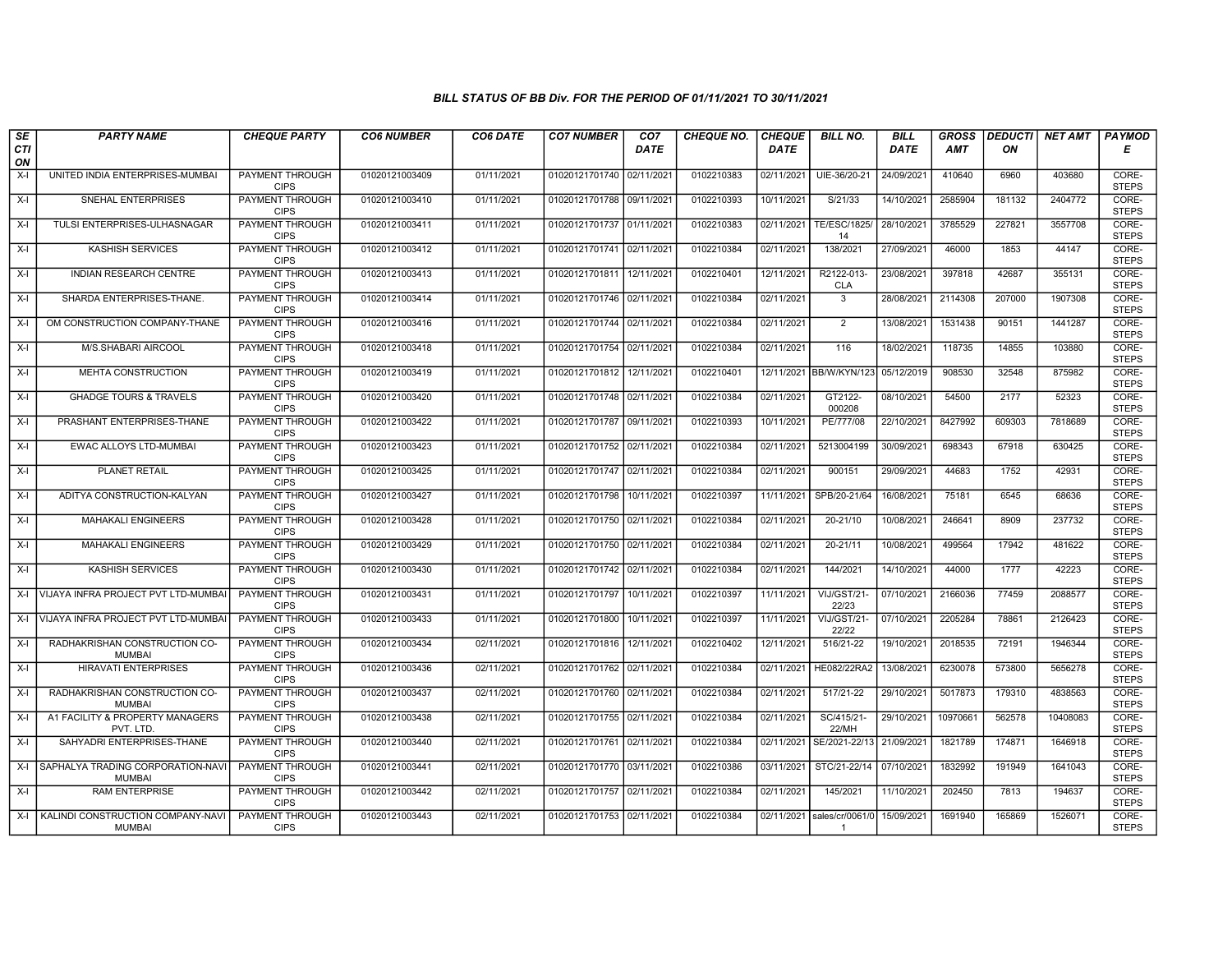*BILL STATUS OF BB Div. FOR THE PERIOD OF 01/11/2021 TO 30/11/2021*

| SECTION | PARTY NAME | CHEQUE PARTY | CO6 NUMBER | CO6 DATE | CO7 NUMBER | CO7 DATE | CHEQUE NO. | CHEQUE DATE | BILL NO. | BILL DATE | GROSS AMT | DEDUCTION | NET AMT | PAYMODE |
|---|---|---|---|---|---|---|---|---|---|---|---|---|---|---|
| X-I | UNITED INDIA ENTERPRISES-MUMBAI | PAYMENT THROUGH CIPS | 01020121003409 | 01/11/2021 | 01020121701740 | 02/11/2021 | 0102210383 | 02/11/2021 | UIE-36/20-21 | 24/09/2021 | 410640 | 6960 | 403680 | CORE-STEPS |
| X-I | SNEHAL ENTERPRISES | PAYMENT THROUGH CIPS | 01020121003410 | 01/11/2021 | 01020121701788 | 09/11/2021 | 0102210393 | 10/11/2021 | S/21/33 | 14/10/2021 | 2585904 | 181132 | 2404772 | CORE-STEPS |
| X-I | TULSI ENTERPRISES-ULHASNAGAR | PAYMENT THROUGH CIPS | 01020121003411 | 01/11/2021 | 01020121701737 | 01/11/2021 | 0102210383 | 02/11/2021 | TE/ESC/1825/14 | 28/10/2021 | 3785529 | 227821 | 3557708 | CORE-STEPS |
| X-I | KASHISH SERVICES | PAYMENT THROUGH CIPS | 01020121003412 | 01/11/2021 | 01020121701741 | 02/11/2021 | 0102210384 | 02/11/2021 | 138/2021 | 27/09/2021 | 46000 | 1853 | 44147 | CORE-STEPS |
| X-I | INDIAN RESEARCH CENTRE | PAYMENT THROUGH CIPS | 01020121003413 | 01/11/2021 | 01020121701811 | 12/11/2021 | 0102210401 | 12/11/2021 | R2122-013-CLA | 23/08/2021 | 397818 | 42687 | 355131 | CORE-STEPS |
| X-I | SHARDA ENTERPRISES-THANE. | PAYMENT THROUGH CIPS | 01020121003414 | 01/11/2021 | 01020121701746 | 02/11/2021 | 0102210384 | 02/11/2021 | 3 | 28/08/2021 | 2114308 | 207000 | 1907308 | CORE-STEPS |
| X-I | OM CONSTRUCTION COMPANY-THANE | PAYMENT THROUGH CIPS | 01020121003416 | 01/11/2021 | 01020121701744 | 02/11/2021 | 0102210384 | 02/11/2021 | 2 | 13/08/2021 | 1531438 | 90151 | 1441287 | CORE-STEPS |
| X-I | M/S.SHABARI AIRCOOL | PAYMENT THROUGH CIPS | 01020121003418 | 01/11/2021 | 01020121701754 | 02/11/2021 | 0102210384 | 02/11/2021 | 116 | 18/02/2021 | 118735 | 14855 | 103880 | CORE-STEPS |
| X-I | MEHTA CONSTRUCTION | PAYMENT THROUGH CIPS | 01020121003419 | 01/11/2021 | 01020121701812 | 12/11/2021 | 0102210401 | 12/11/2021 | BB/W/KYN/123 | 05/12/2019 | 908530 | 32548 | 875982 | CORE-STEPS |
| X-I | GHADGE TOURS & TRAVELS | PAYMENT THROUGH CIPS | 01020121003420 | 01/11/2021 | 01020121701748 | 02/11/2021 | 0102210384 | 02/11/2021 | GT2122-000208 | 08/10/2021 | 54500 | 2177 | 52323 | CORE-STEPS |
| X-I | PRASHANT ENTERPRISES-THANE | PAYMENT THROUGH CIPS | 01020121003422 | 01/11/2021 | 01020121701787 | 09/11/2021 | 0102210393 | 10/11/2021 | PE/777/08 | 22/10/2021 | 8427992 | 609303 | 7818689 | CORE-STEPS |
| X-I | EWAC ALLOYS LTD-MUMBAI | PAYMENT THROUGH CIPS | 01020121003423 | 01/11/2021 | 01020121701752 | 02/11/2021 | 0102210384 | 02/11/2021 | 5213004199 | 30/09/2021 | 698343 | 67918 | 630425 | CORE-STEPS |
| X-I | PLANET RETAIL | PAYMENT THROUGH CIPS | 01020121003425 | 01/11/2021 | 01020121701747 | 02/11/2021 | 0102210384 | 02/11/2021 | 900151 | 29/09/2021 | 44683 | 1752 | 42931 | CORE-STEPS |
| X-I | ADITYA CONSTRUCTION-KALYAN | PAYMENT THROUGH CIPS | 01020121003427 | 01/11/2021 | 01020121701798 | 10/11/2021 | 0102210397 | 11/11/2021 | SPB/20-21/64 | 16/08/2021 | 75181 | 6545 | 68636 | CORE-STEPS |
| X-I | MAHAKALI ENGINEERS | PAYMENT THROUGH CIPS | 01020121003428 | 01/11/2021 | 01020121701750 | 02/11/2021 | 0102210384 | 02/11/2021 | 20-21/10 | 10/08/2021 | 246641 | 8909 | 237732 | CORE-STEPS |
| X-I | MAHAKALI ENGINEERS | PAYMENT THROUGH CIPS | 01020121003429 | 01/11/2021 | 01020121701750 | 02/11/2021 | 0102210384 | 02/11/2021 | 20-21/11 | 10/08/2021 | 499564 | 17942 | 481622 | CORE-STEPS |
| X-I | KASHISH SERVICES | PAYMENT THROUGH CIPS | 01020121003430 | 01/11/2021 | 01020121701742 | 02/11/2021 | 0102210384 | 02/11/2021 | 144/2021 | 14/10/2021 | 44000 | 1777 | 42223 | CORE-STEPS |
| X-I | VIJAYA INFRA PROJECT PVT LTD-MUMBAI | PAYMENT THROUGH CIPS | 01020121003431 | 01/11/2021 | 01020121701797 | 10/11/2021 | 0102210397 | 11/11/2021 | VIJ/GST/21-22/23 | 07/10/2021 | 2166036 | 77459 | 2088577 | CORE-STEPS |
| X-I | VIJAYA INFRA PROJECT PVT LTD-MUMBAI | PAYMENT THROUGH CIPS | 01020121003433 | 01/11/2021 | 01020121701800 | 10/11/2021 | 0102210397 | 11/11/2021 | VIJ/GST/21-22/22 | 07/10/2021 | 2205284 | 78861 | 2126423 | CORE-STEPS |
| X-I | RADHAKRISHAN CONSTRUCTION CO-MUMBAI | PAYMENT THROUGH CIPS | 01020121003434 | 02/11/2021 | 01020121701816 | 12/11/2021 | 0102210402 | 12/11/2021 | 516/21-22 | 19/10/2021 | 2018535 | 72191 | 1946344 | CORE-STEPS |
| X-I | HIRAVATI ENTERPRISES | PAYMENT THROUGH CIPS | 01020121003436 | 02/11/2021 | 01020121701762 | 02/11/2021 | 0102210384 | 02/11/2021 | HE082/22RA2 | 13/08/2021 | 6230078 | 573800 | 5656278 | CORE-STEPS |
| X-I | RADHAKRISHAN CONSTRUCTION CO-MUMBAI | PAYMENT THROUGH CIPS | 01020121003437 | 02/11/2021 | 01020121701760 | 02/11/2021 | 0102210384 | 02/11/2021 | 517/21-22 | 29/10/2021 | 5017873 | 179310 | 4838563 | CORE-STEPS |
| X-I | A1 FACILITY & PROPERTY MANAGERS PVT. LTD. | PAYMENT THROUGH CIPS | 01020121003438 | 02/11/2021 | 01020121701755 | 02/11/2021 | 0102210384 | 02/11/2021 | SC/415/21-22/MH | 29/10/2021 | 10970661 | 562578 | 10408083 | CORE-STEPS |
| X-I | SAHYADRI ENTERPRISES-THANE | PAYMENT THROUGH CIPS | 01020121003440 | 02/11/2021 | 01020121701761 | 02/11/2021 | 0102210384 | 02/11/2021 | SE/2021-22/13 | 21/09/2021 | 1821789 | 174871 | 1646918 | CORE-STEPS |
| X-I | SAPHALYA TRADING CORPORATION-NAVI MUMBAI | PAYMENT THROUGH CIPS | 01020121003441 | 02/11/2021 | 01020121701770 | 03/11/2021 | 0102210386 | 03/11/2021 | STC/21-22/14 | 07/10/2021 | 1832992 | 191949 | 1641043 | CORE-STEPS |
| X-I | RAM ENTERPRISE | PAYMENT THROUGH CIPS | 01020121003442 | 02/11/2021 | 01020121701757 | 02/11/2021 | 0102210384 | 02/11/2021 | 145/2021 | 11/10/2021 | 202450 | 7813 | 194637 | CORE-STEPS |
| X-I | KALINDI CONSTRUCTION COMPANY-NAVI MUMBAI | PAYMENT THROUGH CIPS | 01020121003443 | 02/11/2021 | 01020121701753 | 02/11/2021 | 0102210384 | 02/11/2021 | sales/cr/0061/01 | 15/09/2021 | 1691940 | 165869 | 1526071 | CORE-STEPS |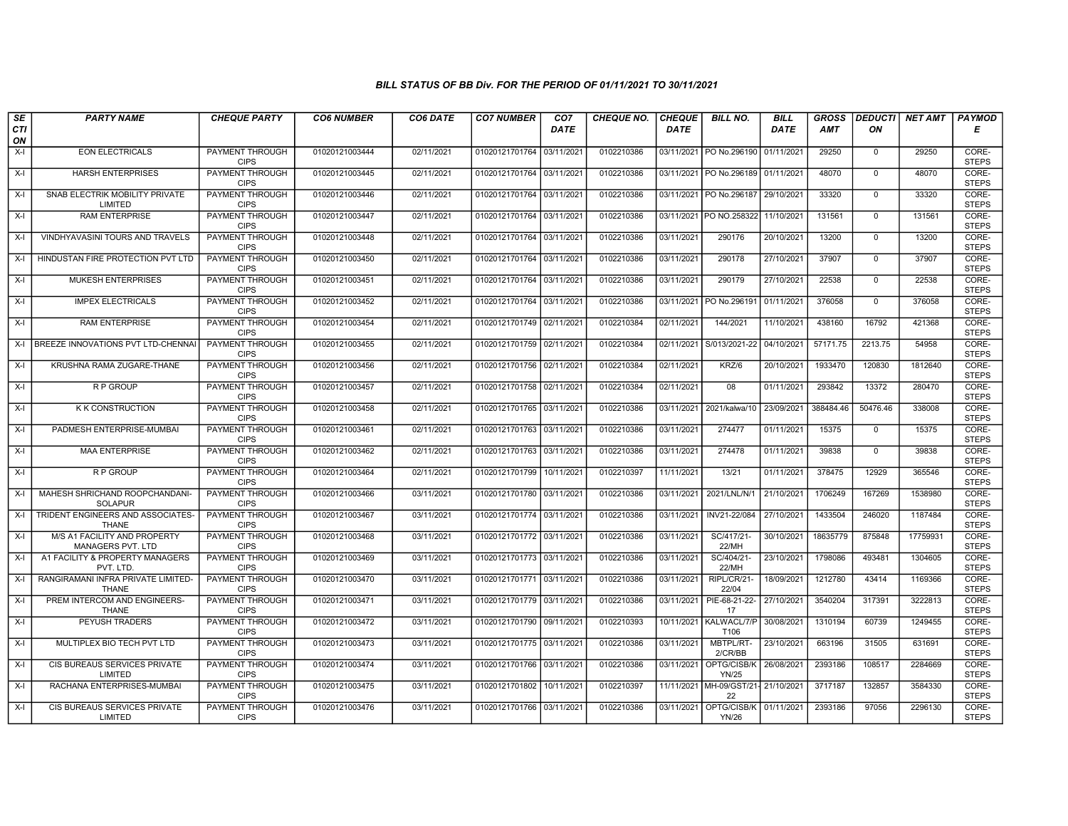### BILL STATUS OF BB Div. FOR THE PERIOD OF 01/11/2021 TO 30/11/2021

| SECTION | PARTY NAME | CHEQUE PARTY | CO6 NUMBER | CO6 DATE | CO7 NUMBER | CO7 DATE | CHEQUE NO. | CHEQUE DATE | BILL NO. | BILL DATE | GROSS AMT | DEDUCTION | NET AMT | PAYMODE |
|---|---|---|---|---|---|---|---|---|---|---|---|---|---|---|
| X-I | EON ELECTRICALS | PAYMENT THROUGH CIPS | 01020121003444 | 02/11/2021 | 01020121701764 | 03/11/2021 | 0102210386 | 03/11/2021 | PO No.296190 | 01/11/2021 | 29250 | 0 | 29250 | CORE-STEPS |
| X-I | HARSH ENTERPRISES | PAYMENT THROUGH CIPS | 01020121003445 | 02/11/2021 | 01020121701764 | 03/11/2021 | 0102210386 | 03/11/2021 | PO No.296189 | 01/11/2021 | 48070 | 0 | 48070 | CORE-STEPS |
| X-I | SNAB ELECTRIK MOBILITY PRIVATE LIMITED | PAYMENT THROUGH CIPS | 01020121003446 | 02/11/2021 | 01020121701764 | 03/11/2021 | 0102210386 | 03/11/2021 | PO No.296187 | 29/10/2021 | 33320 | 0 | 33320 | CORE-STEPS |
| X-I | RAM ENTERPRISE | PAYMENT THROUGH CIPS | 01020121003447 | 02/11/2021 | 01020121701764 | 03/11/2021 | 0102210386 | 03/11/2021 | PO NO.258322 | 11/10/2021 | 131561 | 0 | 131561 | CORE-STEPS |
| X-I | VINDHYAVASINI TOURS AND TRAVELS | PAYMENT THROUGH CIPS | 01020121003448 | 02/11/2021 | 01020121701764 | 03/11/2021 | 0102210386 | 03/11/2021 | 290176 | 20/10/2021 | 13200 | 0 | 13200 | CORE-STEPS |
| X-I | HINDUSTAN FIRE PROTECTION PVT LTD | PAYMENT THROUGH CIPS | 01020121003450 | 02/11/2021 | 01020121701764 | 03/11/2021 | 0102210386 | 03/11/2021 | 290178 | 27/10/2021 | 37907 | 0 | 37907 | CORE-STEPS |
| X-I | MUKESH ENTERPRISES | PAYMENT THROUGH CIPS | 01020121003451 | 02/11/2021 | 01020121701764 | 03/11/2021 | 0102210386 | 03/11/2021 | 290179 | 27/10/2021 | 22538 | 0 | 22538 | CORE-STEPS |
| X-I | IMPEX ELECTRICALS | PAYMENT THROUGH CIPS | 01020121003452 | 02/11/2021 | 01020121701764 | 03/11/2021 | 0102210386 | 03/11/2021 | PO No.296191 | 01/11/2021 | 376058 | 0 | 376058 | CORE-STEPS |
| X-I | RAM ENTERPRISE | PAYMENT THROUGH CIPS | 01020121003454 | 02/11/2021 | 01020121701749 | 02/11/2021 | 0102210384 | 02/11/2021 | 144/2021 | 11/10/2021 | 438160 | 16792 | 421368 | CORE-STEPS |
| X-I | BREEZE INNOVATIONS PVT LTD-CHENNAI | PAYMENT THROUGH CIPS | 01020121003455 | 02/11/2021 | 01020121701759 | 02/11/2021 | 0102210384 | 02/11/2021 | S/013/2021-22 | 04/10/2021 | 57171.75 | 2213.75 | 54958 | CORE-STEPS |
| X-I | KRUSHNA RAMA ZUGARE-THANE | PAYMENT THROUGH CIPS | 01020121003456 | 02/11/2021 | 01020121701756 | 02/11/2021 | 0102210384 | 02/11/2021 | KRZ/6 | 20/10/2021 | 1933470 | 120830 | 1812640 | CORE-STEPS |
| X-I | R P GROUP | PAYMENT THROUGH CIPS | 01020121003457 | 02/11/2021 | 01020121701758 | 02/11/2021 | 0102210384 | 02/11/2021 | 08 | 01/11/2021 | 293842 | 13372 | 280470 | CORE-STEPS |
| X-I | K K CONSTRUCTION | PAYMENT THROUGH CIPS | 01020121003458 | 02/11/2021 | 01020121701765 | 03/11/2021 | 0102210386 | 03/11/2021 | 2021/kalwa/10 | 23/09/2021 | 388484.46 | 50476.46 | 338008 | CORE-STEPS |
| X-I | PADMESH ENTERPRISE-MUMBAI | PAYMENT THROUGH CIPS | 01020121003461 | 02/11/2021 | 01020121701763 | 03/11/2021 | 0102210386 | 03/11/2021 | 274477 | 01/11/2021 | 15375 | 0 | 15375 | CORE-STEPS |
| X-I | MAA ENTERPRISE | PAYMENT THROUGH CIPS | 01020121003462 | 02/11/2021 | 01020121701763 | 03/11/2021 | 0102210386 | 03/11/2021 | 274478 | 01/11/2021 | 39838 | 0 | 39838 | CORE-STEPS |
| X-I | R P GROUP | PAYMENT THROUGH CIPS | 01020121003464 | 02/11/2021 | 01020121701799 | 10/11/2021 | 0102210397 | 11/11/2021 | 13/21 | 01/11/2021 | 378475 | 12929 | 365546 | CORE-STEPS |
| X-I | MAHESH SHRICHAND ROOPCHANDANI-SOLAPUR | PAYMENT THROUGH CIPS | 01020121003466 | 03/11/2021 | 01020121701780 | 03/11/2021 | 0102210386 | 03/11/2021 | 2021/LNL/N/1 | 21/10/2021 | 1706249 | 167269 | 1538980 | CORE-STEPS |
| X-I | TRIDENT ENGINEERS AND ASSOCIATES-THANE | PAYMENT THROUGH CIPS | 01020121003467 | 03/11/2021 | 01020121701774 | 03/11/2021 | 0102210386 | 03/11/2021 | INV21-22/084 | 27/10/2021 | 1433504 | 246020 | 1187484 | CORE-STEPS |
| X-I | M/S A1 FACILITY AND PROPERTY MANAGERS PVT. LTD | PAYMENT THROUGH CIPS | 01020121003468 | 03/11/2021 | 01020121701772 | 03/11/2021 | 0102210386 | 03/11/2021 | SC/417/21-22/MH | 30/10/2021 | 18635779 | 875848 | 17759931 | CORE-STEPS |
| X-I | A1 FACILITY & PROPERTY MANAGERS PVT. LTD. | PAYMENT THROUGH CIPS | 01020121003469 | 03/11/2021 | 01020121701773 | 03/11/2021 | 0102210386 | 03/11/2021 | SC/404/21-22/MH | 23/10/2021 | 1798086 | 493481 | 1304605 | CORE-STEPS |
| X-I | RANGIRAMANI INFRA PRIVATE LIMITED-THANE | PAYMENT THROUGH CIPS | 01020121003470 | 03/11/2021 | 01020121701771 | 03/11/2021 | 0102210386 | 03/11/2021 | RIPL/CR/21-22/04 | 18/09/2021 | 1212780 | 43414 | 1169366 | CORE-STEPS |
| X-I | PREM INTERCOM AND ENGINEERS-THANE | PAYMENT THROUGH CIPS | 01020121003471 | 03/11/2021 | 01020121701779 | 03/11/2021 | 0102210386 | 03/11/2021 | PIE-68-21-22-17 | 27/10/2021 | 3540204 | 317391 | 3222813 | CORE-STEPS |
| X-I | PEYUSH TRADERS | PAYMENT THROUGH CIPS | 01020121003472 | 03/11/2021 | 01020121701790 | 09/11/2021 | 0102210393 | 10/11/2021 | KALWACL/7/PT106 | 30/08/2021 | 1310194 | 60739 | 1249455 | CORE-STEPS |
| X-I | MULTIPLEX BIO TECH PVT LTD | PAYMENT THROUGH CIPS | 01020121003473 | 03/11/2021 | 01020121701775 | 03/11/2021 | 0102210386 | 03/11/2021 | MBTPL/RT-2/CR/BB | 23/10/2021 | 663196 | 31505 | 631691 | CORE-STEPS |
| X-I | CIS BUREAUS SERVICES PRIVATE LIMITED | PAYMENT THROUGH CIPS | 01020121003474 | 03/11/2021 | 01020121701766 | 03/11/2021 | 0102210386 | 03/11/2021 | OPTG/CISB/KYN/25 | 26/08/2021 | 2393186 | 108517 | 2284669 | CORE-STEPS |
| X-I | RACHANA ENTERPRISES-MUMBAI | PAYMENT THROUGH CIPS | 01020121003475 | 03/11/2021 | 01020121701802 | 10/11/2021 | 0102210397 | 11/11/2021 | MH-09/GST/21-22 | 21/10/2021 | 3717187 | 132857 | 3584330 | CORE-STEPS |
| X-I | CIS BUREAUS SERVICES PRIVATE LIMITED | PAYMENT THROUGH CIPS | 01020121003476 | 03/11/2021 | 01020121701766 | 03/11/2021 | 0102210386 | 03/11/2021 | OPTG/CISB/KYN/26 | 01/11/2021 | 2393186 | 97056 | 2296130 | CORE-STEPS |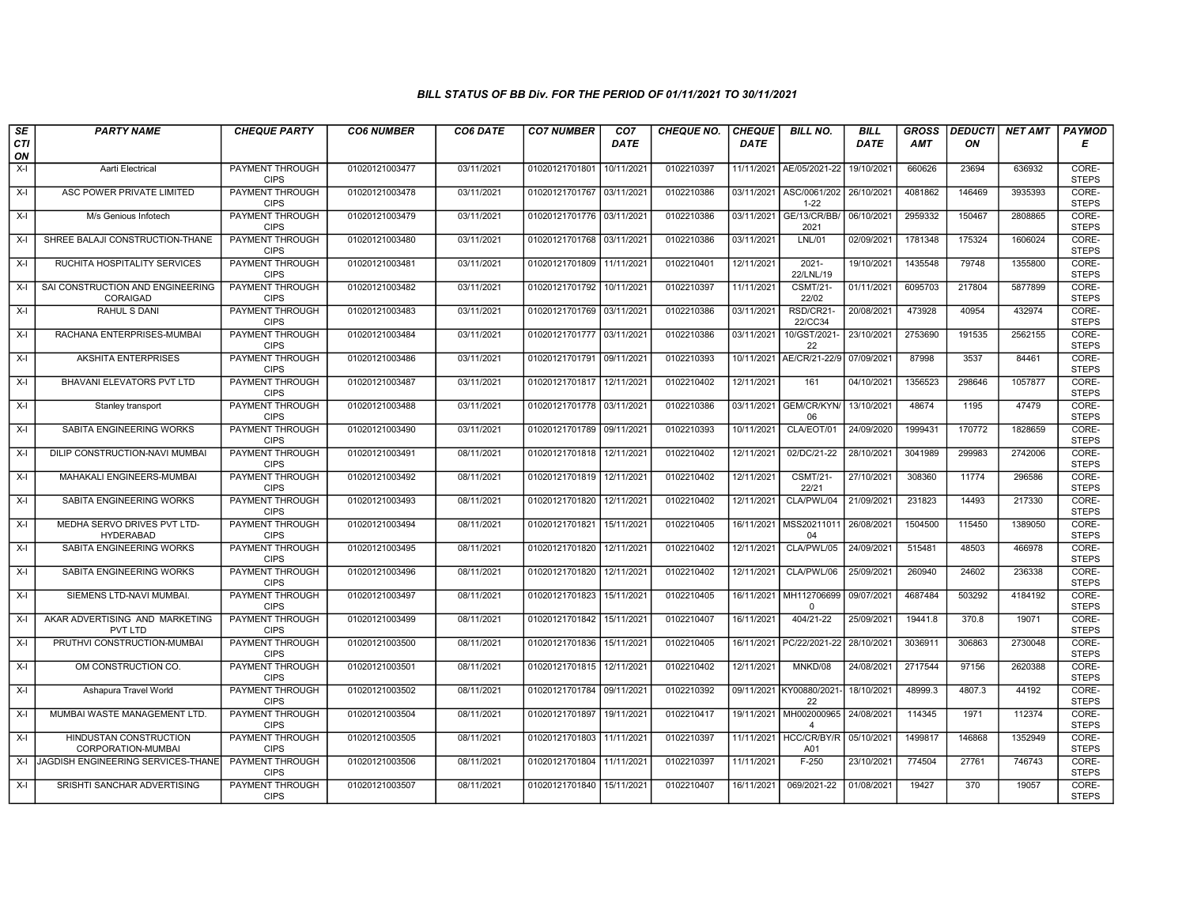### BILL STATUS OF BB Div. FOR THE PERIOD OF 01/11/2021 TO 30/11/2021

| SECTION | PARTY NAME | CHEQUE PARTY | CO6 NUMBER | CO6 DATE | CO7 NUMBER | CO7 DATE | CHEQUE NO. | CHEQUE DATE | BILL NO. | BILL DATE | GROSS AMT | DEDUCTION | NET AMT | PAYMODE |
|---|---|---|---|---|---|---|---|---|---|---|---|---|---|---|
| X-I | Aarti Electrical | PAYMENT THROUGH CIPS | 01020121003477 | 03/11/2021 | 01020121701801 | 10/11/2021 | 0102210397 | 11/11/2021 | AE/05/2021-22 | 19/10/2021 | 660626 | 23694 | 636932 | CORE-STEPS |
| X-I | ASC POWER PRIVATE LIMITED | PAYMENT THROUGH CIPS | 01020121003478 | 03/11/2021 | 01020121701767 | 03/11/2021 | 0102210386 | 03/11/2021 | ASC/0061/2021-22 | 26/10/2021 | 4081862 | 146469 | 3935393 | CORE-STEPS |
| X-I | M/s Genious Infotech | PAYMENT THROUGH CIPS | 01020121003479 | 03/11/2021 | 01020121701776 | 03/11/2021 | 0102210386 | 03/11/2021 | GE/13/CR/BB/2021 | 06/10/2021 | 2959332 | 150467 | 2808865 | CORE-STEPS |
| X-I | SHREE BALAJI CONSTRUCTION-THANE | PAYMENT THROUGH CIPS | 01020121003480 | 03/11/2021 | 01020121701768 | 03/11/2021 | 0102210386 | 03/11/2021 | LNL/01 | 02/09/2021 | 1781348 | 175324 | 1606024 | CORE-STEPS |
| X-I | RUCHITA HOSPITALITY SERVICES | PAYMENT THROUGH CIPS | 01020121003481 | 03/11/2021 | 01020121701809 | 11/11/2021 | 0102210401 | 12/11/2021 | 2021-22/LNL/19 | 19/10/2021 | 1435548 | 79748 | 1355800 | CORE-STEPS |
| X-I | SAI CONSTRUCTION AND ENGINEERING CORAIGAD | PAYMENT THROUGH CIPS | 01020121003482 | 03/11/2021 | 01020121701792 | 10/11/2021 | 0102210397 | 11/11/2021 | CSMT/21-22/02 | 01/11/2021 | 6095703 | 217804 | 5877899 | CORE-STEPS |
| X-I | RAHUL S DANI | PAYMENT THROUGH CIPS | 01020121003483 | 03/11/2021 | 01020121701769 | 03/11/2021 | 0102210386 | 03/11/2021 | RSD/CR21-22/CC34 | 20/08/2021 | 473928 | 40954 | 432974 | CORE-STEPS |
| X-I | RACHANA ENTERPRISES-MUMBAI | PAYMENT THROUGH CIPS | 01020121003484 | 03/11/2021 | 01020121701777 | 03/11/2021 | 0102210386 | 03/11/2021 | 10/GST/2021-22 | 23/10/2021 | 2753690 | 191535 | 2562155 | CORE-STEPS |
| X-I | AKSHITA ENTERPRISES | PAYMENT THROUGH CIPS | 01020121003486 | 03/11/2021 | 01020121701791 | 09/11/2021 | 0102210393 | 10/11/2021 | AE/CR/21-22/9 | 07/09/2021 | 87998 | 3537 | 84461 | CORE-STEPS |
| X-I | BHAVANI ELEVATORS PVT LTD | PAYMENT THROUGH CIPS | 01020121003487 | 03/11/2021 | 01020121701817 | 12/11/2021 | 0102210402 | 12/11/2021 | 161 | 04/10/2021 | 1356523 | 298646 | 1057877 | CORE-STEPS |
| X-I | Stanley transport | PAYMENT THROUGH CIPS | 01020121003488 | 03/11/2021 | 01020121701778 | 03/11/2021 | 0102210386 | 03/11/2021 | GEM/CR/KYN/06 | 13/10/2021 | 48674 | 1195 | 47479 | CORE-STEPS |
| X-I | SABITA ENGINEERING WORKS | PAYMENT THROUGH CIPS | 01020121003490 | 03/11/2021 | 01020121701789 | 09/11/2021 | 0102210393 | 10/11/2021 | CLA/EOT/01 | 24/09/2020 | 1999431 | 170772 | 1828659 | CORE-STEPS |
| X-I | DILIP CONSTRUCTION-NAVI MUMBAI | PAYMENT THROUGH CIPS | 01020121003491 | 08/11/2021 | 01020121701818 | 12/11/2021 | 0102210402 | 12/11/2021 | 02/DC/21-22 | 28/10/2021 | 3041989 | 299983 | 2742006 | CORE-STEPS |
| X-I | MAHAKALI ENGINEERS-MUMBAI | PAYMENT THROUGH CIPS | 01020121003492 | 08/11/2021 | 01020121701819 | 12/11/2021 | 0102210402 | 12/11/2021 | CSMT/21-22/21 | 27/10/2021 | 308360 | 11774 | 296586 | CORE-STEPS |
| X-I | SABITA ENGINEERING WORKS | PAYMENT THROUGH CIPS | 01020121003493 | 08/11/2021 | 01020121701820 | 12/11/2021 | 0102210402 | 12/11/2021 | CLA/PWL/04 | 21/09/2021 | 231823 | 14493 | 217330 | CORE-STEPS |
| X-I | MEDHA SERVO DRIVES PVT LTD-HYDERABAD | PAYMENT THROUGH CIPS | 01020121003494 | 08/11/2021 | 01020121701821 | 15/11/2021 | 0102210405 | 16/11/2021 | MSS2021101104 | 26/08/2021 | 1504500 | 115450 | 1389050 | CORE-STEPS |
| X-I | SABITA ENGINEERING WORKS | PAYMENT THROUGH CIPS | 01020121003495 | 08/11/2021 | 01020121701820 | 12/11/2021 | 0102210402 | 12/11/2021 | CLA/PWL/05 | 24/09/2021 | 515481 | 48503 | 466978 | CORE-STEPS |
| X-I | SABITA ENGINEERING WORKS | PAYMENT THROUGH CIPS | 01020121003496 | 08/11/2021 | 01020121701820 | 12/11/2021 | 0102210402 | 12/11/2021 | CLA/PWL/06 | 25/09/2021 | 260940 | 24602 | 236338 | CORE-STEPS |
| X-I | SIEMENS LTD-NAVI MUMBAI. | PAYMENT THROUGH CIPS | 01020121003497 | 08/11/2021 | 01020121701823 | 15/11/2021 | 0102210405 | 16/11/2021 | MH1127066990 | 09/07/2021 | 4687484 | 503292 | 4184192 | CORE-STEPS |
| X-I | AKAR ADVERTISING AND MARKETING PVT LTD | PAYMENT THROUGH CIPS | 01020121003499 | 08/11/2021 | 01020121701842 | 15/11/2021 | 0102210407 | 16/11/2021 | 404/21-22 | 25/09/2021 | 19441.8 | 370.8 | 19071 | CORE-STEPS |
| X-I | PRUTHVI CONSTRUCTION-MUMBAI | PAYMENT THROUGH CIPS | 01020121003500 | 08/11/2021 | 01020121701836 | 15/11/2021 | 0102210405 | 16/11/2021 | PC/22/2021-22 | 28/10/2021 | 3036911 | 306863 | 2730048 | CORE-STEPS |
| X-I | OM CONSTRUCTION CO. | PAYMENT THROUGH CIPS | 01020121003501 | 08/11/2021 | 01020121701815 | 12/11/2021 | 0102210402 | 12/11/2021 | MNKD/08 | 24/08/2021 | 2717544 | 97156 | 2620388 | CORE-STEPS |
| X-I | Ashapura Travel World | PAYMENT THROUGH CIPS | 01020121003502 | 08/11/2021 | 01020121701784 | 09/11/2021 | 0102210392 | 09/11/2021 | KY00880/2021-22 | 18/10/2021 | 48999.3 | 4807.3 | 44192 | CORE-STEPS |
| X-I | MUMBAI WASTE MANAGEMENT LTD. | PAYMENT THROUGH CIPS | 01020121003504 | 08/11/2021 | 01020121701897 | 19/11/2021 | 0102210417 | 19/11/2021 | MH0020009654 | 24/08/2021 | 114345 | 1971 | 112374 | CORE-STEPS |
| X-I | HINDUSTAN CONSTRUCTION CORPORATION-MUMBAI | PAYMENT THROUGH CIPS | 01020121003505 | 08/11/2021 | 01020121701803 | 11/11/2021 | 0102210397 | 11/11/2021 | HCC/CR/BY/RA01 | 05/10/2021 | 1499817 | 146868 | 1352949 | CORE-STEPS |
| X-I | JAGDISH ENGINEERING SERVICES-THANE | PAYMENT THROUGH CIPS | 01020121003506 | 08/11/2021 | 01020121701804 | 11/11/2021 | 0102210397 | 11/11/2021 | F-250 | 23/10/2021 | 774504 | 27761 | 746743 | CORE-STEPS |
| X-I | SRISHTI SANCHAR ADVERTISING | PAYMENT THROUGH CIPS | 01020121003507 | 08/11/2021 | 01020121701840 | 15/11/2021 | 0102210407 | 16/11/2021 | 069/2021-22 | 01/08/2021 | 19427 | 370 | 19057 | CORE-STEPS |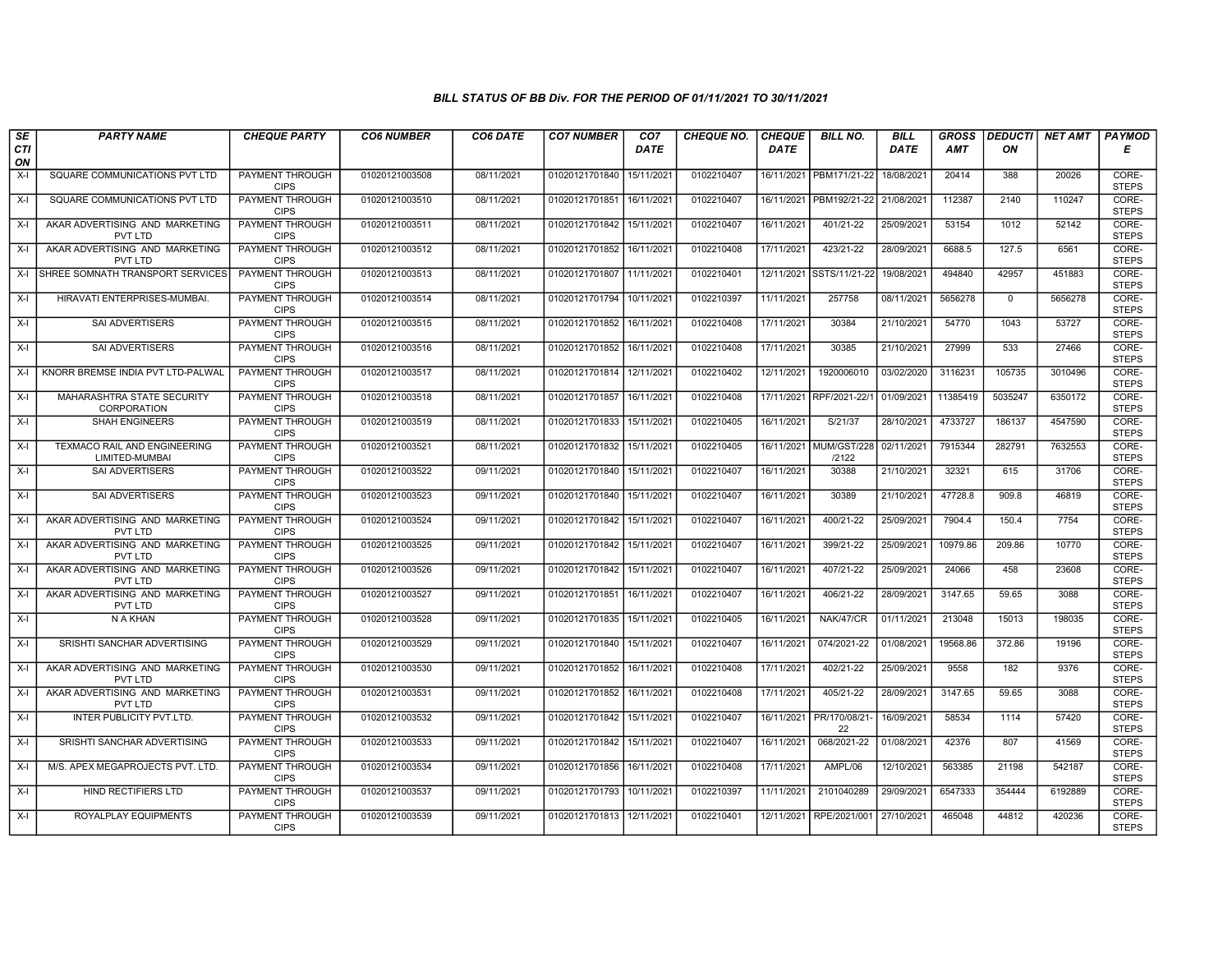### BILL STATUS OF BB Div. FOR THE PERIOD OF 01/11/2021 TO 30/11/2021

| SECTION | PARTY NAME | CHEQUE PARTY | CO6 NUMBER | CO6 DATE | CO7 NUMBER | CO7 DATE | CHEQUE NO. | CHEQUE DATE | BILL NO. | BILL DATE | GROSS AMT | DEDUCTION | NET AMT | PAYMODE |
|---|---|---|---|---|---|---|---|---|---|---|---|---|---|---|
| X-I | SQUARE COMMUNICATIONS PVT LTD | PAYMENT THROUGH CIPS | 01020121003508 | 08/11/2021 | 01020121701840 | 15/11/2021 | 0102210407 | 16/11/2021 | PBM171/21-22 | 18/08/2021 | 20414 | 388 | 20026 | CORE-STEPS |
| X-I | SQUARE COMMUNICATIONS PVT LTD | PAYMENT THROUGH CIPS | 01020121003510 | 08/11/2021 | 01020121701851 | 16/11/2021 | 0102210407 | 16/11/2021 | PBM192/21-22 | 21/08/2021 | 112387 | 2140 | 110247 | CORE-STEPS |
| X-I | AKAR ADVERTISING AND MARKETING PVT LTD | PAYMENT THROUGH CIPS | 01020121003511 | 08/11/2021 | 01020121701842 | 15/11/2021 | 0102210407 | 16/11/2021 | 401/21-22 | 25/09/2021 | 53154 | 1012 | 52142 | CORE-STEPS |
| X-I | AKAR ADVERTISING AND MARKETING PVT LTD | PAYMENT THROUGH CIPS | 01020121003512 | 08/11/2021 | 01020121701852 | 16/11/2021 | 0102210408 | 17/11/2021 | 423/21-22 | 28/09/2021 | 6688.5 | 127.5 | 6561 | CORE-STEPS |
| X-I | SHREE SOMNATH TRANSPORT SERVICES | PAYMENT THROUGH CIPS | 01020121003513 | 08/11/2021 | 01020121701807 | 11/11/2021 | 0102210401 | 12/11/2021 | SSTS/11/21-22 | 19/08/2021 | 494840 | 42957 | 451883 | CORE-STEPS |
| X-I | HIRAVATI ENTERPRISES-MUMBAI. | PAYMENT THROUGH CIPS | 01020121003514 | 08/11/2021 | 01020121701794 | 10/11/2021 | 0102210397 | 11/11/2021 | 257758 | 08/11/2021 | 5656278 | 0 | 5656278 | CORE-STEPS |
| X-I | SAI ADVERTISERS | PAYMENT THROUGH CIPS | 01020121003515 | 08/11/2021 | 01020121701852 | 16/11/2021 | 0102210408 | 17/11/2021 | 30384 | 21/10/2021 | 54770 | 1043 | 53727 | CORE-STEPS |
| X-I | SAI ADVERTISERS | PAYMENT THROUGH CIPS | 01020121003516 | 08/11/2021 | 01020121701852 | 16/11/2021 | 0102210408 | 17/11/2021 | 30385 | 21/10/2021 | 27999 | 533 | 27466 | CORE-STEPS |
| X-I | KNORR BREMSE INDIA PVT LTD-PALWAL | PAYMENT THROUGH CIPS | 01020121003517 | 08/11/2021 | 01020121701814 | 12/11/2021 | 0102210402 | 12/11/2021 | 1920006010 | 03/02/2020 | 3116231 | 105735 | 3010496 | CORE-STEPS |
| X-I | MAHARASHTRA STATE SECURITY CORPORATION | PAYMENT THROUGH CIPS | 01020121003518 | 08/11/2021 | 01020121701857 | 16/11/2021 | 0102210408 | 17/11/2021 | RPF/2021-22/1 | 01/09/2021 | 11385419 | 5035247 | 6350172 | CORE-STEPS |
| X-I | SHAH ENGINEERS | PAYMENT THROUGH CIPS | 01020121003519 | 08/11/2021 | 01020121701833 | 15/11/2021 | 0102210405 | 16/11/2021 | S/21/37 | 28/10/2021 | 4733727 | 186137 | 4547590 | CORE-STEPS |
| X-I | TEXMACO RAIL AND ENGINEERING LIMITED-MUMBAI | PAYMENT THROUGH CIPS | 01020121003521 | 08/11/2021 | 01020121701832 | 15/11/2021 | 0102210405 | 16/11/2021 | MUM/GST/228 /2122 | 02/11/2021 | 7915344 | 282791 | 7632553 | CORE-STEPS |
| X-I | SAI ADVERTISERS | PAYMENT THROUGH CIPS | 01020121003522 | 09/11/2021 | 01020121701840 | 15/11/2021 | 0102210407 | 16/11/2021 | 30388 | 21/10/2021 | 32321 | 615 | 31706 | CORE-STEPS |
| X-I | SAI ADVERTISERS | PAYMENT THROUGH CIPS | 01020121003523 | 09/11/2021 | 01020121701840 | 15/11/2021 | 0102210407 | 16/11/2021 | 30389 | 21/10/2021 | 47728.8 | 909.8 | 46819 | CORE-STEPS |
| X-I | AKAR ADVERTISING AND MARKETING PVT LTD | PAYMENT THROUGH CIPS | 01020121003524 | 09/11/2021 | 01020121701842 | 15/11/2021 | 0102210407 | 16/11/2021 | 400/21-22 | 25/09/2021 | 7904.4 | 150.4 | 7754 | CORE-STEPS |
| X-I | AKAR ADVERTISING AND MARKETING PVT LTD | PAYMENT THROUGH CIPS | 01020121003525 | 09/11/2021 | 01020121701842 | 15/11/2021 | 0102210407 | 16/11/2021 | 399/21-22 | 25/09/2021 | 10979.86 | 209.86 | 10770 | CORE-STEPS |
| X-I | AKAR ADVERTISING AND MARKETING PVT LTD | PAYMENT THROUGH CIPS | 01020121003526 | 09/11/2021 | 01020121701842 | 15/11/2021 | 0102210407 | 16/11/2021 | 407/21-22 | 25/09/2021 | 24066 | 458 | 23608 | CORE-STEPS |
| X-I | AKAR ADVERTISING AND MARKETING PVT LTD | PAYMENT THROUGH CIPS | 01020121003527 | 09/11/2021 | 01020121701851 | 16/11/2021 | 0102210407 | 16/11/2021 | 406/21-22 | 28/09/2021 | 3147.65 | 59.65 | 3088 | CORE-STEPS |
| X-I | N A KHAN | PAYMENT THROUGH CIPS | 01020121003528 | 09/11/2021 | 01020121701835 | 15/11/2021 | 0102210405 | 16/11/2021 | NAK/47/CR | 01/11/2021 | 213048 | 15013 | 198035 | CORE-STEPS |
| X-I | SRISHTI SANCHAR ADVERTISING | PAYMENT THROUGH CIPS | 01020121003529 | 09/11/2021 | 01020121701840 | 15/11/2021 | 0102210407 | 16/11/2021 | 074/2021-22 | 01/08/2021 | 19568.86 | 372.86 | 19196 | CORE-STEPS |
| X-I | AKAR ADVERTISING AND MARKETING PVT LTD | PAYMENT THROUGH CIPS | 01020121003530 | 09/11/2021 | 01020121701852 | 16/11/2021 | 0102210408 | 17/11/2021 | 402/21-22 | 25/09/2021 | 9558 | 182 | 9376 | CORE-STEPS |
| X-I | AKAR ADVERTISING AND MARKETING PVT LTD | PAYMENT THROUGH CIPS | 01020121003531 | 09/11/2021 | 01020121701852 | 16/11/2021 | 0102210408 | 17/11/2021 | 405/21-22 | 28/09/2021 | 3147.65 | 59.65 | 3088 | CORE-STEPS |
| X-I | INTER PUBLICITY PVT.LTD. | PAYMENT THROUGH CIPS | 01020121003532 | 09/11/2021 | 01020121701842 | 15/11/2021 | 0102210407 | 16/11/2021 | PR/170/08/21-22 | 16/09/2021 | 58534 | 1114 | 57420 | CORE-STEPS |
| X-I | SRISHTI SANCHAR ADVERTISING | PAYMENT THROUGH CIPS | 01020121003533 | 09/11/2021 | 01020121701842 | 15/11/2021 | 0102210407 | 16/11/2021 | 068/2021-22 | 01/08/2021 | 42376 | 807 | 41569 | CORE-STEPS |
| X-I | M/S. APEX MEGAPROJECTS PVT. LTD. | PAYMENT THROUGH CIPS | 01020121003534 | 09/11/2021 | 01020121701856 | 16/11/2021 | 0102210408 | 17/11/2021 | AMPL/06 | 12/10/2021 | 563385 | 21198 | 542187 | CORE-STEPS |
| X-I | HIND RECTIFIERS LTD | PAYMENT THROUGH CIPS | 01020121003537 | 09/11/2021 | 01020121701793 | 10/11/2021 | 0102210397 | 11/11/2021 | 2101040289 | 29/09/2021 | 6547333 | 354444 | 6192889 | CORE-STEPS |
| X-I | ROYALPLAY EQUIPMENTS | PAYMENT THROUGH CIPS | 01020121003539 | 09/11/2021 | 01020121701813 | 12/11/2021 | 0102210401 | 12/11/2021 | RPE/2021/001 | 27/10/2021 | 465048 | 44812 | 420236 | CORE-STEPS |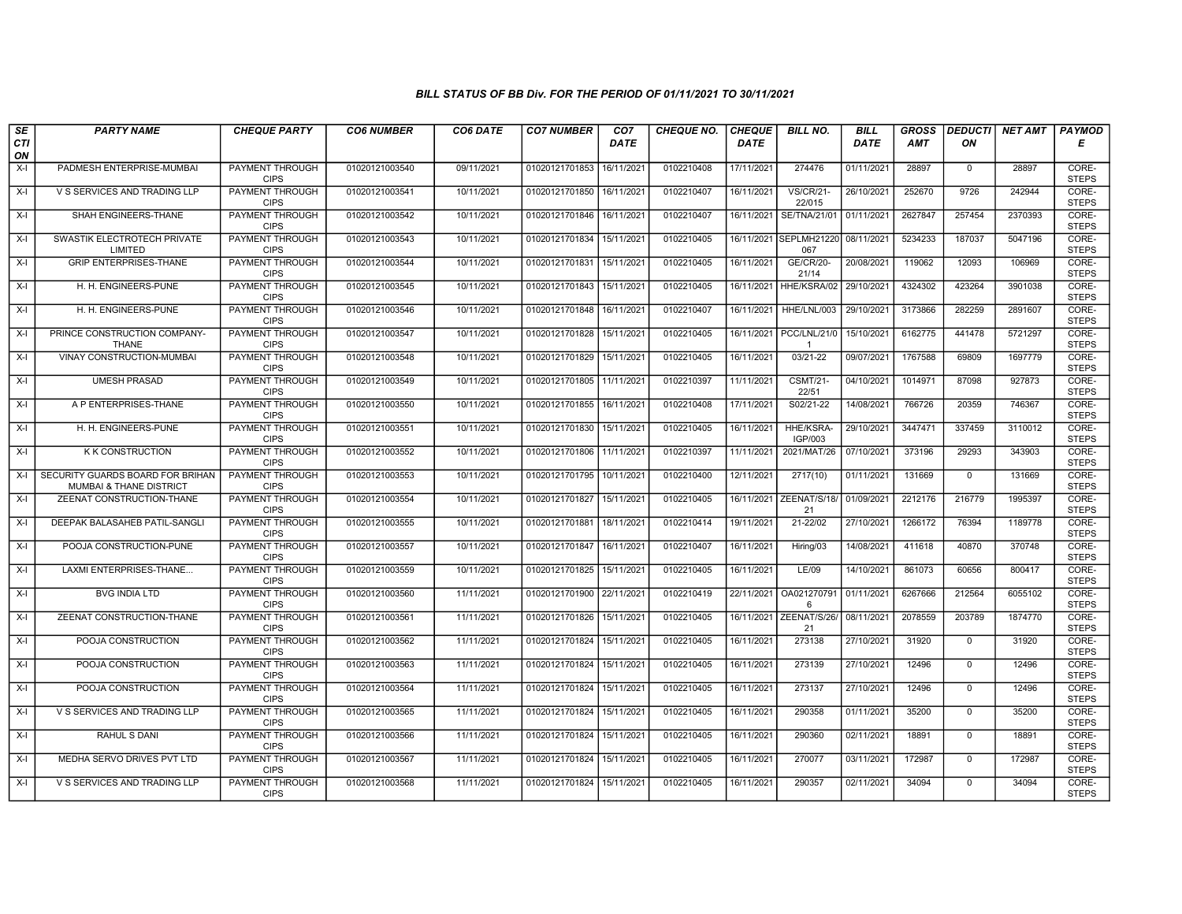# BILL STATUS OF BB Div. FOR THE PERIOD OF 01/11/2021 TO 30/11/2021

| SECTION | PARTY NAME | CHEQUE PARTY | CO6 NUMBER | CO6 DATE | CO7 NUMBER | CO7 DATE | CHEQUE NO. | CHEQUE DATE | BILL NO. | BILL DATE | GROSS AMT | DEDUCTION | NET AMT | PAYMODE |
|---|---|---|---|---|---|---|---|---|---|---|---|---|---|---|
| X-I | PADMESH ENTERPRISE-MUMBAI | PAYMENT THROUGH CIPS | 01020121003540 | 09/11/2021 | 01020121701853 | 16/11/2021 | 0102210408 | 17/11/2021 | 274476 | 01/11/2021 | 28897 | 0 | 28897 | CORE-STEPS |
| X-I | V S SERVICES AND TRADING LLP | PAYMENT THROUGH CIPS | 01020121003541 | 10/11/2021 | 01020121701850 | 16/11/2021 | 0102210407 | 16/11/2021 | VS/CR/21-22/015 | 26/10/2021 | 252670 | 9726 | 242944 | CORE-STEPS |
| X-I | SHAH ENGINEERS-THANE | PAYMENT THROUGH CIPS | 01020121003542 | 10/11/2021 | 01020121701846 | 16/11/2021 | 0102210407 | 16/11/2021 | SE/TNA/21/01 | 01/11/2021 | 2627847 | 257454 | 2370393 | CORE-STEPS |
| X-I | SWASTIK ELECTROTECH PRIVATE LIMITED | PAYMENT THROUGH CIPS | 01020121003543 | 10/11/2021 | 01020121701834 | 15/11/2021 | 0102210405 | 16/11/2021 | SEPLMH21220067 | 08/11/2021 | 5234233 | 187037 | 5047196 | CORE-STEPS |
| X-I | GRIP ENTERPRISES-THANE | PAYMENT THROUGH CIPS | 01020121003544 | 10/11/2021 | 01020121701831 | 15/11/2021 | 0102210405 | 16/11/2021 | GE/CR/20-21/14 | 20/08/2021 | 119062 | 12093 | 106969 | CORE-STEPS |
| X-I | H. H. ENGINEERS-PUNE | PAYMENT THROUGH CIPS | 01020121003545 | 10/11/2021 | 01020121701843 | 15/11/2021 | 0102210405 | 16/11/2021 | HHE/KSRA/02 | 29/10/2021 | 4324302 | 423264 | 3901038 | CORE-STEPS |
| X-I | H. H. ENGINEERS-PUNE | PAYMENT THROUGH CIPS | 01020121003546 | 10/11/2021 | 01020121701848 | 16/11/2021 | 0102210407 | 16/11/2021 | HHE/LNL/003 | 29/10/2021 | 3173866 | 282259 | 2891607 | CORE-STEPS |
| X-I | PRINCE CONSTRUCTION COMPANY-THANE | PAYMENT THROUGH CIPS | 01020121003547 | 10/11/2021 | 01020121701828 | 15/11/2021 | 0102210405 | 16/11/2021 | PCC/LNL/21/01 | 15/10/2021 | 6162775 | 441478 | 5721297 | CORE-STEPS |
| X-I | VINAY CONSTRUCTION-MUMBAI | PAYMENT THROUGH CIPS | 01020121003548 | 10/11/2021 | 01020121701829 | 15/11/2021 | 0102210405 | 16/11/2021 | 03/21-22 | 09/07/2021 | 1767588 | 69809 | 1697779 | CORE-STEPS |
| X-I | UMESH PRASAD | PAYMENT THROUGH CIPS | 01020121003549 | 10/11/2021 | 01020121701805 | 11/11/2021 | 0102210397 | 11/11/2021 | CSMT/21-22/51 | 04/10/2021 | 1014971 | 87098 | 927873 | CORE-STEPS |
| X-I | A P ENTERPRISES-THANE | PAYMENT THROUGH CIPS | 01020121003550 | 10/11/2021 | 01020121701855 | 16/11/2021 | 0102210408 | 17/11/2021 | S02/21-22 | 14/08/2021 | 766726 | 20359 | 746367 | CORE-STEPS |
| X-I | H. H. ENGINEERS-PUNE | PAYMENT THROUGH CIPS | 01020121003551 | 10/11/2021 | 01020121701830 | 15/11/2021 | 0102210405 | 16/11/2021 | HHE/KSRA-IGP/003 | 29/10/2021 | 3447471 | 337459 | 3110012 | CORE-STEPS |
| X-I | K K CONSTRUCTION | PAYMENT THROUGH CIPS | 01020121003552 | 10/11/2021 | 01020121701806 | 11/11/2021 | 0102210397 | 11/11/2021 | 2021/MAT/26 | 07/10/2021 | 373196 | 29293 | 343903 | CORE-STEPS |
| X-I | SECURITY GUARDS BOARD FOR BRIHAN MUMBAI & THANE DISTRICT | PAYMENT THROUGH CIPS | 01020121003553 | 10/11/2021 | 01020121701795 | 10/11/2021 | 0102210400 | 12/11/2021 | 2717(10) | 01/11/2021 | 131669 | 0 | 131669 | CORE-STEPS |
| X-I | ZEENAT CONSTRUCTION-THANE | PAYMENT THROUGH CIPS | 01020121003554 | 10/11/2021 | 01020121701827 | 15/11/2021 | 0102210405 | 16/11/2021 | ZEENAT/S/18/21 | 01/09/2021 | 2212176 | 216779 | 1995397 | CORE-STEPS |
| X-I | DEEPAK BALASAHEB PATIL-SANGLI | PAYMENT THROUGH CIPS | 01020121003555 | 10/11/2021 | 01020121701881 | 18/11/2021 | 0102210414 | 19/11/2021 | 21-22/02 | 27/10/2021 | 1266172 | 76394 | 1189778 | CORE-STEPS |
| X-I | POOJA CONSTRUCTION-PUNE | PAYMENT THROUGH CIPS | 01020121003557 | 10/11/2021 | 01020121701847 | 16/11/2021 | 0102210407 | 16/11/2021 | Hiring/03 | 14/08/2021 | 411618 | 40870 | 370748 | CORE-STEPS |
| X-I | LAXMI ENTERPRISES-THANE... | PAYMENT THROUGH CIPS | 01020121003559 | 10/11/2021 | 01020121701825 | 15/11/2021 | 0102210405 | 16/11/2021 | LE/09 | 14/10/2021 | 861073 | 60656 | 800417 | CORE-STEPS |
| X-I | BVG INDIA LTD | PAYMENT THROUGH CIPS | 01020121003560 | 11/11/2021 | 01020121701900 | 22/11/2021 | 0102210419 | 22/11/2021 | OA0212707916 | 01/11/2021 | 6267666 | 212564 | 6055102 | CORE-STEPS |
| X-I | ZEENAT CONSTRUCTION-THANE | PAYMENT THROUGH CIPS | 01020121003561 | 11/11/2021 | 01020121701826 | 15/11/2021 | 0102210405 | 16/11/2021 | ZEENAT/S/26/21 | 08/11/2021 | 2078559 | 203789 | 1874770 | CORE-STEPS |
| X-I | POOJA CONSTRUCTION | PAYMENT THROUGH CIPS | 01020121003562 | 11/11/2021 | 01020121701824 | 15/11/2021 | 0102210405 | 16/11/2021 | 273138 | 27/10/2021 | 31920 | 0 | 31920 | CORE-STEPS |
| X-I | POOJA CONSTRUCTION | PAYMENT THROUGH CIPS | 01020121003563 | 11/11/2021 | 01020121701824 | 15/11/2021 | 0102210405 | 16/11/2021 | 273139 | 27/10/2021 | 12496 | 0 | 12496 | CORE-STEPS |
| X-I | POOJA CONSTRUCTION | PAYMENT THROUGH CIPS | 01020121003564 | 11/11/2021 | 01020121701824 | 15/11/2021 | 0102210405 | 16/11/2021 | 273137 | 27/10/2021 | 12496 | 0 | 12496 | CORE-STEPS |
| X-I | V S SERVICES AND TRADING LLP | PAYMENT THROUGH CIPS | 01020121003565 | 11/11/2021 | 01020121701824 | 15/11/2021 | 0102210405 | 16/11/2021 | 290358 | 01/11/2021 | 35200 | 0 | 35200 | CORE-STEPS |
| X-I | RAHUL S DANI | PAYMENT THROUGH CIPS | 01020121003566 | 11/11/2021 | 01020121701824 | 15/11/2021 | 0102210405 | 16/11/2021 | 290360 | 02/11/2021 | 18891 | 0 | 18891 | CORE-STEPS |
| X-I | MEDHA SERVO DRIVES PVT LTD | PAYMENT THROUGH CIPS | 01020121003567 | 11/11/2021 | 01020121701824 | 15/11/2021 | 0102210405 | 16/11/2021 | 270077 | 03/11/2021 | 172987 | 0 | 172987 | CORE-STEPS |
| X-I | V S SERVICES AND TRADING LLP | PAYMENT THROUGH CIPS | 01020121003568 | 11/11/2021 | 01020121701824 | 15/11/2021 | 0102210405 | 16/11/2021 | 290357 | 02/11/2021 | 34094 | 0 | 34094 | CORE-STEPS |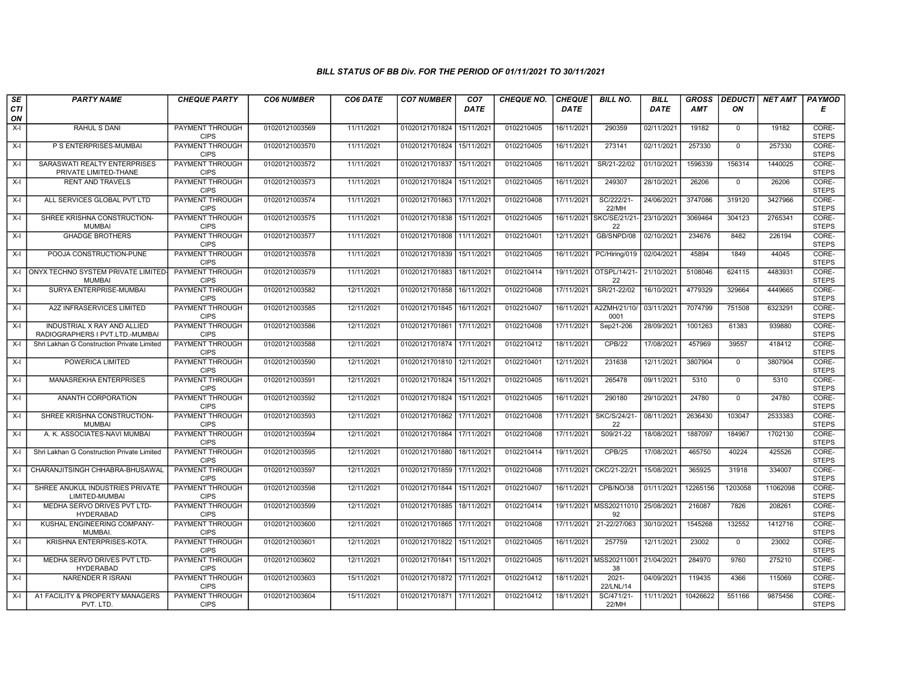### BILL STATUS OF BB Div. FOR THE PERIOD OF 01/11/2021 TO 30/11/2021

| SECTION | PARTY NAME | CHEQUE PARTY | CO6 NUMBER | CO6 DATE | CO7 NUMBER | CO7 DATE | CHEQUE NO. | CHEQUE DATE | BILL NO. | BILL DATE | GROSS AMT | DEDUCTION | NET AMT | PAYMODE |
|---|---|---|---|---|---|---|---|---|---|---|---|---|---|---|
| X-I | RAHUL S DANI | PAYMENT THROUGH CIPS | 01020121003569 | 11/11/2021 | 01020121701824 | 15/11/2021 | 0102210405 | 16/11/2021 | 290359 | 02/11/2021 | 19182 | 0 | 19182 | CORE-STEPS |
| X-I | P S ENTERPRISES-MUMBAI | PAYMENT THROUGH CIPS | 01020121003570 | 11/11/2021 | 01020121701824 | 15/11/2021 | 0102210405 | 16/11/2021 | 273141 | 02/11/2021 | 257330 | 0 | 257330 | CORE-STEPS |
| X-I | SARASWATI REALTY ENTERPRISES PRIVATE LIMITED-THANE | PAYMENT THROUGH CIPS | 01020121003572 | 11/11/2021 | 01020121701837 | 15/11/2021 | 0102210405 | 16/11/2021 | SR/21-22/02 | 01/10/2021 | 1596339 | 156314 | 1440025 | CORE-STEPS |
| X-I | RENT AND TRAVELS | PAYMENT THROUGH CIPS | 01020121003573 | 11/11/2021 | 01020121701824 | 15/11/2021 | 0102210405 | 16/11/2021 | 249307 | 28/10/2021 | 26206 | 0 | 26206 | CORE-STEPS |
| X-I | ALL SERVICES GLOBAL PVT LTD | PAYMENT THROUGH CIPS | 01020121003574 | 11/11/2021 | 01020121701863 | 17/11/2021 | 0102210408 | 17/11/2021 | SC/222/21-22/MH | 24/06/2021 | 3747086 | 319120 | 3427966 | CORE-STEPS |
| X-I | SHREE KRISHNA CONSTRUCTION-MUMBAI | PAYMENT THROUGH CIPS | 01020121003575 | 11/11/2021 | 01020121701838 | 15/11/2021 | 0102210405 | 16/11/2021 | SKC/SE/21/21-22 | 23/10/2021 | 3069464 | 304123 | 2765341 | CORE-STEPS |
| X-I | GHADGE BROTHERS | PAYMENT THROUGH CIPS | 01020121003577 | 11/11/2021 | 01020121701808 | 11/11/2021 | 0102210401 | 12/11/2021 | GB/SNPD/08 | 02/10/2021 | 234676 | 8482 | 226194 | CORE-STEPS |
| X-I | POOJA CONSTRUCTION-PUNE | PAYMENT THROUGH CIPS | 01020121003578 | 11/11/2021 | 01020121701839 | 15/11/2021 | 0102210405 | 16/11/2021 | PC/Hiring/019 | 02/04/2021 | 45894 | 1849 | 44045 | CORE-STEPS |
| X-I | ONYX TECHNO SYSTEM PRIVATE LIMITED-MUMBAI | PAYMENT THROUGH CIPS | 01020121003579 | 11/11/2021 | 01020121701883 | 18/11/2021 | 0102210414 | 19/11/2021 | OTSPL/14/21-22 | 21/10/2021 | 5108046 | 624115 | 4483931 | CORE-STEPS |
| X-I | SURYA ENTERPRISE-MUMBAI | PAYMENT THROUGH CIPS | 01020121003582 | 12/11/2021 | 01020121701858 | 16/11/2021 | 0102210408 | 17/11/2021 | SR/21-22/02 | 16/10/2021 | 4779329 | 329664 | 4449665 | CORE-STEPS |
| X-I | A2Z INFRASERVICES LIMITED | PAYMENT THROUGH CIPS | 01020121003585 | 12/11/2021 | 01020121701845 | 16/11/2021 | 0102210407 | 16/11/2021 | A2ZMH/21/10/0001 | 03/11/2021 | 7074799 | 751508 | 6323291 | CORE-STEPS |
| X-I | INDUSTRIAL X RAY AND ALLIED RADIOGRAPHERS I PVT.LTD.-MUMBAI | PAYMENT THROUGH CIPS | 01020121003586 | 12/11/2021 | 01020121701861 | 17/11/2021 | 0102210408 | 17/11/2021 | Sep21-206 | 28/09/2021 | 1001263 | 61383 | 939880 | CORE-STEPS |
| X-I | Shri Lakhan G Construction Private Limited | PAYMENT THROUGH CIPS | 01020121003588 | 12/11/2021 | 01020121701874 | 17/11/2021 | 0102210412 | 18/11/2021 | CPB/22 | 17/08/2021 | 457969 | 39557 | 418412 | CORE-STEPS |
| X-I | POWERICA LIMITED | PAYMENT THROUGH CIPS | 01020121003590 | 12/11/2021 | 01020121701810 | 12/11/2021 | 0102210401 | 12/11/2021 | 231638 | 12/11/2021 | 3807904 | 0 | 3807904 | CORE-STEPS |
| X-I | MANASREKHA ENTERPRISES | PAYMENT THROUGH CIPS | 01020121003591 | 12/11/2021 | 01020121701824 | 15/11/2021 | 0102210405 | 16/11/2021 | 265478 | 09/11/2021 | 5310 | 0 | 5310 | CORE-STEPS |
| X-I | ANANTH CORPORATION | PAYMENT THROUGH CIPS | 01020121003592 | 12/11/2021 | 01020121701824 | 15/11/2021 | 0102210405 | 16/11/2021 | 290180 | 29/10/2021 | 24780 | 0 | 24780 | CORE-STEPS |
| X-I | SHREE KRISHNA CONSTRUCTION-MUMBAI | PAYMENT THROUGH CIPS | 01020121003593 | 12/11/2021 | 01020121701862 | 17/11/2021 | 0102210408 | 17/11/2021 | SKC/S/24/21-22 | 08/11/2021 | 2636430 | 103047 | 2533383 | CORE-STEPS |
| X-I | A. K. ASSOCIATES-NAVI MUMBAI | PAYMENT THROUGH CIPS | 01020121003594 | 12/11/2021 | 01020121701864 | 17/11/2021 | 0102210408 | 17/11/2021 | S09/21-22 | 18/08/2021 | 1887097 | 184967 | 1702130 | CORE-STEPS |
| X-I | Shri Lakhan G Construction Private Limited | PAYMENT THROUGH CIPS | 01020121003595 | 12/11/2021 | 01020121701880 | 18/11/2021 | 0102210414 | 19/11/2021 | CPB/25 | 17/08/2021 | 465750 | 40224 | 425526 | CORE-STEPS |
| X-I | CHARANJITSINGH CHHABRA-BHUSAWAL | PAYMENT THROUGH CIPS | 01020121003597 | 12/11/2021 | 01020121701859 | 17/11/2021 | 0102210408 | 17/11/2021 | CKC/21-22/21 | 15/08/2021 | 365925 | 31918 | 334007 | CORE-STEPS |
| X-I | SHREE ANUKUL INDUSTRIES PRIVATE LIMITED-MUMBAI | PAYMENT THROUGH CIPS | 01020121003598 | 12/11/2021 | 01020121701844 | 15/11/2021 | 0102210407 | 16/11/2021 | CPB/NO/38 | 01/11/2021 | 12265156 | 1203058 | 11062098 | CORE-STEPS |
| X-I | MEDHA SERVO DRIVES PVT LTD-HYDERABAD | PAYMENT THROUGH CIPS | 01020121003599 | 12/11/2021 | 01020121701885 | 18/11/2021 | 0102210414 | 19/11/2021 | MSS2021101092 | 25/08/2021 | 216087 | 7826 | 208261 | CORE-STEPS |
| X-I | KUSHAL ENGINEERING COMPANY-MUMBAI. | PAYMENT THROUGH CIPS | 01020121003600 | 12/11/2021 | 01020121701865 | 17/11/2021 | 0102210408 | 17/11/2021 | 21-22/27/063 | 30/10/2021 | 1545268 | 132552 | 1412716 | CORE-STEPS |
| X-I | KRISHNA ENTERPRISES-KOTA. | PAYMENT THROUGH CIPS | 01020121003601 | 12/11/2021 | 01020121701822 | 15/11/2021 | 0102210405 | 16/11/2021 | 257759 | 12/11/2021 | 23002 | 0 | 23002 | CORE-STEPS |
| X-I | MEDHA SERVO DRIVES PVT LTD-HYDERABAD | PAYMENT THROUGH CIPS | 01020121003602 | 12/11/2021 | 01020121701841 | 15/11/2021 | 0102210405 | 16/11/2021 | MSS2021100138 | 21/04/2021 | 284970 | 9760 | 275210 | CORE-STEPS |
| X-I | NARENDER R ISRANI | PAYMENT THROUGH CIPS | 01020121003603 | 15/11/2021 | 01020121701872 | 17/11/2021 | 0102210412 | 18/11/2021 | 2021-22/LNL/14 | 04/09/2021 | 119435 | 4366 | 115069 | CORE-STEPS |
| X-I | A1 FACILITY & PROPERTY MANAGERS PVT. LTD. | PAYMENT THROUGH CIPS | 01020121003604 | 15/11/2021 | 01020121701871 | 17/11/2021 | 0102210412 | 18/11/2021 | SC/471/21-22/MH | 11/11/2021 | 10426622 | 551166 | 9875456 | CORE-STEPS |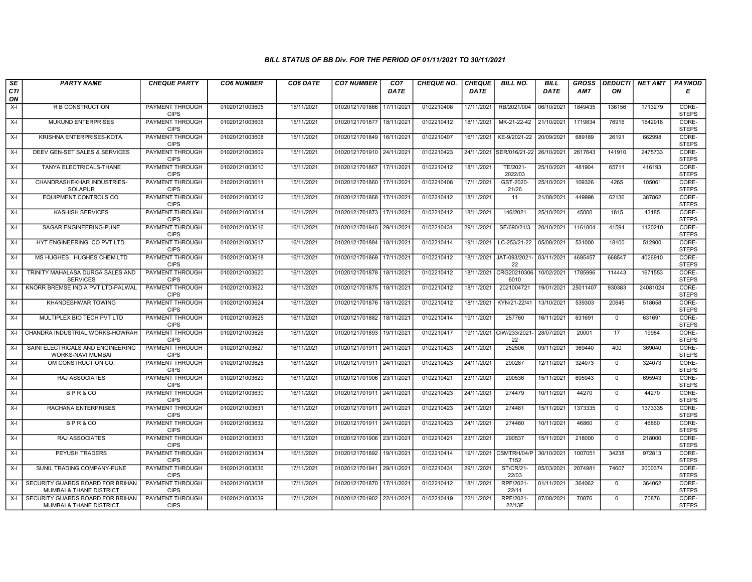*BILL STATUS OF BB Div. FOR THE PERIOD OF 01/11/2021 TO 30/11/2021*

| SECTION | PARTY NAME | CHEQUE PARTY | CO6 NUMBER | CO6 DATE | CO7 NUMBER | CO7 DATE | CHEQUE NO. | CHEQUE DATE | BILL NO. | BILL DATE | GROSS AMT | DEDUCTION | NET AMT | PAYMODE |
|---|---|---|---|---|---|---|---|---|---|---|---|---|---|---|
| X-I | R B CONSTRUCTION | PAYMENT THROUGH CIPS | 01020121003605 | 15/11/2021 | 01020121701866 | 17/11/2021 | 0102210408 | 17/11/2021 | RB/2021/004 | 06/10/2021 | 1849435 | 136156 | 1713279 | CORE-STEPS |
| X-I | MUKUND ENTERPRISES | PAYMENT THROUGH CIPS | 01020121003606 | 15/11/2021 | 01020121701877 | 18/11/2021 | 0102210412 | 18/11/2021 | MK-21-22-42 | 21/10/2021 | 1719834 | 76916 | 1642918 | CORE-STEPS |
| X-I | KRISHNA ENTERPRISES-KOTA. | PAYMENT THROUGH CIPS | 01020121003608 | 15/11/2021 | 01020121701849 | 16/11/2021 | 0102210407 | 16/11/2021 | KE-9/2021-22 | 20/09/2021 | 689189 | 26191 | 662998 | CORE-STEPS |
| X-I | DEEV GEN-SET SALES & SERVICES | PAYMENT THROUGH CIPS | 01020121003609 | 15/11/2021 | 01020121701910 | 24/11/2021 | 0102210423 | 24/11/2021 | SER/016/21-22 | 26/10/2021 | 2617643 | 141910 | 2475733 | CORE-STEPS |
| X-I | TANYA ELECTRICALS-THANE | PAYMENT THROUGH CIPS | 01020121003610 | 15/11/2021 | 01020121701867 | 17/11/2021 | 0102210412 | 18/11/2021 | TE/2021-2022/03 | 25/10/2021 | 481904 | 65711 | 416193 | CORE-STEPS |
| X-I | CHANDRASHEKHAR INDUSTRIES-SOLAPUR | PAYMENT THROUGH CIPS | 01020121003611 | 15/11/2021 | 01020121701860 | 17/11/2021 | 0102210408 | 17/11/2021 | GST-2020-21/26 | 25/10/2021 | 109326 | 4265 | 105061 | CORE-STEPS |
| X-I | EQUIPMENT CONTROLS CO. | PAYMENT THROUGH CIPS | 01020121003612 | 15/11/2021 | 01020121701868 | 17/11/2021 | 0102210412 | 18/11/2021 | 11 | 21/08/2021 | 449998 | 62136 | 387862 | CORE-STEPS |
| X-I | KASHISH SERVICES | PAYMENT THROUGH CIPS | 01020121003614 | 16/11/2021 | 01020121701873 | 17/11/2021 | 0102210412 | 18/11/2021 | 146/2021 | 25/10/2021 | 45000 | 1815 | 43185 | CORE-STEPS |
| X-I | SAGAR ENGINEERING-PUNE | PAYMENT THROUGH CIPS | 01020121003616 | 16/11/2021 | 01020121701940 | 29/11/2021 | 0102210431 | 29/11/2021 | SE/690/21/3 | 20/10/2021 | 1161804 | 41594 | 1120210 | CORE-STEPS |
| X-I | HYT ENGINEERING CO PVT LTD. | PAYMENT THROUGH CIPS | 01020121003617 | 16/11/2021 | 01020121701884 | 18/11/2021 | 0102210414 | 19/11/2021 | LC-253/21-22 | 05/08/2021 | 531000 | 18100 | 512900 | CORE-STEPS |
| X-I | MS HUGHES HUGHES CHEM LTD | PAYMENT THROUGH CIPS | 01020121003618 | 16/11/2021 | 01020121701869 | 17/11/2021 | 0102210412 | 18/11/2021 | JAT-093/2021-22 | 03/11/2021 | 4695457 | 668547 | 4026910 | CORE-STEPS |
| X-I | TRINITY MAHALASA DURGA SALES AND SERVICES | PAYMENT THROUGH CIPS | 01020121003620 | 16/11/2021 | 01020121701878 | 18/11/2021 | 0102210412 | 18/11/2021 | CRG202103066010 | 10/02/2021 | 1785996 | 114443 | 1671553 | CORE-STEPS |
| X-I | KNORR BREMSE INDIA PVT LTD-PALWAL | PAYMENT THROUGH CIPS | 01020121003622 | 16/11/2021 | 01020121701875 | 18/11/2021 | 0102210412 | 18/11/2021 | 2021004721 | 19/01/2021 | 25011407 | 930383 | 24081024 | CORE-STEPS |
| X-I | KHANDESHWAR TOWING | PAYMENT THROUGH CIPS | 01020121003624 | 16/11/2021 | 01020121701876 | 18/11/2021 | 0102210412 | 18/11/2021 | KYN/21-22/41 | 13/10/2021 | 539303 | 20645 | 518658 | CORE-STEPS |
| X-I | MULTIPLEX BIO TECH PVT LTD | PAYMENT THROUGH CIPS | 01020121003625 | 16/11/2021 | 01020121701882 | 18/11/2021 | 0102210414 | 19/11/2021 | 257760 | 16/11/2021 | 631691 | 0 | 631691 | CORE-STEPS |
| X-I | CHANDRA INDUSTRIAL WORKS-HOWRAH | PAYMENT THROUGH CIPS | 01020121003626 | 16/11/2021 | 01020121701893 | 19/11/2021 | 0102210417 | 19/11/2021 | CIW/233/2021-22 | 28/07/2021 | 20001 | 17 | 19984 | CORE-STEPS |
| X-I | SAINI ELECTRICALS AND ENGINEERING WORKS-NAVI MUMBAI | PAYMENT THROUGH CIPS | 01020121003627 | 16/11/2021 | 01020121701911 | 24/11/2021 | 0102210423 | 24/11/2021 | 252506 | 09/11/2021 | 369440 | 400 | 369040 | CORE-STEPS |
| X-I | OM CONSTRUCTION CO. | PAYMENT THROUGH CIPS | 01020121003628 | 16/11/2021 | 01020121701911 | 24/11/2021 | 0102210423 | 24/11/2021 | 290287 | 12/11/2021 | 324073 | 0 | 324073 | CORE-STEPS |
| X-I | RAJ ASSOCIATES | PAYMENT THROUGH CIPS | 01020121003629 | 16/11/2021 | 01020121701906 | 23/11/2021 | 0102210421 | 23/11/2021 | 290536 | 15/11/2021 | 695943 | 0 | 695943 | CORE-STEPS |
| X-I | B P R & CO | PAYMENT THROUGH CIPS | 01020121003630 | 16/11/2021 | 01020121701911 | 24/11/2021 | 0102210423 | 24/11/2021 | 274479 | 10/11/2021 | 44270 | 0 | 44270 | CORE-STEPS |
| X-I | RACHANA ENTERPRISES | PAYMENT THROUGH CIPS | 01020121003631 | 16/11/2021 | 01020121701911 | 24/11/2021 | 0102210423 | 24/11/2021 | 274481 | 15/11/2021 | 1373335 | 0 | 1373335 | CORE-STEPS |
| X-I | B P R & CO | PAYMENT THROUGH CIPS | 01020121003632 | 16/11/2021 | 01020121701911 | 24/11/2021 | 0102210423 | 24/11/2021 | 274480 | 10/11/2021 | 46860 | 0 | 46860 | CORE-STEPS |
| X-I | RAJ ASSOCIATES | PAYMENT THROUGH CIPS | 01020121003633 | 16/11/2021 | 01020121701906 | 23/11/2021 | 0102210421 | 23/11/2021 | 290537 | 15/11/2021 | 218000 | 0 | 218000 | CORE-STEPS |
| X-I | PEYUSH TRADERS | PAYMENT THROUGH CIPS | 01020121003634 | 16/11/2021 | 01020121701892 | 19/11/2021 | 0102210414 | 19/11/2021 | CSMTRH/04/PT152 | 30/10/2021 | 1007051 | 34238 | 972813 | CORE-STEPS |
| X-I | SUNIL TRADING COMPANY-PUNE | PAYMENT THROUGH CIPS | 01020121003636 | 17/11/2021 | 01020121701941 | 29/11/2021 | 0102210431 | 29/11/2021 | ST/CR/21-22/03 | 05/03/2021 | 2074981 | 74607 | 2000374 | CORE-STEPS |
| X-I | SECURITY GUARDS BOARD FOR BRIHAN MUMBAI & THANE DISTRICT | PAYMENT THROUGH CIPS | 01020121003638 | 17/11/2021 | 01020121701870 | 17/11/2021 | 0102210412 | 18/11/2021 | RPF/2021-22/11 | 01/11/2021 | 364062 | 0 | 364062 | CORE-STEPS |
| X-I | SECURITY GUARDS BOARD FOR BRIHAN MUMBAI & THANE DISTRICT | PAYMENT THROUGH CIPS | 01020121003639 | 17/11/2021 | 01020121701902 | 22/11/2021 | 0102210419 | 22/11/2021 | RPF/2021-22/13F | 07/08/2021 | 70876 | 0 | 70876 | CORE-STEPS |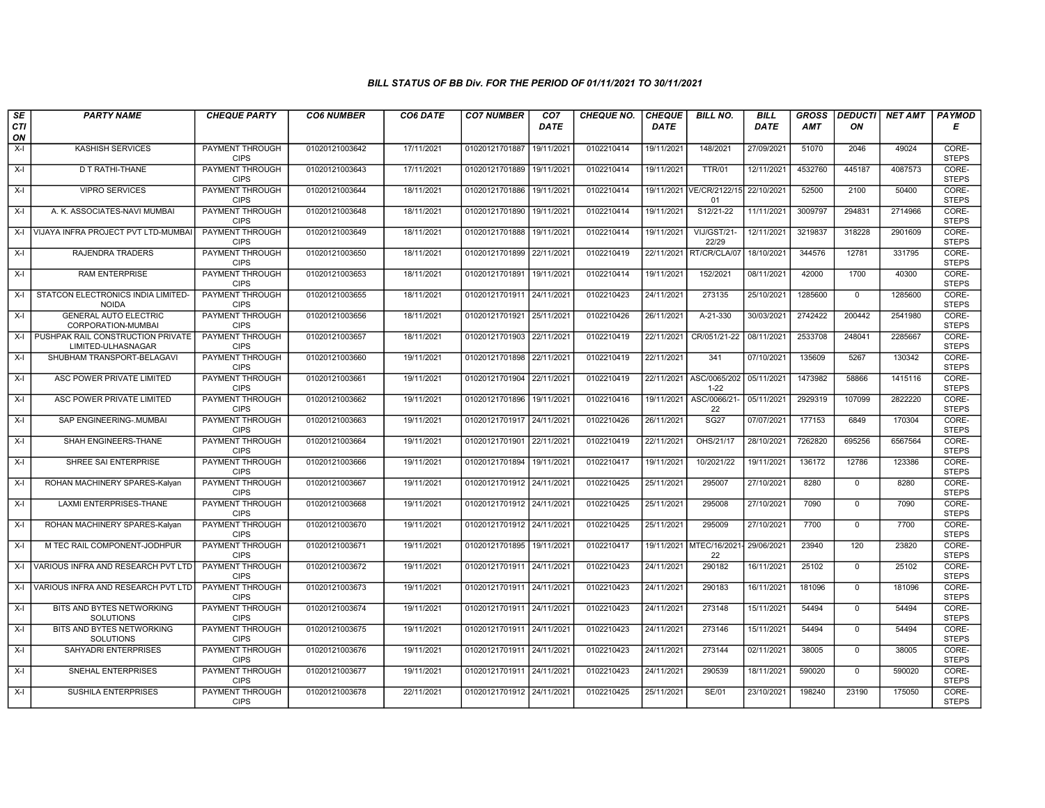*BILL STATUS OF BB Div. FOR THE PERIOD OF 01/11/2021 TO 30/11/2021*

| SECTION | PARTY NAME | CHEQUE PARTY | CO6 NUMBER | CO6 DATE | CO7 NUMBER | CO7 DATE | CHEQUE NO. | CHEQUE DATE | BILL NO. | BILL DATE | GROSS AMT | DEDUCTION | NET AMT | PAYMODE |
|---|---|---|---|---|---|---|---|---|---|---|---|---|---|---|
| X-I | KASHISH SERVICES | PAYMENT THROUGH CIPS | 01020121003642 | 17/11/2021 | 01020121701887 | 19/11/2021 | 0102210414 | 19/11/2021 | 148/2021 | 27/09/2021 | 51070 | 2046 | 49024 | CORE-STEPS |
| X-I | D T RATHI-THANE | PAYMENT THROUGH CIPS | 01020121003643 | 17/11/2021 | 01020121701889 | 19/11/2021 | 0102210414 | 19/11/2021 | TTR/01 | 12/11/2021 | 4532760 | 445187 | 4087573 | CORE-STEPS |
| X-I | VIPRO SERVICES | PAYMENT THROUGH CIPS | 01020121003644 | 18/11/2021 | 01020121701886 | 19/11/2021 | 0102210414 | 19/11/2021 | VE/CR/2122/15 01 | 22/10/2021 | 52500 | 2100 | 50400 | CORE-STEPS |
| X-I | A. K. ASSOCIATES-NAVI MUMBAI | PAYMENT THROUGH CIPS | 01020121003648 | 18/11/2021 | 01020121701890 | 19/11/2021 | 0102210414 | 19/11/2021 | S12/21-22 | 11/11/2021 | 3009797 | 294831 | 2714966 | CORE-STEPS |
| X-I | VIJAYA INFRA PROJECT PVT LTD-MUMBAI | PAYMENT THROUGH CIPS | 01020121003649 | 18/11/2021 | 01020121701888 | 19/11/2021 | 0102210414 | 19/11/2021 | VIJ/GST/21-22/29 | 12/11/2021 | 3219837 | 318228 | 2901609 | CORE-STEPS |
| X-I | RAJENDRA TRADERS | PAYMENT THROUGH CIPS | 01020121003650 | 18/11/2021 | 01020121701899 | 22/11/2021 | 0102210419 | 22/11/2021 | RT/CR/CLA/07 | 18/10/2021 | 344576 | 12781 | 331795 | CORE-STEPS |
| X-I | RAM ENTERPRISE | PAYMENT THROUGH CIPS | 01020121003653 | 18/11/2021 | 01020121701891 | 19/11/2021 | 0102210414 | 19/11/2021 | 152/2021 | 08/11/2021 | 42000 | 1700 | 40300 | CORE-STEPS |
| X-I | STATCON ELECTRONICS INDIA LIMITED-NOIDA | PAYMENT THROUGH CIPS | 01020121003655 | 18/11/2021 | 01020121701911 | 24/11/2021 | 0102210423 | 24/11/2021 | 273135 | 25/10/2021 | 1285600 | 0 | 1285600 | CORE-STEPS |
| X-I | GENERAL AUTO ELECTRIC CORPORATION-MUMBAI | PAYMENT THROUGH CIPS | 01020121003656 | 18/11/2021 | 01020121701921 | 25/11/2021 | 0102210426 | 26/11/2021 | A-21-330 | 30/03/2021 | 2742422 | 200442 | 2541980 | CORE-STEPS |
| X-I | PUSHPAK RAIL CONSTRUCTION PRIVATE LIMITED-ULHASNAGAR | PAYMENT THROUGH CIPS | 01020121003657 | 18/11/2021 | 01020121701903 | 22/11/2021 | 0102210419 | 22/11/2021 | CR/051/21-22 | 08/11/2021 | 2533708 | 248041 | 2285667 | CORE-STEPS |
| X-I | SHUBHAM TRANSPORT-BELAGAVI | PAYMENT THROUGH CIPS | 01020121003660 | 19/11/2021 | 01020121701898 | 22/11/2021 | 0102210419 | 22/11/2021 | 341 | 07/10/2021 | 135609 | 5267 | 130342 | CORE-STEPS |
| X-I | ASC POWER PRIVATE LIMITED | PAYMENT THROUGH CIPS | 01020121003661 | 19/11/2021 | 01020121701904 | 22/11/2021 | 0102210419 | 22/11/2021 | ASC/0065/202 1-22 | 05/11/2021 | 1473982 | 58866 | 1415116 | CORE-STEPS |
| X-I | ASC POWER PRIVATE LIMITED | PAYMENT THROUGH CIPS | 01020121003662 | 19/11/2021 | 01020121701896 | 19/11/2021 | 0102210416 | 19/11/2021 | ASC/0066/21-22 | 05/11/2021 | 2929319 | 107099 | 2822220 | CORE-STEPS |
| X-I | SAP ENGINEERING-.MUMBAI | PAYMENT THROUGH CIPS | 01020121003663 | 19/11/2021 | 01020121701917 | 24/11/2021 | 0102210426 | 26/11/2021 | SG27 | 07/07/2021 | 177153 | 6849 | 170304 | CORE-STEPS |
| X-I | SHAH ENGINEERS-THANE | PAYMENT THROUGH CIPS | 01020121003664 | 19/11/2021 | 01020121701901 | 22/11/2021 | 0102210419 | 22/11/2021 | OHS/21/17 | 28/10/2021 | 7262820 | 695256 | 6567564 | CORE-STEPS |
| X-I | SHREE SAI ENTERPRISE | PAYMENT THROUGH CIPS | 01020121003666 | 19/11/2021 | 01020121701894 | 19/11/2021 | 0102210417 | 19/11/2021 | 10/2021/22 | 19/11/2021 | 136172 | 12786 | 123386 | CORE-STEPS |
| X-I | ROHAN MACHINERY SPARES-Kalyan | PAYMENT THROUGH CIPS | 01020121003667 | 19/11/2021 | 01020121701912 | 24/11/2021 | 0102210425 | 25/11/2021 | 295007 | 27/10/2021 | 8280 | 0 | 8280 | CORE-STEPS |
| X-I | LAXMI ENTERPRISES-THANE | PAYMENT THROUGH CIPS | 01020121003668 | 19/11/2021 | 01020121701912 | 24/11/2021 | 0102210425 | 25/11/2021 | 295008 | 27/10/2021 | 7090 | 0 | 7090 | CORE-STEPS |
| X-I | ROHAN MACHINERY SPARES-Kalyan | PAYMENT THROUGH CIPS | 01020121003670 | 19/11/2021 | 01020121701912 | 24/11/2021 | 0102210425 | 25/11/2021 | 295009 | 27/10/2021 | 7700 | 0 | 7700 | CORE-STEPS |
| X-I | M TEC RAIL COMPONENT-JODHPUR | PAYMENT THROUGH CIPS | 01020121003671 | 19/11/2021 | 01020121701895 | 19/11/2021 | 0102210417 | 19/11/2021 | MTEC/16/2021-22 | 29/06/2021 | 23940 | 120 | 23820 | CORE-STEPS |
| X-I | VARIOUS INFRA AND RESEARCH PVT LTD | PAYMENT THROUGH CIPS | 01020121003672 | 19/11/2021 | 01020121701911 | 24/11/2021 | 0102210423 | 24/11/2021 | 290182 | 16/11/2021 | 25102 | 0 | 25102 | CORE-STEPS |
| X-I | VARIOUS INFRA AND RESEARCH PVT LTD | PAYMENT THROUGH CIPS | 01020121003673 | 19/11/2021 | 01020121701911 | 24/11/2021 | 0102210423 | 24/11/2021 | 290183 | 16/11/2021 | 181096 | 0 | 181096 | CORE-STEPS |
| X-I | BITS AND BYTES NETWORKING SOLUTIONS | PAYMENT THROUGH CIPS | 01020121003674 | 19/11/2021 | 01020121701911 | 24/11/2021 | 0102210423 | 24/11/2021 | 273148 | 15/11/2021 | 54494 | 0 | 54494 | CORE-STEPS |
| X-I | BITS AND BYTES NETWORKING SOLUTIONS | PAYMENT THROUGH CIPS | 01020121003675 | 19/11/2021 | 01020121701911 | 24/11/2021 | 0102210423 | 24/11/2021 | 273146 | 15/11/2021 | 54494 | 0 | 54494 | CORE-STEPS |
| X-I | SAHYADRI ENTERPRISES | PAYMENT THROUGH CIPS | 01020121003676 | 19/11/2021 | 01020121701911 | 24/11/2021 | 0102210423 | 24/11/2021 | 273144 | 02/11/2021 | 38005 | 0 | 38005 | CORE-STEPS |
| X-I | SNEHAL ENTERPRISES | PAYMENT THROUGH CIPS | 01020121003677 | 19/11/2021 | 01020121701911 | 24/11/2021 | 0102210423 | 24/11/2021 | 290539 | 18/11/2021 | 590020 | 0 | 590020 | CORE-STEPS |
| X-I | SUSHILA ENTERPRISES | PAYMENT THROUGH CIPS | 01020121003678 | 22/11/2021 | 01020121701912 | 24/11/2021 | 0102210425 | 25/11/2021 | SE/01 | 23/10/2021 | 198240 | 23190 | 175050 | CORE-STEPS |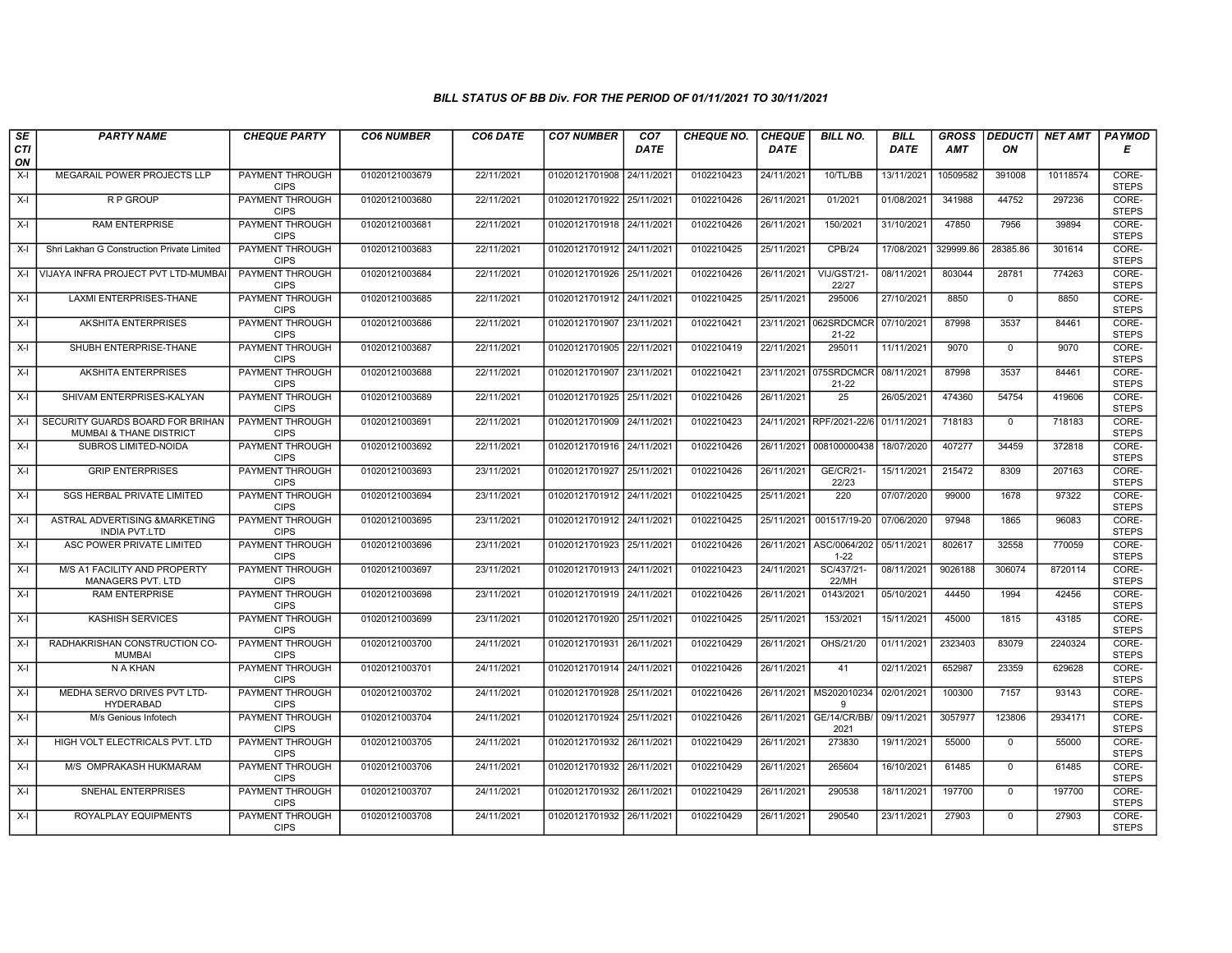*BILL STATUS OF BB Div. FOR THE PERIOD OF 01/11/2021 TO 30/11/2021*

| SECTION | PARTY NAME | CHEQUE PARTY | CO6 NUMBER | CO6 DATE | CO7 NUMBER | CO7 DATE | CHEQUE NO. | CHEQUE DATE | BILL NO. | BILL DATE | GROSS AMT | DEDUCTION | NET AMT | PAYMODE |
|---|---|---|---|---|---|---|---|---|---|---|---|---|---|---|
| X-I | MEGARAIL POWER PROJECTS LLP | PAYMENT THROUGH CIPS | 01020121003679 | 22/11/2021 | 01020121701908 | 24/11/2021 | 0102210423 | 24/11/2021 | 10/TL/BB | 13/11/2021 | 10509582 | 391008 | 10118574 | CORE-STEPS |
| X-I | R P GROUP | PAYMENT THROUGH CIPS | 01020121003680 | 22/11/2021 | 01020121701922 | 25/11/2021 | 0102210426 | 26/11/2021 | 01/2021 | 01/08/2021 | 341988 | 44752 | 297236 | CORE-STEPS |
| X-I | RAM ENTERPRISE | PAYMENT THROUGH CIPS | 01020121003681 | 22/11/2021 | 01020121701918 | 24/11/2021 | 0102210426 | 26/11/2021 | 150/2021 | 31/10/2021 | 47850 | 7956 | 39894 | CORE-STEPS |
| X-I | Shri Lakhan G Construction Private Limited | PAYMENT THROUGH CIPS | 01020121003683 | 22/11/2021 | 01020121701912 | 24/11/2021 | 0102210425 | 25/11/2021 | CPB/24 | 17/08/2021 | 329999.86 | 28385.86 | 301614 | CORE-STEPS |
| X-I | VIJAYA INFRA PROJECT PVT LTD-MUMBAI | PAYMENT THROUGH CIPS | 01020121003684 | 22/11/2021 | 01020121701926 | 25/11/2021 | 0102210426 | 26/11/2021 | VIJ/GST/21-22/27 | 08/11/2021 | 803044 | 28781 | 774263 | CORE-STEPS |
| X-I | LAXMI ENTERPRISES-THANE | PAYMENT THROUGH CIPS | 01020121003685 | 22/11/2021 | 01020121701912 | 24/11/2021 | 0102210425 | 25/11/2021 | 295006 | 27/10/2021 | 8850 | 0 | 8850 | CORE-STEPS |
| X-I | AKSHITA ENTERPRISES | PAYMENT THROUGH CIPS | 01020121003686 | 22/11/2021 | 01020121701907 | 23/11/2021 | 0102210421 | 23/11/2021 | 062SRDCMCR 21-22 | 07/10/2021 | 87998 | 3537 | 84461 | CORE-STEPS |
| X-I | SHUBH ENTERPRISE-THANE | PAYMENT THROUGH CIPS | 01020121003687 | 22/11/2021 | 01020121701905 | 22/11/2021 | 0102210419 | 22/11/2021 | 295011 | 11/11/2021 | 9070 | 0 | 9070 | CORE-STEPS |
| X-I | AKSHITA ENTERPRISES | PAYMENT THROUGH CIPS | 01020121003688 | 22/11/2021 | 01020121701907 | 23/11/2021 | 0102210421 | 23/11/2021 | 075SRDCMCR 21-22 | 08/11/2021 | 87998 | 3537 | 84461 | CORE-STEPS |
| X-I | SHIVAM ENTERPRISES-KALYAN | PAYMENT THROUGH CIPS | 01020121003689 | 22/11/2021 | 01020121701925 | 25/11/2021 | 0102210426 | 26/11/2021 | 25 | 26/05/2021 | 474360 | 54754 | 419606 | CORE-STEPS |
| X-I | SECURITY GUARDS BOARD FOR BRIHAN MUMBAI & THANE DISTRICT | PAYMENT THROUGH CIPS | 01020121003691 | 22/11/2021 | 01020121701909 | 24/11/2021 | 0102210423 | 24/11/2021 | RPF/2021-22/6 | 01/11/2021 | 718183 | 0 | 718183 | CORE-STEPS |
| X-I | SUBROS LIMITED-NOIDA | PAYMENT THROUGH CIPS | 01020121003692 | 22/11/2021 | 01020121701916 | 24/11/2021 | 0102210426 | 26/11/2021 | 008100000438 | 18/07/2020 | 407277 | 34459 | 372818 | CORE-STEPS |
| X-I | GRIP ENTERPRISES | PAYMENT THROUGH CIPS | 01020121003693 | 23/11/2021 | 01020121701927 | 25/11/2021 | 0102210426 | 26/11/2021 | GE/CR/21-22/23 | 15/11/2021 | 215472 | 8309 | 207163 | CORE-STEPS |
| X-I | SGS HERBAL PRIVATE LIMITED | PAYMENT THROUGH CIPS | 01020121003694 | 23/11/2021 | 01020121701912 | 24/11/2021 | 0102210425 | 25/11/2021 | 220 | 07/07/2020 | 99000 | 1678 | 97322 | CORE-STEPS |
| X-I | ASTRAL ADVERTISING &MARKETING INDIA PVT.LTD | PAYMENT THROUGH CIPS | 01020121003695 | 23/11/2021 | 01020121701912 | 24/11/2021 | 0102210425 | 25/11/2021 | 001517/19-20 | 07/06/2020 | 97948 | 1865 | 96083 | CORE-STEPS |
| X-I | ASC POWER PRIVATE LIMITED | PAYMENT THROUGH CIPS | 01020121003696 | 23/11/2021 | 01020121701923 | 25/11/2021 | 0102210426 | 26/11/2021 | ASC/0064/2021-22 | 05/11/2021 | 802617 | 32558 | 770059 | CORE-STEPS |
| X-I | M/S A1 FACILITY AND PROPERTY MANAGERS PVT. LTD | PAYMENT THROUGH CIPS | 01020121003697 | 23/11/2021 | 01020121701913 | 24/11/2021 | 0102210423 | 24/11/2021 | SC/437/21-22/MH | 08/11/2021 | 9026188 | 306074 | 8720114 | CORE-STEPS |
| X-I | RAM ENTERPRISE | PAYMENT THROUGH CIPS | 01020121003698 | 23/11/2021 | 01020121701919 | 24/11/2021 | 0102210426 | 26/11/2021 | 0143/2021 | 05/10/2021 | 44450 | 1994 | 42456 | CORE-STEPS |
| X-I | KASHISH SERVICES | PAYMENT THROUGH CIPS | 01020121003699 | 23/11/2021 | 01020121701920 | 25/11/2021 | 0102210425 | 25/11/2021 | 153/2021 | 15/11/2021 | 45000 | 1815 | 43185 | CORE-STEPS |
| X-I | RADHAKRISHAN CONSTRUCTION CO-MUMBAI | PAYMENT THROUGH CIPS | 01020121003700 | 24/11/2021 | 01020121701931 | 26/11/2021 | 0102210429 | 26/11/2021 | OHS/21/20 | 01/11/2021 | 2323403 | 83079 | 2240324 | CORE-STEPS |
| X-I | N A KHAN | PAYMENT THROUGH CIPS | 01020121003701 | 24/11/2021 | 01020121701914 | 24/11/2021 | 0102210426 | 26/11/2021 | 41 | 02/11/2021 | 652987 | 23359 | 629628 | CORE-STEPS |
| X-I | MEDHA SERVO DRIVES PVT LTD-HYDERABAD | PAYMENT THROUGH CIPS | 01020121003702 | 24/11/2021 | 01020121701928 | 25/11/2021 | 0102210426 | 26/11/2021 | MS2020102349 | 02/01/2021 | 100300 | 7157 | 93143 | CORE-STEPS |
| X-I | M/s Genious Infotech | PAYMENT THROUGH CIPS | 01020121003704 | 24/11/2021 | 01020121701924 | 25/11/2021 | 0102210426 | 26/11/2021 | GE/14/CR/BB/2021 | 09/11/2021 | 3057977 | 123806 | 2934171 | CORE-STEPS |
| X-I | HIGH VOLT ELECTRICALS PVT. LTD | PAYMENT THROUGH CIPS | 01020121003705 | 24/11/2021 | 01020121701932 | 26/11/2021 | 0102210429 | 26/11/2021 | 273830 | 19/11/2021 | 55000 | 0 | 55000 | CORE-STEPS |
| X-I | M/S OMPRAKASH HUKMARAM | PAYMENT THROUGH CIPS | 01020121003706 | 24/11/2021 | 01020121701932 | 26/11/2021 | 0102210429 | 26/11/2021 | 265604 | 16/10/2021 | 61485 | 0 | 61485 | CORE-STEPS |
| X-I | SNEHAL ENTERPRISES | PAYMENT THROUGH CIPS | 01020121003707 | 24/11/2021 | 01020121701932 | 26/11/2021 | 0102210429 | 26/11/2021 | 290538 | 18/11/2021 | 197700 | 0 | 197700 | CORE-STEPS |
| X-I | ROYALPLAY EQUIPMENTS | PAYMENT THROUGH CIPS | 01020121003708 | 24/11/2021 | 01020121701932 | 26/11/2021 | 0102210429 | 26/11/2021 | 290540 | 23/11/2021 | 27903 | 0 | 27903 | CORE-STEPS |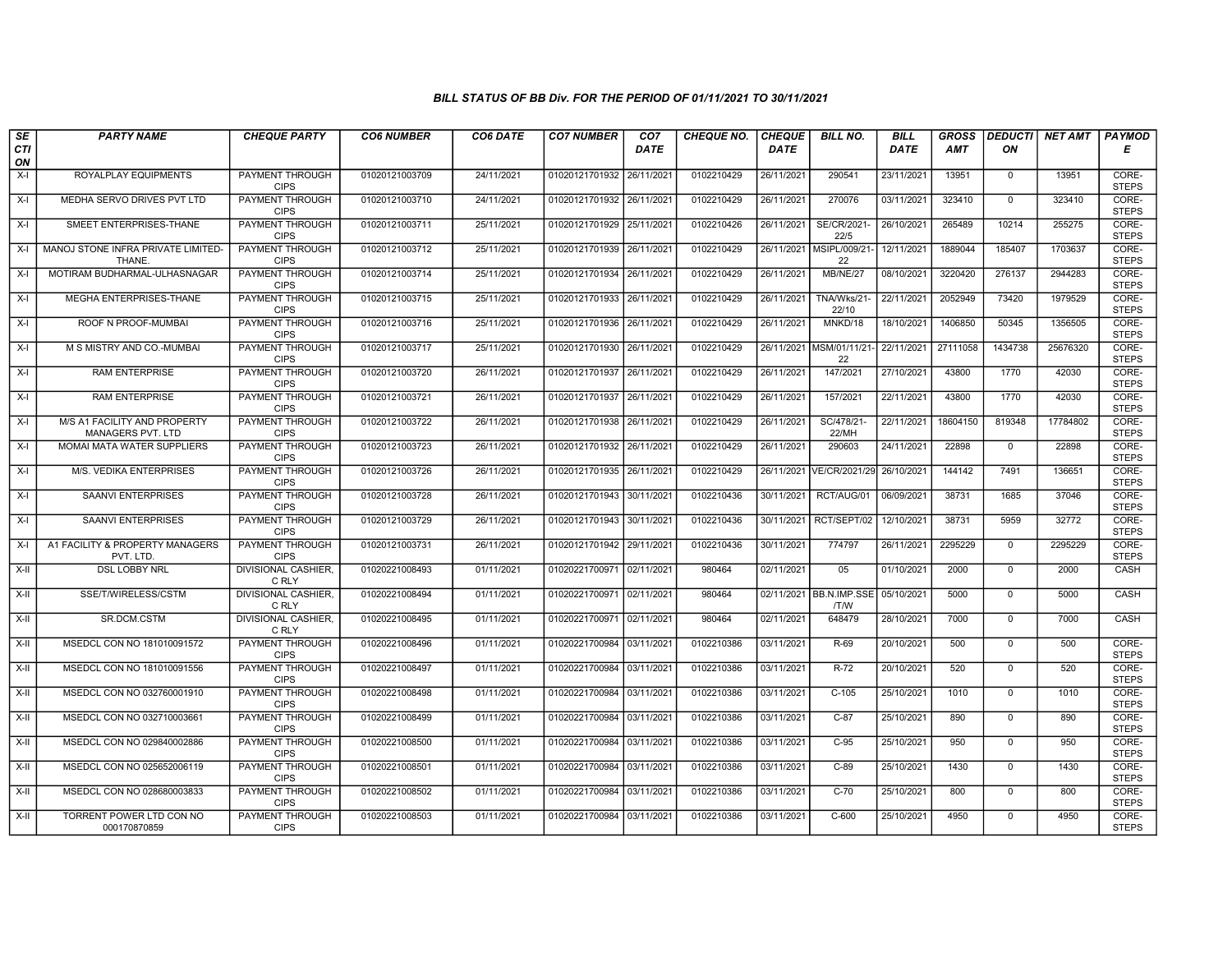### BILL STATUS OF BB Div. FOR THE PERIOD OF 01/11/2021 TO 30/11/2021

| SECTION | PARTY NAME | CHEQUE PARTY | CO6 NUMBER | CO6 DATE | CO7 NUMBER | CO7 DATE | CHEQUE NO. | CHEQUE DATE | BILL NO. | BILL DATE | GROSS AMT | DEDUCTION | NET AMT | PAYMODE |
|---|---|---|---|---|---|---|---|---|---|---|---|---|---|---|
| X-I | ROYALPLAY EQUIPMENTS | PAYMENT THROUGH CIPS | 01020121003709 | 24/11/2021 | 01020121701932 | 26/11/2021 | 0102210429 | 26/11/2021 | 290541 | 23/11/2021 | 13951 | 0 | 13951 | CORE-STEPS |
| X-I | MEDHA SERVO DRIVES PVT LTD | PAYMENT THROUGH CIPS | 01020121003710 | 24/11/2021 | 01020121701932 | 26/11/2021 | 0102210429 | 26/11/2021 | 270076 | 03/11/2021 | 323410 | 0 | 323410 | CORE-STEPS |
| X-I | SMEET ENTERPRISES-THANE | PAYMENT THROUGH CIPS | 01020121003711 | 25/11/2021 | 01020121701929 | 25/11/2021 | 0102210426 | 26/11/2021 | SE/CR/2021-22/5 | 26/10/2021 | 265489 | 10214 | 255275 | CORE-STEPS |
| X-I | MANOJ STONE INFRA PRIVATE LIMITED-THANE. | PAYMENT THROUGH CIPS | 01020121003712 | 25/11/2021 | 01020121701939 | 26/11/2021 | 0102210429 | 26/11/2021 | MSIPL/009/21-22 | 12/11/2021 | 1889044 | 185407 | 1703637 | CORE-STEPS |
| X-I | MOTIRAM BUDHARMAL-ULHASNAGAR | PAYMENT THROUGH CIPS | 01020121003714 | 25/11/2021 | 01020121701934 | 26/11/2021 | 0102210429 | 26/11/2021 | MB/NE/27 | 08/10/2021 | 3220420 | 276137 | 2944283 | CORE-STEPS |
| X-I | MEGHA ENTERPRISES-THANE | PAYMENT THROUGH CIPS | 01020121003715 | 25/11/2021 | 01020121701933 | 26/11/2021 | 0102210429 | 26/11/2021 | TNA/Wks/21-22/10 | 22/11/2021 | 2052949 | 73420 | 1979529 | CORE-STEPS |
| X-I | ROOF N PROOF-MUMBAI | PAYMENT THROUGH CIPS | 01020121003716 | 25/11/2021 | 01020121701936 | 26/11/2021 | 0102210429 | 26/11/2021 | MNKD/18 | 18/10/2021 | 1406850 | 50345 | 1356505 | CORE-STEPS |
| X-I | M S MISTRY AND CO.-MUMBAI | PAYMENT THROUGH CIPS | 01020121003717 | 25/11/2021 | 01020121701930 | 26/11/2021 | 0102210429 | 26/11/2021 | MSM/01/11/21-22 | 22/11/2021 | 27111058 | 1434738 | 25676320 | CORE-STEPS |
| X-I | RAM ENTERPRISE | PAYMENT THROUGH CIPS | 01020121003720 | 26/11/2021 | 01020121701937 | 26/11/2021 | 0102210429 | 26/11/2021 | 147/2021 | 27/10/2021 | 43800 | 1770 | 42030 | CORE-STEPS |
| X-I | RAM ENTERPRISE | PAYMENT THROUGH CIPS | 01020121003721 | 26/11/2021 | 01020121701937 | 26/11/2021 | 0102210429 | 26/11/2021 | 157/2021 | 22/11/2021 | 43800 | 1770 | 42030 | CORE-STEPS |
| X-I | M/S A1 FACILITY AND PROPERTY MANAGERS PVT. LTD | PAYMENT THROUGH CIPS | 01020121003722 | 26/11/2021 | 01020121701938 | 26/11/2021 | 0102210429 | 26/11/2021 | SC/478/21-22/MH | 22/11/2021 | 18604150 | 819348 | 17784802 | CORE-STEPS |
| X-I | MOMAI MATA WATER SUPPLIERS | PAYMENT THROUGH CIPS | 01020121003723 | 26/11/2021 | 01020121701932 | 26/11/2021 | 0102210429 | 26/11/2021 | 290603 | 24/11/2021 | 22898 | 0 | 22898 | CORE-STEPS |
| X-I | M/S. VEDIKA ENTERPRISES | PAYMENT THROUGH CIPS | 01020121003726 | 26/11/2021 | 01020121701935 | 26/11/2021 | 0102210429 | 26/11/2021 | VE/CR/2021/29 | 26/10/2021 | 144142 | 7491 | 136651 | CORE-STEPS |
| X-I | SAANVI ENTERPRISES | PAYMENT THROUGH CIPS | 01020121003728 | 26/11/2021 | 01020121701943 | 30/11/2021 | 0102210436 | 30/11/2021 | RCT/AUG/01 | 06/09/2021 | 38731 | 1685 | 37046 | CORE-STEPS |
| X-I | SAANVI ENTERPRISES | PAYMENT THROUGH CIPS | 01020121003729 | 26/11/2021 | 01020121701943 | 30/11/2021 | 0102210436 | 30/11/2021 | RCT/SEPT/02 | 12/10/2021 | 38731 | 5959 | 32772 | CORE-STEPS |
| X-I | A1 FACILITY & PROPERTY MANAGERS PVT. LTD. | PAYMENT THROUGH CIPS | 01020121003731 | 26/11/2021 | 01020121701942 | 29/11/2021 | 0102210436 | 30/11/2021 | 774797 | 26/11/2021 | 2295229 | 0 | 2295229 | CORE-STEPS |
| X-II | DSL LOBBY NRL | DIVISIONAL CASHIER, C RLY | 01020221008493 | 01/11/2021 | 01020221700971 | 02/11/2021 | 980464 | 02/11/2021 | 05 | 01/10/2021 | 2000 | 0 | 2000 | CASH |
| X-II | SSE/T/WIRELESS/CSTM | DIVISIONAL CASHIER, C RLY | 01020221008494 | 01/11/2021 | 01020221700971 | 02/11/2021 | 980464 | 02/11/2021 | BB.N.IMP.SSE/T/W | 05/10/2021 | 5000 | 0 | 5000 | CASH |
| X-II | SR.DCM.CSTM | DIVISIONAL CASHIER, C RLY | 01020221008495 | 01/11/2021 | 01020221700971 | 02/11/2021 | 980464 | 02/11/2021 | 648479 | 28/10/2021 | 7000 | 0 | 7000 | CASH |
| X-II | MSEDCL CON NO 181010091572 | PAYMENT THROUGH CIPS | 01020221008496 | 01/11/2021 | 01020221700984 | 03/11/2021 | 0102210386 | 03/11/2021 | R-69 | 20/10/2021 | 500 | 0 | 500 | CORE-STEPS |
| X-II | MSEDCL CON NO 181010091556 | PAYMENT THROUGH CIPS | 01020221008497 | 01/11/2021 | 01020221700984 | 03/11/2021 | 0102210386 | 03/11/2021 | R-72 | 20/10/2021 | 520 | 0 | 520 | CORE-STEPS |
| X-II | MSEDCL CON NO 032760001910 | PAYMENT THROUGH CIPS | 01020221008498 | 01/11/2021 | 01020221700984 | 03/11/2021 | 0102210386 | 03/11/2021 | C-105 | 25/10/2021 | 1010 | 0 | 1010 | CORE-STEPS |
| X-II | MSEDCL CON NO 032710003661 | PAYMENT THROUGH CIPS | 01020221008499 | 01/11/2021 | 01020221700984 | 03/11/2021 | 0102210386 | 03/11/2021 | C-87 | 25/10/2021 | 890 | 0 | 890 | CORE-STEPS |
| X-II | MSEDCL CON NO 029840002886 | PAYMENT THROUGH CIPS | 01020221008500 | 01/11/2021 | 01020221700984 | 03/11/2021 | 0102210386 | 03/11/2021 | C-95 | 25/10/2021 | 950 | 0 | 950 | CORE-STEPS |
| X-II | MSEDCL CON NO 025652006119 | PAYMENT THROUGH CIPS | 01020221008501 | 01/11/2021 | 01020221700984 | 03/11/2021 | 0102210386 | 03/11/2021 | C-89 | 25/10/2021 | 1430 | 0 | 1430 | CORE-STEPS |
| X-II | MSEDCL CON NO 028680003833 | PAYMENT THROUGH CIPS | 01020221008502 | 01/11/2021 | 01020221700984 | 03/11/2021 | 0102210386 | 03/11/2021 | C-70 | 25/10/2021 | 800 | 0 | 800 | CORE-STEPS |
| X-II | TORRENT POWER LTD CON NO 000170870859 | PAYMENT THROUGH CIPS | 01020221008503 | 01/11/2021 | 01020221700984 | 03/11/2021 | 0102210386 | 03/11/2021 | C-600 | 25/10/2021 | 4950 | 0 | 4950 | CORE-STEPS |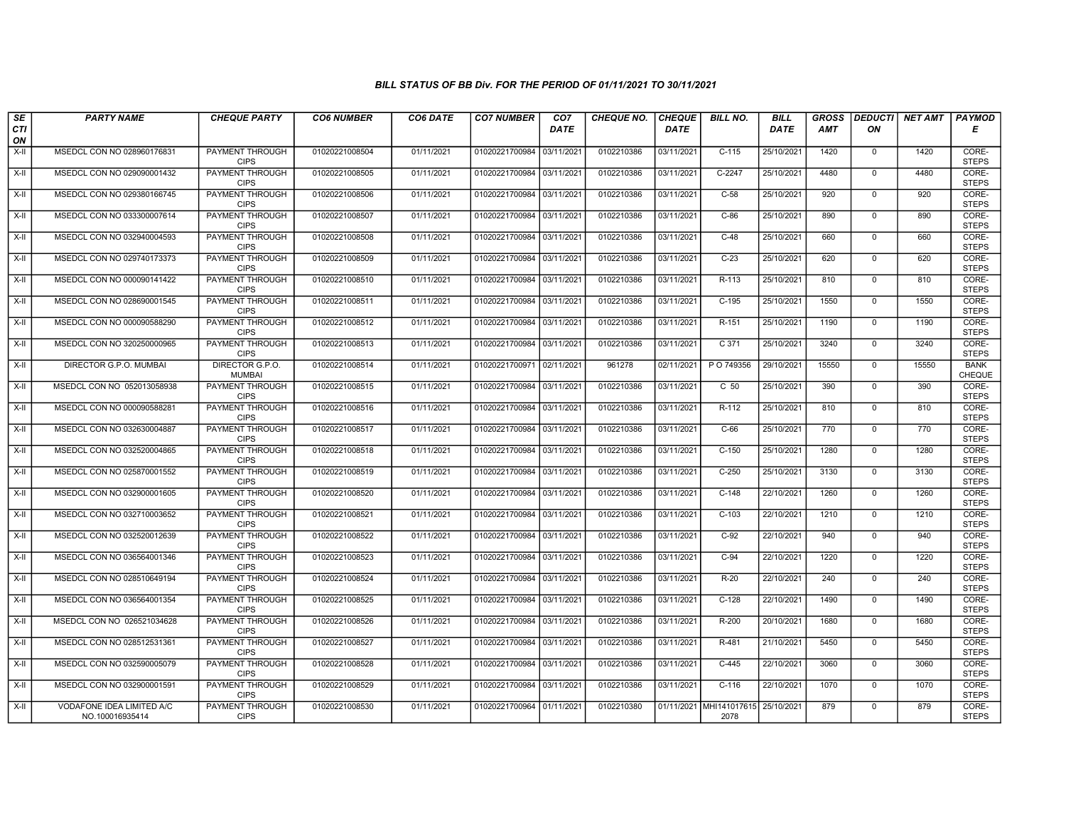### BILL STATUS OF BB Div. FOR THE PERIOD OF 01/11/2021 TO 30/11/2021

| SECTION | PARTY NAME | CHEQUE PARTY | CO6 NUMBER | CO6 DATE | CO7 NUMBER | CO7 DATE | CHEQUE NO. | CHEQUE DATE | BILL NO. | BILL DATE | GROSS AMT | DEDUCTION | NET AMT | PAYMODE |
|---|---|---|---|---|---|---|---|---|---|---|---|---|---|---|
| X-II | MSEDCL CON NO 028960176831 | PAYMENT THROUGH CIPS | 01020221008504 | 01/11/2021 | 01020221700984 | 03/11/2021 | 0102210386 | 03/11/2021 | C-115 | 25/10/2021 | 1420 | 0 | 1420 | CORE-STEPS |
| X-II | MSEDCL CON NO 029090001432 | PAYMENT THROUGH CIPS | 01020221008505 | 01/11/2021 | 01020221700984 | 03/11/2021 | 0102210386 | 03/11/2021 | C-2247 | 25/10/2021 | 4480 | 0 | 4480 | CORE-STEPS |
| X-II | MSEDCL CON NO 029380166745 | PAYMENT THROUGH CIPS | 01020221008506 | 01/11/2021 | 01020221700984 | 03/11/2021 | 0102210386 | 03/11/2021 | C-58 | 25/10/2021 | 920 | 0 | 920 | CORE-STEPS |
| X-II | MSEDCL CON NO 033300007614 | PAYMENT THROUGH CIPS | 01020221008507 | 01/11/2021 | 01020221700984 | 03/11/2021 | 0102210386 | 03/11/2021 | C-86 | 25/10/2021 | 890 | 0 | 890 | CORE-STEPS |
| X-II | MSEDCL CON NO 032940004593 | PAYMENT THROUGH CIPS | 01020221008508 | 01/11/2021 | 01020221700984 | 03/11/2021 | 0102210386 | 03/11/2021 | C-48 | 25/10/2021 | 660 | 0 | 660 | CORE-STEPS |
| X-II | MSEDCL CON NO 029740173373 | PAYMENT THROUGH CIPS | 01020221008509 | 01/11/2021 | 01020221700984 | 03/11/2021 | 0102210386 | 03/11/2021 | C-23 | 25/10/2021 | 620 | 0 | 620 | CORE-STEPS |
| X-II | MSEDCL CON NO 000090141422 | PAYMENT THROUGH CIPS | 01020221008510 | 01/11/2021 | 01020221700984 | 03/11/2021 | 0102210386 | 03/11/2021 | R-113 | 25/10/2021 | 810 | 0 | 810 | CORE-STEPS |
| X-II | MSEDCL CON NO 028690001545 | PAYMENT THROUGH CIPS | 01020221008511 | 01/11/2021 | 01020221700984 | 03/11/2021 | 0102210386 | 03/11/2021 | C-195 | 25/10/2021 | 1550 | 0 | 1550 | CORE-STEPS |
| X-II | MSEDCL CON NO 000090588290 | PAYMENT THROUGH CIPS | 01020221008512 | 01/11/2021 | 01020221700984 | 03/11/2021 | 0102210386 | 03/11/2021 | R-151 | 25/10/2021 | 1190 | 0 | 1190 | CORE-STEPS |
| X-II | MSEDCL CON NO 320250000965 | PAYMENT THROUGH CIPS | 01020221008513 | 01/11/2021 | 01020221700984 | 03/11/2021 | 0102210386 | 03/11/2021 | C 371 | 25/10/2021 | 3240 | 0 | 3240 | CORE-STEPS |
| X-II | DIRECTOR G.P.O. MUMBAI | DIRECTOR G.P.O. MUMBAI | 01020221008514 | 01/11/2021 | 01020221700971 | 02/11/2021 | 961278 | 02/11/2021 | P O 749356 | 29/10/2021 | 15550 | 0 | 15550 | BANK CHEQUE |
| X-II | MSEDCL CON NO 052013058938 | PAYMENT THROUGH CIPS | 01020221008515 | 01/11/2021 | 01020221700984 | 03/11/2021 | 0102210386 | 03/11/2021 | C 50 | 25/10/2021 | 390 | 0 | 390 | CORE-STEPS |
| X-II | MSEDCL CON NO 000090588281 | PAYMENT THROUGH CIPS | 01020221008516 | 01/11/2021 | 01020221700984 | 03/11/2021 | 0102210386 | 03/11/2021 | R-112 | 25/10/2021 | 810 | 0 | 810 | CORE-STEPS |
| X-II | MSEDCL CON NO 032630004887 | PAYMENT THROUGH CIPS | 01020221008517 | 01/11/2021 | 01020221700984 | 03/11/2021 | 0102210386 | 03/11/2021 | C-66 | 25/10/2021 | 770 | 0 | 770 | CORE-STEPS |
| X-II | MSEDCL CON NO 032520004865 | PAYMENT THROUGH CIPS | 01020221008518 | 01/11/2021 | 01020221700984 | 03/11/2021 | 0102210386 | 03/11/2021 | C-150 | 25/10/2021 | 1280 | 0 | 1280 | CORE-STEPS |
| X-II | MSEDCL CON NO 025870001552 | PAYMENT THROUGH CIPS | 01020221008519 | 01/11/2021 | 01020221700984 | 03/11/2021 | 0102210386 | 03/11/2021 | C-250 | 25/10/2021 | 3130 | 0 | 3130 | CORE-STEPS |
| X-II | MSEDCL CON NO 032900001605 | PAYMENT THROUGH CIPS | 01020221008520 | 01/11/2021 | 01020221700984 | 03/11/2021 | 0102210386 | 03/11/2021 | C-148 | 22/10/2021 | 1260 | 0 | 1260 | CORE-STEPS |
| X-II | MSEDCL CON NO 032710003652 | PAYMENT THROUGH CIPS | 01020221008521 | 01/11/2021 | 01020221700984 | 03/11/2021 | 0102210386 | 03/11/2021 | C-103 | 22/10/2021 | 1210 | 0 | 1210 | CORE-STEPS |
| X-II | MSEDCL CON NO 032520012639 | PAYMENT THROUGH CIPS | 01020221008522 | 01/11/2021 | 01020221700984 | 03/11/2021 | 0102210386 | 03/11/2021 | C-92 | 22/10/2021 | 940 | 0 | 940 | CORE-STEPS |
| X-II | MSEDCL CON NO 036564001346 | PAYMENT THROUGH CIPS | 01020221008523 | 01/11/2021 | 01020221700984 | 03/11/2021 | 0102210386 | 03/11/2021 | C-94 | 22/10/2021 | 1220 | 0 | 1220 | CORE-STEPS |
| X-II | MSEDCL CON NO 028510649194 | PAYMENT THROUGH CIPS | 01020221008524 | 01/11/2021 | 01020221700984 | 03/11/2021 | 0102210386 | 03/11/2021 | R-20 | 22/10/2021 | 240 | 0 | 240 | CORE-STEPS |
| X-II | MSEDCL CON NO 036564001354 | PAYMENT THROUGH CIPS | 01020221008525 | 01/11/2021 | 01020221700984 | 03/11/2021 | 0102210386 | 03/11/2021 | C-128 | 22/10/2021 | 1490 | 0 | 1490 | CORE-STEPS |
| X-II | MSEDCL CON NO 026521034628 | PAYMENT THROUGH CIPS | 01020221008526 | 01/11/2021 | 01020221700984 | 03/11/2021 | 0102210386 | 03/11/2021 | R-200 | 20/10/2021 | 1680 | 0 | 1680 | CORE-STEPS |
| X-II | MSEDCL CON NO 028512531361 | PAYMENT THROUGH CIPS | 01020221008527 | 01/11/2021 | 01020221700984 | 03/11/2021 | 0102210386 | 03/11/2021 | R-481 | 21/10/2021 | 5450 | 0 | 5450 | CORE-STEPS |
| X-II | MSEDCL CON NO 032590005079 | PAYMENT THROUGH CIPS | 01020221008528 | 01/11/2021 | 01020221700984 | 03/11/2021 | 0102210386 | 03/11/2021 | C-445 | 22/10/2021 | 3060 | 0 | 3060 | CORE-STEPS |
| X-II | MSEDCL CON NO 032900001591 | PAYMENT THROUGH CIPS | 01020221008529 | 01/11/2021 | 01020221700984 | 03/11/2021 | 0102210386 | 03/11/2021 | C-116 | 22/10/2021 | 1070 | 0 | 1070 | CORE-STEPS |
| X-II | VODAFONE IDEA LIMITED A/C NO.100016935414 | PAYMENT THROUGH CIPS | 01020221008530 | 01/11/2021 | 01020221700964 | 01/11/2021 | 0102210380 | 01/11/2021 | MHI1410176152078 | 25/10/2021 | 879 | 0 | 879 | CORE-STEPS |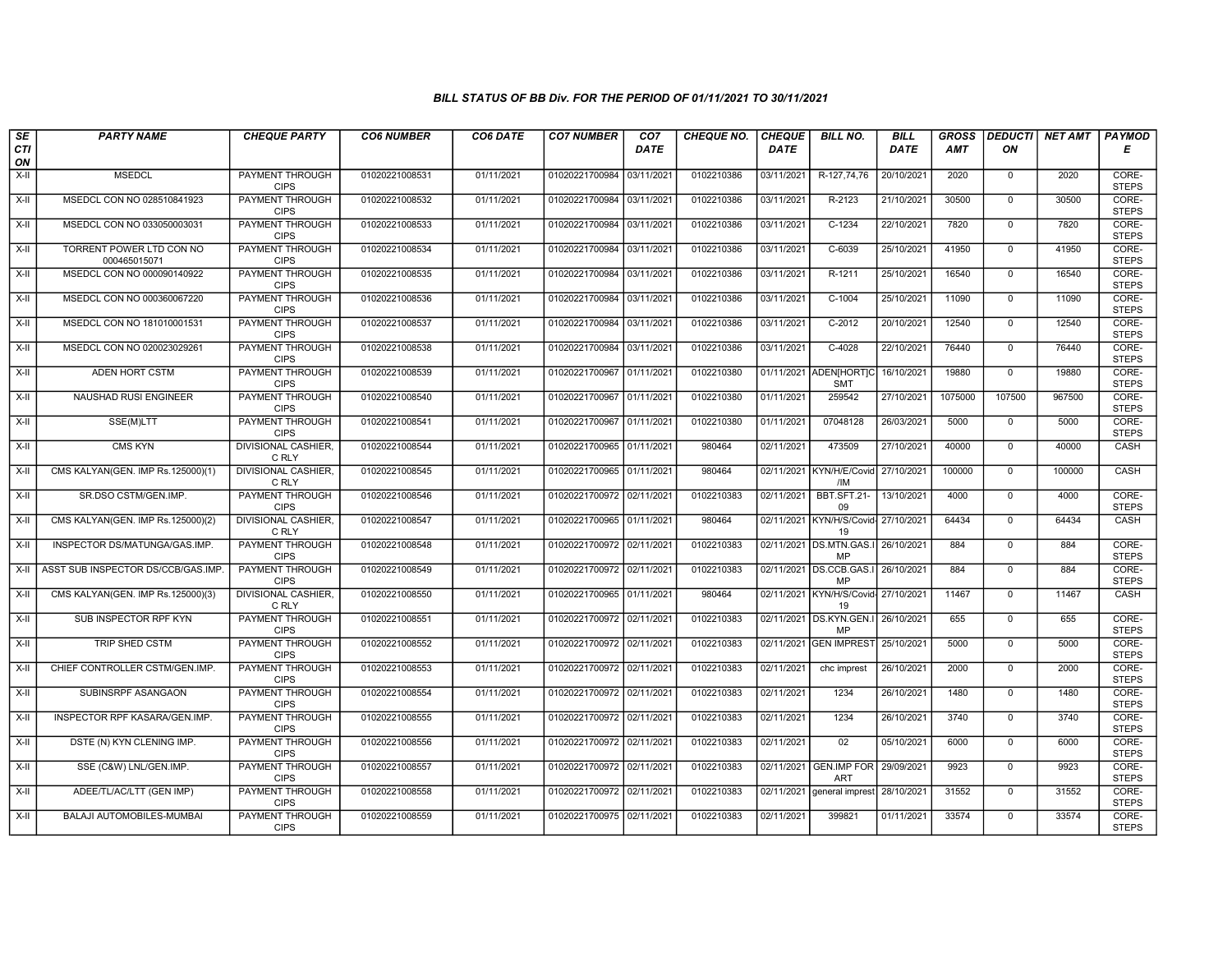### BILL STATUS OF BB Div. FOR THE PERIOD OF 01/11/2021 TO 30/11/2021

| SECTION | PARTY NAME | CHEQUE PARTY | CO6 NUMBER | CO6 DATE | CO7 NUMBER | CO7 DATE | CHEQUE NO. | CHEQUE DATE | BILL NO. | BILL DATE | GROSS AMT | DEDUCTION | NET AMT | PAYMODE |
|---|---|---|---|---|---|---|---|---|---|---|---|---|---|---|
| X-II | MSEDCL | PAYMENT THROUGH CIPS | 01020221008531 | 01/11/2021 | 01020221700984 | 03/11/2021 | 0102210386 | 03/11/2021 | R-127,74,76 | 20/10/2021 | 2020 | 0 | 2020 | CORE-STEPS |
| X-II | MSEDCL CON NO 028510841923 | PAYMENT THROUGH CIPS | 01020221008532 | 01/11/2021 | 01020221700984 | 03/11/2021 | 0102210386 | 03/11/2021 | R-2123 | 21/10/2021 | 30500 | 0 | 30500 | CORE-STEPS |
| X-II | MSEDCL CON NO 033050003031 | PAYMENT THROUGH CIPS | 01020221008533 | 01/11/2021 | 01020221700984 | 03/11/2021 | 0102210386 | 03/11/2021 | C-1234 | 22/10/2021 | 7820 | 0 | 7820 | CORE-STEPS |
| X-II | TORRENT POWER LTD CON NO 000465015071 | PAYMENT THROUGH CIPS | 01020221008534 | 01/11/2021 | 01020221700984 | 03/11/2021 | 0102210386 | 03/11/2021 | C-6039 | 25/10/2021 | 41950 | 0 | 41950 | CORE-STEPS |
| X-II | MSEDCL CON NO 000090140922 | PAYMENT THROUGH CIPS | 01020221008535 | 01/11/2021 | 01020221700984 | 03/11/2021 | 0102210386 | 03/11/2021 | R-1211 | 25/10/2021 | 16540 | 0 | 16540 | CORE-STEPS |
| X-II | MSEDCL CON NO 000360067220 | PAYMENT THROUGH CIPS | 01020221008536 | 01/11/2021 | 01020221700984 | 03/11/2021 | 0102210386 | 03/11/2021 | C-1004 | 25/10/2021 | 11090 | 0 | 11090 | CORE-STEPS |
| X-II | MSEDCL CON NO 181010001531 | PAYMENT THROUGH CIPS | 01020221008537 | 01/11/2021 | 01020221700984 | 03/11/2021 | 0102210386 | 03/11/2021 | C-2012 | 20/10/2021 | 12540 | 0 | 12540 | CORE-STEPS |
| X-II | MSEDCL CON NO 020023029261 | PAYMENT THROUGH CIPS | 01020221008538 | 01/11/2021 | 01020221700984 | 03/11/2021 | 0102210386 | 03/11/2021 | C-4028 | 22/10/2021 | 76440 | 0 | 76440 | CORE-STEPS |
| X-II | ADEN HORT CSTM | PAYMENT THROUGH CIPS | 01020221008539 | 01/11/2021 | 01020221700967 | 01/11/2021 | 0102210380 | 01/11/2021 | ADEN[HORT]CSMT | 16/10/2021 | 19880 | 0 | 19880 | CORE-STEPS |
| X-II | NAUSHAD RUSI ENGINEER | PAYMENT THROUGH CIPS | 01020221008540 | 01/11/2021 | 01020221700967 | 01/11/2021 | 0102210380 | 01/11/2021 | 259542 | 27/10/2021 | 1075000 | 107500 | 967500 | CORE-STEPS |
| X-II | SSE(M)LTT | PAYMENT THROUGH CIPS | 01020221008541 | 01/11/2021 | 01020221700967 | 01/11/2021 | 0102210380 | 01/11/2021 | 07048128 | 26/03/2021 | 5000 | 0 | 5000 | CORE-STEPS |
| X-II | CMS KYN | DIVISIONAL CASHIER, C RLY | 01020221008544 | 01/11/2021 | 01020221700965 | 01/11/2021 | 980464 | 02/11/2021 | 473509 | 27/10/2021 | 40000 | 0 | 40000 | CASH |
| X-II | CMS KALYAN(GEN. IMP Rs.125000)(1) | DIVISIONAL CASHIER, C RLY | 01020221008545 | 01/11/2021 | 01020221700965 | 01/11/2021 | 980464 | 02/11/2021 | KYN/H/E/Covid/IM | 27/10/2021 | 100000 | 0 | 100000 | CASH |
| X-II | SR.DSO CSTM/GEN.IMP. | PAYMENT THROUGH CIPS | 01020221008546 | 01/11/2021 | 01020221700972 | 02/11/2021 | 0102210383 | 02/11/2021 | BBT.SFT.21-09 | 13/10/2021 | 4000 | 0 | 4000 | CORE-STEPS |
| X-II | CMS KALYAN(GEN. IMP Rs.125000)(2) | DIVISIONAL CASHIER, C RLY | 01020221008547 | 01/11/2021 | 01020221700965 | 01/11/2021 | 980464 | 02/11/2021 | KYN/H/S/Covid-19 | 27/10/2021 | 64434 | 0 | 64434 | CASH |
| X-II | INSPECTOR DS/MATUNGA/GAS.IMP. | PAYMENT THROUGH CIPS | 01020221008548 | 01/11/2021 | 01020221700972 | 02/11/2021 | 0102210383 | 02/11/2021 | DS.MTN.GAS.IMP | 26/10/2021 | 884 | 0 | 884 | CORE-STEPS |
| X-II | ASST SUB INSPECTOR DS/CCB/GAS.IMP. | PAYMENT THROUGH CIPS | 01020221008549 | 01/11/2021 | 01020221700972 | 02/11/2021 | 0102210383 | 02/11/2021 | DS.CCB.GAS.IMP | 26/10/2021 | 884 | 0 | 884 | CORE-STEPS |
| X-II | CMS KALYAN(GEN. IMP Rs.125000)(3) | DIVISIONAL CASHIER, C RLY | 01020221008550 | 01/11/2021 | 01020221700965 | 01/11/2021 | 980464 | 02/11/2021 | KYN/H/S/Covid-19 | 27/10/2021 | 11467 | 0 | 11467 | CASH |
| X-II | SUB INSPECTOR RPF KYN | PAYMENT THROUGH CIPS | 01020221008551 | 01/11/2021 | 01020221700972 | 02/11/2021 | 0102210383 | 02/11/2021 | DS.KYN.GEN.IMP | 26/10/2021 | 655 | 0 | 655 | CORE-STEPS |
| X-II | TRIP SHED CSTM | PAYMENT THROUGH CIPS | 01020221008552 | 01/11/2021 | 01020221700972 | 02/11/2021 | 0102210383 | 02/11/2021 | GEN IMPREST | 25/10/2021 | 5000 | 0 | 5000 | CORE-STEPS |
| X-II | CHIEF CONTROLLER CSTM/GEN.IMP. | PAYMENT THROUGH CIPS | 01020221008553 | 01/11/2021 | 01020221700972 | 02/11/2021 | 0102210383 | 02/11/2021 | chc imprest | 26/10/2021 | 2000 | 0 | 2000 | CORE-STEPS |
| X-II | SUBINSRPF ASANGAON | PAYMENT THROUGH CIPS | 01020221008554 | 01/11/2021 | 01020221700972 | 02/11/2021 | 0102210383 | 02/11/2021 | 1234 | 26/10/2021 | 1480 | 0 | 1480 | CORE-STEPS |
| X-II | INSPECTOR RPF KASARA/GEN.IMP. | PAYMENT THROUGH CIPS | 01020221008555 | 01/11/2021 | 01020221700972 | 02/11/2021 | 0102210383 | 02/11/2021 | 1234 | 26/10/2021 | 3740 | 0 | 3740 | CORE-STEPS |
| X-II | DSTE (N) KYN CLENING IMP. | PAYMENT THROUGH CIPS | 01020221008556 | 01/11/2021 | 01020221700972 | 02/11/2021 | 0102210383 | 02/11/2021 | 02 | 05/10/2021 | 6000 | 0 | 6000 | CORE-STEPS |
| X-II | SSE (C&W) LNL/GEN.IMP. | PAYMENT THROUGH CIPS | 01020221008557 | 01/11/2021 | 01020221700972 | 02/11/2021 | 0102210383 | 02/11/2021 | GEN.IMP FOR ART | 29/09/2021 | 9923 | 0 | 9923 | CORE-STEPS |
| X-II | ADEE/TL/AC/LTT (GEN IMP) | PAYMENT THROUGH CIPS | 01020221008558 | 01/11/2021 | 01020221700972 | 02/11/2021 | 0102210383 | 02/11/2021 | general imprest | 28/10/2021 | 31552 | 0 | 31552 | CORE-STEPS |
| X-II | BALAJI AUTOMOBILES-MUMBAI | PAYMENT THROUGH CIPS | 01020221008559 | 01/11/2021 | 01020221700975 | 02/11/2021 | 0102210383 | 02/11/2021 | 399821 | 01/11/2021 | 33574 | 0 | 33574 | CORE-STEPS |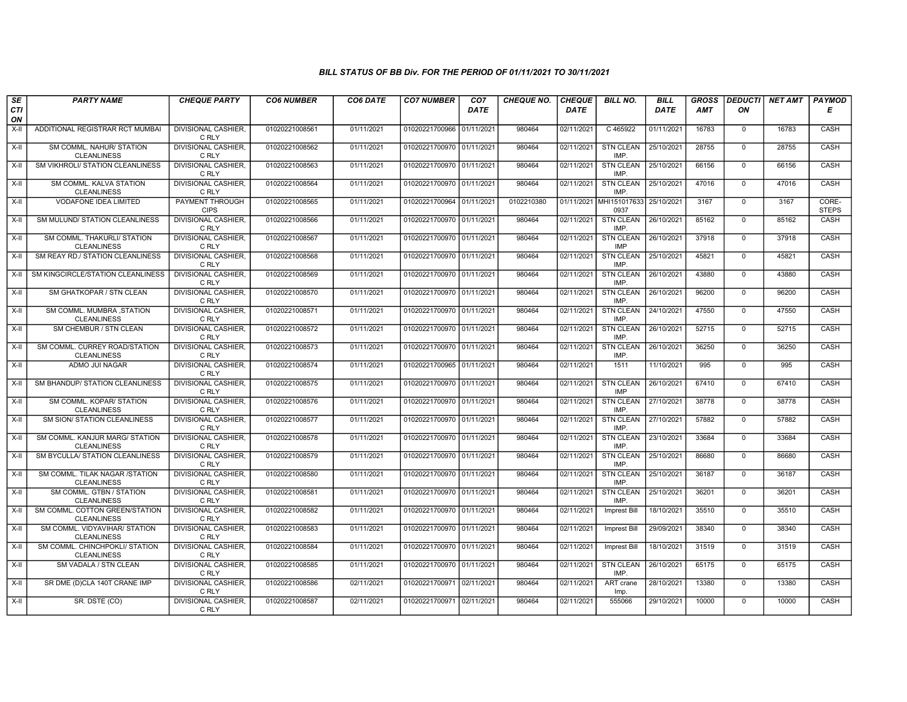### BILL STATUS OF BB Div. FOR THE PERIOD OF 01/11/2021 TO 30/11/2021

| SECTION | PARTY NAME | CHEQUE PARTY | CO6 NUMBER | CO6 DATE | CO7 NUMBER | CO7 DATE | CHEQUE NO. | CHEQUE DATE | BILL NO. | BILL DATE | GROSS AMT | DEDUCTION | NET AMT | PAYMODE |
|---|---|---|---|---|---|---|---|---|---|---|---|---|---|---|
| X-II | ADDITIONAL REGISTRAR RCT MUMBAI | DIVISIONAL CASHIER, C RLY | 01020221008561 | 01/11/2021 | 01020221700966 | 01/11/2021 | 980464 | 02/11/2021 | C 465922 | 01/11/2021 | 16783 | 0 | 16783 | CASH |
| X-II | SM COMML. NAHUR/ STATION CLEANLINESS | DIVISIONAL CASHIER, C RLY | 01020221008562 | 01/11/2021 | 01020221700970 | 01/11/2021 | 980464 | 02/11/2021 | STN CLEAN IMP. | 25/10/2021 | 28755 | 0 | 28755 | CASH |
| X-II | SM VIKHROLI/ STATION CLEANLINESS | DIVISIONAL CASHIER, C RLY | 01020221008563 | 01/11/2021 | 01020221700970 | 01/11/2021 | 980464 | 02/11/2021 | STN CLEAN IMP. | 25/10/2021 | 66156 | 0 | 66156 | CASH |
| X-II | SM COMML. KALVA STATION CLEANLINESS | DIVISIONAL CASHIER, C RLY | 01020221008564 | 01/11/2021 | 01020221700970 | 01/11/2021 | 980464 | 02/11/2021 | STN CLEAN IMP. | 25/10/2021 | 47016 | 0 | 47016 | CASH |
| X-II | VODAFONE IDEA LIMITED | PAYMENT THROUGH CIPS | 01020221008565 | 01/11/2021 | 01020221700964 | 01/11/2021 | 0102210380 | 01/11/2021 | MHI151017633 0937 | 25/10/2021 | 3167 | 0 | 3167 | CORE-STEPS |
| X-II | SM MULUND/ STATION CLEANLINESS | DIVISIONAL CASHIER, C RLY | 01020221008566 | 01/11/2021 | 01020221700970 | 01/11/2021 | 980464 | 02/11/2021 | STN CLEAN IMP. | 26/10/2021 | 85162 | 0 | 85162 | CASH |
| X-II | SM COMML. THAKURLI/ STATION CLEANLINESS | DIVISIONAL CASHIER, C RLY | 01020221008567 | 01/11/2021 | 01020221700970 | 01/11/2021 | 980464 | 02/11/2021 | STN CLEAN IMP | 26/10/2021 | 37918 | 0 | 37918 | CASH |
| X-II | SM REAY RD./ STATION CLEANLINESS | DIVISIONAL CASHIER, C RLY | 01020221008568 | 01/11/2021 | 01020221700970 | 01/11/2021 | 980464 | 02/11/2021 | STN CLEAN IMP. | 25/10/2021 | 45821 | 0 | 45821 | CASH |
| X-II | SM KINGCIRCLE/STATION CLEANLINESS | DIVISIONAL CASHIER, C RLY | 01020221008569 | 01/11/2021 | 01020221700970 | 01/11/2021 | 980464 | 02/11/2021 | STN CLEAN IMP. | 26/10/2021 | 43880 | 0 | 43880 | CASH |
| X-II | SM GHATKOPAR / STN CLEAN | DIVISIONAL CASHIER, C RLY | 01020221008570 | 01/11/2021 | 01020221700970 | 01/11/2021 | 980464 | 02/11/2021 | STN CLEAN IMP. | 26/10/2021 | 96200 | 0 | 96200 | CASH |
| X-II | SM COMML. MUMBRA ,STATION CLEANLINESS | DIVISIONAL CASHIER, C RLY | 01020221008571 | 01/11/2021 | 01020221700970 | 01/11/2021 | 980464 | 02/11/2021 | STN CLEAN IMP. | 24/10/2021 | 47550 | 0 | 47550 | CASH |
| X-II | SM CHEMBUR / STN CLEAN | DIVISIONAL CASHIER, C RLY | 01020221008572 | 01/11/2021 | 01020221700970 | 01/11/2021 | 980464 | 02/11/2021 | STN CLEAN IMP. | 26/10/2021 | 52715 | 0 | 52715 | CASH |
| X-II | SM COMML. CURREY ROAD/STATION CLEANLINESS | DIVISIONAL CASHIER, C RLY | 01020221008573 | 01/11/2021 | 01020221700970 | 01/11/2021 | 980464 | 02/11/2021 | STN CLEAN IMP. | 26/10/2021 | 36250 | 0 | 36250 | CASH |
| X-II | ADMO JUI NAGAR | DIVISIONAL CASHIER, C RLY | 01020221008574 | 01/11/2021 | 01020221700965 | 01/11/2021 | 980464 | 02/11/2021 | 1511 | 11/10/2021 | 995 | 0 | 995 | CASH |
| X-II | SM BHANDUP/ STATION CLEANLINESS | DIVISIONAL CASHIER, C RLY | 01020221008575 | 01/11/2021 | 01020221700970 | 01/11/2021 | 980464 | 02/11/2021 | STN CLEAN IMP | 26/10/2021 | 67410 | 0 | 67410 | CASH |
| X-II | SM COMML. KOPAR/ STATION CLEANLINESS | DIVISIONAL CASHIER, C RLY | 01020221008576 | 01/11/2021 | 01020221700970 | 01/11/2021 | 980464 | 02/11/2021 | STN CLEAN IMP. | 27/10/2021 | 38778 | 0 | 38778 | CASH |
| X-II | SM SION/ STATION CLEANLINESS | DIVISIONAL CASHIER, C RLY | 01020221008577 | 01/11/2021 | 01020221700970 | 01/11/2021 | 980464 | 02/11/2021 | STN CLEAN IMP. | 27/10/2021 | 57882 | 0 | 57882 | CASH |
| X-II | SM COMML. KANJUR MARG/ STATION CLEANLINESS | DIVISIONAL CASHIER, C RLY | 01020221008578 | 01/11/2021 | 01020221700970 | 01/11/2021 | 980464 | 02/11/2021 | STN CLEAN IMP. | 23/10/2021 | 33684 | 0 | 33684 | CASH |
| X-II | SM BYCULLA/ STATION CLEANLINESS | DIVISIONAL CASHIER, C RLY | 01020221008579 | 01/11/2021 | 01020221700970 | 01/11/2021 | 980464 | 02/11/2021 | STN CLEAN IMP. | 25/10/2021 | 86680 | 0 | 86680 | CASH |
| X-II | SM COMML. TILAK NAGAR /STATION CLEANLINESS | DIVISIONAL CASHIER, C RLY | 01020221008580 | 01/11/2021 | 01020221700970 | 01/11/2021 | 980464 | 02/11/2021 | STN CLEAN IMP. | 25/10/2021 | 36187 | 0 | 36187 | CASH |
| X-II | SM COMML. GTBN / STATION CLEANLINESS | DIVISIONAL CASHIER, C RLY | 01020221008581 | 01/11/2021 | 01020221700970 | 01/11/2021 | 980464 | 02/11/2021 | STN CLEAN IMP. | 25/10/2021 | 36201 | 0 | 36201 | CASH |
| X-II | SM COMML. COTTON GREEN/STATION CLEANLINESS | DIVISIONAL CASHIER, C RLY | 01020221008582 | 01/11/2021 | 01020221700970 | 01/11/2021 | 980464 | 02/11/2021 | Imprest Bill | 18/10/2021 | 35510 | 0 | 35510 | CASH |
| X-II | SM COMML. VIDYAVIHAR/ STATION CLEANLINESS | DIVISIONAL CASHIER, C RLY | 01020221008583 | 01/11/2021 | 01020221700970 | 01/11/2021 | 980464 | 02/11/2021 | Imprest Bill | 29/09/2021 | 38340 | 0 | 38340 | CASH |
| X-II | SM COMML. CHINCHPOKLI/ STATION CLEANLINESS | DIVISIONAL CASHIER, C RLY | 01020221008584 | 01/11/2021 | 01020221700970 | 01/11/2021 | 980464 | 02/11/2021 | Imprest Bill | 18/10/2021 | 31519 | 0 | 31519 | CASH |
| X-II | SM VADALA / STN CLEAN | DIVISIONAL CASHIER, C RLY | 01020221008585 | 01/11/2021 | 01020221700970 | 01/11/2021 | 980464 | 02/11/2021 | STN CLEAN IMP. | 26/10/2021 | 65175 | 0 | 65175 | CASH |
| X-II | SR DME (D)CLA 140T CRANE IMP | DIVISIONAL CASHIER, C RLY | 01020221008586 | 02/11/2021 | 01020221700971 | 02/11/2021 | 980464 | 02/11/2021 | ART crane Imp. | 28/10/2021 | 13380 | 0 | 13380 | CASH |
| X-II | SR. DSTE (CO) | DIVISIONAL CASHIER, C RLY | 01020221008587 | 02/11/2021 | 01020221700971 | 02/11/2021 | 980464 | 02/11/2021 | 555066 | 29/10/2021 | 10000 | 0 | 10000 | CASH |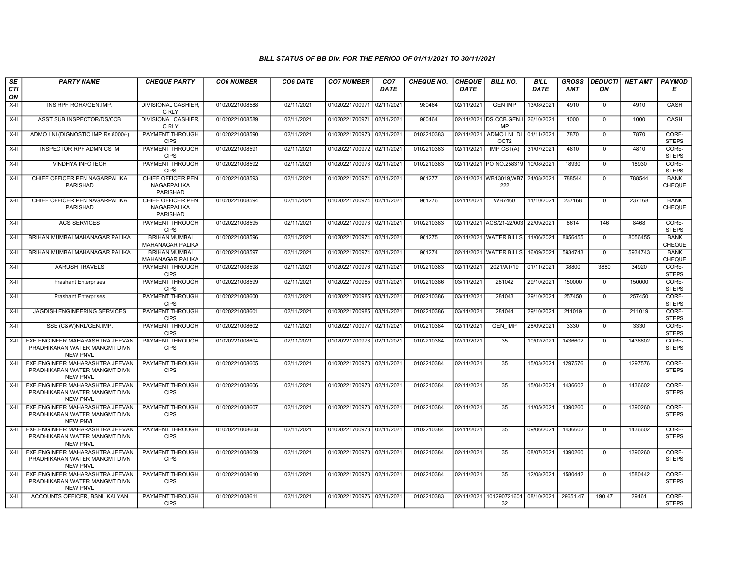## BILL STATUS OF BB Div. FOR THE PERIOD OF 01/11/2021 TO 30/11/2021

| SECTION | PARTY NAME | CHEQUE PARTY | CO6 NUMBER | CO6 DATE | CO7 NUMBER | CO7 DATE | CHEQUE NO. | CHEQUE DATE | BILL NO. | BILL DATE | GROSS AMT | DEDUCTION | NET AMT | PAYMODE |
|---|---|---|---|---|---|---|---|---|---|---|---|---|---|---|
| X-II | INS.RPF ROHA/GEN.IMP. | DIVISIONAL CASHIER, C RLY | 01020221008588 | 02/11/2021 | 01020221700971 | 02/11/2021 | 980464 | 02/11/2021 | GEN IMP | 13/08/2021 | 4910 | 0 | 4910 | CASH |
| X-II | ASST SUB INSPECTOR/DS/CCB | DIVISIONAL CASHIER, C RLY | 01020221008589 | 02/11/2021 | 01020221700971 | 02/11/2021 | 980464 | 02/11/2021 | DS.CCB.GEN.IMP | 26/10/2021 | 1000 | 0 | 1000 | CASH |
| X-II | ADMO LNL(DIGNOSTIC IMP Rs.8000/-) | PAYMENT THROUGH CIPS | 01020221008590 | 02/11/2021 | 01020221700973 | 02/11/2021 | 0102210383 | 02/11/2021 | ADMO LNL DI OCT2 | 01/11/2021 | 7870 | 0 | 7870 | CORE-STEPS |
| X-II | INSPECTOR RPF ADMN CSTM | PAYMENT THROUGH CIPS | 01020221008591 | 02/11/2021 | 01020221700972 | 02/11/2021 | 0102210383 | 02/11/2021 | IMP CST(A) | 31/07/2021 | 4810 | 0 | 4810 | CORE-STEPS |
| X-II | VINDHYA INFOTECH | PAYMENT THROUGH CIPS | 01020221008592 | 02/11/2021 | 01020221700973 | 02/11/2021 | 0102210383 | 02/11/2021 | PO NO.258319 | 10/08/2021 | 18930 | 0 | 18930 | CORE-STEPS |
| X-II | CHIEF OFFICER PEN NAGARPALIKA PARISHAD | CHIEF OFFICER PEN NAGARPALIKA PARISHAD | 01020221008593 | 02/11/2021 | 01020221700974 | 02/11/2021 | 961277 | 02/11/2021 | WB13019,WB7222 | 24/08/2021 | 788544 | 0 | 788544 | BANK CHEQUE |
| X-II | CHIEF OFFICER PEN NAGARPALIKA PARISHAD | CHIEF OFFICER PEN NAGARPALIKA PARISHAD | 01020221008594 | 02/11/2021 | 01020221700974 | 02/11/2021 | 961276 | 02/11/2021 | WB7460 | 11/10/2021 | 237168 | 0 | 237168 | BANK CHEQUE |
| X-II | ACS SERVICES | PAYMENT THROUGH CIPS | 01020221008595 | 02/11/2021 | 01020221700973 | 02/11/2021 | 0102210383 | 02/11/2021 | ACS/21-22/003 | 22/09/2021 | 8614 | 146 | 8468 | CORE-STEPS |
| X-II | BRIHAN MUMBAI MAHANAGAR PALIKA | BRIHAN MUMBAI MAHANAGAR PALIKA | 01020221008596 | 02/11/2021 | 01020221700974 | 02/11/2021 | 961275 | 02/11/2021 | WATER BILLS | 11/06/2021 | 8056455 | 0 | 8056455 | BANK CHEQUE |
| X-II | BRIHAN MUMBAI MAHANAGAR PALIKA | BRIHAN MUMBAI MAHANAGAR PALIKA | 01020221008597 | 02/11/2021 | 01020221700974 | 02/11/2021 | 961274 | 02/11/2021 | WATER BILLS | 16/09/2021 | 5934743 | 0 | 5934743 | BANK CHEQUE |
| X-II | AARUSH TRAVELS | PAYMENT THROUGH CIPS | 01020221008598 | 02/11/2021 | 01020221700976 | 02/11/2021 | 0102210383 | 02/11/2021 | 2021/AT/19 | 01/11/2021 | 38800 | 3880 | 34920 | CORE-STEPS |
| X-II | Prashant Enterprises | PAYMENT THROUGH CIPS | 01020221008599 | 02/11/2021 | 01020221700985 | 03/11/2021 | 0102210386 | 03/11/2021 | 281042 | 29/10/2021 | 150000 | 0 | 150000 | CORE-STEPS |
| X-II | Prashant Enterprises | PAYMENT THROUGH CIPS | 01020221008600 | 02/11/2021 | 01020221700985 | 03/11/2021 | 0102210386 | 03/11/2021 | 281043 | 29/10/2021 | 257450 | 0 | 257450 | CORE-STEPS |
| X-II | JAGDISH ENGINEERING SERVICES | PAYMENT THROUGH CIPS | 01020221008601 | 02/11/2021 | 01020221700985 | 03/11/2021 | 0102210386 | 03/11/2021 | 281044 | 29/10/2021 | 211019 | 0 | 211019 | CORE-STEPS |
| X-II | SSE (C&W)NRL/GEN.IMP. | PAYMENT THROUGH CIPS | 01020221008602 | 02/11/2021 | 01020221700977 | 02/11/2021 | 0102210384 | 02/11/2021 | GEN_IMP | 28/09/2021 | 3330 | 0 | 3330 | CORE-STEPS |
| X-II | EXE.ENGINEER MAHARASHTRA JEEVAN PRADHIKARAN WATER MANGMT DIVN NEW PNVL | PAYMENT THROUGH CIPS | 01020221008604 | 02/11/2021 | 01020221700978 | 02/11/2021 | 0102210384 | 02/11/2021 | 35 | 10/02/2021 | 1436602 | 0 | 1436602 | CORE-STEPS |
| X-II | EXE.ENGINEER MAHARASHTRA JEEVAN PRADHIKARAN WATER MANGMT DIVN NEW PNVL | PAYMENT THROUGH CIPS | 01020221008605 | 02/11/2021 | 01020221700978 | 02/11/2021 | 0102210384 | 02/11/2021 | 35 | 15/03/2021 | 1297576 | 0 | 1297576 | CORE-STEPS |
| X-II | EXE.ENGINEER MAHARASHTRA JEEVAN PRADHIKARAN WATER MANGMT DIVN NEW PNVL | PAYMENT THROUGH CIPS | 01020221008606 | 02/11/2021 | 01020221700978 | 02/11/2021 | 0102210384 | 02/11/2021 | 35 | 15/04/2021 | 1436602 | 0 | 1436602 | CORE-STEPS |
| X-II | EXE.ENGINEER MAHARASHTRA JEEVAN PRADHIKARAN WATER MANGMT DIVN NEW PNVL | PAYMENT THROUGH CIPS | 01020221008607 | 02/11/2021 | 01020221700978 | 02/11/2021 | 0102210384 | 02/11/2021 | 35 | 11/05/2021 | 1390260 | 0 | 1390260 | CORE-STEPS |
| X-II | EXE.ENGINEER MAHARASHTRA JEEVAN PRADHIKARAN WATER MANGMT DIVN NEW PNVL | PAYMENT THROUGH CIPS | 01020221008608 | 02/11/2021 | 01020221700978 | 02/11/2021 | 0102210384 | 02/11/2021 | 35 | 09/06/2021 | 1436602 | 0 | 1436602 | CORE-STEPS |
| X-II | EXE.ENGINEER MAHARASHTRA JEEVAN PRADHIKARAN WATER MANGMT DIVN NEW PNVL | PAYMENT THROUGH CIPS | 01020221008609 | 02/11/2021 | 01020221700978 | 02/11/2021 | 0102210384 | 02/11/2021 | 35 | 08/07/2021 | 1390260 | 0 | 1390260 | CORE-STEPS |
| X-II | EXE.ENGINEER MAHARASHTRA JEEVAN PRADHIKARAN WATER MANGMT DIVN NEW PNVL | PAYMENT THROUGH CIPS | 01020221008610 | 02/11/2021 | 01020221700978 | 02/11/2021 | 0102210384 | 02/11/2021 | 35 | 12/08/2021 | 1580442 | 0 | 1580442 | CORE-STEPS |
| X-II | ACCOUNTS OFFICER, BSNL KALYAN | PAYMENT THROUGH CIPS | 01020221008611 | 02/11/2021 | 01020221700976 | 02/11/2021 | 0102210383 | 02/11/2021 | 10129072160132 | 08/10/2021 | 29651.47 | 190.47 | 29461 | CORE-STEPS |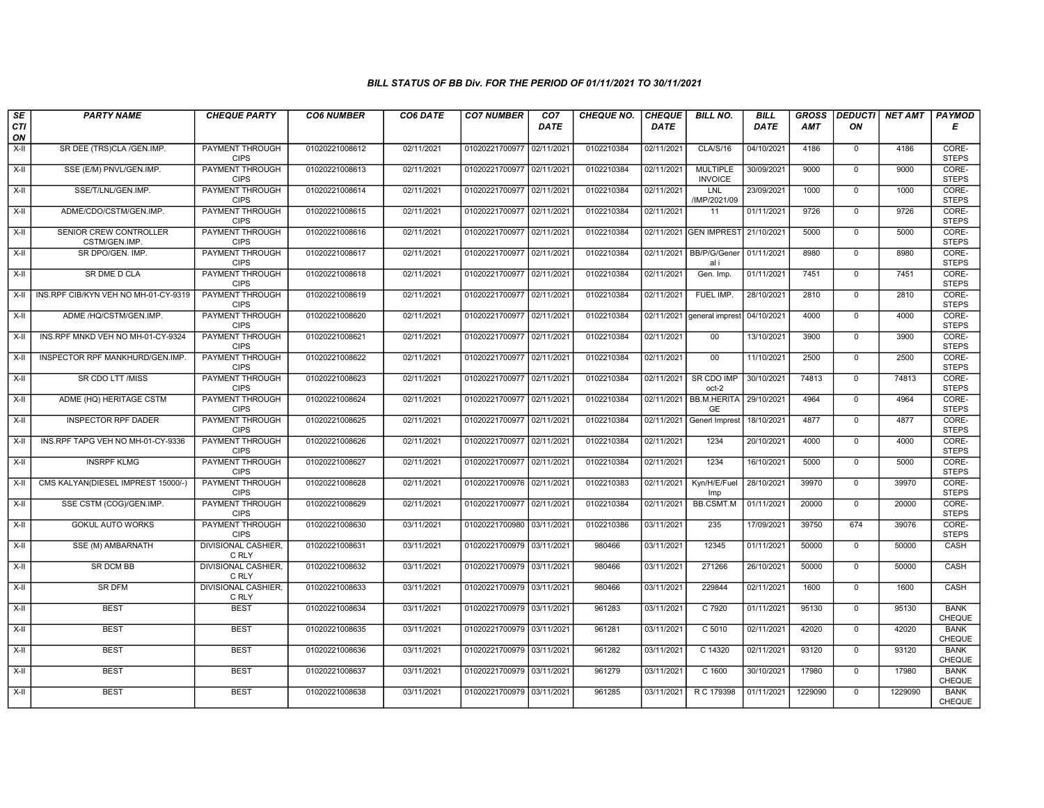### BILL STATUS OF BB Div. FOR THE PERIOD OF 01/11/2021 TO 30/11/2021

| SECTION | PARTY NAME | CHEQUE PARTY | CO6 NUMBER | CO6 DATE | CO7 NUMBER | CO7 DATE | CHEQUE NO. | CHEQUE DATE | BILL NO. | BILL DATE | GROSS AMT | DEDUCTION | NET AMT | PAYMODE |
|---|---|---|---|---|---|---|---|---|---|---|---|---|---|---|
| X-II | SR DEE (TRS)CLA /GEN.IMP. | PAYMENT THROUGH CIPS | 01020221008612 | 02/11/2021 | 01020221700977 | 02/11/2021 | 0102210384 | 02/11/2021 | CLA/S/16 | 04/10/2021 | 4186 | 0 | 4186 | CORE-STEPS |
| X-II | SSE (E/M) PNVL/GEN.IMP. | PAYMENT THROUGH CIPS | 01020221008613 | 02/11/2021 | 01020221700977 | 02/11/2021 | 0102210384 | 02/11/2021 | MULTIPLE INVOICE | 30/09/2021 | 9000 | 0 | 9000 | CORE-STEPS |
| X-II | SSE/T/LNL/GEN.IMP. | PAYMENT THROUGH CIPS | 01020221008614 | 02/11/2021 | 01020221700977 | 02/11/2021 | 0102210384 | 02/11/2021 | LNL /IMP/2021/09 | 23/09/2021 | 1000 | 0 | 1000 | CORE-STEPS |
| X-II | ADME/CDO/CSTM/GEN.IMP. | PAYMENT THROUGH CIPS | 01020221008615 | 02/11/2021 | 01020221700977 | 02/11/2021 | 0102210384 | 02/11/2021 | 11 | 01/11/2021 | 9726 | 0 | 9726 | CORE-STEPS |
| X-II | SENIOR CREW CONTROLLER CSTM/GEN.IMP. | PAYMENT THROUGH CIPS | 01020221008616 | 02/11/2021 | 01020221700977 | 02/11/2021 | 0102210384 | 02/11/2021 | GEN IMPREST | 21/10/2021 | 5000 | 0 | 5000 | CORE-STEPS |
| X-II | SR DPO/GEN. IMP. | PAYMENT THROUGH CIPS | 01020221008617 | 02/11/2021 | 01020221700977 | 02/11/2021 | 0102210384 | 02/11/2021 | BB/P/G/General i | 01/11/2021 | 8980 | 0 | 8980 | CORE-STEPS |
| X-II | SR DME D CLA | PAYMENT THROUGH CIPS | 01020221008618 | 02/11/2021 | 01020221700977 | 02/11/2021 | 0102210384 | 02/11/2021 | Gen. Imp. | 01/11/2021 | 7451 | 0 | 7451 | CORE-STEPS |
| X-II | INS.RPF CIB/KYN VEH NO MH-01-CY-9319 | PAYMENT THROUGH CIPS | 01020221008619 | 02/11/2021 | 01020221700977 | 02/11/2021 | 0102210384 | 02/11/2021 | FUEL IMP. | 28/10/2021 | 2810 | 0 | 2810 | CORE-STEPS |
| X-II | ADME /HQ/CSTM/GEN.IMP. | PAYMENT THROUGH CIPS | 01020221008620 | 02/11/2021 | 01020221700977 | 02/11/2021 | 0102210384 | 02/11/2021 | general imprest | 04/10/2021 | 4000 | 0 | 4000 | CORE-STEPS |
| X-II | INS.RPF MNKD VEH NO MH-01-CY-9324 | PAYMENT THROUGH CIPS | 01020221008621 | 02/11/2021 | 01020221700977 | 02/11/2021 | 0102210384 | 02/11/2021 | 00 | 13/10/2021 | 3900 | 0 | 3900 | CORE-STEPS |
| X-II | INSPECTOR RPF MANKHURD/GEN.IMP. | PAYMENT THROUGH CIPS | 01020221008622 | 02/11/2021 | 01020221700977 | 02/11/2021 | 0102210384 | 02/11/2021 | 00 | 11/10/2021 | 2500 | 0 | 2500 | CORE-STEPS |
| X-II | SR CDO LTT /MISS | PAYMENT THROUGH CIPS | 01020221008623 | 02/11/2021 | 01020221700977 | 02/11/2021 | 0102210384 | 02/11/2021 | SR CDO IMP oct-2 | 30/10/2021 | 74813 | 0 | 74813 | CORE-STEPS |
| X-II | ADME (HQ) HERITAGE CSTM | PAYMENT THROUGH CIPS | 01020221008624 | 02/11/2021 | 01020221700977 | 02/11/2021 | 0102210384 | 02/11/2021 | BB.M.HERITAGE | 29/10/2021 | 4964 | 0 | 4964 | CORE-STEPS |
| X-II | INSPECTOR RPF DADER | PAYMENT THROUGH CIPS | 01020221008625 | 02/11/2021 | 01020221700977 | 02/11/2021 | 0102210384 | 02/11/2021 | Generl Imprest | 18/10/2021 | 4877 | 0 | 4877 | CORE-STEPS |
| X-II | INS.RPF TAPG VEH NO MH-01-CY-9336 | PAYMENT THROUGH CIPS | 01020221008626 | 02/11/2021 | 01020221700977 | 02/11/2021 | 0102210384 | 02/11/2021 | 1234 | 20/10/2021 | 4000 | 0 | 4000 | CORE-STEPS |
| X-II | INSRPF KLMG | PAYMENT THROUGH CIPS | 01020221008627 | 02/11/2021 | 01020221700977 | 02/11/2021 | 0102210384 | 02/11/2021 | 1234 | 16/10/2021 | 5000 | 0 | 5000 | CORE-STEPS |
| X-II | CMS KALYAN(DIESEL IMPREST 15000/-) | PAYMENT THROUGH CIPS | 01020221008628 | 02/11/2021 | 01020221700976 | 02/11/2021 | 0102210383 | 02/11/2021 | Kyn/H/E/Fuel Imp | 28/10/2021 | 39970 | 0 | 39970 | CORE-STEPS |
| X-II | SSE CSTM (COG)/GEN.IMP. | PAYMENT THROUGH CIPS | 01020221008629 | 02/11/2021 | 01020221700977 | 02/11/2021 | 0102210384 | 02/11/2021 | BB.CSMT.M | 01/11/2021 | 20000 | 0 | 20000 | CORE-STEPS |
| X-II | GOKUL AUTO WORKS | PAYMENT THROUGH CIPS | 01020221008630 | 03/11/2021 | 01020221700980 | 03/11/2021 | 0102210386 | 03/11/2021 | 235 | 17/09/2021 | 39750 | 674 | 39076 | CORE-STEPS |
| X-II | SSE (M) AMBARNATH | DIVISIONAL CASHIER, C RLY | 01020221008631 | 03/11/2021 | 01020221700979 | 03/11/2021 | 980466 | 03/11/2021 | 12345 | 01/11/2021 | 50000 | 0 | 50000 | CASH |
| X-II | SR DCM BB | DIVISIONAL CASHIER, C RLY | 01020221008632 | 03/11/2021 | 01020221700979 | 03/11/2021 | 980466 | 03/11/2021 | 271266 | 26/10/2021 | 50000 | 0 | 50000 | CASH |
| X-II | SR DFM | DIVISIONAL CASHIER, C RLY | 01020221008633 | 03/11/2021 | 01020221700979 | 03/11/2021 | 980466 | 03/11/2021 | 229844 | 02/11/2021 | 1600 | 0 | 1600 | CASH |
| X-II | BEST | BEST | 01020221008634 | 03/11/2021 | 01020221700979 | 03/11/2021 | 961283 | 03/11/2021 | C 7920 | 01/11/2021 | 95130 | 0 | 95130 | BANK CHEQUE |
| X-II | BEST | BEST | 01020221008635 | 03/11/2021 | 01020221700979 | 03/11/2021 | 961281 | 03/11/2021 | C 5010 | 02/11/2021 | 42020 | 0 | 42020 | BANK CHEQUE |
| X-II | BEST | BEST | 01020221008636 | 03/11/2021 | 01020221700979 | 03/11/2021 | 961282 | 03/11/2021 | C 14320 | 02/11/2021 | 93120 | 0 | 93120 | BANK CHEQUE |
| X-II | BEST | BEST | 01020221008637 | 03/11/2021 | 01020221700979 | 03/11/2021 | 961279 | 03/11/2021 | C 1600 | 30/10/2021 | 17980 | 0 | 17980 | BANK CHEQUE |
| X-II | BEST | BEST | 01020221008638 | 03/11/2021 | 01020221700979 | 03/11/2021 | 961285 | 03/11/2021 | R C 179398 | 01/11/2021 | 1229090 | 0 | 1229090 | BANK CHEQUE |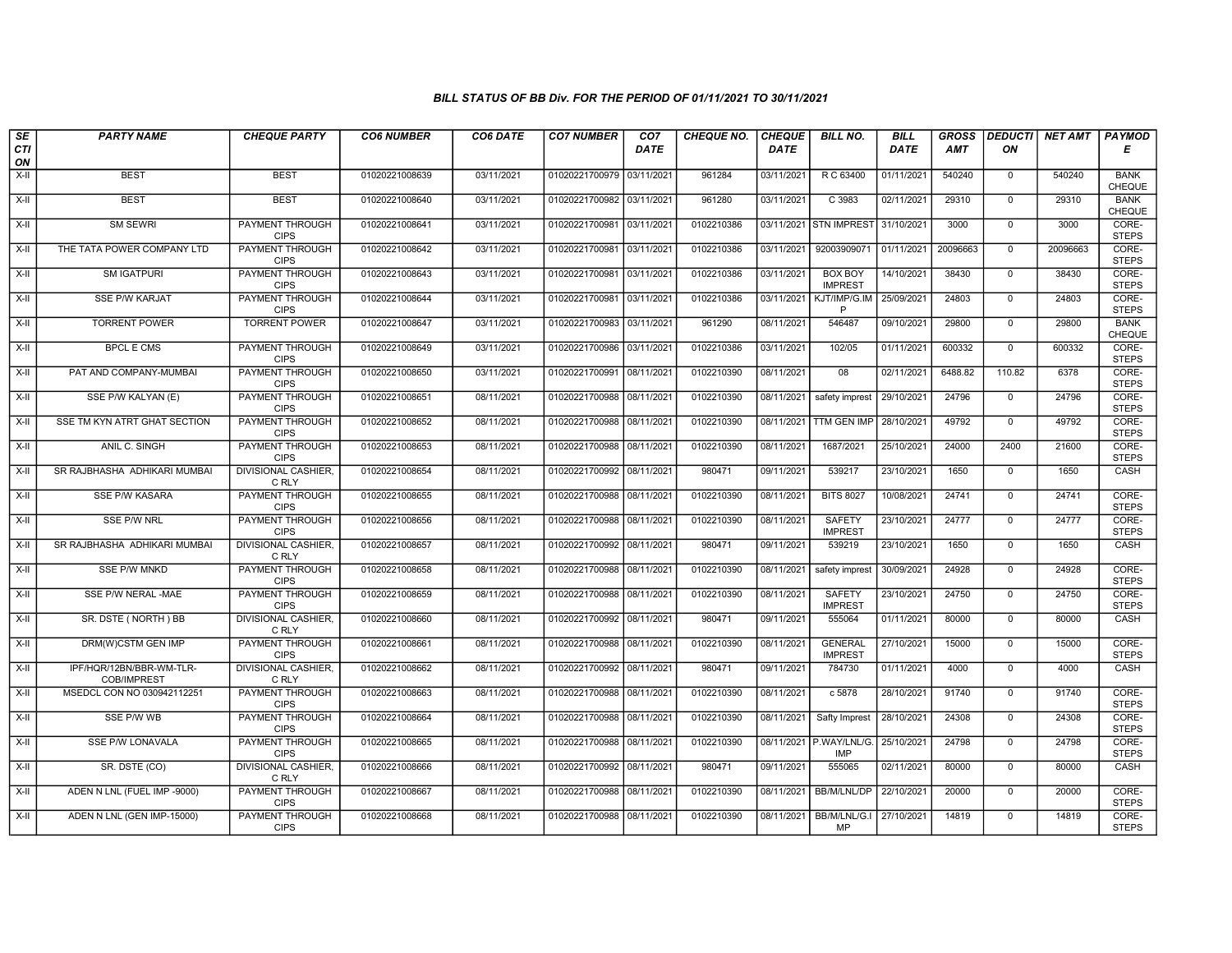### BILL STATUS OF BB Div. FOR THE PERIOD OF 01/11/2021 TO 30/11/2021

| SECTION | PARTY NAME | CHEQUE PARTY | CO6 NUMBER | CO6 DATE | CO7 NUMBER | CO7 DATE | CHEQUE NO. | CHEQUE DATE | BILL NO. | BILL DATE | GROSS AMT | DEDUCTION | NET AMT | PAYMODE |
|---|---|---|---|---|---|---|---|---|---|---|---|---|---|---|
| X-II | BEST | BEST | 01020221008639 | 03/11/2021 | 01020221700979 | 03/11/2021 | 961284 | 03/11/2021 | R C 63400 | 01/11/2021 | 540240 | 0 | 540240 | BANK CHEQUE |
| X-II | BEST | BEST | 01020221008640 | 03/11/2021 | 01020221700982 | 03/11/2021 | 961280 | 03/11/2021 | C 3983 | 02/11/2021 | 29310 | 0 | 29310 | BANK CHEQUE |
| X-II | SM SEWRI | PAYMENT THROUGH CIPS | 01020221008641 | 03/11/2021 | 01020221700981 | 03/11/2021 | 0102210386 | 03/11/2021 | STN IMPREST | 31/10/2021 | 3000 | 0 | 3000 | CORE-STEPS |
| X-II | THE TATA POWER COMPANY LTD | PAYMENT THROUGH CIPS | 01020221008642 | 03/11/2021 | 01020221700981 | 03/11/2021 | 0102210386 | 03/11/2021 | 92003909071 | 01/11/2021 | 20096663 | 0 | 20096663 | CORE-STEPS |
| X-II | SM IGATPURI | PAYMENT THROUGH CIPS | 01020221008643 | 03/11/2021 | 01020221700981 | 03/11/2021 | 0102210386 | 03/11/2021 | BOX BOY IMPREST | 14/10/2021 | 38430 | 0 | 38430 | CORE-STEPS |
| X-II | SSE P/W KARJAT | PAYMENT THROUGH CIPS | 01020221008644 | 03/11/2021 | 01020221700981 | 03/11/2021 | 0102210386 | 03/11/2021 | KJT/IMP/G.IMP | 25/09/2021 | 24803 | 0 | 24803 | CORE-STEPS |
| X-II | TORRENT POWER | TORRENT POWER | 01020221008647 | 03/11/2021 | 01020221700983 | 03/11/2021 | 961290 | 08/11/2021 | 546487 | 09/10/2021 | 29800 | 0 | 29800 | BANK CHEQUE |
| X-II | BPCL E CMS | PAYMENT THROUGH CIPS | 01020221008649 | 03/11/2021 | 01020221700986 | 03/11/2021 | 0102210386 | 03/11/2021 | 102/05 | 01/11/2021 | 600332 | 0 | 600332 | CORE-STEPS |
| X-II | PAT AND COMPANY-MUMBAI | PAYMENT THROUGH CIPS | 01020221008650 | 03/11/2021 | 01020221700991 | 08/11/2021 | 0102210390 | 08/11/2021 | 08 | 02/11/2021 | 6488.82 | 110.82 | 6378 | CORE-STEPS |
| X-II | SSE P/W KALYAN (E) | PAYMENT THROUGH CIPS | 01020221008651 | 08/11/2021 | 01020221700988 | 08/11/2021 | 0102210390 | 08/11/2021 | safety imprest | 29/10/2021 | 24796 | 0 | 24796 | CORE-STEPS |
| X-II | SSE TM KYN ATRT GHAT SECTION | PAYMENT THROUGH CIPS | 01020221008652 | 08/11/2021 | 01020221700988 | 08/11/2021 | 0102210390 | 08/11/2021 | TTM GEN IMP | 28/10/2021 | 49792 | 0 | 49792 | CORE-STEPS |
| X-II | ANIL C. SINGH | PAYMENT THROUGH CIPS | 01020221008653 | 08/11/2021 | 01020221700988 | 08/11/2021 | 0102210390 | 08/11/2021 | 1687/2021 | 25/10/2021 | 24000 | 2400 | 21600 | CORE-STEPS |
| X-II | SR RAJBHASHA ADHIKARI MUMBAI | DIVISIONAL CASHIER, C RLY | 01020221008654 | 08/11/2021 | 01020221700992 | 08/11/2021 | 980471 | 09/11/2021 | 539217 | 23/10/2021 | 1650 | 0 | 1650 | CASH |
| X-II | SSE P/W KASARA | PAYMENT THROUGH CIPS | 01020221008655 | 08/11/2021 | 01020221700988 | 08/11/2021 | 0102210390 | 08/11/2021 | BITS 8027 | 10/08/2021 | 24741 | 0 | 24741 | CORE-STEPS |
| X-II | SSE P/W NRL | PAYMENT THROUGH CIPS | 01020221008656 | 08/11/2021 | 01020221700988 | 08/11/2021 | 0102210390 | 08/11/2021 | SAFETY IMPREST | 23/10/2021 | 24777 | 0 | 24777 | CORE-STEPS |
| X-II | SR RAJBHASHA ADHIKARI MUMBAI | DIVISIONAL CASHIER, C RLY | 01020221008657 | 08/11/2021 | 01020221700992 | 08/11/2021 | 980471 | 09/11/2021 | 539219 | 23/10/2021 | 1650 | 0 | 1650 | CASH |
| X-II | SSE P/W MNKD | PAYMENT THROUGH CIPS | 01020221008658 | 08/11/2021 | 01020221700988 | 08/11/2021 | 0102210390 | 08/11/2021 | safety imprest | 30/09/2021 | 24928 | 0 | 24928 | CORE-STEPS |
| X-II | SSE P/W NERAL -MAE | PAYMENT THROUGH CIPS | 01020221008659 | 08/11/2021 | 01020221700988 | 08/11/2021 | 0102210390 | 08/11/2021 | SAFETY IMPREST | 23/10/2021 | 24750 | 0 | 24750 | CORE-STEPS |
| X-II | SR. DSTE ( NORTH ) BB | DIVISIONAL CASHIER, C RLY | 01020221008660 | 08/11/2021 | 01020221700992 | 08/11/2021 | 980471 | 09/11/2021 | 555064 | 01/11/2021 | 80000 | 0 | 80000 | CASH |
| X-II | DRM(W)CSTM GEN IMP | PAYMENT THROUGH CIPS | 01020221008661 | 08/11/2021 | 01020221700988 | 08/11/2021 | 0102210390 | 08/11/2021 | GENERAL IMPREST | 27/10/2021 | 15000 | 0 | 15000 | CORE-STEPS |
| X-II | IPF/HQR/12BN/BBR-WM-TLR-COB/IMPREST | DIVISIONAL CASHIER, C RLY | 01020221008662 | 08/11/2021 | 01020221700992 | 08/11/2021 | 980471 | 09/11/2021 | 784730 | 01/11/2021 | 4000 | 0 | 4000 | CASH |
| X-II | MSEDCL CON NO 030942112251 | PAYMENT THROUGH CIPS | 01020221008663 | 08/11/2021 | 01020221700988 | 08/11/2021 | 0102210390 | 08/11/2021 | c 5878 | 28/10/2021 | 91740 | 0 | 91740 | CORE-STEPS |
| X-II | SSE P/W WB | PAYMENT THROUGH CIPS | 01020221008664 | 08/11/2021 | 01020221700988 | 08/11/2021 | 0102210390 | 08/11/2021 | Safty Imprest | 28/10/2021 | 24308 | 0 | 24308 | CORE-STEPS |
| X-II | SSE P/W LONAVALA | PAYMENT THROUGH CIPS | 01020221008665 | 08/11/2021 | 01020221700988 | 08/11/2021 | 0102210390 | 08/11/2021 | P.WAY/LNL/G.IMP | 25/10/2021 | 24798 | 0 | 24798 | CORE-STEPS |
| X-II | SR. DSTE (CO) | DIVISIONAL CASHIER, C RLY | 01020221008666 | 08/11/2021 | 01020221700992 | 08/11/2021 | 980471 | 09/11/2021 | 555065 | 02/11/2021 | 80000 | 0 | 80000 | CASH |
| X-II | ADEN N LNL (FUEL IMP -9000) | PAYMENT THROUGH CIPS | 01020221008667 | 08/11/2021 | 01020221700988 | 08/11/2021 | 0102210390 | 08/11/2021 | BB/M/LNL/DP | 22/10/2021 | 20000 | 0 | 20000 | CORE-STEPS |
| X-II | ADEN N LNL (GEN IMP-15000) | PAYMENT THROUGH CIPS | 01020221008668 | 08/11/2021 | 01020221700988 | 08/11/2021 | 0102210390 | 08/11/2021 | BB/M/LNL/G.IMP | 27/10/2021 | 14819 | 0 | 14819 | CORE-STEPS |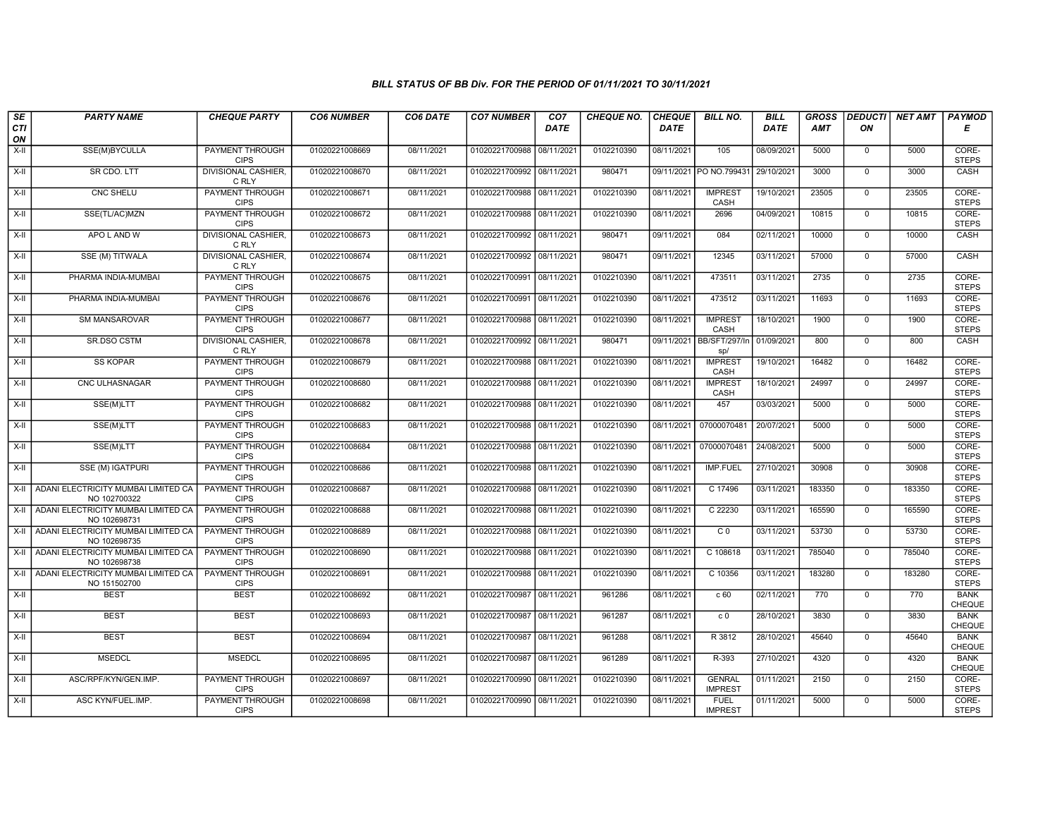### BILL STATUS OF BB Div. FOR THE PERIOD OF 01/11/2021 TO 30/11/2021

| SECTION | PARTY NAME | CHEQUE PARTY | CO6 NUMBER | CO6 DATE | CO7 NUMBER | CO7 DATE | CHEQUE NO. | CHEQUE DATE | BILL NO. | BILL DATE | GROSS AMT | DEDUCTION | NET AMT | PAYMODE |
|---|---|---|---|---|---|---|---|---|---|---|---|---|---|---|
| X-II | SSE(M)BYCULLA | PAYMENT THROUGH CIPS | 01020221008669 | 08/11/2021 | 01020221700988 | 08/11/2021 | 0102210390 | 08/11/2021 | 105 | 08/09/2021 | 5000 | 0 | 5000 | CORE-STEPS |
| X-II | SR CDO. LTT | DIVISIONAL CASHIER, C RLY | 01020221008670 | 08/11/2021 | 01020221700992 | 08/11/2021 | 980471 | 09/11/2021 | PO NO.799431 | 29/10/2021 | 3000 | 0 | 3000 | CASH |
| X-II | CNC SHELU | PAYMENT THROUGH CIPS | 01020221008671 | 08/11/2021 | 01020221700988 | 08/11/2021 | 0102210390 | 08/11/2021 | IMPREST CASH | 19/10/2021 | 23505 | 0 | 23505 | CORE-STEPS |
| X-II | SSE(TL/AC)MZN | PAYMENT THROUGH CIPS | 01020221008672 | 08/11/2021 | 01020221700988 | 08/11/2021 | 0102210390 | 08/11/2021 | 2696 | 04/09/2021 | 10815 | 0 | 10815 | CORE-STEPS |
| X-II | APO L AND W | DIVISIONAL CASHIER, C RLY | 01020221008673 | 08/11/2021 | 01020221700992 | 08/11/2021 | 980471 | 09/11/2021 | 084 | 02/11/2021 | 10000 | 0 | 10000 | CASH |
| X-II | SSE (M) TITWALA | DIVISIONAL CASHIER, C RLY | 01020221008674 | 08/11/2021 | 01020221700992 | 08/11/2021 | 980471 | 09/11/2021 | 12345 | 03/11/2021 | 57000 | 0 | 57000 | CASH |
| X-II | PHARMA INDIA-MUMBAI | PAYMENT THROUGH CIPS | 01020221008675 | 08/11/2021 | 01020221700991 | 08/11/2021 | 0102210390 | 08/11/2021 | 473511 | 03/11/2021 | 2735 | 0 | 2735 | CORE-STEPS |
| X-II | PHARMA INDIA-MUMBAI | PAYMENT THROUGH CIPS | 01020221008676 | 08/11/2021 | 01020221700991 | 08/11/2021 | 0102210390 | 08/11/2021 | 473512 | 03/11/2021 | 11693 | 0 | 11693 | CORE-STEPS |
| X-II | SM MANSAROVAR | PAYMENT THROUGH CIPS | 01020221008677 | 08/11/2021 | 01020221700988 | 08/11/2021 | 0102210390 | 08/11/2021 | IMPREST CASH | 18/10/2021 | 1900 | 0 | 1900 | CORE-STEPS |
| X-II | SR.DSO CSTM | DIVISIONAL CASHIER, C RLY | 01020221008678 | 08/11/2021 | 01020221700992 | 08/11/2021 | 980471 | 09/11/2021 | BB/SFT/297/Insp/ | 01/09/2021 | 800 | 0 | 800 | CASH |
| X-II | SS KOPAR | PAYMENT THROUGH CIPS | 01020221008679 | 08/11/2021 | 01020221700988 | 08/11/2021 | 0102210390 | 08/11/2021 | IMPREST CASH | 19/10/2021 | 16482 | 0 | 16482 | CORE-STEPS |
| X-II | CNC ULHASNAGAR | PAYMENT THROUGH CIPS | 01020221008680 | 08/11/2021 | 01020221700988 | 08/11/2021 | 0102210390 | 08/11/2021 | IMPREST CASH | 18/10/2021 | 24997 | 0 | 24997 | CORE-STEPS |
| X-II | SSE(M)LTT | PAYMENT THROUGH CIPS | 01020221008682 | 08/11/2021 | 01020221700988 | 08/11/2021 | 0102210390 | 08/11/2021 | 457 | 03/03/2021 | 5000 | 0 | 5000 | CORE-STEPS |
| X-II | SSE(M)LTT | PAYMENT THROUGH CIPS | 01020221008683 | 08/11/2021 | 01020221700988 | 08/11/2021 | 0102210390 | 08/11/2021 | 07000070481 | 20/07/2021 | 5000 | 0 | 5000 | CORE-STEPS |
| X-II | SSE(M)LTT | PAYMENT THROUGH CIPS | 01020221008684 | 08/11/2021 | 01020221700988 | 08/11/2021 | 0102210390 | 08/11/2021 | 07000070481 | 24/08/2021 | 5000 | 0 | 5000 | CORE-STEPS |
| X-II | SSE (M) IGATPURI | PAYMENT THROUGH CIPS | 01020221008686 | 08/11/2021 | 01020221700988 | 08/11/2021 | 0102210390 | 08/11/2021 | IMP.FUEL | 27/10/2021 | 30908 | 0 | 30908 | CORE-STEPS |
| X-II | ADANI ELECTRICITY MUMBAI LIMITED CA NO 102700322 | PAYMENT THROUGH CIPS | 01020221008687 | 08/11/2021 | 01020221700988 | 08/11/2021 | 0102210390 | 08/11/2021 | C 17496 | 03/11/2021 | 183350 | 0 | 183350 | CORE-STEPS |
| X-II | ADANI ELECTRICITY MUMBAI LIMITED CA NO 102698731 | PAYMENT THROUGH CIPS | 01020221008688 | 08/11/2021 | 01020221700988 | 08/11/2021 | 0102210390 | 08/11/2021 | C 22230 | 03/11/2021 | 165590 | 0 | 165590 | CORE-STEPS |
| X-II | ADANI ELECTRICITY MUMBAI LIMITED CA NO 102698735 | PAYMENT THROUGH CIPS | 01020221008689 | 08/11/2021 | 01020221700988 | 08/11/2021 | 0102210390 | 08/11/2021 | C 0 | 03/11/2021 | 53730 | 0 | 53730 | CORE-STEPS |
| X-II | ADANI ELECTRICITY MUMBAI LIMITED CA NO 102698738 | PAYMENT THROUGH CIPS | 01020221008690 | 08/11/2021 | 01020221700988 | 08/11/2021 | 0102210390 | 08/11/2021 | C 108618 | 03/11/2021 | 785040 | 0 | 785040 | CORE-STEPS |
| X-II | ADANI ELECTRICITY MUMBAI LIMITED CA NO 151502700 | PAYMENT THROUGH CIPS | 01020221008691 | 08/11/2021 | 01020221700988 | 08/11/2021 | 0102210390 | 08/11/2021 | C 10356 | 03/11/2021 | 183280 | 0 | 183280 | CORE-STEPS |
| X-II | BEST | BEST | 01020221008692 | 08/11/2021 | 01020221700987 | 08/11/2021 | 961286 | 08/11/2021 | c 60 | 02/11/2021 | 770 | 0 | 770 | BANK CHEQUE |
| X-II | BEST | BEST | 01020221008693 | 08/11/2021 | 01020221700987 | 08/11/2021 | 961287 | 08/11/2021 | c 0 | 28/10/2021 | 3830 | 0 | 3830 | BANK CHEQUE |
| X-II | BEST | BEST | 01020221008694 | 08/11/2021 | 01020221700987 | 08/11/2021 | 961288 | 08/11/2021 | R 3812 | 28/10/2021 | 45640 | 0 | 45640 | BANK CHEQUE |
| X-II | MSEDCL | MSEDCL | 01020221008695 | 08/11/2021 | 01020221700987 | 08/11/2021 | 961289 | 08/11/2021 | R-393 | 27/10/2021 | 4320 | 0 | 4320 | BANK CHEQUE |
| X-II | ASC/RPF/KYN/GEN.IMP. | PAYMENT THROUGH CIPS | 01020221008697 | 08/11/2021 | 01020221700990 | 08/11/2021 | 0102210390 | 08/11/2021 | GENRAL IMPREST | 01/11/2021 | 2150 | 0 | 2150 | CORE-STEPS |
| X-II | ASC KYN/FUEL.IMP. | PAYMENT THROUGH CIPS | 01020221008698 | 08/11/2021 | 01020221700990 | 08/11/2021 | 0102210390 | 08/11/2021 | FUEL IMPREST | 01/11/2021 | 5000 | 0 | 5000 | CORE-STEPS |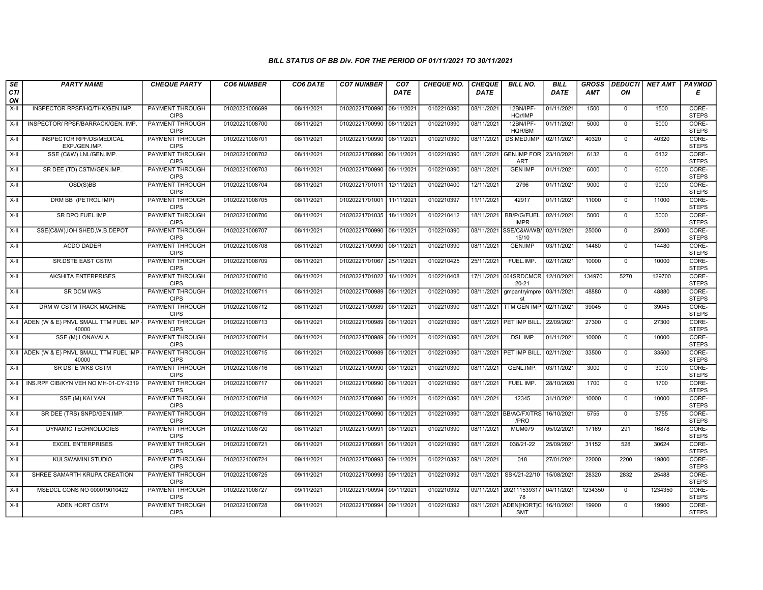### BILL STATUS OF BB Div. FOR THE PERIOD OF 01/11/2021 TO 30/11/2021

| SECTION | PARTY NAME | CHEQUE PARTY | CO6 NUMBER | CO6 DATE | CO7 NUMBER | CO7 DATE | CHEQUE NO. | CHEQUE DATE | BILL NO. | BILL DATE | GROSS AMT | DEDUCTION | NET AMT | PAYMODE |
|---|---|---|---|---|---|---|---|---|---|---|---|---|---|---|
| X-II | INSPECTOR RPSF/HQ/THK/GEN.IMP. | PAYMENT THROUGH CIPS | 01020221008699 | 08/11/2021 | 01020221700990 | 08/11/2021 | 0102210390 | 08/11/2021 | 12BN/IPF-HQr/IMP | 01/11/2021 | 1500 | 0 | 1500 | CORE-STEPS |
| X-II | INSPECTOR/ RPSF/BARRACK/GEN. IMP. | PAYMENT THROUGH CIPS | 01020221008700 | 08/11/2021 | 01020221700990 | 08/11/2021 | 0102210390 | 08/11/2021 | 12BN/IPF-HQR/BM | 01/11/2021 | 5000 | 0 | 5000 | CORE-STEPS |
| X-II | INSPECTOR RPF/DS/MEDICAL EXP./GEN.IMP. | PAYMENT THROUGH CIPS | 01020221008701 | 08/11/2021 | 01020221700990 | 08/11/2021 | 0102210390 | 08/11/2021 | DS.MED.IMP | 02/11/2021 | 40320 | 0 | 40320 | CORE-STEPS |
| X-II | SSE (C&W) LNL/GEN.IMP. | PAYMENT THROUGH CIPS | 01020221008702 | 08/11/2021 | 01020221700990 | 08/11/2021 | 0102210390 | 08/11/2021 | GEN.IMP FOR ART | 23/10/2021 | 6132 | 0 | 6132 | CORE-STEPS |
| X-II | SR DEE (TD) CSTM/GEN.IMP. | PAYMENT THROUGH CIPS | 01020221008703 | 08/11/2021 | 01020221700990 | 08/11/2021 | 0102210390 | 08/11/2021 | GEN IMP | 01/11/2021 | 6000 | 0 | 6000 | CORE-STEPS |
| X-II | OSD(S)BB | PAYMENT THROUGH CIPS | 01020221008704 | 08/11/2021 | 01020221701011 | 12/11/2021 | 0102210400 | 12/11/2021 | 2796 | 01/11/2021 | 9000 | 0 | 9000 | CORE-STEPS |
| X-II | DRM BB (PETROL IMP) | PAYMENT THROUGH CIPS | 01020221008705 | 08/11/2021 | 01020221701001 | 11/11/2021 | 0102210397 | 11/11/2021 | 42917 | 01/11/2021 | 11000 | 0 | 11000 | CORE-STEPS |
| X-II | SR DPO FUEL IMP. | PAYMENT THROUGH CIPS | 01020221008706 | 08/11/2021 | 01020221701035 | 18/11/2021 | 0102210412 | 18/11/2021 | BB/P/G/FUEL IMPR | 02/11/2021 | 5000 | 0 | 5000 | CORE-STEPS |
| X-II | SSE(C&W),IOH SHED,W.B.DEPOT | PAYMENT THROUGH CIPS | 01020221008707 | 08/11/2021 | 01020221700990 | 08/11/2021 | 0102210390 | 08/11/2021 | SSE/C&W/WB/15/10 | 02/11/2021 | 25000 | 0 | 25000 | CORE-STEPS |
| X-II | ACDO DADER | PAYMENT THROUGH CIPS | 01020221008708 | 08/11/2021 | 01020221700990 | 08/11/2021 | 0102210390 | 08/11/2021 | GEN.IMP | 03/11/2021 | 14480 | 0 | 14480 | CORE-STEPS |
| X-II | SR.DSTE EAST CSTM | PAYMENT THROUGH CIPS | 01020221008709 | 08/11/2021 | 01020221701067 | 25/11/2021 | 0102210425 | 25/11/2021 | FUEL.IMP. | 02/11/2021 | 10000 | 0 | 10000 | CORE-STEPS |
| X-II | AKSHITA ENTERPRISES | PAYMENT THROUGH CIPS | 01020221008710 | 08/11/2021 | 01020221701022 | 16/11/2021 | 0102210408 | 17/11/2021 | 064SRDCMCR 20-21 | 12/10/2021 | 134970 | 5270 | 129700 | CORE-STEPS |
| X-II | SR DCM WKS | PAYMENT THROUGH CIPS | 01020221008711 | 08/11/2021 | 01020221700989 | 08/11/2021 | 0102210390 | 08/11/2021 | gmpantryimprest | 03/11/2021 | 48880 | 0 | 48880 | CORE-STEPS |
| X-II | DRM W CSTM TRACK MACHINE | PAYMENT THROUGH CIPS | 01020221008712 | 08/11/2021 | 01020221700989 | 08/11/2021 | 0102210390 | 08/11/2021 | TTM GEN IMP | 02/11/2021 | 39045 | 0 | 39045 | CORE-STEPS |
| X-II | ADEN (W & E) PNVL SMALL TTM FUEL IMP - 40000 | PAYMENT THROUGH CIPS | 01020221008713 | 08/11/2021 | 01020221700989 | 08/11/2021 | 0102210390 | 08/11/2021 | PET IMP BILL. | 22/09/2021 | 27300 | 0 | 27300 | CORE-STEPS |
| X-II | SSE (M) LONAVALA | PAYMENT THROUGH CIPS | 01020221008714 | 08/11/2021 | 01020221700989 | 08/11/2021 | 0102210390 | 08/11/2021 | DSL IMP | 01/11/2021 | 10000 | 0 | 10000 | CORE-STEPS |
| X-II | ADEN (W & E) PNVL SMALL TTM FUEL IMP - 40000 | PAYMENT THROUGH CIPS | 01020221008715 | 08/11/2021 | 01020221700989 | 08/11/2021 | 0102210390 | 08/11/2021 | PET IMP BILL. | 02/11/2021 | 33500 | 0 | 33500 | CORE-STEPS |
| X-II | SR DSTE WKS CSTM | PAYMENT THROUGH CIPS | 01020221008716 | 08/11/2021 | 01020221700990 | 08/11/2021 | 0102210390 | 08/11/2021 | GENL.IMP. | 03/11/2021 | 3000 | 0 | 3000 | CORE-STEPS |
| X-II | INS.RPF CIB/KYN VEH NO MH-01-CY-9319 | PAYMENT THROUGH CIPS | 01020221008717 | 08/11/2021 | 01020221700990 | 08/11/2021 | 0102210390 | 08/11/2021 | FUEL IMP. | 28/10/2020 | 1700 | 0 | 1700 | CORE-STEPS |
| X-II | SSE (M) KALYAN | PAYMENT THROUGH CIPS | 01020221008718 | 08/11/2021 | 01020221700990 | 08/11/2021 | 0102210390 | 08/11/2021 | 12345 | 31/10/2021 | 10000 | 0 | 10000 | CORE-STEPS |
| X-II | SR DEE (TRS) SNPD/GEN.IMP. | PAYMENT THROUGH CIPS | 01020221008719 | 08/11/2021 | 01020221700990 | 08/11/2021 | 0102210390 | 08/11/2021 | BB/AC/FX/TRS/PRO | 16/10/2021 | 5755 | 0 | 5755 | CORE-STEPS |
| X-II | DYNAMIC TECHNOLOGIES | PAYMENT THROUGH CIPS | 01020221008720 | 08/11/2021 | 01020221700991 | 08/11/2021 | 0102210390 | 08/11/2021 | MUM079 | 05/02/2021 | 17169 | 291 | 16878 | CORE-STEPS |
| X-II | EXCEL ENTERPRISES | PAYMENT THROUGH CIPS | 01020221008721 | 08/11/2021 | 01020221700991 | 08/11/2021 | 0102210390 | 08/11/2021 | 038/21-22 | 25/09/2021 | 31152 | 528 | 30624 | CORE-STEPS |
| X-II | KULSWAMINI STUDIO | PAYMENT THROUGH CIPS | 01020221008724 | 09/11/2021 | 01020221700993 | 09/11/2021 | 0102210392 | 09/11/2021 | 018 | 27/01/2021 | 22000 | 2200 | 19800 | CORE-STEPS |
| X-II | SHREE SAMARTH KRUPA CREATION | PAYMENT THROUGH CIPS | 01020221008725 | 09/11/2021 | 01020221700993 | 09/11/2021 | 0102210392 | 09/11/2021 | SSK/21-22/10 | 15/08/2021 | 28320 | 2832 | 25488 | CORE-STEPS |
| X-II | MSEDCL CONS NO 000019010422 | PAYMENT THROUGH CIPS | 01020221008727 | 09/11/2021 | 01020221700994 | 09/11/2021 | 0102210392 | 09/11/2021 | 20211153931778 | 04/11/2021 | 1234350 | 0 | 1234350 | CORE-STEPS |
| X-II | ADEN HORT CSTM | PAYMENT THROUGH CIPS | 01020221008728 | 09/11/2021 | 01020221700994 | 09/11/2021 | 0102210392 | 09/11/2021 | ADEN[HORT]CSMT | 16/10/2021 | 19900 | 0 | 19900 | CORE-STEPS |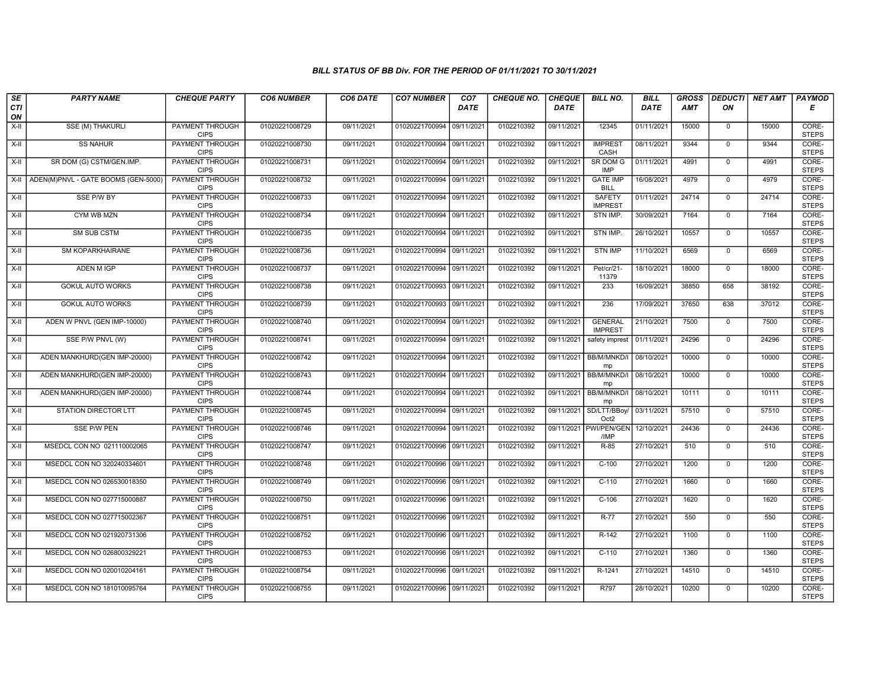### BILL STATUS OF BB Div. FOR THE PERIOD OF 01/11/2021 TO 30/11/2021

| SECTION | PARTY NAME | CHEQUE PARTY | CO6 NUMBER | CO6 DATE | CO7 NUMBER | CO7 DATE | CHEQUE NO. | CHEQUE DATE | BILL NO. | BILL DATE | GROSS AMT | DEDUCTION | NET AMT | PAYMODE |
|---|---|---|---|---|---|---|---|---|---|---|---|---|---|---|
| X-II | SSE (M) THAKURLI | PAYMENT THROUGH CIPS | 01020221008729 | 09/11/2021 | 01020221700994 | 09/11/2021 | 0102210392 | 09/11/2021 | 12345 | 01/11/2021 | 15000 | 0 | 15000 | CORE-STEPS |
| X-II | SS NAHUR | PAYMENT THROUGH CIPS | 01020221008730 | 09/11/2021 | 01020221700994 | 09/11/2021 | 0102210392 | 09/11/2021 | IMPREST CASH | 08/11/2021 | 9344 | 0 | 9344 | CORE-STEPS |
| X-II | SR DOM (G) CSTM/GEN.IMP. | PAYMENT THROUGH CIPS | 01020221008731 | 09/11/2021 | 01020221700994 | 09/11/2021 | 0102210392 | 09/11/2021 | SR DOM G IMP | 01/11/2021 | 4991 | 0 | 4991 | CORE-STEPS |
| X-II | ADEN(M)PNVL - GATE BOOMS (GEN-5000) | PAYMENT THROUGH CIPS | 01020221008732 | 09/11/2021 | 01020221700994 | 09/11/2021 | 0102210392 | 09/11/2021 | GATE IMP BILL | 16/08/2021 | 4979 | 0 | 4979 | CORE-STEPS |
| X-II | SSE P/W BY | PAYMENT THROUGH CIPS | 01020221008733 | 09/11/2021 | 01020221700994 | 09/11/2021 | 0102210392 | 09/11/2021 | SAFETY IMPREST | 01/11/2021 | 24714 | 0 | 24714 | CORE-STEPS |
| X-II | CYM WB MZN | PAYMENT THROUGH CIPS | 01020221008734 | 09/11/2021 | 01020221700994 | 09/11/2021 | 0102210392 | 09/11/2021 | STN IMP. | 30/09/2021 | 7164 | 0 | 7164 | CORE-STEPS |
| X-II | SM SUB CSTM | PAYMENT THROUGH CIPS | 01020221008735 | 09/11/2021 | 01020221700994 | 09/11/2021 | 0102210392 | 09/11/2021 | STN IMP. | 26/10/2021 | 10557 | 0 | 10557 | CORE-STEPS |
| X-II | SM KOPARKHAIRANE | PAYMENT THROUGH CIPS | 01020221008736 | 09/11/2021 | 01020221700994 | 09/11/2021 | 0102210392 | 09/11/2021 | STN IMP | 11/10/2021 | 6569 | 0 | 6569 | CORE-STEPS |
| X-II | ADEN M IGP | PAYMENT THROUGH CIPS | 01020221008737 | 09/11/2021 | 01020221700994 | 09/11/2021 | 0102210392 | 09/11/2021 | Pet/cr/21-11379 | 18/10/2021 | 18000 | 0 | 18000 | CORE-STEPS |
| X-II | GOKUL AUTO WORKS | PAYMENT THROUGH CIPS | 01020221008738 | 09/11/2021 | 01020221700993 | 09/11/2021 | 0102210392 | 09/11/2021 | 233 | 16/09/2021 | 38850 | 658 | 38192 | CORE-STEPS |
| X-II | GOKUL AUTO WORKS | PAYMENT THROUGH CIPS | 01020221008739 | 09/11/2021 | 01020221700993 | 09/11/2021 | 0102210392 | 09/11/2021 | 236 | 17/09/2021 | 37650 | 638 | 37012 | CORE-STEPS |
| X-II | ADEN W PNVL (GEN IMP-10000) | PAYMENT THROUGH CIPS | 01020221008740 | 09/11/2021 | 01020221700994 | 09/11/2021 | 0102210392 | 09/11/2021 | GENERAL IMPREST | 21/10/2021 | 7500 | 0 | 7500 | CORE-STEPS |
| X-II | SSE P/W PNVL (W) | PAYMENT THROUGH CIPS | 01020221008741 | 09/11/2021 | 01020221700994 | 09/11/2021 | 0102210392 | 09/11/2021 | safety imprest | 01/11/2021 | 24296 | 0 | 24296 | CORE-STEPS |
| X-II | ADEN MANKHURD(GEN IMP-20000) | PAYMENT THROUGH CIPS | 01020221008742 | 09/11/2021 | 01020221700994 | 09/11/2021 | 0102210392 | 09/11/2021 | BB/M/MNKD/Imp | 08/10/2021 | 10000 | 0 | 10000 | CORE-STEPS |
| X-II | ADEN MANKHURD(GEN IMP-20000) | PAYMENT THROUGH CIPS | 01020221008743 | 09/11/2021 | 01020221700994 | 09/11/2021 | 0102210392 | 09/11/2021 | BB/M/MNKD/Imp | 08/10/2021 | 10000 | 0 | 10000 | CORE-STEPS |
| X-II | ADEN MANKHURD(GEN IMP-20000) | PAYMENT THROUGH CIPS | 01020221008744 | 09/11/2021 | 01020221700994 | 09/11/2021 | 0102210392 | 09/11/2021 | BB/M/MNKD/Imp | 08/10/2021 | 10111 | 0 | 10111 | CORE-STEPS |
| X-II | STATION DIRECTOR LTT | PAYMENT THROUGH CIPS | 01020221008745 | 09/11/2021 | 01020221700994 | 09/11/2021 | 0102210392 | 09/11/2021 | SD/LTT/BBoy/Oct2 | 03/11/2021 | 57510 | 0 | 57510 | CORE-STEPS |
| X-II | SSE P/W PEN | PAYMENT THROUGH CIPS | 01020221008746 | 09/11/2021 | 01020221700994 | 09/11/2021 | 0102210392 | 09/11/2021 | PWI/PEN/GEN/IMP | 12/10/2021 | 24436 | 0 | 24436 | CORE-STEPS |
| X-II | MSEDCL CON NO 021110002065 | PAYMENT THROUGH CIPS | 01020221008747 | 09/11/2021 | 01020221700996 | 09/11/2021 | 0102210392 | 09/11/2021 | R-85 | 27/10/2021 | 510 | 0 | 510 | CORE-STEPS |
| X-II | MSEDCL CON NO 320240334601 | PAYMENT THROUGH CIPS | 01020221008748 | 09/11/2021 | 01020221700996 | 09/11/2021 | 0102210392 | 09/11/2021 | C-100 | 27/10/2021 | 1200 | 0 | 1200 | CORE-STEPS |
| X-II | MSEDCL CON NO 026530018350 | PAYMENT THROUGH CIPS | 01020221008749 | 09/11/2021 | 01020221700996 | 09/11/2021 | 0102210392 | 09/11/2021 | C-110 | 27/10/2021 | 1660 | 0 | 1660 | CORE-STEPS |
| X-II | MSEDCL CON NO 027715000887 | PAYMENT THROUGH CIPS | 01020221008750 | 09/11/2021 | 01020221700996 | 09/11/2021 | 0102210392 | 09/11/2021 | C-106 | 27/10/2021 | 1620 | 0 | 1620 | CORE-STEPS |
| X-II | MSEDCL CON NO 027715002367 | PAYMENT THROUGH CIPS | 01020221008751 | 09/11/2021 | 01020221700996 | 09/11/2021 | 0102210392 | 09/11/2021 | R-77 | 27/10/2021 | 550 | 0 | 550 | CORE-STEPS |
| X-II | MSEDCL CON NO 021920731306 | PAYMENT THROUGH CIPS | 01020221008752 | 09/11/2021 | 01020221700996 | 09/11/2021 | 0102210392 | 09/11/2021 | R-142 | 27/10/2021 | 1100 | 0 | 1100 | CORE-STEPS |
| X-II | MSEDCL CON NO 026800329221 | PAYMENT THROUGH CIPS | 01020221008753 | 09/11/2021 | 01020221700996 | 09/11/2021 | 0102210392 | 09/11/2021 | C-110 | 27/10/2021 | 1360 | 0 | 1360 | CORE-STEPS |
| X-II | MSEDCL CON NO 020010204161 | PAYMENT THROUGH CIPS | 01020221008754 | 09/11/2021 | 01020221700996 | 09/11/2021 | 0102210392 | 09/11/2021 | R-1241 | 27/10/2021 | 14510 | 0 | 14510 | CORE-STEPS |
| X-II | MSEDCL CON NO 181010095764 | PAYMENT THROUGH CIPS | 01020221008755 | 09/11/2021 | 01020221700996 | 09/11/2021 | 0102210392 | 09/11/2021 | R797 | 28/10/2021 | 10200 | 0 | 10200 | CORE-STEPS |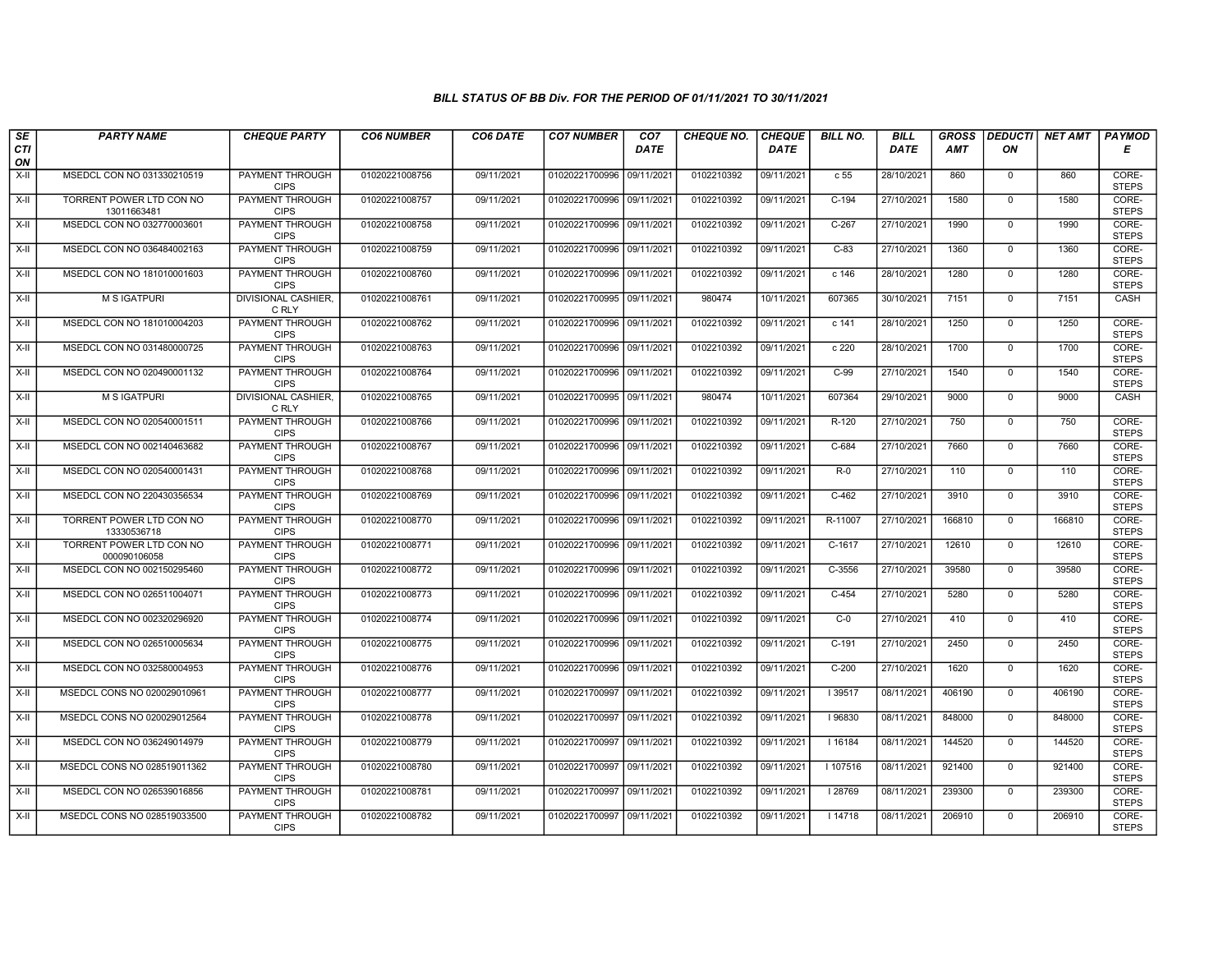### BILL STATUS OF BB Div. FOR THE PERIOD OF 01/11/2021 TO 30/11/2021

| SECTION | PARTY NAME | CHEQUE PARTY | CO6 NUMBER | CO6 DATE | CO7 NUMBER | CO7 DATE | CHEQUE NO. | CHEQUE DATE | BILL NO. | BILL DATE | GROSS AMT | DEDUCTION | NET AMT | PAYMODE |
|---|---|---|---|---|---|---|---|---|---|---|---|---|---|---|
| X-II | MSEDCL CON NO 031330210519 | PAYMENT THROUGH CIPS | 01020221008756 | 09/11/2021 | 01020221700996 | 09/11/2021 | 0102210392 | 09/11/2021 | c 55 | 28/10/2021 | 860 | 0 | 860 | CORE-STEPS |
| X-II | TORRENT POWER LTD CON NO 13011663481 | PAYMENT THROUGH CIPS | 01020221008757 | 09/11/2021 | 01020221700996 | 09/11/2021 | 0102210392 | 09/11/2021 | C-194 | 27/10/2021 | 1580 | 0 | 1580 | CORE-STEPS |
| X-II | MSEDCL CON NO 032770003601 | PAYMENT THROUGH CIPS | 01020221008758 | 09/11/2021 | 01020221700996 | 09/11/2021 | 0102210392 | 09/11/2021 | C-267 | 27/10/2021 | 1990 | 0 | 1990 | CORE-STEPS |
| X-II | MSEDCL CON NO 036484002163 | PAYMENT THROUGH CIPS | 01020221008759 | 09/11/2021 | 01020221700996 | 09/11/2021 | 0102210392 | 09/11/2021 | C-83 | 27/10/2021 | 1360 | 0 | 1360 | CORE-STEPS |
| X-II | MSEDCL CON NO 181010001603 | PAYMENT THROUGH CIPS | 01020221008760 | 09/11/2021 | 01020221700996 | 09/11/2021 | 0102210392 | 09/11/2021 | c 146 | 28/10/2021 | 1280 | 0 | 1280 | CORE-STEPS |
| X-II | M S IGATPURI | DIVISIONAL CASHIER, C RLY | 01020221008761 | 09/11/2021 | 01020221700995 | 09/11/2021 | 980474 | 10/11/2021 | 607365 | 30/10/2021 | 7151 | 0 | 7151 | CASH |
| X-II | MSEDCL CON NO 181010004203 | PAYMENT THROUGH CIPS | 01020221008762 | 09/11/2021 | 01020221700996 | 09/11/2021 | 0102210392 | 09/11/2021 | c 141 | 28/10/2021 | 1250 | 0 | 1250 | CORE-STEPS |
| X-II | MSEDCL CON NO 031480000725 | PAYMENT THROUGH CIPS | 01020221008763 | 09/11/2021 | 01020221700996 | 09/11/2021 | 0102210392 | 09/11/2021 | c 220 | 28/10/2021 | 1700 | 0 | 1700 | CORE-STEPS |
| X-II | MSEDCL CON NO 020490001132 | PAYMENT THROUGH CIPS | 01020221008764 | 09/11/2021 | 01020221700996 | 09/11/2021 | 0102210392 | 09/11/2021 | C-99 | 27/10/2021 | 1540 | 0 | 1540 | CORE-STEPS |
| X-II | M S IGATPURI | DIVISIONAL CASHIER, C RLY | 01020221008765 | 09/11/2021 | 01020221700995 | 09/11/2021 | 980474 | 10/11/2021 | 607364 | 29/10/2021 | 9000 | 0 | 9000 | CASH |
| X-II | MSEDCL CON NO 020540001511 | PAYMENT THROUGH CIPS | 01020221008766 | 09/11/2021 | 01020221700996 | 09/11/2021 | 0102210392 | 09/11/2021 | R-120 | 27/10/2021 | 750 | 0 | 750 | CORE-STEPS |
| X-II | MSEDCL CON NO 002140463682 | PAYMENT THROUGH CIPS | 01020221008767 | 09/11/2021 | 01020221700996 | 09/11/2021 | 0102210392 | 09/11/2021 | C-684 | 27/10/2021 | 7660 | 0 | 7660 | CORE-STEPS |
| X-II | MSEDCL CON NO 020540001431 | PAYMENT THROUGH CIPS | 01020221008768 | 09/11/2021 | 01020221700996 | 09/11/2021 | 0102210392 | 09/11/2021 | R-0 | 27/10/2021 | 110 | 0 | 110 | CORE-STEPS |
| X-II | MSEDCL CON NO 220430356534 | PAYMENT THROUGH CIPS | 01020221008769 | 09/11/2021 | 01020221700996 | 09/11/2021 | 0102210392 | 09/11/2021 | C-462 | 27/10/2021 | 3910 | 0 | 3910 | CORE-STEPS |
| X-II | TORRENT POWER LTD CON NO 13330536718 | PAYMENT THROUGH CIPS | 01020221008770 | 09/11/2021 | 01020221700996 | 09/11/2021 | 0102210392 | 09/11/2021 | R-11007 | 27/10/2021 | 166810 | 0 | 166810 | CORE-STEPS |
| X-II | TORRENT POWER LTD CON NO 000090106058 | PAYMENT THROUGH CIPS | 01020221008771 | 09/11/2021 | 01020221700996 | 09/11/2021 | 0102210392 | 09/11/2021 | C-1617 | 27/10/2021 | 12610 | 0 | 12610 | CORE-STEPS |
| X-II | MSEDCL CON NO 002150295460 | PAYMENT THROUGH CIPS | 01020221008772 | 09/11/2021 | 01020221700996 | 09/11/2021 | 0102210392 | 09/11/2021 | C-3556 | 27/10/2021 | 39580 | 0 | 39580 | CORE-STEPS |
| X-II | MSEDCL CON NO 026511004071 | PAYMENT THROUGH CIPS | 01020221008773 | 09/11/2021 | 01020221700996 | 09/11/2021 | 0102210392 | 09/11/2021 | C-454 | 27/10/2021 | 5280 | 0 | 5280 | CORE-STEPS |
| X-II | MSEDCL CON NO 002320296920 | PAYMENT THROUGH CIPS | 01020221008774 | 09/11/2021 | 01020221700996 | 09/11/2021 | 0102210392 | 09/11/2021 | C-0 | 27/10/2021 | 410 | 0 | 410 | CORE-STEPS |
| X-II | MSEDCL CON NO 026510005634 | PAYMENT THROUGH CIPS | 01020221008775 | 09/11/2021 | 01020221700996 | 09/11/2021 | 0102210392 | 09/11/2021 | C-191 | 27/10/2021 | 2450 | 0 | 2450 | CORE-STEPS |
| X-II | MSEDCL CON NO 032580004953 | PAYMENT THROUGH CIPS | 01020221008776 | 09/11/2021 | 01020221700996 | 09/11/2021 | 0102210392 | 09/11/2021 | C-200 | 27/10/2021 | 1620 | 0 | 1620 | CORE-STEPS |
| X-II | MSEDCL CONS NO 020029010961 | PAYMENT THROUGH CIPS | 01020221008777 | 09/11/2021 | 01020221700997 | 09/11/2021 | 0102210392 | 09/11/2021 | I 39517 | 08/11/2021 | 406190 | 0 | 406190 | CORE-STEPS |
| X-II | MSEDCL CONS NO 020029012564 | PAYMENT THROUGH CIPS | 01020221008778 | 09/11/2021 | 01020221700997 | 09/11/2021 | 0102210392 | 09/11/2021 | I 96830 | 08/11/2021 | 848000 | 0 | 848000 | CORE-STEPS |
| X-II | MSEDCL CON NO 036249014979 | PAYMENT THROUGH CIPS | 01020221008779 | 09/11/2021 | 01020221700997 | 09/11/2021 | 0102210392 | 09/11/2021 | I 16184 | 08/11/2021 | 144520 | 0 | 144520 | CORE-STEPS |
| X-II | MSEDCL CONS NO 028519011362 | PAYMENT THROUGH CIPS | 01020221008780 | 09/11/2021 | 01020221700997 | 09/11/2021 | 0102210392 | 09/11/2021 | I 107516 | 08/11/2021 | 921400 | 0 | 921400 | CORE-STEPS |
| X-II | MSEDCL CON NO 026539016856 | PAYMENT THROUGH CIPS | 01020221008781 | 09/11/2021 | 01020221700997 | 09/11/2021 | 0102210392 | 09/11/2021 | I 28769 | 08/11/2021 | 239300 | 0 | 239300 | CORE-STEPS |
| X-II | MSEDCL CONS NO 028519033500 | PAYMENT THROUGH CIPS | 01020221008782 | 09/11/2021 | 01020221700997 | 09/11/2021 | 0102210392 | 09/11/2021 | I 14718 | 08/11/2021 | 206910 | 0 | 206910 | CORE-STEPS |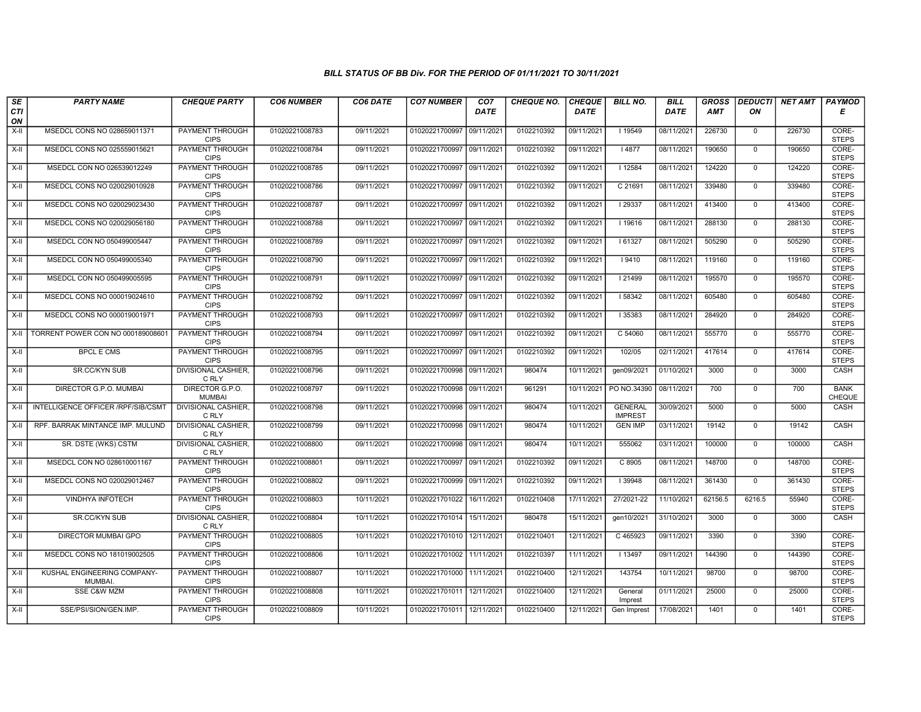### BILL STATUS OF BB Div. FOR THE PERIOD OF 01/11/2021 TO 30/11/2021

| SECTION | PARTY NAME | CHEQUE PARTY | CO6 NUMBER | CO6 DATE | CO7 NUMBER | CO7 DATE | CHEQUE NO. | CHEQUE DATE | BILL NO. | BILL DATE | GROSS AMT | DEDUCTION | NET AMT | PAYMODE |
|---|---|---|---|---|---|---|---|---|---|---|---|---|---|---|
| X-II | MSEDCL CONS NO 028659011371 | PAYMENT THROUGH CIPS | 01020221008783 | 09/11/2021 | 01020221700997 | 09/11/2021 | 0102210392 | 09/11/2021 | I 19549 | 08/11/2021 | 226730 | 0 | 226730 | CORE-STEPS |
| X-II | MSEDCL CONS NO 025559015621 | PAYMENT THROUGH CIPS | 01020221008784 | 09/11/2021 | 01020221700997 | 09/11/2021 | 0102210392 | 09/11/2021 | I 4877 | 08/11/2021 | 190650 | 0 | 190650 | CORE-STEPS |
| X-II | MSEDCL CON NO 026539012249 | PAYMENT THROUGH CIPS | 01020221008785 | 09/11/2021 | 01020221700997 | 09/11/2021 | 0102210392 | 09/11/2021 | I 12584 | 08/11/2021 | 124220 | 0 | 124220 | CORE-STEPS |
| X-II | MSEDCL CONS NO 020029010928 | PAYMENT THROUGH CIPS | 01020221008786 | 09/11/2021 | 01020221700997 | 09/11/2021 | 0102210392 | 09/11/2021 | C 21691 | 08/11/2021 | 339480 | 0 | 339480 | CORE-STEPS |
| X-II | MSEDCL CONS NO 020029023430 | PAYMENT THROUGH CIPS | 01020221008787 | 09/11/2021 | 01020221700997 | 09/11/2021 | 0102210392 | 09/11/2021 | I 29337 | 08/11/2021 | 413400 | 0 | 413400 | CORE-STEPS |
| X-II | MSEDCL CONS NO 020029056180 | PAYMENT THROUGH CIPS | 01020221008788 | 09/11/2021 | 01020221700997 | 09/11/2021 | 0102210392 | 09/11/2021 | I 19616 | 08/11/2021 | 288130 | 0 | 288130 | CORE-STEPS |
| X-II | MSEDCL CON NO 050499005447 | PAYMENT THROUGH CIPS | 01020221008789 | 09/11/2021 | 01020221700997 | 09/11/2021 | 0102210392 | 09/11/2021 | I 61327 | 08/11/2021 | 505290 | 0 | 505290 | CORE-STEPS |
| X-II | MSEDCL CON NO 050499005340 | PAYMENT THROUGH CIPS | 01020221008790 | 09/11/2021 | 01020221700997 | 09/11/2021 | 0102210392 | 09/11/2021 | I 9410 | 08/11/2021 | 119160 | 0 | 119160 | CORE-STEPS |
| X-II | MSEDCL CON NO 050499005595 | PAYMENT THROUGH CIPS | 01020221008791 | 09/11/2021 | 01020221700997 | 09/11/2021 | 0102210392 | 09/11/2021 | I 21499 | 08/11/2021 | 195570 | 0 | 195570 | CORE-STEPS |
| X-II | MSEDCL CONS NO 000019024610 | PAYMENT THROUGH CIPS | 01020221008792 | 09/11/2021 | 01020221700997 | 09/11/2021 | 0102210392 | 09/11/2021 | I 58342 | 08/11/2021 | 605480 | 0 | 605480 | CORE-STEPS |
| X-II | MSEDCL CONS NO 000019001971 | PAYMENT THROUGH CIPS | 01020221008793 | 09/11/2021 | 01020221700997 | 09/11/2021 | 0102210392 | 09/11/2021 | I 35383 | 08/11/2021 | 284920 | 0 | 284920 | CORE-STEPS |
| X-II | TORRENT POWER CON NO 000189008601 | PAYMENT THROUGH CIPS | 01020221008794 | 09/11/2021 | 01020221700997 | 09/11/2021 | 0102210392 | 09/11/2021 | C 54060 | 08/11/2021 | 555770 | 0 | 555770 | CORE-STEPS |
| X-II | BPCL E CMS | PAYMENT THROUGH CIPS | 01020221008795 | 09/11/2021 | 01020221700997 | 09/11/2021 | 0102210392 | 09/11/2021 | 102/05 | 02/11/2021 | 417614 | 0 | 417614 | CORE-STEPS |
| X-II | SR.CC/KYN SUB | DIVISIONAL CASHIER, C RLY | 01020221008796 | 09/11/2021 | 01020221700998 | 09/11/2021 | 980474 | 10/11/2021 | gen09/2021 | 01/10/2021 | 3000 | 0 | 3000 | CASH |
| X-II | DIRECTOR G.P.O. MUMBAI | DIRECTOR G.P.O. MUMBAI | 01020221008797 | 09/11/2021 | 01020221700998 | 09/11/2021 | 961291 | 10/11/2021 | PO NO.34390 | 08/11/2021 | 700 | 0 | 700 | BANK CHEQUE |
| X-II | INTELLIGENCE OFFICER /RPF/SIB/CSMT | DIVISIONAL CASHIER, C RLY | 01020221008798 | 09/11/2021 | 01020221700998 | 09/11/2021 | 980474 | 10/11/2021 | GENERAL IMPREST | 30/09/2021 | 5000 | 0 | 5000 | CASH |
| X-II | RPF. BARRAK MINTANCE IMP. MULUND | DIVISIONAL CASHIER, C RLY | 01020221008799 | 09/11/2021 | 01020221700998 | 09/11/2021 | 980474 | 10/11/2021 | GEN IMP | 03/11/2021 | 19142 | 0 | 19142 | CASH |
| X-II | SR. DSTE (WKS) CSTM | DIVISIONAL CASHIER, C RLY | 01020221008800 | 09/11/2021 | 01020221700998 | 09/11/2021 | 980474 | 10/11/2021 | 555062 | 03/11/2021 | 100000 | 0 | 100000 | CASH |
| X-II | MSEDCL CON NO 028610001167 | PAYMENT THROUGH CIPS | 01020221008801 | 09/11/2021 | 01020221700997 | 09/11/2021 | 0102210392 | 09/11/2021 | C 8905 | 08/11/2021 | 148700 | 0 | 148700 | CORE-STEPS |
| X-II | MSEDCL CONS NO 020029012467 | PAYMENT THROUGH CIPS | 01020221008802 | 09/11/2021 | 01020221700999 | 09/11/2021 | 0102210392 | 09/11/2021 | I 39948 | 08/11/2021 | 361430 | 0 | 361430 | CORE-STEPS |
| X-II | VINDHYA INFOTECH | PAYMENT THROUGH CIPS | 01020221008803 | 10/11/2021 | 01020221701022 | 16/11/2021 | 0102210408 | 17/11/2021 | 27/2021-22 | 11/10/2021 | 62156.5 | 6216.5 | 55940 | CORE-STEPS |
| X-II | SR.CC/KYN SUB | DIVISIONAL CASHIER, C RLY | 01020221008804 | 10/11/2021 | 01020221701014 | 15/11/2021 | 980478 | 15/11/2021 | gen10/2021 | 31/10/2021 | 3000 | 0 | 3000 | CASH |
| X-II | DIRECTOR MUMBAI GPO | PAYMENT THROUGH CIPS | 01020221008805 | 10/11/2021 | 01020221701010 | 12/11/2021 | 0102210401 | 12/11/2021 | C 465923 | 09/11/2021 | 3390 | 0 | 3390 | CORE-STEPS |
| X-II | MSEDCL CONS NO 181019002505 | PAYMENT THROUGH CIPS | 01020221008806 | 10/11/2021 | 01020221701002 | 11/11/2021 | 0102210397 | 11/11/2021 | I 13497 | 09/11/2021 | 144390 | 0 | 144390 | CORE-STEPS |
| X-II | KUSHAL ENGINEERING COMPANY-MUMBAI. | PAYMENT THROUGH CIPS | 01020221008807 | 10/11/2021 | 01020221701000 | 11/11/2021 | 0102210400 | 12/11/2021 | 143754 | 10/11/2021 | 98700 | 0 | 98700 | CORE-STEPS |
| X-II | SSE C&W MZM | PAYMENT THROUGH CIPS | 01020221008808 | 10/11/2021 | 01020221701011 | 12/11/2021 | 0102210400 | 12/11/2021 | General Imprest | 01/11/2021 | 25000 | 0 | 25000 | CORE-STEPS |
| X-II | SSE/PSI/SION/GEN.IMP. | PAYMENT THROUGH CIPS | 01020221008809 | 10/11/2021 | 01020221701011 | 12/11/2021 | 0102210400 | 12/11/2021 | Gen Imprest | 17/08/2021 | 1401 | 0 | 1401 | CORE-STEPS |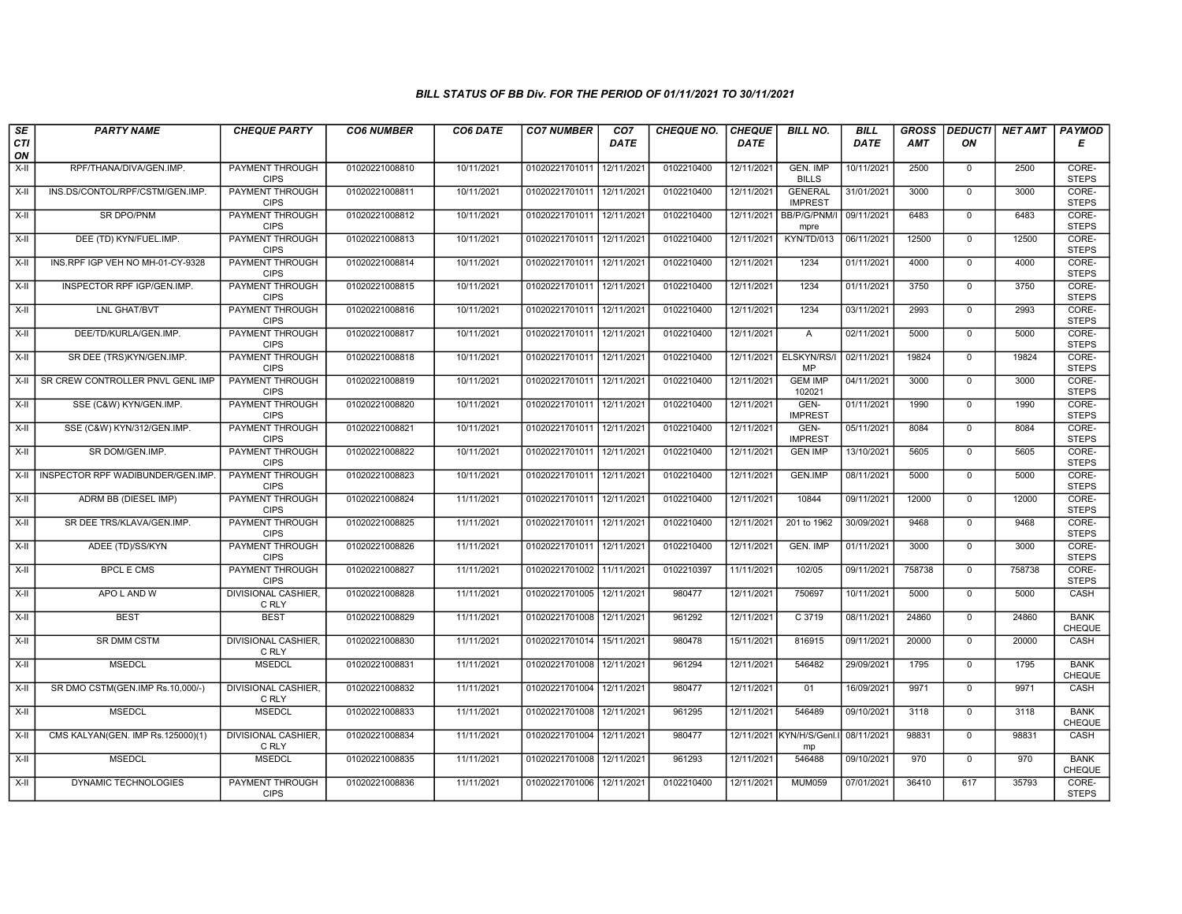### BILL STATUS OF BB Div. FOR THE PERIOD OF 01/11/2021 TO 30/11/2021

| SECTION | PARTY NAME | CHEQUE PARTY | CO6 NUMBER | CO6 DATE | CO7 NUMBER | CO7 DATE | CHEQUE NO. | CHEQUE DATE | BILL NO. | BILL DATE | GROSS AMT | DEDUCTION | NET AMT | PAYMODE |
|---|---|---|---|---|---|---|---|---|---|---|---|---|---|---|
| X-II | RPF/THANA/DIVA/GEN.IMP. | PAYMENT THROUGH CIPS | 01020221008810 | 10/11/2021 | 01020221701011 | 12/11/2021 | 0102210400 | 12/11/2021 | GEN. IMP BILLS | 10/11/2021 | 2500 | 0 | 2500 | CORE-STEPS |
| X-II | INS.DS/CONTOL/RPF/CSTM/GEN.IMP. | PAYMENT THROUGH CIPS | 01020221008811 | 10/11/2021 | 01020221701011 | 12/11/2021 | 0102210400 | 12/11/2021 | GENERAL IMPREST | 31/01/2021 | 3000 | 0 | 3000 | CORE-STEPS |
| X-II | SR DPO/PNM | PAYMENT THROUGH CIPS | 01020221008812 | 10/11/2021 | 01020221701011 | 12/11/2021 | 0102210400 | 12/11/2021 | BB/P/G/PNM/Impre | 09/11/2021 | 6483 | 0 | 6483 | CORE-STEPS |
| X-II | DEE (TD) KYN/FUEL.IMP. | PAYMENT THROUGH CIPS | 01020221008813 | 10/11/2021 | 01020221701011 | 12/11/2021 | 0102210400 | 12/11/2021 | KYN/TD/013 | 06/11/2021 | 12500 | 0 | 12500 | CORE-STEPS |
| X-II | INS.RPF IGP VEH NO MH-01-CY-9328 | PAYMENT THROUGH CIPS | 01020221008814 | 10/11/2021 | 01020221701011 | 12/11/2021 | 0102210400 | 12/11/2021 | 1234 | 01/11/2021 | 4000 | 0 | 4000 | CORE-STEPS |
| X-II | INSPECTOR RPF IGP/GEN.IMP. | PAYMENT THROUGH CIPS | 01020221008815 | 10/11/2021 | 01020221701011 | 12/11/2021 | 0102210400 | 12/11/2021 | 1234 | 01/11/2021 | 3750 | 0 | 3750 | CORE-STEPS |
| X-II | LNL GHAT/BVT | PAYMENT THROUGH CIPS | 01020221008816 | 10/11/2021 | 01020221701011 | 12/11/2021 | 0102210400 | 12/11/2021 | 1234 | 03/11/2021 | 2993 | 0 | 2993 | CORE-STEPS |
| X-II | DEE/TD/KURLA/GEN.IMP. | PAYMENT THROUGH CIPS | 01020221008817 | 10/11/2021 | 01020221701011 | 12/11/2021 | 0102210400 | 12/11/2021 | A | 02/11/2021 | 5000 | 0 | 5000 | CORE-STEPS |
| X-II | SR DEE (TRS)KYN/GEN.IMP. | PAYMENT THROUGH CIPS | 01020221008818 | 10/11/2021 | 01020221701011 | 12/11/2021 | 0102210400 | 12/11/2021 | ELSKYN/RS/IMP | 02/11/2021 | 19824 | 0 | 19824 | CORE-STEPS |
| X-II | SR CREW CONTROLLER PNVL GENL IMP | PAYMENT THROUGH CIPS | 01020221008819 | 10/11/2021 | 01020221701011 | 12/11/2021 | 0102210400 | 12/11/2021 | GEM IMP 102021 | 04/11/2021 | 3000 | 0 | 3000 | CORE-STEPS |
| X-II | SSE (C&W) KYN/GEN.IMP. | PAYMENT THROUGH CIPS | 01020221008820 | 10/11/2021 | 01020221701011 | 12/11/2021 | 0102210400 | 12/11/2021 | GEN-IMPREST | 01/11/2021 | 1990 | 0 | 1990 | CORE-STEPS |
| X-II | SSE (C&W) KYN/312/GEN.IMP. | PAYMENT THROUGH CIPS | 01020221008821 | 10/11/2021 | 01020221701011 | 12/11/2021 | 0102210400 | 12/11/2021 | GEN-IMPREST | 05/11/2021 | 8084 | 0 | 8084 | CORE-STEPS |
| X-II | SR DOM/GEN.IMP. | PAYMENT THROUGH CIPS | 01020221008822 | 10/11/2021 | 01020221701011 | 12/11/2021 | 0102210400 | 12/11/2021 | GEN IMP | 13/10/2021 | 5605 | 0 | 5605 | CORE-STEPS |
| X-II | INSPECTOR RPF WADIBUNDER/GEN.IMP. | PAYMENT THROUGH CIPS | 01020221008823 | 10/11/2021 | 01020221701011 | 12/11/2021 | 0102210400 | 12/11/2021 | GEN.IMP | 08/11/2021 | 5000 | 0 | 5000 | CORE-STEPS |
| X-II | ADRM BB (DIESEL IMP) | PAYMENT THROUGH CIPS | 01020221008824 | 11/11/2021 | 01020221701011 | 12/11/2021 | 0102210400 | 12/11/2021 | 10844 | 09/11/2021 | 12000 | 0 | 12000 | CORE-STEPS |
| X-II | SR DEE TRS/KLAVA/GEN.IMP. | PAYMENT THROUGH CIPS | 01020221008825 | 11/11/2021 | 01020221701011 | 12/11/2021 | 0102210400 | 12/11/2021 | 201 to 1962 | 30/09/2021 | 9468 | 0 | 9468 | CORE-STEPS |
| X-II | ADEE (TD)/SS/KYN | PAYMENT THROUGH CIPS | 01020221008826 | 11/11/2021 | 01020221701011 | 12/11/2021 | 0102210400 | 12/11/2021 | GEN. IMP | 01/11/2021 | 3000 | 0 | 3000 | CORE-STEPS |
| X-II | BPCL E CMS | PAYMENT THROUGH CIPS | 01020221008827 | 11/11/2021 | 01020221701002 | 11/11/2021 | 0102210397 | 11/11/2021 | 102/05 | 09/11/2021 | 758738 | 0 | 758738 | CORE-STEPS |
| X-II | APO L AND W | DIVISIONAL CASHIER, C RLY | 01020221008828 | 11/11/2021 | 01020221701005 | 12/11/2021 | 980477 | 12/11/2021 | 750697 | 10/11/2021 | 5000 | 0 | 5000 | CASH |
| X-II | BEST | BEST | 01020221008829 | 11/11/2021 | 01020221701008 | 12/11/2021 | 961292 | 12/11/2021 | C 3719 | 08/11/2021 | 24860 | 0 | 24860 | BANK CHEQUE |
| X-II | SR DMM CSTM | DIVISIONAL CASHIER, C RLY | 01020221008830 | 11/11/2021 | 01020221701014 | 15/11/2021 | 980478 | 15/11/2021 | 816915 | 09/11/2021 | 20000 | 0 | 20000 | CASH |
| X-II | MSEDCL | MSEDCL | 01020221008831 | 11/11/2021 | 01020221701008 | 12/11/2021 | 961294 | 12/11/2021 | 546482 | 29/09/2021 | 1795 | 0 | 1795 | BANK CHEQUE |
| X-II | SR DMO CSTM(GEN.IMP Rs.10,000/-) | DIVISIONAL CASHIER, C RLY | 01020221008832 | 11/11/2021 | 01020221701004 | 12/11/2021 | 980477 | 12/11/2021 | 01 | 16/09/2021 | 9971 | 0 | 9971 | CASH |
| X-II | MSEDCL | MSEDCL | 01020221008833 | 11/11/2021 | 01020221701008 | 12/11/2021 | 961295 | 12/11/2021 | 546489 | 09/10/2021 | 3118 | 0 | 3118 | BANK CHEQUE |
| X-II | CMS KALYAN(GEN. IMP Rs.125000)(1) | DIVISIONAL CASHIER, C RLY | 01020221008834 | 11/11/2021 | 01020221701004 | 12/11/2021 | 980477 | 12/11/2021 | KYN/H/S/Genl.Imp | 08/11/2021 | 98831 | 0 | 98831 | CASH |
| X-II | MSEDCL | MSEDCL | 01020221008835 | 11/11/2021 | 01020221701008 | 12/11/2021 | 961293 | 12/11/2021 | 546488 | 09/10/2021 | 970 | 0 | 970 | BANK CHEQUE |
| X-II | DYNAMIC TECHNOLOGIES | PAYMENT THROUGH CIPS | 01020221008836 | 11/11/2021 | 01020221701006 | 12/11/2021 | 0102210400 | 12/11/2021 | MUM059 | 07/01/2021 | 36410 | 617 | 35793 | CORE-STEPS |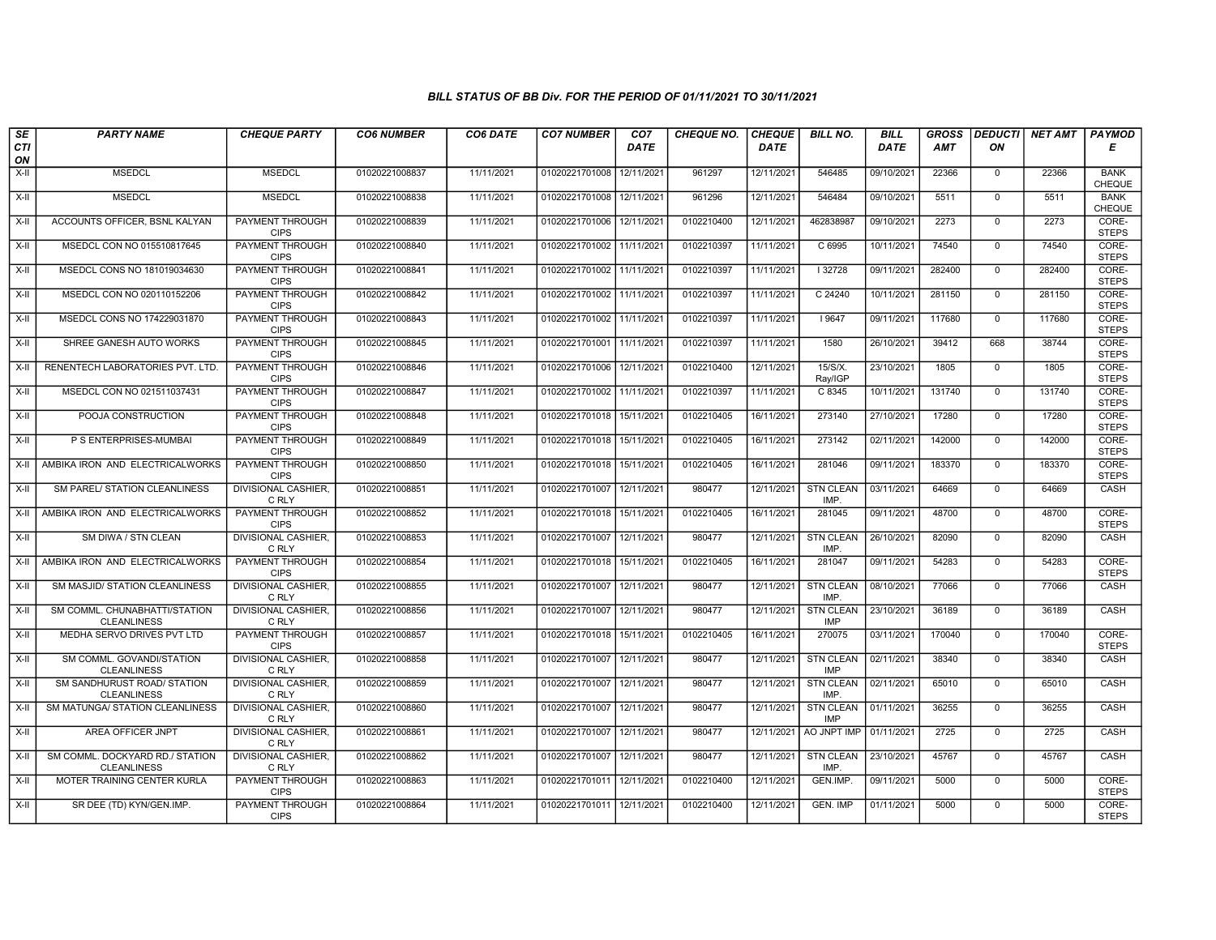### BILL STATUS OF BB Div. FOR THE PERIOD OF 01/11/2021 TO 30/11/2021

| SECTION | PARTY NAME | CHEQUE PARTY | CO6 NUMBER | CO6 DATE | CO7 NUMBER | CO7 DATE | CHEQUE NO. | CHEQUE DATE | BILL NO. | BILL DATE | GROSS AMT | DEDUCTION | NET AMT | PAYMODE |
|---|---|---|---|---|---|---|---|---|---|---|---|---|---|---|
| X-II | MSEDCL | MSEDCL | 01020221008837 | 11/11/2021 | 01020221701008 | 12/11/2021 | 961297 | 12/11/2021 | 546485 | 09/10/2021 | 22366 | 0 | 22366 | BANK CHEQUE |
| X-II | MSEDCL | MSEDCL | 01020221008838 | 11/11/2021 | 01020221701008 | 12/11/2021 | 961296 | 12/11/2021 | 546484 | 09/10/2021 | 5511 | 0 | 5511 | BANK CHEQUE |
| X-II | ACCOUNTS OFFICER, BSNL KALYAN | PAYMENT THROUGH CIPS | 01020221008839 | 11/11/2021 | 01020221701006 | 12/11/2021 | 0102210400 | 12/11/2021 | 462838987 | 09/10/2021 | 2273 | 0 | 2273 | CORE-STEPS |
| X-II | MSEDCL CON NO 015510817645 | PAYMENT THROUGH CIPS | 01020221008840 | 11/11/2021 | 01020221701002 | 11/11/2021 | 0102210397 | 11/11/2021 | C 6995 | 10/11/2021 | 74540 | 0 | 74540 | CORE-STEPS |
| X-II | MSEDCL CONS NO 181019034630 | PAYMENT THROUGH CIPS | 01020221008841 | 11/11/2021 | 01020221701002 | 11/11/2021 | 0102210397 | 11/11/2021 | I 32728 | 09/11/2021 | 282400 | 0 | 282400 | CORE-STEPS |
| X-II | MSEDCL CON NO 020110152206 | PAYMENT THROUGH CIPS | 01020221008842 | 11/11/2021 | 01020221701002 | 11/11/2021 | 0102210397 | 11/11/2021 | C 24240 | 10/11/2021 | 281150 | 0 | 281150 | CORE-STEPS |
| X-II | MSEDCL CONS NO 174229031870 | PAYMENT THROUGH CIPS | 01020221008843 | 11/11/2021 | 01020221701002 | 11/11/2021 | 0102210397 | 11/11/2021 | I 9647 | 09/11/2021 | 117680 | 0 | 117680 | CORE-STEPS |
| X-II | SHREE GANESH AUTO WORKS | PAYMENT THROUGH CIPS | 01020221008845 | 11/11/2021 | 01020221701001 | 11/11/2021 | 0102210397 | 11/11/2021 | 1580 | 26/10/2021 | 39412 | 668 | 38744 | CORE-STEPS |
| X-II | RENENTECH LABORATORIES PVT. LTD. | PAYMENT THROUGH CIPS | 01020221008846 | 11/11/2021 | 01020221701006 | 12/11/2021 | 0102210400 | 12/11/2021 | 15/S/X. Ray/IGP | 23/10/2021 | 1805 | 0 | 1805 | CORE-STEPS |
| X-II | MSEDCL CON NO 021511037431 | PAYMENT THROUGH CIPS | 01020221008847 | 11/11/2021 | 01020221701002 | 11/11/2021 | 0102210397 | 11/11/2021 | C 8345 | 10/11/2021 | 131740 | 0 | 131740 | CORE-STEPS |
| X-II | POOJA CONSTRUCTION | PAYMENT THROUGH CIPS | 01020221008848 | 11/11/2021 | 01020221701018 | 15/11/2021 | 0102210405 | 16/11/2021 | 273140 | 27/10/2021 | 17280 | 0 | 17280 | CORE-STEPS |
| X-II | P S ENTERPRISES-MUMBAI | PAYMENT THROUGH CIPS | 01020221008849 | 11/11/2021 | 01020221701018 | 15/11/2021 | 0102210405 | 16/11/2021 | 273142 | 02/11/2021 | 142000 | 0 | 142000 | CORE-STEPS |
| X-II | AMBIKA IRON AND ELECTRICALWORKS | PAYMENT THROUGH CIPS | 01020221008850 | 11/11/2021 | 01020221701018 | 15/11/2021 | 0102210405 | 16/11/2021 | 281046 | 09/11/2021 | 183370 | 0 | 183370 | CORE-STEPS |
| X-II | SM PAREL/ STATION CLEANLINESS | DIVISIONAL CASHIER, C RLY | 01020221008851 | 11/11/2021 | 01020221701007 | 12/11/2021 | 980477 | 12/11/2021 | STN CLEAN IMP. | 03/11/2021 | 64669 | 0 | 64669 | CASH |
| X-II | AMBIKA IRON AND ELECTRICALWORKS | PAYMENT THROUGH CIPS | 01020221008852 | 11/11/2021 | 01020221701018 | 15/11/2021 | 0102210405 | 16/11/2021 | 281045 | 09/11/2021 | 48700 | 0 | 48700 | CORE-STEPS |
| X-II | SM DIWA / STN CLEAN | DIVISIONAL CASHIER, C RLY | 01020221008853 | 11/11/2021 | 01020221701007 | 12/11/2021 | 980477 | 12/11/2021 | STN CLEAN IMP. | 26/10/2021 | 82090 | 0 | 82090 | CASH |
| X-II | AMBIKA IRON AND ELECTRICALWORKS | PAYMENT THROUGH CIPS | 01020221008854 | 11/11/2021 | 01020221701018 | 15/11/2021 | 0102210405 | 16/11/2021 | 281047 | 09/11/2021 | 54283 | 0 | 54283 | CORE-STEPS |
| X-II | SM MASJID/ STATION CLEANLINESS | DIVISIONAL CASHIER, C RLY | 01020221008855 | 11/11/2021 | 01020221701007 | 12/11/2021 | 980477 | 12/11/2021 | STN CLEAN IMP. | 08/10/2021 | 77066 | 0 | 77066 | CASH |
| X-II | SM COMML. CHUNABHATTI/STATION CLEANLINESS | DIVISIONAL CASHIER, C RLY | 01020221008856 | 11/11/2021 | 01020221701007 | 12/11/2021 | 980477 | 12/11/2021 | STN CLEAN IMP | 23/10/2021 | 36189 | 0 | 36189 | CASH |
| X-II | MEDHA SERVO DRIVES PVT LTD | PAYMENT THROUGH CIPS | 01020221008857 | 11/11/2021 | 01020221701018 | 15/11/2021 | 0102210405 | 16/11/2021 | 270075 | 03/11/2021 | 170040 | 0 | 170040 | CORE-STEPS |
| X-II | SM COMML. GOVANDI/STATION CLEANLINESS | DIVISIONAL CASHIER, C RLY | 01020221008858 | 11/11/2021 | 01020221701007 | 12/11/2021 | 980477 | 12/11/2021 | STN CLEAN IMP | 02/11/2021 | 38340 | 0 | 38340 | CASH |
| X-II | SM SANDHURUST ROAD/ STATION CLEANLINESS | DIVISIONAL CASHIER, C RLY | 01020221008859 | 11/11/2021 | 01020221701007 | 12/11/2021 | 980477 | 12/11/2021 | STN CLEAN IMP. | 02/11/2021 | 65010 | 0 | 65010 | CASH |
| X-II | SM MATUNGA/ STATION CLEANLINESS | DIVISIONAL CASHIER, C RLY | 01020221008860 | 11/11/2021 | 01020221701007 | 12/11/2021 | 980477 | 12/11/2021 | STN CLEAN IMP | 01/11/2021 | 36255 | 0 | 36255 | CASH |
| X-II | AREA OFFICER JNPT | DIVISIONAL CASHIER, C RLY | 01020221008861 | 11/11/2021 | 01020221701007 | 12/11/2021 | 980477 | 12/11/2021 | AO JNPT IMP | 01/11/2021 | 2725 | 0 | 2725 | CASH |
| X-II | SM COMML. DOCKYARD RD./ STATION CLEANLINESS | DIVISIONAL CASHIER, C RLY | 01020221008862 | 11/11/2021 | 01020221701007 | 12/11/2021 | 980477 | 12/11/2021 | STN CLEAN IMP. | 23/10/2021 | 45767 | 0 | 45767 | CASH |
| X-II | MOTER TRAINING CENTER KURLA | PAYMENT THROUGH CIPS | 01020221008863 | 11/11/2021 | 01020221701011 | 12/11/2021 | 0102210400 | 12/11/2021 | GEN.IMP. | 09/11/2021 | 5000 | 0 | 5000 | CORE-STEPS |
| X-II | SR DEE (TD) KYN/GEN.IMP. | PAYMENT THROUGH CIPS | 01020221008864 | 11/11/2021 | 01020221701011 | 12/11/2021 | 0102210400 | 12/11/2021 | GEN. IMP | 01/11/2021 | 5000 | 0 | 5000 | CORE-STEPS |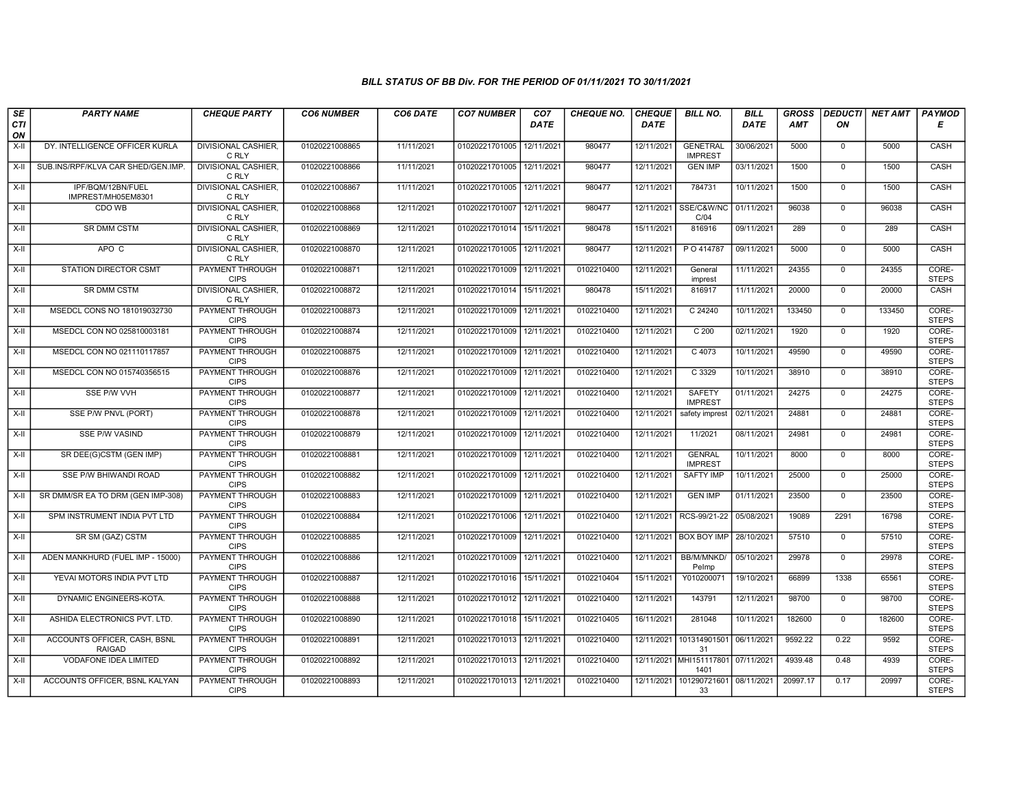### BILL STATUS OF BB Div. FOR THE PERIOD OF 01/11/2021 TO 30/11/2021

| SECTION | PARTY NAME | CHEQUE PARTY | CO6 NUMBER | CO6 DATE | CO7 NUMBER | CO7 DATE | CHEQUE NO. | CHEQUE DATE | BILL NO. | BILL DATE | GROSS AMT | DEDUCTION | NET AMT | PAYMODE |
|---|---|---|---|---|---|---|---|---|---|---|---|---|---|---|
| X-II | DY. INTELLIGENCE OFFICER KURLA | DIVISIONAL CASHIER, C RLY | 01020221008865 | 11/11/2021 | 01020221701005 | 12/11/2021 | 980477 | 12/11/2021 | GENETRAL IMPREST | 30/06/2021 | 5000 | 0 | 5000 | CASH |
| X-II | SUB.INS/RPF/KLVA CAR SHED/GEN.IMP. | DIVISIONAL CASHIER, C RLY | 01020221008866 | 11/11/2021 | 01020221701005 | 12/11/2021 | 980477 | 12/11/2021 | GEN IMP | 03/11/2021 | 1500 | 0 | 1500 | CASH |
| X-II | IPF/BQM/12BN/FUEL IMPREST/MH05EM8301 | DIVISIONAL CASHIER, C RLY | 01020221008867 | 11/11/2021 | 01020221701005 | 12/11/2021 | 980477 | 12/11/2021 | 784731 | 10/11/2021 | 1500 | 0 | 1500 | CASH |
| X-II | CDO WB | DIVISIONAL CASHIER, C RLY | 01020221008868 | 12/11/2021 | 01020221701007 | 12/11/2021 | 980477 | 12/11/2021 | SSE/C&W/NC C/04 | 01/11/2021 | 96038 | 0 | 96038 | CASH |
| X-II | SR DMM CSTM | DIVISIONAL CASHIER, C RLY | 01020221008869 | 12/11/2021 | 01020221701014 | 15/11/2021 | 980478 | 15/11/2021 | 816916 | 09/11/2021 | 289 | 0 | 289 | CASH |
| X-II | APO C | DIVISIONAL CASHIER, C RLY | 01020221008870 | 12/11/2021 | 01020221701005 | 12/11/2021 | 980477 | 12/11/2021 | P O 414787 | 09/11/2021 | 5000 | 0 | 5000 | CASH |
| X-II | STATION DIRECTOR CSMT | PAYMENT THROUGH CIPS | 01020221008871 | 12/11/2021 | 01020221701009 | 12/11/2021 | 0102210400 | 12/11/2021 | General imprest | 11/11/2021 | 24355 | 0 | 24355 | CORE-STEPS |
| X-II | SR DMM CSTM | DIVISIONAL CASHIER, C RLY | 01020221008872 | 12/11/2021 | 01020221701014 | 15/11/2021 | 980478 | 15/11/2021 | 816917 | 11/11/2021 | 20000 | 0 | 20000 | CASH |
| X-II | MSEDCL CONS NO 181019032730 | PAYMENT THROUGH CIPS | 01020221008873 | 12/11/2021 | 01020221701009 | 12/11/2021 | 0102210400 | 12/11/2021 | C 24240 | 10/11/2021 | 133450 | 0 | 133450 | CORE-STEPS |
| X-II | MSEDCL CON NO 025810003181 | PAYMENT THROUGH CIPS | 01020221008874 | 12/11/2021 | 01020221701009 | 12/11/2021 | 0102210400 | 12/11/2021 | C 200 | 02/11/2021 | 1920 | 0 | 1920 | CORE-STEPS |
| X-II | MSEDCL CON NO 021110117857 | PAYMENT THROUGH CIPS | 01020221008875 | 12/11/2021 | 01020221701009 | 12/11/2021 | 0102210400 | 12/11/2021 | C 4073 | 10/11/2021 | 49590 | 0 | 49590 | CORE-STEPS |
| X-II | MSEDCL CON NO 015740356515 | PAYMENT THROUGH CIPS | 01020221008876 | 12/11/2021 | 01020221701009 | 12/11/2021 | 0102210400 | 12/11/2021 | C 3329 | 10/11/2021 | 38910 | 0 | 38910 | CORE-STEPS |
| X-II | SSE P/W VVH | PAYMENT THROUGH CIPS | 01020221008877 | 12/11/2021 | 01020221701009 | 12/11/2021 | 0102210400 | 12/11/2021 | SAFETY IMPREST | 01/11/2021 | 24275 | 0 | 24275 | CORE-STEPS |
| X-II | SSE P/W PNVL (PORT) | PAYMENT THROUGH CIPS | 01020221008878 | 12/11/2021 | 01020221701009 | 12/11/2021 | 0102210400 | 12/11/2021 | safety imprest | 02/11/2021 | 24881 | 0 | 24881 | CORE-STEPS |
| X-II | SSE P/W VASIND | PAYMENT THROUGH CIPS | 01020221008879 | 12/11/2021 | 01020221701009 | 12/11/2021 | 0102210400 | 12/11/2021 | 11/2021 | 08/11/2021 | 24981 | 0 | 24981 | CORE-STEPS |
| X-II | SR DEE(G)CSTM (GEN IMP) | PAYMENT THROUGH CIPS | 01020221008881 | 12/11/2021 | 01020221701009 | 12/11/2021 | 0102210400 | 12/11/2021 | GENRAL IMPREST | 10/11/2021 | 8000 | 0 | 8000 | CORE-STEPS |
| X-II | SSE P/W BHIWANDI ROAD | PAYMENT THROUGH CIPS | 01020221008882 | 12/11/2021 | 01020221701009 | 12/11/2021 | 0102210400 | 12/11/2021 | SAFTY IMP | 10/11/2021 | 25000 | 0 | 25000 | CORE-STEPS |
| X-II | SR DMM/SR EA TO DRM (GEN IMP-308) | PAYMENT THROUGH CIPS | 01020221008883 | 12/11/2021 | 01020221701009 | 12/11/2021 | 0102210400 | 12/11/2021 | GEN IMP | 01/11/2021 | 23500 | 0 | 23500 | CORE-STEPS |
| X-II | SPM INSTRUMENT INDIA PVT LTD | PAYMENT THROUGH CIPS | 01020221008884 | 12/11/2021 | 01020221701006 | 12/11/2021 | 0102210400 | 12/11/2021 | RCS-99/21-22 | 05/08/2021 | 19089 | 2291 | 16798 | CORE-STEPS |
| X-II | SR SM (GAZ) CSTM | PAYMENT THROUGH CIPS | 01020221008885 | 12/11/2021 | 01020221701009 | 12/11/2021 | 0102210400 | 12/11/2021 | BOX BOY IMP | 28/10/2021 | 57510 | 0 | 57510 | CORE-STEPS |
| X-II | ADEN MANKHURD (FUEL IMP - 15000) | PAYMENT THROUGH CIPS | 01020221008886 | 12/11/2021 | 01020221701009 | 12/11/2021 | 0102210400 | 12/11/2021 | BB/M/MNKD/ PeImp | 05/10/2021 | 29978 | 0 | 29978 | CORE-STEPS |
| X-II | YEVAI MOTORS INDIA PVT LTD | PAYMENT THROUGH CIPS | 01020221008887 | 12/11/2021 | 01020221701016 | 15/11/2021 | 0102210404 | 15/11/2021 | Y010200071 | 19/10/2021 | 66899 | 1338 | 65561 | CORE-STEPS |
| X-II | DYNAMIC ENGINEERS-KOTA. | PAYMENT THROUGH CIPS | 01020221008888 | 12/11/2021 | 01020221701012 | 12/11/2021 | 0102210400 | 12/11/2021 | 143791 | 12/11/2021 | 98700 | 0 | 98700 | CORE-STEPS |
| X-II | ASHIDA ELECTRONICS PVT. LTD. | PAYMENT THROUGH CIPS | 01020221008890 | 12/11/2021 | 01020221701018 | 15/11/2021 | 0102210405 | 16/11/2021 | 281048 | 10/11/2021 | 182600 | 0 | 182600 | CORE-STEPS |
| X-II | ACCOUNTS OFFICER, CASH, BSNL RAIGAD | PAYMENT THROUGH CIPS | 01020221008891 | 12/11/2021 | 01020221701013 | 12/11/2021 | 0102210400 | 12/11/2021 | 101314901501 31 | 06/11/2021 | 9592.22 | 0.22 | 9592 | CORE-STEPS |
| X-II | VODAFONE IDEA LIMITED | PAYMENT THROUGH CIPS | 01020221008892 | 12/11/2021 | 01020221701013 | 12/11/2021 | 0102210400 | 12/11/2021 | MHI151117801 1401 | 07/11/2021 | 4939.48 | 0.48 | 4939 | CORE-STEPS |
| X-II | ACCOUNTS OFFICER, BSNL KALYAN | PAYMENT THROUGH CIPS | 01020221008893 | 12/11/2021 | 01020221701013 | 12/11/2021 | 0102210400 | 12/11/2021 | 101290721601 33 | 08/11/2021 | 20997.17 | 0.17 | 20997 | CORE-STEPS |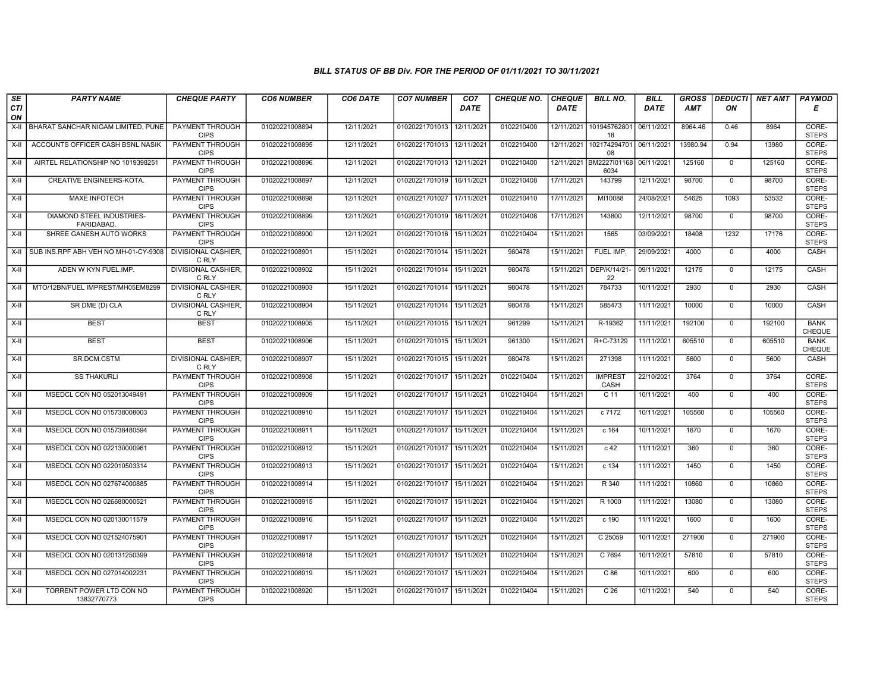### BILL STATUS OF BB Div. FOR THE PERIOD OF 01/11/2021 TO 30/11/2021

| SECTION | PARTY NAME | CHEQUE PARTY | CO6 NUMBER | CO6 DATE | CO7 NUMBER | CO7 DATE | CHEQUE NO. | CHEQUE DATE | BILL NO. | BILL DATE | GROSS AMT | DEDUCTION | NET AMT | PAYMODE |
|---|---|---|---|---|---|---|---|---|---|---|---|---|---|---|
| X-II | BHARAT SANCHAR NIGAM LIMITED, PUNE | PAYMENT THROUGH CIPS | 01020221008894 | 12/11/2021 | 01020221701013 | 12/11/2021 | 0102210400 | 12/11/2021 | 10194576280118 | 06/11/2021 | 8964.46 | 0.46 | 8964 | CORE-STEPS |
| X-II | ACCOUNTS OFFICER CASH BSNL NASIK | PAYMENT THROUGH CIPS | 01020221008895 | 12/11/2021 | 01020221701013 | 12/11/2021 | 0102210400 | 12/11/2021 | 10217429470108 | 06/11/2021 | 13980.94 | 0.94 | 13980 | CORE-STEPS |
| X-II | AIRTEL RELATIONSHIP NO 1019398251 | PAYMENT THROUGH CIPS | 01020221008896 | 12/11/2021 | 01020221701013 | 12/11/2021 | 0102210400 | 12/11/2021 | BM2227I011686034 | 06/11/2021 | 125160 | 0 | 125160 | CORE-STEPS |
| X-II | CREATIVE ENGINEERS-KOTA. | PAYMENT THROUGH CIPS | 01020221008897 | 12/11/2021 | 01020221701019 | 16/11/2021 | 0102210408 | 17/11/2021 | 143799 | 12/11/2021 | 98700 | 0 | 98700 | CORE-STEPS |
| X-II | MAXE INFOTECH | PAYMENT THROUGH CIPS | 01020221008898 | 12/11/2021 | 01020221701027 | 17/11/2021 | 0102210410 | 17/11/2021 | MI10088 | 24/08/2021 | 54625 | 1093 | 53532 | CORE-STEPS |
| X-II | DIAMOND STEEL INDUSTRIES-FARIDABAD. | PAYMENT THROUGH CIPS | 01020221008899 | 12/11/2021 | 01020221701019 | 16/11/2021 | 0102210408 | 17/11/2021 | 143800 | 12/11/2021 | 98700 | 0 | 98700 | CORE-STEPS |
| X-II | SHREE GANESH AUTO WORKS | PAYMENT THROUGH CIPS | 01020221008900 | 12/11/2021 | 01020221701016 | 15/11/2021 | 0102210404 | 15/11/2021 | 1565 | 03/09/2021 | 18408 | 1232 | 17176 | CORE-STEPS |
| X-II | SUB INS.RPF ABH VEH NO MH-01-CY-9308 | DIVISIONAL CASHIER, C RLY | 01020221008901 | 15/11/2021 | 01020221701014 | 15/11/2021 | 980478 | 15/11/2021 | FUEL IMP. | 29/09/2021 | 4000 | 0 | 4000 | CASH |
| X-II | ADEN W KYN FUEL.IMP. | DIVISIONAL CASHIER, C RLY | 01020221008902 | 15/11/2021 | 01020221701014 | 15/11/2021 | 980478 | 15/11/2021 | DEP/K/14/21-22 | 09/11/2021 | 12175 | 0 | 12175 | CASH |
| X-II | MTO/12BN/FUEL IMPREST/MH05EM8299 | DIVISIONAL CASHIER, C RLY | 01020221008903 | 15/11/2021 | 01020221701014 | 15/11/2021 | 980478 | 15/11/2021 | 784733 | 10/11/2021 | 2930 | 0 | 2930 | CASH |
| X-II | SR DME (D) CLA | DIVISIONAL CASHIER, C RLY | 01020221008904 | 15/11/2021 | 01020221701014 | 15/11/2021 | 980478 | 15/11/2021 | 585473 | 11/11/2021 | 10000 | 0 | 10000 | CASH |
| X-II | BEST | BEST | 01020221008905 | 15/11/2021 | 01020221701015 | 15/11/2021 | 961299 | 15/11/2021 | R-19362 | 11/11/2021 | 192100 | 0 | 192100 | BANK CHEQUE |
| X-II | BEST | BEST | 01020221008906 | 15/11/2021 | 01020221701015 | 15/11/2021 | 961300 | 15/11/2021 | R+C-73129 | 11/11/2021 | 605510 | 0 | 605510 | BANK CHEQUE |
| X-II | SR.DCM.CSTM | DIVISIONAL CASHIER, C RLY | 01020221008907 | 15/11/2021 | 01020221701015 | 15/11/2021 | 980478 | 15/11/2021 | 271398 | 11/11/2021 | 5600 | 0 | 5600 | CASH |
| X-II | SS THAKURLI | PAYMENT THROUGH CIPS | 01020221008908 | 15/11/2021 | 01020221701017 | 15/11/2021 | 0102210404 | 15/11/2021 | IMPREST CASH | 22/10/2021 | 3764 | 0 | 3764 | CORE-STEPS |
| X-II | MSEDCL CON NO 052013049491 | PAYMENT THROUGH CIPS | 01020221008909 | 15/11/2021 | 01020221701017 | 15/11/2021 | 0102210404 | 15/11/2021 | C 11 | 10/11/2021 | 400 | 0 | 400 | CORE-STEPS |
| X-II | MSEDCL CON NO 015738008003 | PAYMENT THROUGH CIPS | 01020221008910 | 15/11/2021 | 01020221701017 | 15/11/2021 | 0102210404 | 15/11/2021 | c 7172 | 10/11/2021 | 105560 | 0 | 105560 | CORE-STEPS |
| X-II | MSEDCL CON NO 015738480594 | PAYMENT THROUGH CIPS | 01020221008911 | 15/11/2021 | 01020221701017 | 15/11/2021 | 0102210404 | 15/11/2021 | c 164 | 10/11/2021 | 1670 | 0 | 1670 | CORE-STEPS |
| X-II | MSEDCL CON NO 022130000961 | PAYMENT THROUGH CIPS | 01020221008912 | 15/11/2021 | 01020221701017 | 15/11/2021 | 0102210404 | 15/11/2021 | c 42 | 11/11/2021 | 360 | 0 | 360 | CORE-STEPS |
| X-II | MSEDCL CON NO 022010503314 | PAYMENT THROUGH CIPS | 01020221008913 | 15/11/2021 | 01020221701017 | 15/11/2021 | 0102210404 | 15/11/2021 | c 134 | 11/11/2021 | 1450 | 0 | 1450 | CORE-STEPS |
| X-II | MSEDCL CON NO 027674000885 | PAYMENT THROUGH CIPS | 01020221008914 | 15/11/2021 | 01020221701017 | 15/11/2021 | 0102210404 | 15/11/2021 | R 340 | 11/11/2021 | 10860 | 0 | 10860 | CORE-STEPS |
| X-II | MSEDCL CON NO 026680000521 | PAYMENT THROUGH CIPS | 01020221008915 | 15/11/2021 | 01020221701017 | 15/11/2021 | 0102210404 | 15/11/2021 | R 1000 | 11/11/2021 | 13080 | 0 | 13080 | CORE-STEPS |
| X-II | MSEDCL CON NO 020130011579 | PAYMENT THROUGH CIPS | 01020221008916 | 15/11/2021 | 01020221701017 | 15/11/2021 | 0102210404 | 15/11/2021 | c 190 | 11/11/2021 | 1600 | 0 | 1600 | CORE-STEPS |
| X-II | MSEDCL CON NO 021524075901 | PAYMENT THROUGH CIPS | 01020221008917 | 15/11/2021 | 01020221701017 | 15/11/2021 | 0102210404 | 15/11/2021 | C 25059 | 10/11/2021 | 271900 | 0 | 271900 | CORE-STEPS |
| X-II | MSEDCL CON NO 020131250399 | PAYMENT THROUGH CIPS | 01020221008918 | 15/11/2021 | 01020221701017 | 15/11/2021 | 0102210404 | 15/11/2021 | C 7694 | 10/11/2021 | 57810 | 0 | 57810 | CORE-STEPS |
| X-II | MSEDCL CON NO 027014002231 | PAYMENT THROUGH CIPS | 01020221008919 | 15/11/2021 | 01020221701017 | 15/11/2021 | 0102210404 | 15/11/2021 | C 86 | 10/11/2021 | 600 | 0 | 600 | CORE-STEPS |
| X-II | TORRENT POWER LTD CON NO 13832770773 | PAYMENT THROUGH CIPS | 01020221008920 | 15/11/2021 | 01020221701017 | 15/11/2021 | 0102210404 | 15/11/2021 | C 26 | 10/11/2021 | 540 | 0 | 540 | CORE-STEPS |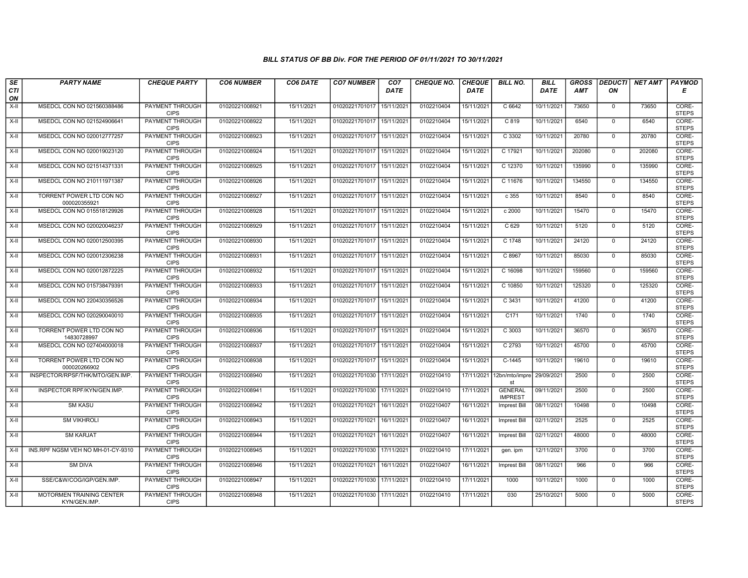### BILL STATUS OF BB Div. FOR THE PERIOD OF 01/11/2021 TO 30/11/2021

| SECTION | PARTY NAME | CHEQUE PARTY | CO6 NUMBER | CO6 DATE | CO7 NUMBER | CO7 DATE | CHEQUE NO. | CHEQUE DATE | BILL NO. | BILL DATE | GROSS AMT | DEDUCTION | NET AMT | PAYMODE |
|---|---|---|---|---|---|---|---|---|---|---|---|---|---|---|
| X-II | MSEDCL CON NO 021560388486 | PAYMENT THROUGH CIPS | 01020221008921 | 15/11/2021 | 01020221701017 | 15/11/2021 | 0102210404 | 15/11/2021 | C 6642 | 10/11/2021 | 73650 | 0 | 73650 | CORE-STEPS |
| X-II | MSEDCL CON NO 021524906641 | PAYMENT THROUGH CIPS | 01020221008922 | 15/11/2021 | 01020221701017 | 15/11/2021 | 0102210404 | 15/11/2021 | C 819 | 10/11/2021 | 6540 | 0 | 6540 | CORE-STEPS |
| X-II | MSEDCL CON NO 020012777257 | PAYMENT THROUGH CIPS | 01020221008923 | 15/11/2021 | 01020221701017 | 15/11/2021 | 0102210404 | 15/11/2021 | C 3302 | 10/11/2021 | 20780 | 0 | 20780 | CORE-STEPS |
| X-II | MSEDCL CON NO 020019023120 | PAYMENT THROUGH CIPS | 01020221008924 | 15/11/2021 | 01020221701017 | 15/11/2021 | 0102210404 | 15/11/2021 | C 17921 | 10/11/2021 | 202080 | 0 | 202080 | CORE-STEPS |
| X-II | MSEDCL CON NO 021514371331 | PAYMENT THROUGH CIPS | 01020221008925 | 15/11/2021 | 01020221701017 | 15/11/2021 | 0102210404 | 15/11/2021 | C 12370 | 10/11/2021 | 135990 | 0 | 135990 | CORE-STEPS |
| X-II | MSEDCL CON NO 210111971387 | PAYMENT THROUGH CIPS | 01020221008926 | 15/11/2021 | 01020221701017 | 15/11/2021 | 0102210404 | 15/11/2021 | C 11676 | 10/11/2021 | 134550 | 0 | 134550 | CORE-STEPS |
| X-II | TORRENT POWER LTD CON NO 000020355921 | PAYMENT THROUGH CIPS | 01020221008927 | 15/11/2021 | 01020221701017 | 15/11/2021 | 0102210404 | 15/11/2021 | c 355 | 10/11/2021 | 8540 | 0 | 8540 | CORE-STEPS |
| X-II | MSEDCL CON NO 015518129926 | PAYMENT THROUGH CIPS | 01020221008928 | 15/11/2021 | 01020221701017 | 15/11/2021 | 0102210404 | 15/11/2021 | c 2000 | 10/11/2021 | 15470 | 0 | 15470 | CORE-STEPS |
| X-II | MSEDCL CON NO 020020046237 | PAYMENT THROUGH CIPS | 01020221008929 | 15/11/2021 | 01020221701017 | 15/11/2021 | 0102210404 | 15/11/2021 | C 629 | 10/11/2021 | 5120 | 0 | 5120 | CORE-STEPS |
| X-II | MSEDCL CON NO 020012500395 | PAYMENT THROUGH CIPS | 01020221008930 | 15/11/2021 | 01020221701017 | 15/11/2021 | 0102210404 | 15/11/2021 | C 1748 | 10/11/2021 | 24120 | 0 | 24120 | CORE-STEPS |
| X-II | MSEDCL CON NO 020012306238 | PAYMENT THROUGH CIPS | 01020221008931 | 15/11/2021 | 01020221701017 | 15/11/2021 | 0102210404 | 15/11/2021 | C 8967 | 10/11/2021 | 85030 | 0 | 85030 | CORE-STEPS |
| X-II | MSEDCL CON NO 020012872225 | PAYMENT THROUGH CIPS | 01020221008932 | 15/11/2021 | 01020221701017 | 15/11/2021 | 0102210404 | 15/11/2021 | C 16098 | 10/11/2021 | 159560 | 0 | 159560 | CORE-STEPS |
| X-II | MSEDCL CON NO 015738479391 | PAYMENT THROUGH CIPS | 01020221008933 | 15/11/2021 | 01020221701017 | 15/11/2021 | 0102210404 | 15/11/2021 | C 10850 | 10/11/2021 | 125320 | 0 | 125320 | CORE-STEPS |
| X-II | MSEDCL CON NO 220430356526 | PAYMENT THROUGH CIPS | 01020221008934 | 15/11/2021 | 01020221701017 | 15/11/2021 | 0102210404 | 15/11/2021 | C 3431 | 10/11/2021 | 41200 | 0 | 41200 | CORE-STEPS |
| X-II | MSEDCL CON NO 020290040010 | PAYMENT THROUGH CIPS | 01020221008935 | 15/11/2021 | 01020221701017 | 15/11/2021 | 0102210404 | 15/11/2021 | C171 | 10/11/2021 | 1740 | 0 | 1740 | CORE-STEPS |
| X-II | TORRENT POWER LTD CON NO 14830728997 | PAYMENT THROUGH CIPS | 01020221008936 | 15/11/2021 | 01020221701017 | 15/11/2021 | 0102210404 | 15/11/2021 | C 3003 | 10/11/2021 | 36570 | 0 | 36570 | CORE-STEPS |
| X-II | MSEDCL CON NO 027404000018 | PAYMENT THROUGH CIPS | 01020221008937 | 15/11/2021 | 01020221701017 | 15/11/2021 | 0102210404 | 15/11/2021 | C 2793 | 10/11/2021 | 45700 | 0 | 45700 | CORE-STEPS |
| X-II | TORRENT POWER LTD CON NO 000020266902 | PAYMENT THROUGH CIPS | 01020221008938 | 15/11/2021 | 01020221701017 | 15/11/2021 | 0102210404 | 15/11/2021 | C-1445 | 10/11/2021 | 19610 | 0 | 19610 | CORE-STEPS |
| X-II | INSPECTOR/RPSF/THK/MTO/GEN.IMP. | PAYMENT THROUGH CIPS | 01020221008940 | 15/11/2021 | 01020221701030 | 17/11/2021 | 0102210410 | 17/11/2021 | 12bn/mto/imprest | 29/09/2021 | 2500 | 0 | 2500 | CORE-STEPS |
| X-II | INSPECTOR RPF/KYN/GEN.IMP. | PAYMENT THROUGH CIPS | 01020221008941 | 15/11/2021 | 01020221701030 | 17/11/2021 | 0102210410 | 17/11/2021 | GENERAL IMPREST | 09/11/2021 | 2500 | 0 | 2500 | CORE-STEPS |
| X-II | SM KASU | PAYMENT THROUGH CIPS | 01020221008942 | 15/11/2021 | 01020221701021 | 16/11/2021 | 0102210407 | 16/11/2021 | Imprest Bill | 08/11/2021 | 10498 | 0 | 10498 | CORE-STEPS |
| X-II | SM VIKHROLI | PAYMENT THROUGH CIPS | 01020221008943 | 15/11/2021 | 01020221701021 | 16/11/2021 | 0102210407 | 16/11/2021 | Imprest Bill | 02/11/2021 | 2525 | 0 | 2525 | CORE-STEPS |
| X-II | SM KARJAT | PAYMENT THROUGH CIPS | 01020221008944 | 15/11/2021 | 01020221701021 | 16/11/2021 | 0102210407 | 16/11/2021 | Imprest Bill | 02/11/2021 | 48000 | 0 | 48000 | CORE-STEPS |
| X-II | INS.RPF NGSM VEH NO MH-01-CY-9310 | PAYMENT THROUGH CIPS | 01020221008945 | 15/11/2021 | 01020221701030 | 17/11/2021 | 0102210410 | 17/11/2021 | gen. ipm | 12/11/2021 | 3700 | 0 | 3700 | CORE-STEPS |
| X-II | SM DIVA | PAYMENT THROUGH CIPS | 01020221008946 | 15/11/2021 | 01020221701021 | 16/11/2021 | 0102210407 | 16/11/2021 | Imprest Bill | 08/11/2021 | 966 | 0 | 966 | CORE-STEPS |
| X-II | SSE/C&W/COG/IGP/GEN.IMP. | PAYMENT THROUGH CIPS | 01020221008947 | 15/11/2021 | 01020221701030 | 17/11/2021 | 0102210410 | 17/11/2021 | 1000 | 10/11/2021 | 1000 | 0 | 1000 | CORE-STEPS |
| X-II | MOTORMEN TRAINING CENTER KYN/GEN.IMP. | PAYMENT THROUGH CIPS | 01020221008948 | 15/11/2021 | 01020221701030 | 17/11/2021 | 0102210410 | 17/11/2021 | 030 | 25/10/2021 | 5000 | 0 | 5000 | CORE-STEPS |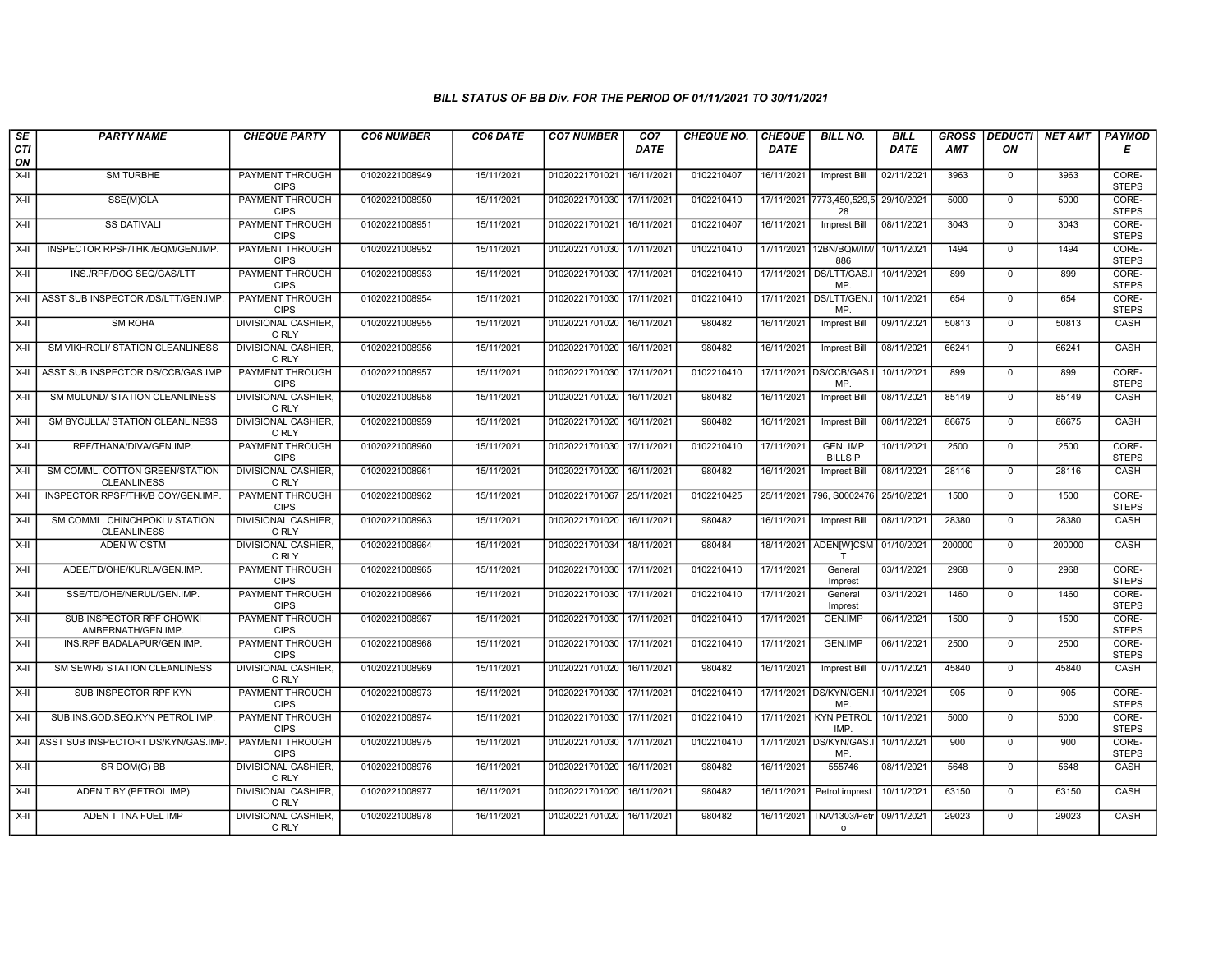### BILL STATUS OF BB Div. FOR THE PERIOD OF 01/11/2021 TO 30/11/2021

| SECTION | PARTY NAME | CHEQUE PARTY | CO6 NUMBER | CO6 DATE | CO7 NUMBER | CO7 DATE | CHEQUE NO. | CHEQUE DATE | BILL NO. | BILL DATE | GROSS AMT | DEDUCTION | NET AMT | PAYMODE |
|---|---|---|---|---|---|---|---|---|---|---|---|---|---|---|
| X-II | SM TURBHE | PAYMENT THROUGH CIPS | 01020221008949 | 15/11/2021 | 01020221701021 | 16/11/2021 | 0102210407 | 16/11/2021 | Imprest Bill | 02/11/2021 | 3963 | 0 | 3963 | CORE-STEPS |
| X-II | SSE(M)CLA | PAYMENT THROUGH CIPS | 01020221008950 | 15/11/2021 | 01020221701030 | 17/11/2021 | 0102210410 | 17/11/2021 | 7773,450,529,528 | 29/10/2021 | 5000 | 0 | 5000 | CORE-STEPS |
| X-II | SS DATIVALI | PAYMENT THROUGH CIPS | 01020221008951 | 15/11/2021 | 01020221701021 | 16/11/2021 | 0102210407 | 16/11/2021 | Imprest Bill | 08/11/2021 | 3043 | 0 | 3043 | CORE-STEPS |
| X-II | INSPECTOR RPSF/THK /BQM/GEN.IMP. | PAYMENT THROUGH CIPS | 01020221008952 | 15/11/2021 | 01020221701030 | 17/11/2021 | 0102210410 | 17/11/2021 | 12BN/BQM/IM/886 | 10/11/2021 | 1494 | 0 | 1494 | CORE-STEPS |
| X-II | INS./RPF/DOG SEQ/GAS/LTT | PAYMENT THROUGH CIPS | 01020221008953 | 15/11/2021 | 01020221701030 | 17/11/2021 | 0102210410 | 17/11/2021 | DS/LTT/GAS.IMP. | 10/11/2021 | 899 | 0 | 899 | CORE-STEPS |
| X-II | ASST SUB INSPECTOR /DS/LTT/GEN.IMP. | PAYMENT THROUGH CIPS | 01020221008954 | 15/11/2021 | 01020221701030 | 17/11/2021 | 0102210410 | 17/11/2021 | DS/LTT/GEN.IMP. | 10/11/2021 | 654 | 0 | 654 | CORE-STEPS |
| X-II | SM ROHA | DIVISIONAL CASHIER, C RLY | 01020221008955 | 15/11/2021 | 01020221701020 | 16/11/2021 | 980482 | 16/11/2021 | Imprest Bill | 09/11/2021 | 50813 | 0 | 50813 | CASH |
| X-II | SM VIKHROLI/ STATION CLEANLINESS | DIVISIONAL CASHIER, C RLY | 01020221008956 | 15/11/2021 | 01020221701020 | 16/11/2021 | 980482 | 16/11/2021 | Imprest Bill | 08/11/2021 | 66241 | 0 | 66241 | CASH |
| X-II | ASST SUB INSPECTOR DS/CCB/GAS.IMP. | PAYMENT THROUGH CIPS | 01020221008957 | 15/11/2021 | 01020221701030 | 17/11/2021 | 0102210410 | 17/11/2021 | DS/CCB/GAS.IMP. | 10/11/2021 | 899 | 0 | 899 | CORE-STEPS |
| X-II | SM MULUND/ STATION CLEANLINESS | DIVISIONAL CASHIER, C RLY | 01020221008958 | 15/11/2021 | 01020221701020 | 16/11/2021 | 980482 | 16/11/2021 | Imprest Bill | 08/11/2021 | 85149 | 0 | 85149 | CASH |
| X-II | SM BYCULLA/ STATION CLEANLINESS | DIVISIONAL CASHIER, C RLY | 01020221008959 | 15/11/2021 | 01020221701020 | 16/11/2021 | 980482 | 16/11/2021 | Imprest Bill | 08/11/2021 | 86675 | 0 | 86675 | CASH |
| X-II | RPF/THANA/DIVA/GEN.IMP. | PAYMENT THROUGH CIPS | 01020221008960 | 15/11/2021 | 01020221701030 | 17/11/2021 | 0102210410 | 17/11/2021 | GEN. IMP BILLS P | 10/11/2021 | 2500 | 0 | 2500 | CORE-STEPS |
| X-II | SM COMML. COTTON GREEN/STATION CLEANLINESS | DIVISIONAL CASHIER, C RLY | 01020221008961 | 15/11/2021 | 01020221701020 | 16/11/2021 | 980482 | 16/11/2021 | Imprest Bill | 08/11/2021 | 28116 | 0 | 28116 | CASH |
| X-II | INSPECTOR RPSF/THK/B COY/GEN.IMP. | PAYMENT THROUGH CIPS | 01020221008962 | 15/11/2021 | 01020221701067 | 25/11/2021 | 0102210425 | 25/11/2021 | 796, S0002476 | 25/10/2021 | 1500 | 0 | 1500 | CORE-STEPS |
| X-II | SM COMML. CHINCHPOKLI/ STATION CLEANLINESS | DIVISIONAL CASHIER, C RLY | 01020221008963 | 15/11/2021 | 01020221701020 | 16/11/2021 | 980482 | 16/11/2021 | Imprest Bill | 08/11/2021 | 28380 | 0 | 28380 | CASH |
| X-II | ADEN W CSTM | DIVISIONAL CASHIER, C RLY | 01020221008964 | 15/11/2021 | 01020221701034 | 18/11/2021 | 980484 | 18/11/2021 | ADEN[W]CSMT | 01/10/2021 | 200000 | 0 | 200000 | CASH |
| X-II | ADEE/TD/OHE/KURLA/GEN.IMP. | PAYMENT THROUGH CIPS | 01020221008965 | 15/11/2021 | 01020221701030 | 17/11/2021 | 0102210410 | 17/11/2021 | General Imprest | 03/11/2021 | 2968 | 0 | 2968 | CORE-STEPS |
| X-II | SSE/TD/OHE/NERUL/GEN.IMP. | PAYMENT THROUGH CIPS | 01020221008966 | 15/11/2021 | 01020221701030 | 17/11/2021 | 0102210410 | 17/11/2021 | General Imprest | 03/11/2021 | 1460 | 0 | 1460 | CORE-STEPS |
| X-II | SUB INSPECTOR RPF CHOWKI AMBERNATH/GEN.IMP. | PAYMENT THROUGH CIPS | 01020221008967 | 15/11/2021 | 01020221701030 | 17/11/2021 | 0102210410 | 17/11/2021 | GEN.IMP | 06/11/2021 | 1500 | 0 | 1500 | CORE-STEPS |
| X-II | INS.RPF BADALAPUR/GEN.IMP. | PAYMENT THROUGH CIPS | 01020221008968 | 15/11/2021 | 01020221701030 | 17/11/2021 | 0102210410 | 17/11/2021 | GEN.IMP | 06/11/2021 | 2500 | 0 | 2500 | CORE-STEPS |
| X-II | SM SEWRI/ STATION CLEANLINESS | DIVISIONAL CASHIER, C RLY | 01020221008969 | 15/11/2021 | 01020221701020 | 16/11/2021 | 980482 | 16/11/2021 | Imprest Bill | 07/11/2021 | 45840 | 0 | 45840 | CASH |
| X-II | SUB INSPECTOR RPF KYN | PAYMENT THROUGH CIPS | 01020221008973 | 15/11/2021 | 01020221701030 | 17/11/2021 | 0102210410 | 17/11/2021 | DS/KYN/GEN.IMP. | 10/11/2021 | 905 | 0 | 905 | CORE-STEPS |
| X-II | SUB.INS.GOD.SEQ.KYN PETROL IMP. | PAYMENT THROUGH CIPS | 01020221008974 | 15/11/2021 | 01020221701030 | 17/11/2021 | 0102210410 | 17/11/2021 | KYN PETROL IMP. | 10/11/2021 | 5000 | 0 | 5000 | CORE-STEPS |
| X-II | ASST SUB INSPECTORT DS/KYN/GAS.IMP. | PAYMENT THROUGH CIPS | 01020221008975 | 15/11/2021 | 01020221701030 | 17/11/2021 | 0102210410 | 17/11/2021 | DS/KYN/GAS.IMP. | 10/11/2021 | 900 | 0 | 900 | CORE-STEPS |
| X-II | SR DOM(G) BB | DIVISIONAL CASHIER, C RLY | 01020221008976 | 16/11/2021 | 01020221701020 | 16/11/2021 | 980482 | 16/11/2021 | 555746 | 08/11/2021 | 5648 | 0 | 5648 | CASH |
| X-II | ADEN T BY (PETROL IMP) | DIVISIONAL CASHIER, C RLY | 01020221008977 | 16/11/2021 | 01020221701020 | 16/11/2021 | 980482 | 16/11/2021 | Petrol imprest | 10/11/2021 | 63150 | 0 | 63150 | CASH |
| X-II | ADEN T TNA FUEL IMP | DIVISIONAL CASHIER, C RLY | 01020221008978 | 16/11/2021 | 01020221701020 | 16/11/2021 | 980482 | 16/11/2021 | TNA/1303/Petro | 09/11/2021 | 29023 | 0 | 29023 | CASH |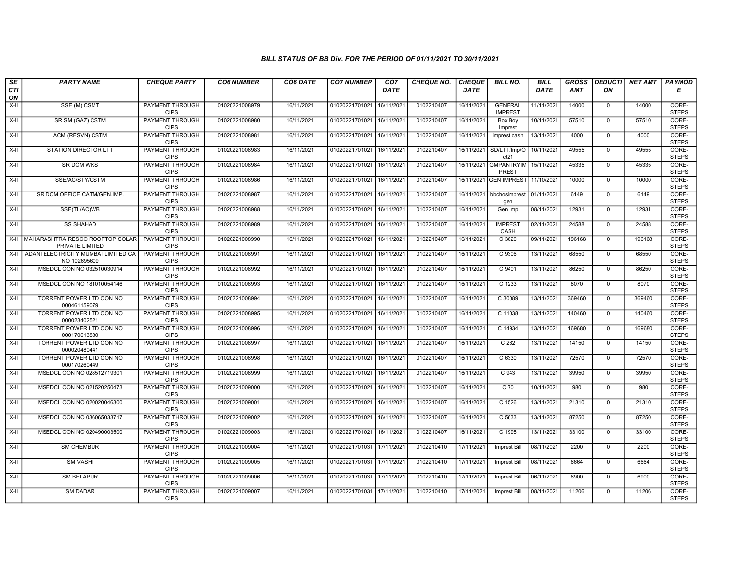### BILL STATUS OF BB Div. FOR THE PERIOD OF 01/11/2021 TO 30/11/2021

| SECTION | PARTY NAME | CHEQUE PARTY | CO6 NUMBER | CO6 DATE | CO7 NUMBER | CO7 DATE | CHEQUE NO. | CHEQUE DATE | BILL NO. | BILL DATE | GROSS AMT | DEDUCTION | NET AMT | PAYMODE |
|---|---|---|---|---|---|---|---|---|---|---|---|---|---|---|
| X-II | SSE (M) CSMT | PAYMENT THROUGH CIPS | 01020221008979 | 16/11/2021 | 01020221701021 | 16/11/2021 | 0102210407 | 16/11/2021 | GENERAL IMPREST | 11/11/2021 | 14000 | 0 | 14000 | CORE-STEPS |
| X-II | SR SM (GAZ) CSTM | PAYMENT THROUGH CIPS | 01020221008980 | 16/11/2021 | 01020221701021 | 16/11/2021 | 0102210407 | 16/11/2021 | Box Boy Imprest | 10/11/2021 | 57510 | 0 | 57510 | CORE-STEPS |
| X-II | ACM (RESVN) CSTM | PAYMENT THROUGH CIPS | 01020221008981 | 16/11/2021 | 01020221701021 | 16/11/2021 | 0102210407 | 16/11/2021 | imprest cash | 13/11/2021 | 4000 | 0 | 4000 | CORE-STEPS |
| X-II | STATION DIRECTOR LTT | PAYMENT THROUGH CIPS | 01020221008983 | 16/11/2021 | 01020221701021 | 16/11/2021 | 0102210407 | 16/11/2021 | SD/LTT/Imp/Oct21 | 10/11/2021 | 49555 | 0 | 49555 | CORE-STEPS |
| X-II | SR DCM WKS | PAYMENT THROUGH CIPS | 01020221008984 | 16/11/2021 | 01020221701021 | 16/11/2021 | 0102210407 | 16/11/2021 | GMPANTRYIMPREST | 15/11/2021 | 45335 | 0 | 45335 | CORE-STEPS |
| X-II | SSE/AC/STY/CSTM | PAYMENT THROUGH CIPS | 01020221008986 | 16/11/2021 | 01020221701021 | 16/11/2021 | 0102210407 | 16/11/2021 | GEN IMPREST | 11/10/2021 | 10000 | 0 | 10000 | CORE-STEPS |
| X-II | SR DCM OFFICE CATM/GEN.IMP. | PAYMENT THROUGH CIPS | 01020221008987 | 16/11/2021 | 01020221701021 | 16/11/2021 | 0102210407 | 16/11/2021 | bbchosimprestgen | 01/11/2021 | 6149 | 0 | 6149 | CORE-STEPS |
| X-II | SSE(TL/AC)WB | PAYMENT THROUGH CIPS | 01020221008988 | 16/11/2021 | 01020221701021 | 16/11/2021 | 0102210407 | 16/11/2021 | Gen Imp | 08/11/2021 | 12931 | 0 | 12931 | CORE-STEPS |
| X-II | SS SHAHAD | PAYMENT THROUGH CIPS | 01020221008989 | 16/11/2021 | 01020221701021 | 16/11/2021 | 0102210407 | 16/11/2021 | IMPREST CASH | 02/11/2021 | 24588 | 0 | 24588 | CORE-STEPS |
| X-II | MAHARASHTRA RESCO ROOFTOP SOLAR PRIVATE LIMITED | PAYMENT THROUGH CIPS | 01020221008990 | 16/11/2021 | 01020221701021 | 16/11/2021 | 0102210407 | 16/11/2021 | C 3620 | 09/11/2021 | 196168 | 0 | 196168 | CORE-STEPS |
| X-II | ADANI ELECTRICITY MUMBAI LIMITED CA NO 102695609 | PAYMENT THROUGH CIPS | 01020221008991 | 16/11/2021 | 01020221701021 | 16/11/2021 | 0102210407 | 16/11/2021 | C 9306 | 13/11/2021 | 68550 | 0 | 68550 | CORE-STEPS |
| X-II | MSEDCL CON NO 032510030914 | PAYMENT THROUGH CIPS | 01020221008992 | 16/11/2021 | 01020221701021 | 16/11/2021 | 0102210407 | 16/11/2021 | C 9401 | 13/11/2021 | 86250 | 0 | 86250 | CORE-STEPS |
| X-II | MSEDCL CON NO 181010054146 | PAYMENT THROUGH CIPS | 01020221008993 | 16/11/2021 | 01020221701021 | 16/11/2021 | 0102210407 | 16/11/2021 | C 1233 | 13/11/2021 | 8070 | 0 | 8070 | CORE-STEPS |
| X-II | TORRENT POWER LTD CON NO 000461159079 | PAYMENT THROUGH CIPS | 01020221008994 | 16/11/2021 | 01020221701021 | 16/11/2021 | 0102210407 | 16/11/2021 | C 30089 | 13/11/2021 | 369460 | 0 | 369460 | CORE-STEPS |
| X-II | TORRENT POWER LTD CON NO 000023402521 | PAYMENT THROUGH CIPS | 01020221008995 | 16/11/2021 | 01020221701021 | 16/11/2021 | 0102210407 | 16/11/2021 | C 11038 | 13/11/2021 | 140460 | 0 | 140460 | CORE-STEPS |
| X-II | TORRENT POWER LTD CON NO 000170613830 | PAYMENT THROUGH CIPS | 01020221008996 | 16/11/2021 | 01020221701021 | 16/11/2021 | 0102210407 | 16/11/2021 | C 14934 | 13/11/2021 | 169680 | 0 | 169680 | CORE-STEPS |
| X-II | TORRENT POWER LTD CON NO 000020480441 | PAYMENT THROUGH CIPS | 01020221008997 | 16/11/2021 | 01020221701021 | 16/11/2021 | 0102210407 | 16/11/2021 | C 262 | 13/11/2021 | 14150 | 0 | 14150 | CORE-STEPS |
| X-II | TORRENT POWER LTD CON NO 000170260449 | PAYMENT THROUGH CIPS | 01020221008998 | 16/11/2021 | 01020221701021 | 16/11/2021 | 0102210407 | 16/11/2021 | C 6330 | 13/11/2021 | 72570 | 0 | 72570 | CORE-STEPS |
| X-II | MSEDCL CON NO 028512719301 | PAYMENT THROUGH CIPS | 01020221008999 | 16/11/2021 | 01020221701021 | 16/11/2021 | 0102210407 | 16/11/2021 | C 943 | 13/11/2021 | 39950 | 0 | 39950 | CORE-STEPS |
| X-II | MSEDCL CON NO 021520250473 | PAYMENT THROUGH CIPS | 01020221009000 | 16/11/2021 | 01020221701021 | 16/11/2021 | 0102210407 | 16/11/2021 | C 70 | 10/11/2021 | 980 | 0 | 980 | CORE-STEPS |
| X-II | MSEDCL CON NO 020020046300 | PAYMENT THROUGH CIPS | 01020221009001 | 16/11/2021 | 01020221701021 | 16/11/2021 | 0102210407 | 16/11/2021 | C 1526 | 13/11/2021 | 21310 | 0 | 21310 | CORE-STEPS |
| X-II | MSEDCL CON NO 036065033717 | PAYMENT THROUGH CIPS | 01020221009002 | 16/11/2021 | 01020221701021 | 16/11/2021 | 0102210407 | 16/11/2021 | C 5633 | 13/11/2021 | 87250 | 0 | 87250 | CORE-STEPS |
| X-II | MSEDCL CON NO 020490003500 | PAYMENT THROUGH CIPS | 01020221009003 | 16/11/2021 | 01020221701021 | 16/11/2021 | 0102210407 | 16/11/2021 | C 1995 | 13/11/2021 | 33100 | 0 | 33100 | CORE-STEPS |
| X-II | SM CHEMBUR | PAYMENT THROUGH CIPS | 01020221009004 | 16/11/2021 | 01020221701031 | 17/11/2021 | 0102210410 | 17/11/2021 | Imprest Bill | 08/11/2021 | 2200 | 0 | 2200 | CORE-STEPS |
| X-II | SM VASHI | PAYMENT THROUGH CIPS | 01020221009005 | 16/11/2021 | 01020221701031 | 17/11/2021 | 0102210410 | 17/11/2021 | Imprest Bill | 08/11/2021 | 6664 | 0 | 6664 | CORE-STEPS |
| X-II | SM BELAPUR | PAYMENT THROUGH CIPS | 01020221009006 | 16/11/2021 | 01020221701031 | 17/11/2021 | 0102210410 | 17/11/2021 | Imprest Bill | 06/11/2021 | 6900 | 0 | 6900 | CORE-STEPS |
| X-II | SM DADAR | PAYMENT THROUGH CIPS | 01020221009007 | 16/11/2021 | 01020221701031 | 17/11/2021 | 0102210410 | 17/11/2021 | Imprest Bill | 08/11/2021 | 11206 | 0 | 11206 | CORE-STEPS |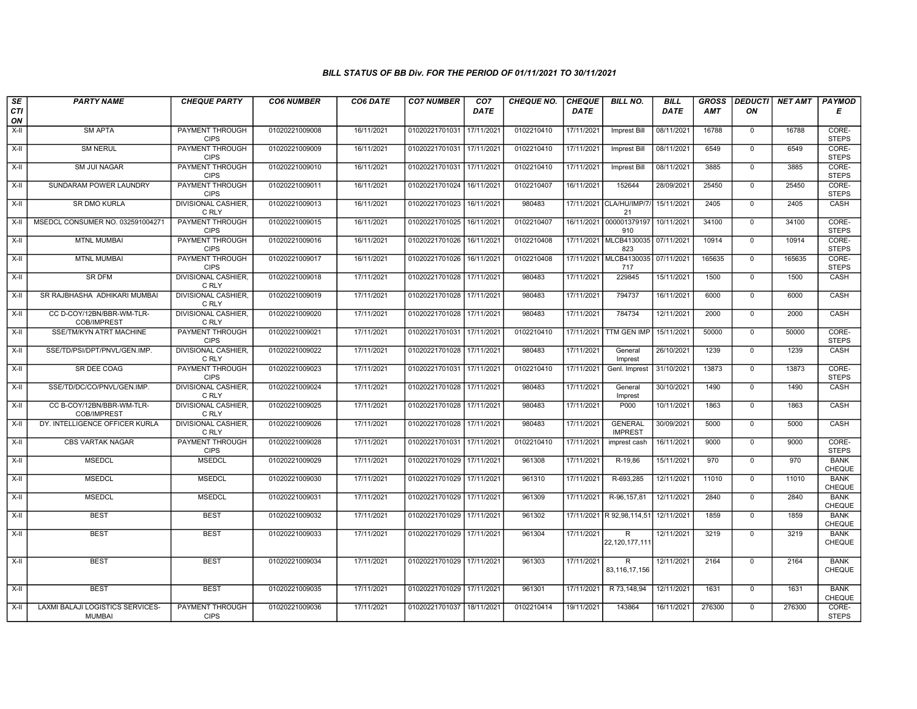*BILL STATUS OF BB Div. FOR THE PERIOD OF 01/11/2021 TO 30/11/2021*

| SECTION | PARTY NAME | CHEQUE PARTY | CO6 NUMBER | CO6 DATE | CO7 NUMBER | CO7 DATE | CHEQUE NO. | CHEQUE DATE | BILL NO. | BILL DATE | GROSS AMT | DEDUCTION | NET AMT | PAYMODE |
|---|---|---|---|---|---|---|---|---|---|---|---|---|---|---|
| X-II | SM APTA | PAYMENT THROUGH CIPS | 01020221009008 | 16/11/2021 | 01020221701031 | 17/11/2021 | 0102210410 | 17/11/2021 | Imprest Bill | 08/11/2021 | 16788 | 0 | 16788 | CORE-STEPS |
| X-II | SM NERUL | PAYMENT THROUGH CIPS | 01020221009009 | 16/11/2021 | 01020221701031 | 17/11/2021 | 0102210410 | 17/11/2021 | Imprest Bill | 08/11/2021 | 6549 | 0 | 6549 | CORE-STEPS |
| X-II | SM JUI NAGAR | PAYMENT THROUGH CIPS | 01020221009010 | 16/11/2021 | 01020221701031 | 17/11/2021 | 0102210410 | 17/11/2021 | Imprest Bill | 08/11/2021 | 3885 | 0 | 3885 | CORE-STEPS |
| X-II | SUNDARAM POWER LAUNDRY | PAYMENT THROUGH CIPS | 01020221009011 | 16/11/2021 | 01020221701024 | 16/11/2021 | 0102210407 | 16/11/2021 | 152644 | 28/09/2021 | 25450 | 0 | 25450 | CORE-STEPS |
| X-II | SR DMO KURLA | DIVISIONAL CASHIER, C RLY | 01020221009013 | 16/11/2021 | 01020221701023 | 16/11/2021 | 980483 | 17/11/2021 | CLA/HU/IMP/7/21 | 15/11/2021 | 2405 | 0 | 2405 | CASH |
| X-II | MSEDCL CONSUMER NO. 032591004271 | PAYMENT THROUGH CIPS | 01020221009015 | 16/11/2021 | 01020221701025 | 16/11/2021 | 0102210407 | 16/11/2021 | 000001379197910 | 10/11/2021 | 34100 | 0 | 34100 | CORE-STEPS |
| X-II | MTNL MUMBAI | PAYMENT THROUGH CIPS | 01020221009016 | 16/11/2021 | 01020221701026 | 16/11/2021 | 0102210408 | 17/11/2021 | MLCB4130035823 | 07/11/2021 | 10914 | 0 | 10914 | CORE-STEPS |
| X-II | MTNL MUMBAI | PAYMENT THROUGH CIPS | 01020221009017 | 16/11/2021 | 01020221701026 | 16/11/2021 | 0102210408 | 17/11/2021 | MLCB4130035717 | 07/11/2021 | 165635 | 0 | 165635 | CORE-STEPS |
| X-II | SR DFM | DIVISIONAL CASHIER, C RLY | 01020221009018 | 17/11/2021 | 01020221701028 | 17/11/2021 | 980483 | 17/11/2021 | 229845 | 15/11/2021 | 1500 | 0 | 1500 | CASH |
| X-II | SR RAJBHASHA ADHIKARI MUMBAI | DIVISIONAL CASHIER, C RLY | 01020221009019 | 17/11/2021 | 01020221701028 | 17/11/2021 | 980483 | 17/11/2021 | 794737 | 16/11/2021 | 6000 | 0 | 6000 | CASH |
| X-II | CC D-COY/12BN/BBR-WM-TLR-COB/IMPREST | DIVISIONAL CASHIER, C RLY | 01020221009020 | 17/11/2021 | 01020221701028 | 17/11/2021 | 980483 | 17/11/2021 | 784734 | 12/11/2021 | 2000 | 0 | 2000 | CASH |
| X-II | SSE/TM/KYN ATRT MACHINE | PAYMENT THROUGH CIPS | 01020221009021 | 17/11/2021 | 01020221701031 | 17/11/2021 | 0102210410 | 17/11/2021 | TTM GEN IMP | 15/11/2021 | 50000 | 0 | 50000 | CORE-STEPS |
| X-II | SSE/TD/PSI/DPT/PNVL/GEN.IMP. | DIVISIONAL CASHIER, C RLY | 01020221009022 | 17/11/2021 | 01020221701028 | 17/11/2021 | 980483 | 17/11/2021 | General Imprest | 26/10/2021 | 1239 | 0 | 1239 | CASH |
| X-II | SR DEE COAG | PAYMENT THROUGH CIPS | 01020221009023 | 17/11/2021 | 01020221701031 | 17/11/2021 | 0102210410 | 17/11/2021 | Genl. Imprest | 31/10/2021 | 13873 | 0 | 13873 | CORE-STEPS |
| X-II | SSE/TD/DC/CO/PNVL/GEN.IMP. | DIVISIONAL CASHIER, C RLY | 01020221009024 | 17/11/2021 | 01020221701028 | 17/11/2021 | 980483 | 17/11/2021 | General Imprest | 30/10/2021 | 1490 | 0 | 1490 | CASH |
| X-II | CC B-COY/12BN/BBR-WM-TLR-COB/IMPREST | DIVISIONAL CASHIER, C RLY | 01020221009025 | 17/11/2021 | 01020221701028 | 17/11/2021 | 980483 | 17/11/2021 | P000 | 10/11/2021 | 1863 | 0 | 1863 | CASH |
| X-II | DY. INTELLIGENCE OFFICER KURLA | DIVISIONAL CASHIER, C RLY | 01020221009026 | 17/11/2021 | 01020221701028 | 17/11/2021 | 980483 | 17/11/2021 | GENERAL IMPREST | 30/09/2021 | 5000 | 0 | 5000 | CASH |
| X-II | CBS VARTAK NAGAR | PAYMENT THROUGH CIPS | 01020221009028 | 17/11/2021 | 01020221701031 | 17/11/2021 | 0102210410 | 17/11/2021 | imprest cash | 16/11/2021 | 9000 | 0 | 9000 | CORE-STEPS |
| X-II | MSEDCL | MSEDCL | 01020221009029 | 17/11/2021 | 01020221701029 | 17/11/2021 | 961308 | 17/11/2021 | R-19,86 | 15/11/2021 | 970 | 0 | 970 | BANK CHEQUE |
| X-II | MSEDCL | MSEDCL | 01020221009030 | 17/11/2021 | 01020221701029 | 17/11/2021 | 961310 | 17/11/2021 | R-693,285 | 12/11/2021 | 11010 | 0 | 11010 | BANK CHEQUE |
| X-II | MSEDCL | MSEDCL | 01020221009031 | 17/11/2021 | 01020221701029 | 17/11/2021 | 961309 | 17/11/2021 | R-96,157,81 | 12/11/2021 | 2840 | 0 | 2840 | BANK CHEQUE |
| X-II | BEST | BEST | 01020221009032 | 17/11/2021 | 01020221701029 | 17/11/2021 | 961302 | 17/11/2021 | R 92,98,114,51 | 12/11/2021 | 1859 | 0 | 1859 | BANK CHEQUE |
| X-II | BEST | BEST | 01020221009033 | 17/11/2021 | 01020221701029 | 17/11/2021 | 961304 | 17/11/2021 | R 22,120,177,111 | 12/11/2021 | 3219 | 0 | 3219 | BANK CHEQUE |
| X-II | BEST | BEST | 01020221009034 | 17/11/2021 | 01020221701029 | 17/11/2021 | 961303 | 17/11/2021 | R 83,116,17,156 | 12/11/2021 | 2164 | 0 | 2164 | BANK CHEQUE |
| X-II | BEST | BEST | 01020221009035 | 17/11/2021 | 01020221701029 | 17/11/2021 | 961301 | 17/11/2021 | R 73,148,94 | 12/11/2021 | 1631 | 0 | 1631 | BANK CHEQUE |
| X-II | LAXMI BALAJI LOGISTICS SERVICES-MUMBAI | PAYMENT THROUGH CIPS | 01020221009036 | 17/11/2021 | 01020221701037 | 18/11/2021 | 0102210414 | 19/11/2021 | 143864 | 16/11/2021 | 276300 | 0 | 276300 | CORE-STEPS |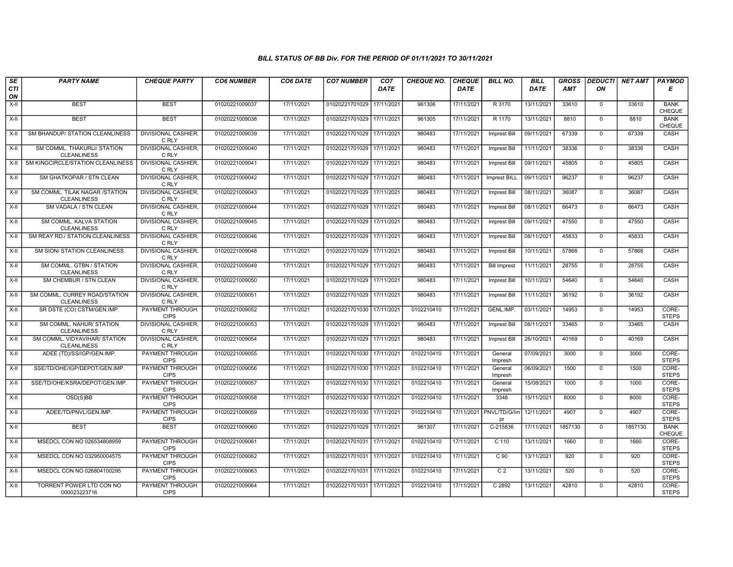### BILL STATUS OF BB Div. FOR THE PERIOD OF 01/11/2021 TO 30/11/2021

| SECTION | PARTY NAME | CHEQUE PARTY | CO6 NUMBER | CO6 DATE | CO7 NUMBER | CO7 DATE | CHEQUE NO. | CHEQUE DATE | BILL NO. | BILL DATE | GROSS AMT | DEDUCTION | NET AMT | PAYMODE |
|---|---|---|---|---|---|---|---|---|---|---|---|---|---|---|
| X-II | BEST | BEST | 01020221009037 | 17/11/2021 | 01020221701029 | 17/11/2021 | 961306 | 17/11/2021 | R 3170 | 13/11/2021 | 33610 | 0 | 33610 | BANK CHEQUE |
| X-II | BEST | BEST | 01020221009038 | 17/11/2021 | 01020221701029 | 17/11/2021 | 961305 | 17/11/2021 | R 1170 | 13/11/2021 | 8810 | 0 | 8810 | BANK CHEQUE |
| X-II | SM BHANDUP/ STATION CLEANLINESS | DIVISIONAL CASHIER, C RLY | 01020221009039 | 17/11/2021 | 01020221701029 | 17/11/2021 | 980483 | 17/11/2021 | Imprest Bill | 09/11/2021 | 67339 | 0 | 67339 | CASH |
| X-II | SM COMML. THAKURLI/ STATION CLEANLINESS | DIVISIONAL CASHIER, C RLY | 01020221009040 | 17/11/2021 | 01020221701029 | 17/11/2021 | 980483 | 17/11/2021 | Imprest Bill | 11/11/2021 | 38336 | 0 | 38336 | CASH |
| X-II | SM KINGCIRCLE/STATION CLEANLINESS | DIVISIONAL CASHIER, C RLY | 01020221009041 | 17/11/2021 | 01020221701029 | 17/11/2021 | 980483 | 17/11/2021 | Imprest Bill | 09/11/2021 | 45805 | 0 | 45805 | CASH |
| X-II | SM GHATKOPAR / STN CLEAN | DIVISIONAL CASHIER, C RLY | 01020221009042 | 17/11/2021 | 01020221701029 | 17/11/2021 | 980483 | 17/11/2021 | Imprest BILL | 09/11/2021 | 96237 | 0 | 96237 | CASH |
| X-II | SM COMML. TILAK NAGAR /STATION CLEANLINESS | DIVISIONAL CASHIER, C RLY | 01020221009043 | 17/11/2021 | 01020221701029 | 17/11/2021 | 980483 | 17/11/2021 | Imprest Bill | 08/11/2021 | 36087 | 0 | 36087 | CASH |
| X-II | SM VADALA / STN CLEAN | DIVISIONAL CASHIER, C RLY | 01020221009044 | 17/11/2021 | 01020221701029 | 17/11/2021 | 980483 | 17/11/2021 | Imprest Bill | 08/11/2021 | 66473 | 0 | 66473 | CASH |
| X-II | SM COMML. KALVA STATION CLEANLINESS | DIVISIONAL CASHIER, C RLY | 01020221009045 | 17/11/2021 | 01020221701029 | 17/11/2021 | 980483 | 17/11/2021 | Imprest Bill | 09/11/2021 | 47550 | 0 | 47550 | CASH |
| X-II | SM REAY RD./ STATION CLEANLINESS | DIVISIONAL CASHIER, C RLY | 01020221009046 | 17/11/2021 | 01020221701029 | 17/11/2021 | 980483 | 17/11/2021 | Imprest Bill | 08/11/2021 | 45833 | 0 | 45833 | CASH |
| X-II | SM SION/ STATION CLEANLINESS | DIVISIONAL CASHIER, C RLY | 01020221009048 | 17/11/2021 | 01020221701029 | 17/11/2021 | 980483 | 17/11/2021 | Imprest Bill | 10/11/2021 | 57868 | 0 | 57868 | CASH |
| X-II | SM COMML. GTBN / STATION CLEANLINESS | DIVISIONAL CASHIER, C RLY | 01020221009049 | 17/11/2021 | 01020221701029 | 17/11/2021 | 980483 | 17/11/2021 | Bill Imprest | 11/11/2021 | 28755 | 0 | 28755 | CASH |
| X-II | SM CHEMBUR / STN CLEAN | DIVISIONAL CASHIER, C RLY | 01020221009050 | 17/11/2021 | 01020221701029 | 17/11/2021 | 980483 | 17/11/2021 | Imprest Bill | 10/11/2021 | 54640 | 0 | 54640 | CASH |
| X-II | SM COMML. CURREY ROAD/STATION CLEANLINESS | DIVISIONAL CASHIER, C RLY | 01020221009051 | 17/11/2021 | 01020221701029 | 17/11/2021 | 980483 | 17/11/2021 | Imprest Bill | 11/11/2021 | 36192 | 0 | 36192 | CASH |
| X-II | SR DSTE (CO) CSTM/GEN.IMP. | PAYMENT THROUGH CIPS | 01020221009052 | 17/11/2021 | 01020221701030 | 17/11/2021 | 0102210410 | 17/11/2021 | GENL.IMP. | 03/11/2021 | 14953 | 0 | 14953 | CORE-STEPS |
| X-II | SM COMML. NAHUR/ STATION CLEANLINESS | DIVISIONAL CASHIER, C RLY | 01020221009053 | 17/11/2021 | 01020221701029 | 17/11/2021 | 980483 | 17/11/2021 | Imprest Bill | 08/11/2021 | 33465 | 0 | 33465 | CASH |
| X-II | SM COMML. VIDYAVIHAR/ STATION CLEANLINESS | DIVISIONAL CASHIER, C RLY | 01020221009054 | 17/11/2021 | 01020221701029 | 17/11/2021 | 980483 | 17/11/2021 | Imprest Bill | 26/10/2021 | 40169 | 0 | 40169 | CASH |
| X-II | ADEE (TD)/SS/IGP/GEN.IMP. | PAYMENT THROUGH CIPS | 01020221009055 | 17/11/2021 | 01020221701030 | 17/11/2021 | 0102210410 | 17/11/2021 | General Impresh | 07/09/2021 | 3000 | 0 | 3000 | CORE-STEPS |
| X-II | SSE/TD/OHE/IGP/DEPOT/GEN.IMP. | PAYMENT THROUGH CIPS | 01020221009056 | 17/11/2021 | 01020221701030 | 17/11/2021 | 0102210410 | 17/11/2021 | General Impresh | 06/09/2021 | 1500 | 0 | 1500 | CORE-STEPS |
| X-II | SSE/TD/OHE/KSRA/DEPOT/GEN.IMP. | PAYMENT THROUGH CIPS | 01020221009057 | 17/11/2021 | 01020221701030 | 17/11/2021 | 0102210410 | 17/11/2021 | General Impresh | 15/08/2021 | 1000 | 0 | 1000 | CORE-STEPS |
| X-II | OSD(S)BB | PAYMENT THROUGH CIPS | 01020221009058 | 17/11/2021 | 01020221701030 | 17/11/2021 | 0102210410 | 17/11/2021 | 3348 | 15/11/2021 | 8000 | 0 | 8000 | CORE-STEPS |
| X-II | ADEE/TD/PNVL/GEN.IMP. | PAYMENT THROUGH CIPS | 01020221009059 | 17/11/2021 | 01020221701030 | 17/11/2021 | 0102210410 | 17/11/2021 | PNVL/TD/G/Impr | 12/11/2021 | 4907 | 0 | 4907 | CORE-STEPS |
| X-II | BEST | BEST | 01020221009060 | 17/11/2021 | 01020221701029 | 17/11/2021 | 961307 | 17/11/2021 | C-215836 | 17/11/2021 | 1857130 | 0 | 1857130 | BANK CHEQUE |
| X-II | MSEDCL CON NO 026534808959 | PAYMENT THROUGH CIPS | 01020221009061 | 17/11/2021 | 01020221701031 | 17/11/2021 | 0102210410 | 17/11/2021 | C 110 | 13/11/2021 | 1660 | 0 | 1660 | CORE-STEPS |
| X-II | MSEDCL CON NO 032950004575 | PAYMENT THROUGH CIPS | 01020221009062 | 17/11/2021 | 01020221701031 | 17/11/2021 | 0102210410 | 17/11/2021 | C 90 | 13/11/2021 | 920 | 0 | 920 | CORE-STEPS |
| X-II | MSEDCL CON NO 026804100295 | PAYMENT THROUGH CIPS | 01020221009063 | 17/11/2021 | 01020221701031 | 17/11/2021 | 0102210410 | 17/11/2021 | C 2 | 13/11/2021 | 520 | 0 | 520 | CORE-STEPS |
| X-II | TORRENT POWER LTD CON NO 000023223716 | PAYMENT THROUGH CIPS | 01020221009064 | 17/11/2021 | 01020221701031 | 17/11/2021 | 0102210410 | 17/11/2021 | C 2892 | 13/11/2021 | 42810 | 0 | 42810 | CORE-STEPS |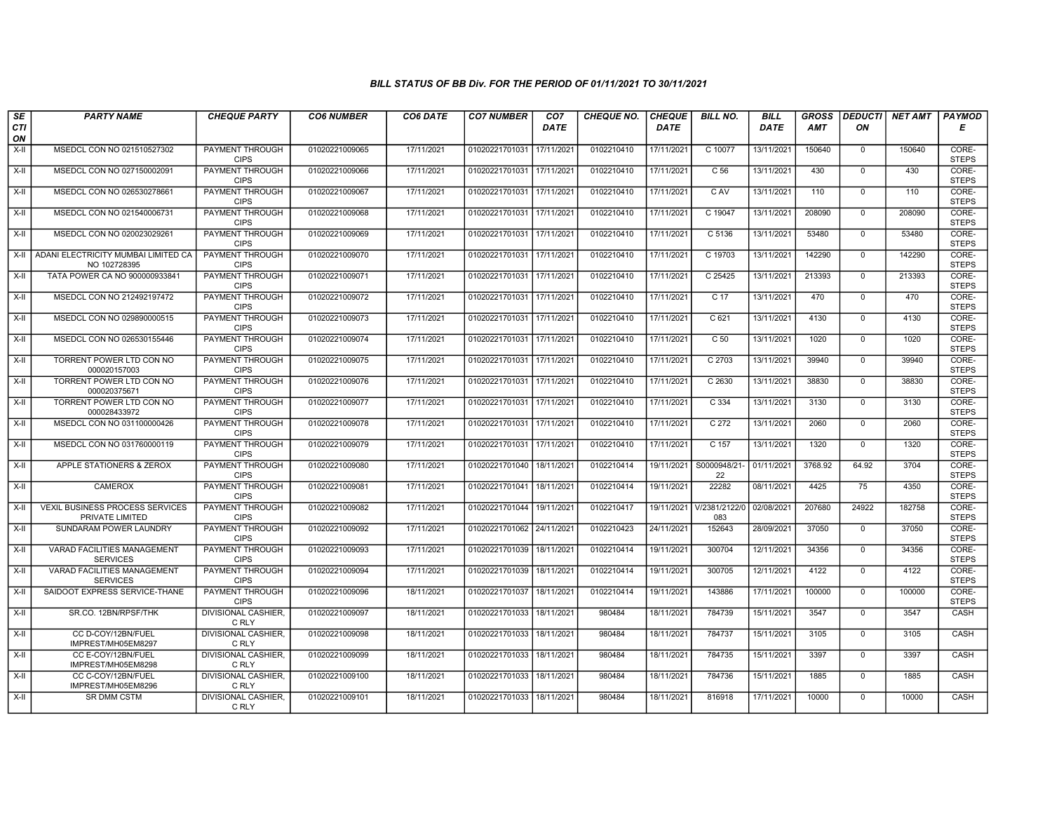### BILL STATUS OF BB Div. FOR THE PERIOD OF 01/11/2021 TO 30/11/2021

| SECTION | PARTY NAME | CHEQUE PARTY | CO6 NUMBER | CO6 DATE | CO7 NUMBER | CO7 DATE | CHEQUE NO. | CHEQUE DATE | BILL NO. | BILL DATE | GROSS AMT | DEDUCTION | NET AMT | PAYMODE |
|---|---|---|---|---|---|---|---|---|---|---|---|---|---|---|
| X-II | MSEDCL CON NO 021510527302 | PAYMENT THROUGH CIPS | 01020221009065 | 17/11/2021 | 01020221701031 | 17/11/2021 | 0102210410 | 17/11/2021 | C 10077 | 13/11/2021 | 150640 | 0 | 150640 | CORE-STEPS |
| X-II | MSEDCL CON NO 027150002091 | PAYMENT THROUGH CIPS | 01020221009066 | 17/11/2021 | 01020221701031 | 17/11/2021 | 0102210410 | 17/11/2021 | C 56 | 13/11/2021 | 430 | 0 | 430 | CORE-STEPS |
| X-II | MSEDCL CON NO 026530278661 | PAYMENT THROUGH CIPS | 01020221009067 | 17/11/2021 | 01020221701031 | 17/11/2021 | 0102210410 | 17/11/2021 | C AV | 13/11/2021 | 110 | 0 | 110 | CORE-STEPS |
| X-II | MSEDCL CON NO 021540006731 | PAYMENT THROUGH CIPS | 01020221009068 | 17/11/2021 | 01020221701031 | 17/11/2021 | 0102210410 | 17/11/2021 | C 19047 | 13/11/2021 | 208090 | 0 | 208090 | CORE-STEPS |
| X-II | MSEDCL CON NO 020023029261 | PAYMENT THROUGH CIPS | 01020221009069 | 17/11/2021 | 01020221701031 | 17/11/2021 | 0102210410 | 17/11/2021 | C 5136 | 13/11/2021 | 53480 | 0 | 53480 | CORE-STEPS |
| X-II | ADANI ELECTRICITY MUMBAI LIMITED CA NO 102728395 | PAYMENT THROUGH CIPS | 01020221009070 | 17/11/2021 | 01020221701031 | 17/11/2021 | 0102210410 | 17/11/2021 | C 19703 | 13/11/2021 | 142290 | 0 | 142290 | CORE-STEPS |
| X-II | TATA POWER CA NO 900000933841 | PAYMENT THROUGH CIPS | 01020221009071 | 17/11/2021 | 01020221701031 | 17/11/2021 | 0102210410 | 17/11/2021 | C 25425 | 13/11/2021 | 213393 | 0 | 213393 | CORE-STEPS |
| X-II | MSEDCL CON NO 212492197472 | PAYMENT THROUGH CIPS | 01020221009072 | 17/11/2021 | 01020221701031 | 17/11/2021 | 0102210410 | 17/11/2021 | C 17 | 13/11/2021 | 470 | 0 | 470 | CORE-STEPS |
| X-II | MSEDCL CON NO 029890000515 | PAYMENT THROUGH CIPS | 01020221009073 | 17/11/2021 | 01020221701031 | 17/11/2021 | 0102210410 | 17/11/2021 | C 621 | 13/11/2021 | 4130 | 0 | 4130 | CORE-STEPS |
| X-II | MSEDCL CON NO 026530155446 | PAYMENT THROUGH CIPS | 01020221009074 | 17/11/2021 | 01020221701031 | 17/11/2021 | 0102210410 | 17/11/2021 | C 50 | 13/11/2021 | 1020 | 0 | 1020 | CORE-STEPS |
| X-II | TORRENT POWER LTD CON NO 000020157003 | PAYMENT THROUGH CIPS | 01020221009075 | 17/11/2021 | 01020221701031 | 17/11/2021 | 0102210410 | 17/11/2021 | C 2703 | 13/11/2021 | 39940 | 0 | 39940 | CORE-STEPS |
| X-II | TORRENT POWER LTD CON NO 000020375671 | PAYMENT THROUGH CIPS | 01020221009076 | 17/11/2021 | 01020221701031 | 17/11/2021 | 0102210410 | 17/11/2021 | C 2630 | 13/11/2021 | 38830 | 0 | 38830 | CORE-STEPS |
| X-II | TORRENT POWER LTD CON NO 000028433972 | PAYMENT THROUGH CIPS | 01020221009077 | 17/11/2021 | 01020221701031 | 17/11/2021 | 0102210410 | 17/11/2021 | C 334 | 13/11/2021 | 3130 | 0 | 3130 | CORE-STEPS |
| X-II | MSEDCL CON NO 031100000426 | PAYMENT THROUGH CIPS | 01020221009078 | 17/11/2021 | 01020221701031 | 17/11/2021 | 0102210410 | 17/11/2021 | C 272 | 13/11/2021 | 2060 | 0 | 2060 | CORE-STEPS |
| X-II | MSEDCL CON NO 031760000119 | PAYMENT THROUGH CIPS | 01020221009079 | 17/11/2021 | 01020221701031 | 17/11/2021 | 0102210410 | 17/11/2021 | C 157 | 13/11/2021 | 1320 | 0 | 1320 | CORE-STEPS |
| X-II | APPLE STATIONERS & ZEROX | PAYMENT THROUGH CIPS | 01020221009080 | 17/11/2021 | 01020221701040 | 18/11/2021 | 0102210414 | 19/11/2021 | S0000948/21-22 | 01/11/2021 | 3768.92 | 64.92 | 3704 | CORE-STEPS |
| X-II | CAMEROX | PAYMENT THROUGH CIPS | 01020221009081 | 17/11/2021 | 01020221701041 | 18/11/2021 | 0102210414 | 19/11/2021 | 22282 | 08/11/2021 | 4425 | 75 | 4350 | CORE-STEPS |
| X-II | VEXIL BUSINESS PROCESS SERVICES PRIVATE LIMITED | PAYMENT THROUGH CIPS | 01020221009082 | 17/11/2021 | 01020221701044 | 19/11/2021 | 0102210417 | 19/11/2021 | V/2381/2122/0083 | 02/08/2021 | 207680 | 24922 | 182758 | CORE-STEPS |
| X-II | SUNDARAM POWER LAUNDRY | PAYMENT THROUGH CIPS | 01020221009092 | 17/11/2021 | 01020221701062 | 24/11/2021 | 0102210423 | 24/11/2021 | 152643 | 28/09/2021 | 37050 | 0 | 37050 | CORE-STEPS |
| X-II | VARAD FACILITIES MANAGEMENT SERVICES | PAYMENT THROUGH CIPS | 01020221009093 | 17/11/2021 | 01020221701039 | 18/11/2021 | 0102210414 | 19/11/2021 | 300704 | 12/11/2021 | 34356 | 0 | 34356 | CORE-STEPS |
| X-II | VARAD FACILITIES MANAGEMENT SERVICES | PAYMENT THROUGH CIPS | 01020221009094 | 17/11/2021 | 01020221701039 | 18/11/2021 | 0102210414 | 19/11/2021 | 300705 | 12/11/2021 | 4122 | 0 | 4122 | CORE-STEPS |
| X-II | SAIDOOT EXPRESS SERVICE-THANE | PAYMENT THROUGH CIPS | 01020221009096 | 18/11/2021 | 01020221701037 | 18/11/2021 | 0102210414 | 19/11/2021 | 143886 | 17/11/2021 | 100000 | 0 | 100000 | CORE-STEPS |
| X-II | SR.CO. 12BN/RPSF/THK | DIVISIONAL CASHIER, C RLY | 01020221009097 | 18/11/2021 | 01020221701033 | 18/11/2021 | 980484 | 18/11/2021 | 784739 | 15/11/2021 | 3547 | 0 | 3547 | CASH |
| X-II | CC D-COY/12BN/FUEL IMPREST/MH05EM8297 | DIVISIONAL CASHIER, C RLY | 01020221009098 | 18/11/2021 | 01020221701033 | 18/11/2021 | 980484 | 18/11/2021 | 784737 | 15/11/2021 | 3105 | 0 | 3105 | CASH |
| X-II | CC E-COY/12BN/FUEL IMPREST/MH05EM8298 | DIVISIONAL CASHIER, C RLY | 01020221009099 | 18/11/2021 | 01020221701033 | 18/11/2021 | 980484 | 18/11/2021 | 784735 | 15/11/2021 | 3397 | 0 | 3397 | CASH |
| X-II | CC C-COY/12BN/FUEL IMPREST/MH05EM8296 | DIVISIONAL CASHIER, C RLY | 01020221009100 | 18/11/2021 | 01020221701033 | 18/11/2021 | 980484 | 18/11/2021 | 784736 | 15/11/2021 | 1885 | 0 | 1885 | CASH |
| X-II | SR DMM CSTM | DIVISIONAL CASHIER, C RLY | 01020221009101 | 18/11/2021 | 01020221701033 | 18/11/2021 | 980484 | 18/11/2021 | 816918 | 17/11/2021 | 10000 | 0 | 10000 | CASH |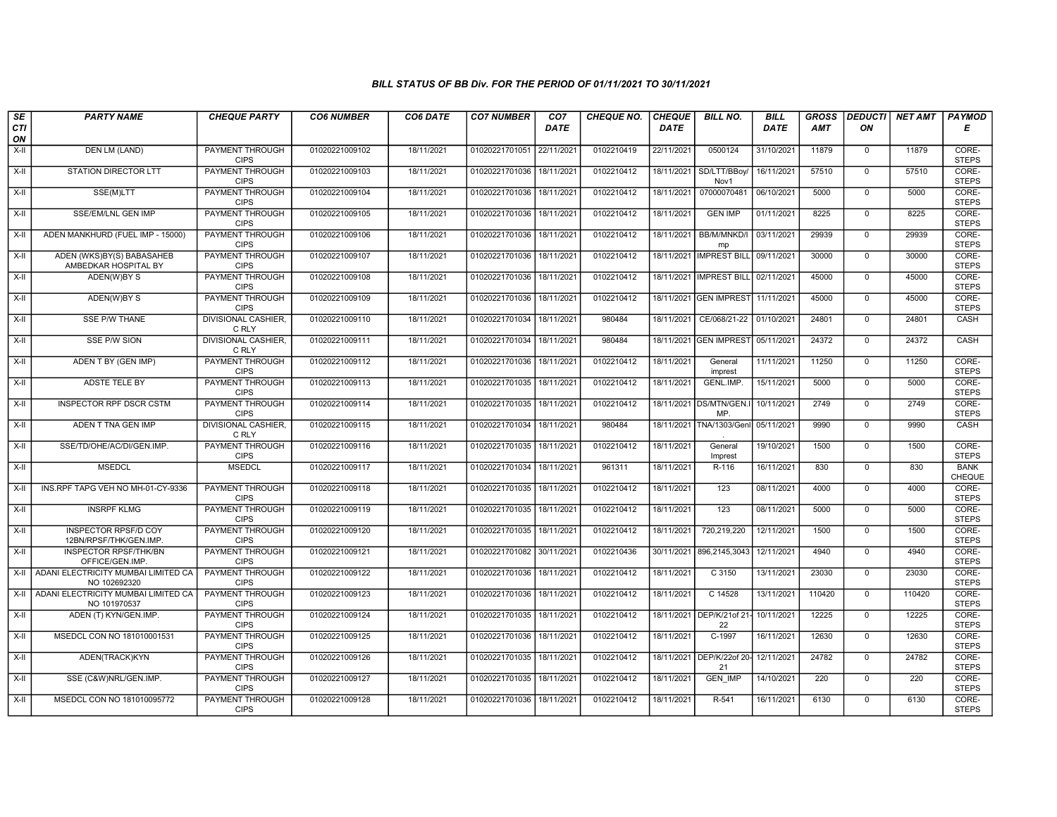## BILL STATUS OF BB Div. FOR THE PERIOD OF 01/11/2021 TO 30/11/2021

| SECTION | PARTY NAME | CHEQUE PARTY | CO6 NUMBER | CO6 DATE | CO7 NUMBER | CO7 DATE | CHEQUE NO. | CHEQUE DATE | BILL NO. | BILL DATE | GROSS AMT | DEDUCTION | NET AMT | PAYMODE |
|---|---|---|---|---|---|---|---|---|---|---|---|---|---|---|
| X-II | DEN LM (LAND) | PAYMENT THROUGH CIPS | 01020221009102 | 18/11/2021 | 01020221701051 | 22/11/2021 | 0102210419 | 22/11/2021 | 0500124 | 31/10/2021 | 11879 | 0 | 11879 | CORE-STEPS |
| X-II | STATION DIRECTOR LTT | PAYMENT THROUGH CIPS | 01020221009103 | 18/11/2021 | 01020221701036 | 18/11/2021 | 0102210412 | 18/11/2021 | SD/LTT/BBoy/Nov1 | 16/11/2021 | 57510 | 0 | 57510 | CORE-STEPS |
| X-II | SSE(M)LTT | PAYMENT THROUGH CIPS | 01020221009104 | 18/11/2021 | 01020221701036 | 18/11/2021 | 0102210412 | 18/11/2021 | 07000070481 | 06/10/2021 | 5000 | 0 | 5000 | CORE-STEPS |
| X-II | SSE/EM/LNL GEN IMP | PAYMENT THROUGH CIPS | 01020221009105 | 18/11/2021 | 01020221701036 | 18/11/2021 | 0102210412 | 18/11/2021 | GEN IMP | 01/11/2021 | 8225 | 0 | 8225 | CORE-STEPS |
| X-II | ADEN MANKHURD (FUEL IMP - 15000) | PAYMENT THROUGH CIPS | 01020221009106 | 18/11/2021 | 01020221701036 | 18/11/2021 | 0102210412 | 18/11/2021 | BB/M/MNKD/Imp | 03/11/2021 | 29939 | 0 | 29939 | CORE-STEPS |
| X-II | ADEN (WKS)BY(S) BABASAHEB AMBEDKAR HOSPITAL BY | PAYMENT THROUGH CIPS | 01020221009107 | 18/11/2021 | 01020221701036 | 18/11/2021 | 0102210412 | 18/11/2021 | IMPREST BILL | 09/11/2021 | 30000 | 0 | 30000 | CORE-STEPS |
| X-II | ADEN(W)BY S | PAYMENT THROUGH CIPS | 01020221009108 | 18/11/2021 | 01020221701036 | 18/11/2021 | 0102210412 | 18/11/2021 | IMPREST BILL | 02/11/2021 | 45000 | 0 | 45000 | CORE-STEPS |
| X-II | ADEN(W)BY S | PAYMENT THROUGH CIPS | 01020221009109 | 18/11/2021 | 01020221701036 | 18/11/2021 | 0102210412 | 18/11/2021 | GEN IMPREST | 11/11/2021 | 45000 | 0 | 45000 | CORE-STEPS |
| X-II | SSE P/W THANE | DIVISIONAL CASHIER, C RLY | 01020221009110 | 18/11/2021 | 01020221701034 | 18/11/2021 | 980484 | 18/11/2021 | CE/068/21-22 | 01/10/2021 | 24801 | 0 | 24801 | CASH |
| X-II | SSE P/W SION | DIVISIONAL CASHIER, C RLY | 01020221009111 | 18/11/2021 | 01020221701034 | 18/11/2021 | 980484 | 18/11/2021 | GEN IMPREST | 05/11/2021 | 24372 | 0 | 24372 | CASH |
| X-II | ADEN T BY (GEN IMP) | PAYMENT THROUGH CIPS | 01020221009112 | 18/11/2021 | 01020221701036 | 18/11/2021 | 0102210412 | 18/11/2021 | General imprest | 11/11/2021 | 11250 | 0 | 11250 | CORE-STEPS |
| X-II | ADSTE TELE BY | PAYMENT THROUGH CIPS | 01020221009113 | 18/11/2021 | 01020221701035 | 18/11/2021 | 0102210412 | 18/11/2021 | GENL.IMP. | 15/11/2021 | 5000 | 0 | 5000 | CORE-STEPS |
| X-II | INSPECTOR RPF DSCR CSTM | PAYMENT THROUGH CIPS | 01020221009114 | 18/11/2021 | 01020221701035 | 18/11/2021 | 0102210412 | 18/11/2021 | DS/MTN/GEN.IMP. | 10/11/2021 | 2749 | 0 | 2749 | CORE-STEPS |
| X-II | ADEN T TNA GEN IMP | DIVISIONAL CASHIER, C RLY | 01020221009115 | 18/11/2021 | 01020221701034 | 18/11/2021 | 980484 | 18/11/2021 | TNA/1303/Genl. | 05/11/2021 | 9990 | 0 | 9990 | CASH |
| X-II | SSE/TD/OHE/AC/DI/GEN.IMP. | PAYMENT THROUGH CIPS | 01020221009116 | 18/11/2021 | 01020221701035 | 18/11/2021 | 0102210412 | 18/11/2021 | General Imprest | 19/10/2021 | 1500 | 0 | 1500 | CORE-STEPS |
| X-II | MSEDCL | MSEDCL | 01020221009117 | 18/11/2021 | 01020221701034 | 18/11/2021 | 961311 | 18/11/2021 | R-116 | 16/11/2021 | 830 | 0 | 830 | BANK CHEQUE |
| X-II | INS.RPF TAPG VEH NO MH-01-CY-9336 | PAYMENT THROUGH CIPS | 01020221009118 | 18/11/2021 | 01020221701035 | 18/11/2021 | 0102210412 | 18/11/2021 | 123 | 08/11/2021 | 4000 | 0 | 4000 | CORE-STEPS |
| X-II | INSRPF KLMG | PAYMENT THROUGH CIPS | 01020221009119 | 18/11/2021 | 01020221701035 | 18/11/2021 | 0102210412 | 18/11/2021 | 123 | 08/11/2021 | 5000 | 0 | 5000 | CORE-STEPS |
| X-II | INSPECTOR RPSF/D COY 12BN/RPSF/THK/GEN.IMP. | PAYMENT THROUGH CIPS | 01020221009120 | 18/11/2021 | 01020221701035 | 18/11/2021 | 0102210412 | 18/11/2021 | 720,219,220 | 12/11/2021 | 1500 | 0 | 1500 | CORE-STEPS |
| X-II | INSPECTOR RPSF/THK/BN OFFICE/GEN.IMP. | PAYMENT THROUGH CIPS | 01020221009121 | 18/11/2021 | 01020221701082 | 30/11/2021 | 0102210436 | 30/11/2021 | 896,2145,3043 | 12/11/2021 | 4940 | 0 | 4940 | CORE-STEPS |
| X-II | ADANI ELECTRICITY MUMBAI LIMITED CA NO 102692320 | PAYMENT THROUGH CIPS | 01020221009122 | 18/11/2021 | 01020221701036 | 18/11/2021 | 0102210412 | 18/11/2021 | C 3150 | 13/11/2021 | 23030 | 0 | 23030 | CORE-STEPS |
| X-II | ADANI ELECTRICITY MUMBAI LIMITED CA NO 101970537 | PAYMENT THROUGH CIPS | 01020221009123 | 18/11/2021 | 01020221701036 | 18/11/2021 | 0102210412 | 18/11/2021 | C 14528 | 13/11/2021 | 110420 | 0 | 110420 | CORE-STEPS |
| X-II | ADEN (T) KYN/GEN.IMP. | PAYMENT THROUGH CIPS | 01020221009124 | 18/11/2021 | 01020221701035 | 18/11/2021 | 0102210412 | 18/11/2021 | DEP/K/21of 21-22 | 10/11/2021 | 12225 | 0 | 12225 | CORE-STEPS |
| X-II | MSEDCL CON NO 181010001531 | PAYMENT THROUGH CIPS | 01020221009125 | 18/11/2021 | 01020221701036 | 18/11/2021 | 0102210412 | 18/11/2021 | C-1997 | 16/11/2021 | 12630 | 0 | 12630 | CORE-STEPS |
| X-II | ADEN(TRACK)KYN | PAYMENT THROUGH CIPS | 01020221009126 | 18/11/2021 | 01020221701035 | 18/11/2021 | 0102210412 | 18/11/2021 | DEP/K/22of 20-21 | 12/11/2021 | 24782 | 0 | 24782 | CORE-STEPS |
| X-II | SSE (C&W)NRL/GEN.IMP. | PAYMENT THROUGH CIPS | 01020221009127 | 18/11/2021 | 01020221701035 | 18/11/2021 | 0102210412 | 18/11/2021 | GEN_IMP | 14/10/2021 | 220 | 0 | 220 | CORE-STEPS |
| X-II | MSEDCL CON NO 181010095772 | PAYMENT THROUGH CIPS | 01020221009128 | 18/11/2021 | 01020221701036 | 18/11/2021 | 0102210412 | 18/11/2021 | R-541 | 16/11/2021 | 6130 | 0 | 6130 | CORE-STEPS |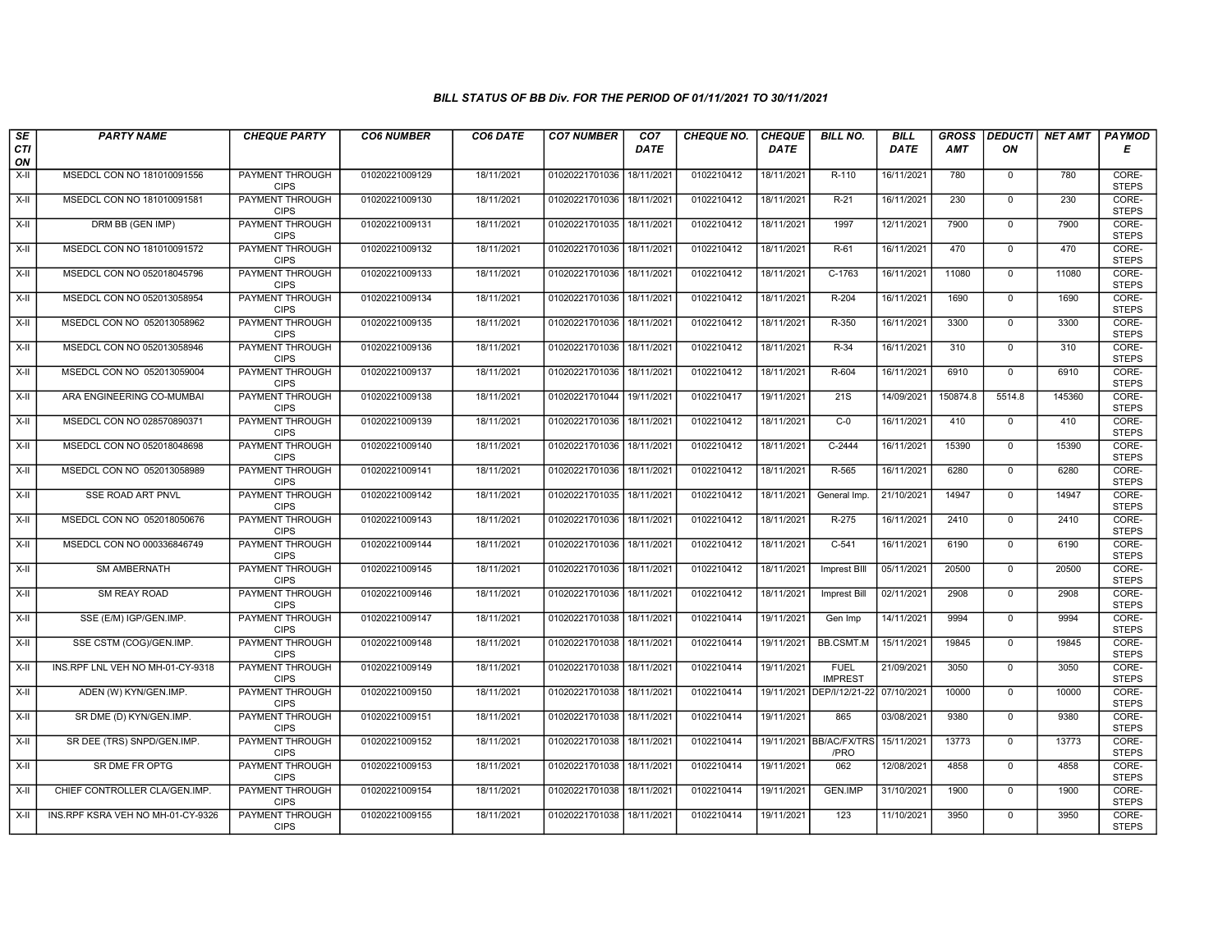### BILL STATUS OF BB Div. FOR THE PERIOD OF 01/11/2021 TO 30/11/2021

| SECTION | PARTY NAME | CHEQUE PARTY | CO6 NUMBER | CO6 DATE | CO7 NUMBER | CO7 DATE | CHEQUE NO. | CHEQUE DATE | BILL NO. | BILL DATE | GROSS AMT | DEDUCTION | NET AMT | PAYMODE |
|---|---|---|---|---|---|---|---|---|---|---|---|---|---|---|
| X-II | MSEDCL CON NO 181010091556 | PAYMENT THROUGH CIPS | 01020221009129 | 18/11/2021 | 01020221701036 | 18/11/2021 | 0102210412 | 18/11/2021 | R-110 | 16/11/2021 | 780 | 0 | 780 | CORE-STEPS |
| X-II | MSEDCL CON NO 181010091581 | PAYMENT THROUGH CIPS | 01020221009130 | 18/11/2021 | 01020221701036 | 18/11/2021 | 0102210412 | 18/11/2021 | R-21 | 16/11/2021 | 230 | 0 | 230 | CORE-STEPS |
| X-II | DRM BB (GEN IMP) | PAYMENT THROUGH CIPS | 01020221009131 | 18/11/2021 | 01020221701035 | 18/11/2021 | 0102210412 | 18/11/2021 | 1997 | 12/11/2021 | 7900 | 0 | 7900 | CORE-STEPS |
| X-II | MSEDCL CON NO 181010091572 | PAYMENT THROUGH CIPS | 01020221009132 | 18/11/2021 | 01020221701036 | 18/11/2021 | 0102210412 | 18/11/2021 | R-61 | 16/11/2021 | 470 | 0 | 470 | CORE-STEPS |
| X-II | MSEDCL CON NO 052018045796 | PAYMENT THROUGH CIPS | 01020221009133 | 18/11/2021 | 01020221701036 | 18/11/2021 | 0102210412 | 18/11/2021 | C-1763 | 16/11/2021 | 11080 | 0 | 11080 | CORE-STEPS |
| X-II | MSEDCL CON NO 052013058954 | PAYMENT THROUGH CIPS | 01020221009134 | 18/11/2021 | 01020221701036 | 18/11/2021 | 0102210412 | 18/11/2021 | R-204 | 16/11/2021 | 1690 | 0 | 1690 | CORE-STEPS |
| X-II | MSEDCL CON NO 052013058962 | PAYMENT THROUGH CIPS | 01020221009135 | 18/11/2021 | 01020221701036 | 18/11/2021 | 0102210412 | 18/11/2021 | R-350 | 16/11/2021 | 3300 | 0 | 3300 | CORE-STEPS |
| X-II | MSEDCL CON NO 052013058946 | PAYMENT THROUGH CIPS | 01020221009136 | 18/11/2021 | 01020221701036 | 18/11/2021 | 0102210412 | 18/11/2021 | R-34 | 16/11/2021 | 310 | 0 | 310 | CORE-STEPS |
| X-II | MSEDCL CON NO 052013059004 | PAYMENT THROUGH CIPS | 01020221009137 | 18/11/2021 | 01020221701036 | 18/11/2021 | 0102210412 | 18/11/2021 | R-604 | 16/11/2021 | 6910 | 0 | 6910 | CORE-STEPS |
| X-II | ARA ENGINEERING CO-MUMBAI | PAYMENT THROUGH CIPS | 01020221009138 | 18/11/2021 | 01020221701044 | 19/11/2021 | 0102210417 | 19/11/2021 | 21S | 14/09/2021 | 150874.8 | 5514.8 | 145360 | CORE-STEPS |
| X-II | MSEDCL CON NO 028570890371 | PAYMENT THROUGH CIPS | 01020221009139 | 18/11/2021 | 01020221701036 | 18/11/2021 | 0102210412 | 18/11/2021 | C-0 | 16/11/2021 | 410 | 0 | 410 | CORE-STEPS |
| X-II | MSEDCL CON NO 052018048698 | PAYMENT THROUGH CIPS | 01020221009140 | 18/11/2021 | 01020221701036 | 18/11/2021 | 0102210412 | 18/11/2021 | C-2444 | 16/11/2021 | 15390 | 0 | 15390 | CORE-STEPS |
| X-II | MSEDCL CON NO 052013058989 | PAYMENT THROUGH CIPS | 01020221009141 | 18/11/2021 | 01020221701036 | 18/11/2021 | 0102210412 | 18/11/2021 | R-565 | 16/11/2021 | 6280 | 0 | 6280 | CORE-STEPS |
| X-II | SSE ROAD ART PNVL | PAYMENT THROUGH CIPS | 01020221009142 | 18/11/2021 | 01020221701035 | 18/11/2021 | 0102210412 | 18/11/2021 | General Imp. | 21/10/2021 | 14947 | 0 | 14947 | CORE-STEPS |
| X-II | MSEDCL CON NO 052018050676 | PAYMENT THROUGH CIPS | 01020221009143 | 18/11/2021 | 01020221701036 | 18/11/2021 | 0102210412 | 18/11/2021 | R-275 | 16/11/2021 | 2410 | 0 | 2410 | CORE-STEPS |
| X-II | MSEDCL CON NO 000336846749 | PAYMENT THROUGH CIPS | 01020221009144 | 18/11/2021 | 01020221701036 | 18/11/2021 | 0102210412 | 18/11/2021 | C-541 | 16/11/2021 | 6190 | 0 | 6190 | CORE-STEPS |
| X-II | SM AMBERNATH | PAYMENT THROUGH CIPS | 01020221009145 | 18/11/2021 | 01020221701036 | 18/11/2021 | 0102210412 | 18/11/2021 | Imprest BIll | 05/11/2021 | 20500 | 0 | 20500 | CORE-STEPS |
| X-II | SM REAY ROAD | PAYMENT THROUGH CIPS | 01020221009146 | 18/11/2021 | 01020221701036 | 18/11/2021 | 0102210412 | 18/11/2021 | Imprest Bill | 02/11/2021 | 2908 | 0 | 2908 | CORE-STEPS |
| X-II | SSE (E/M) IGP/GEN.IMP. | PAYMENT THROUGH CIPS | 01020221009147 | 18/11/2021 | 01020221701038 | 18/11/2021 | 0102210414 | 19/11/2021 | Gen Imp | 14/11/2021 | 9994 | 0 | 9994 | CORE-STEPS |
| X-II | SSE CSTM (COG)/GEN.IMP. | PAYMENT THROUGH CIPS | 01020221009148 | 18/11/2021 | 01020221701038 | 18/11/2021 | 0102210414 | 19/11/2021 | BB.CSMT.M | 15/11/2021 | 19845 | 0 | 19845 | CORE-STEPS |
| X-II | INS.RPF LNL VEH NO MH-01-CY-9318 | PAYMENT THROUGH CIPS | 01020221009149 | 18/11/2021 | 01020221701038 | 18/11/2021 | 0102210414 | 19/11/2021 | FUEL IMPREST | 21/09/2021 | 3050 | 0 | 3050 | CORE-STEPS |
| X-II | ADEN (W) KYN/GEN.IMP. | PAYMENT THROUGH CIPS | 01020221009150 | 18/11/2021 | 01020221701038 | 18/11/2021 | 0102210414 | 19/11/2021 | DEP/I/12/21-22 | 07/10/2021 | 10000 | 0 | 10000 | CORE-STEPS |
| X-II | SR DME (D) KYN/GEN.IMP. | PAYMENT THROUGH CIPS | 01020221009151 | 18/11/2021 | 01020221701038 | 18/11/2021 | 0102210414 | 19/11/2021 | 865 | 03/08/2021 | 9380 | 0 | 9380 | CORE-STEPS |
| X-II | SR DEE (TRS) SNPD/GEN.IMP. | PAYMENT THROUGH CIPS | 01020221009152 | 18/11/2021 | 01020221701038 | 18/11/2021 | 0102210414 | 19/11/2021 | BB/AC/FX/TRS/PRO | 15/11/2021 | 13773 | 0 | 13773 | CORE-STEPS |
| X-II | SR DME FR OPTG | PAYMENT THROUGH CIPS | 01020221009153 | 18/11/2021 | 01020221701038 | 18/11/2021 | 0102210414 | 19/11/2021 | 062 | 12/08/2021 | 4858 | 0 | 4858 | CORE-STEPS |
| X-II | CHIEF CONTROLLER CLA/GEN.IMP. | PAYMENT THROUGH CIPS | 01020221009154 | 18/11/2021 | 01020221701038 | 18/11/2021 | 0102210414 | 19/11/2021 | GEN.IMP | 31/10/2021 | 1900 | 0 | 1900 | CORE-STEPS |
| X-II | INS.RPF KSRA VEH NO MH-01-CY-9326 | PAYMENT THROUGH CIPS | 01020221009155 | 18/11/2021 | 01020221701038 | 18/11/2021 | 0102210414 | 19/11/2021 | 123 | 11/10/2021 | 3950 | 0 | 3950 | CORE-STEPS |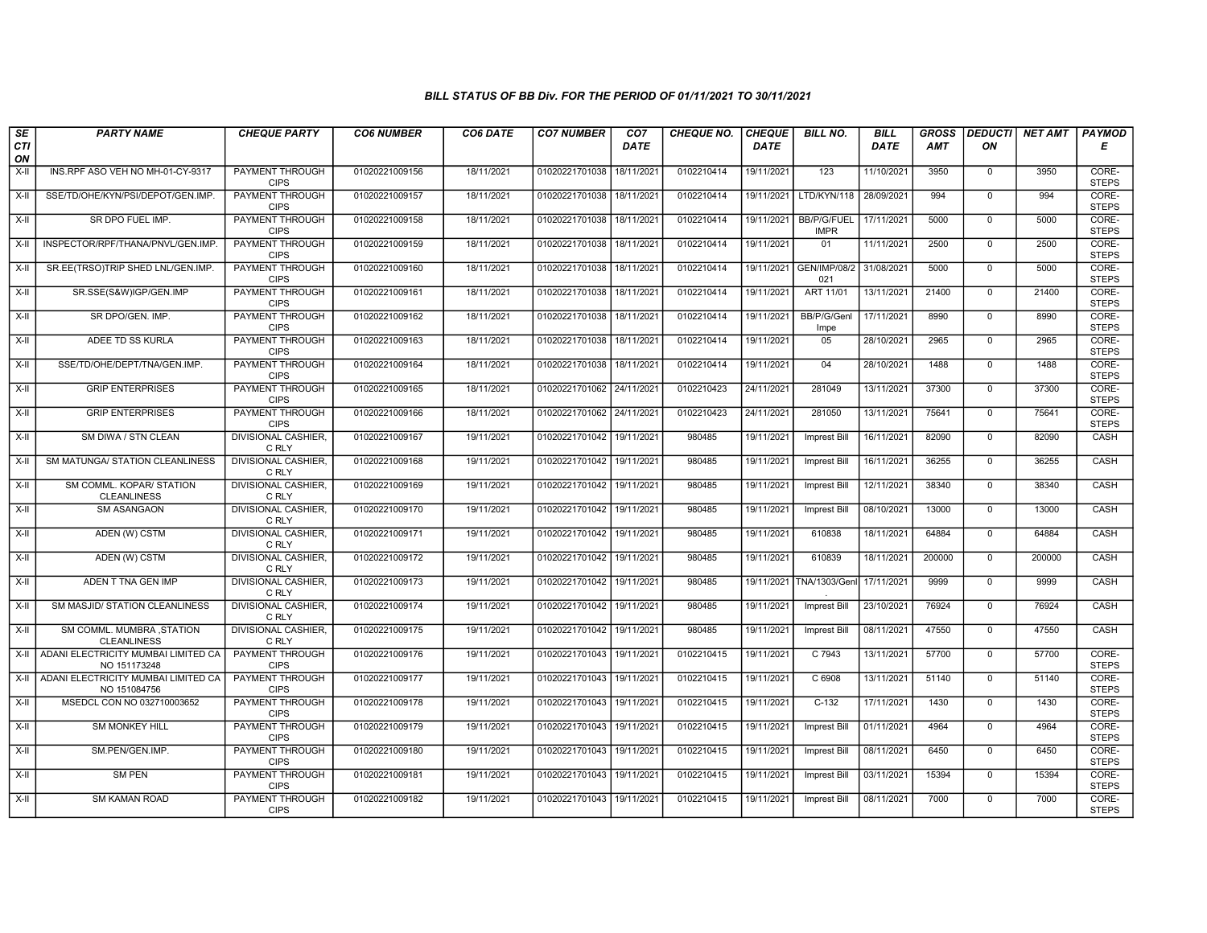### BILL STATUS OF BB Div. FOR THE PERIOD OF 01/11/2021 TO 30/11/2021

| SECTION | PARTY NAME | CHEQUE PARTY | CO6 NUMBER | CO6 DATE | CO7 NUMBER | CO7 DATE | CHEQUE NO. | CHEQUE DATE | BILL NO. | BILL DATE | GROSS AMT | DEDUCTION | NET AMT | PAYMODE |
|---|---|---|---|---|---|---|---|---|---|---|---|---|---|---|
| X-II | INS.RPF ASO VEH NO MH-01-CY-9317 | PAYMENT THROUGH CIPS | 01020221009156 | 18/11/2021 | 01020221701038 | 18/11/2021 | 0102210414 | 19/11/2021 | 123 | 11/10/2021 | 3950 | 0 | 3950 | CORE-STEPS |
| X-II | SSE/TD/OHE/KYN/PSI/DEPOT/GEN.IMP. | PAYMENT THROUGH CIPS | 01020221009157 | 18/11/2021 | 01020221701038 | 18/11/2021 | 0102210414 | 19/11/2021 | LTD/KYN/118 | 28/09/2021 | 994 | 0 | 994 | CORE-STEPS |
| X-II | SR DPO FUEL IMP. | PAYMENT THROUGH CIPS | 01020221009158 | 18/11/2021 | 01020221701038 | 18/11/2021 | 0102210414 | 19/11/2021 | BB/P/G/FUEL IMPR | 17/11/2021 | 5000 | 0 | 5000 | CORE-STEPS |
| X-II | INSPECTOR/RPF/THANA/PNVL/GEN.IMP. | PAYMENT THROUGH CIPS | 01020221009159 | 18/11/2021 | 01020221701038 | 18/11/2021 | 0102210414 | 19/11/2021 | 01 | 11/11/2021 | 2500 | 0 | 2500 | CORE-STEPS |
| X-II | SR.EE(TRSO)TRIP SHED LNL/GEN.IMP. | PAYMENT THROUGH CIPS | 01020221009160 | 18/11/2021 | 01020221701038 | 18/11/2021 | 0102210414 | 19/11/2021 | GEN/IMP/08/2021 | 31/08/2021 | 5000 | 0 | 5000 | CORE-STEPS |
| X-II | SR.SSE(S&W)IGP/GEN.IMP | PAYMENT THROUGH CIPS | 01020221009161 | 18/11/2021 | 01020221701038 | 18/11/2021 | 0102210414 | 19/11/2021 | ART 11/01 | 13/11/2021 | 21400 | 0 | 21400 | CORE-STEPS |
| X-II | SR DPO/GEN. IMP. | PAYMENT THROUGH CIPS | 01020221009162 | 18/11/2021 | 01020221701038 | 18/11/2021 | 0102210414 | 19/11/2021 | BB/P/G/Genl Impe | 17/11/2021 | 8990 | 0 | 8990 | CORE-STEPS |
| X-II | ADEE TD SS KURLA | PAYMENT THROUGH CIPS | 01020221009163 | 18/11/2021 | 01020221701038 | 18/11/2021 | 0102210414 | 19/11/2021 | 05 | 28/10/2021 | 2965 | 0 | 2965 | CORE-STEPS |
| X-II | SSE/TD/OHE/DEPT/TNA/GEN.IMP. | PAYMENT THROUGH CIPS | 01020221009164 | 18/11/2021 | 01020221701038 | 18/11/2021 | 0102210414 | 19/11/2021 | 04 | 28/10/2021 | 1488 | 0 | 1488 | CORE-STEPS |
| X-II | GRIP ENTERPRISES | PAYMENT THROUGH CIPS | 01020221009165 | 18/11/2021 | 01020221701062 | 24/11/2021 | 0102210423 | 24/11/2021 | 281049 | 13/11/2021 | 37300 | 0 | 37300 | CORE-STEPS |
| X-II | GRIP ENTERPRISES | PAYMENT THROUGH CIPS | 01020221009166 | 18/11/2021 | 01020221701062 | 24/11/2021 | 0102210423 | 24/11/2021 | 281050 | 13/11/2021 | 75641 | 0 | 75641 | CORE-STEPS |
| X-II | SM DIWA / STN CLEAN | DIVISIONAL CASHIER, C RLY | 01020221009167 | 19/11/2021 | 01020221701042 | 19/11/2021 | 980485 | 19/11/2021 | Imprest Bill | 16/11/2021 | 82090 | 0 | 82090 | CASH |
| X-II | SM MATUNGA/ STATION CLEANLINESS | DIVISIONAL CASHIER, C RLY | 01020221009168 | 19/11/2021 | 01020221701042 | 19/11/2021 | 980485 | 19/11/2021 | Imprest Bill | 16/11/2021 | 36255 | 0 | 36255 | CASH |
| X-II | SM COMML. KOPAR/ STATION CLEANLINESS | DIVISIONAL CASHIER, C RLY | 01020221009169 | 19/11/2021 | 01020221701042 | 19/11/2021 | 980485 | 19/11/2021 | Imprest Bill | 12/11/2021 | 38340 | 0 | 38340 | CASH |
| X-II | SM ASANGAON | DIVISIONAL CASHIER, C RLY | 01020221009170 | 19/11/2021 | 01020221701042 | 19/11/2021 | 980485 | 19/11/2021 | Imprest Bill | 08/10/2021 | 13000 | 0 | 13000 | CASH |
| X-II | ADEN (W) CSTM | DIVISIONAL CASHIER, C RLY | 01020221009171 | 19/11/2021 | 01020221701042 | 19/11/2021 | 980485 | 19/11/2021 | 610838 | 18/11/2021 | 64884 | 0 | 64884 | CASH |
| X-II | ADEN (W) CSTM | DIVISIONAL CASHIER, C RLY | 01020221009172 | 19/11/2021 | 01020221701042 | 19/11/2021 | 980485 | 19/11/2021 | 610839 | 18/11/2021 | 200000 | 0 | 200000 | CASH |
| X-II | ADEN T TNA GEN IMP | DIVISIONAL CASHIER, C RLY | 01020221009173 | 19/11/2021 | 01020221701042 | 19/11/2021 | 980485 | 19/11/2021 | TNA/1303/Genl . | 17/11/2021 | 9999 | 0 | 9999 | CASH |
| X-II | SM MASJID/ STATION CLEANLINESS | DIVISIONAL CASHIER, C RLY | 01020221009174 | 19/11/2021 | 01020221701042 | 19/11/2021 | 980485 | 19/11/2021 | Imprest Bill | 23/10/2021 | 76924 | 0 | 76924 | CASH |
| X-II | SM COMML. MUMBRA ,STATION CLEANLINESS | DIVISIONAL CASHIER, C RLY | 01020221009175 | 19/11/2021 | 01020221701042 | 19/11/2021 | 980485 | 19/11/2021 | Imprest Bill | 08/11/2021 | 47550 | 0 | 47550 | CASH |
| X-II | ADANI ELECTRICITY MUMBAI LIMITED CA NO 151173248 | PAYMENT THROUGH CIPS | 01020221009176 | 19/11/2021 | 01020221701043 | 19/11/2021 | 0102210415 | 19/11/2021 | C 7943 | 13/11/2021 | 57700 | 0 | 57700 | CORE-STEPS |
| X-II | ADANI ELECTRICITY MUMBAI LIMITED CA NO 151084756 | PAYMENT THROUGH CIPS | 01020221009177 | 19/11/2021 | 01020221701043 | 19/11/2021 | 0102210415 | 19/11/2021 | C 6908 | 13/11/2021 | 51140 | 0 | 51140 | CORE-STEPS |
| X-II | MSEDCL CON NO 032710003652 | PAYMENT THROUGH CIPS | 01020221009178 | 19/11/2021 | 01020221701043 | 19/11/2021 | 0102210415 | 19/11/2021 | C-132 | 17/11/2021 | 1430 | 0 | 1430 | CORE-STEPS |
| X-II | SM MONKEY HILL | PAYMENT THROUGH CIPS | 01020221009179 | 19/11/2021 | 01020221701043 | 19/11/2021 | 0102210415 | 19/11/2021 | Imprest Bill | 01/11/2021 | 4964 | 0 | 4964 | CORE-STEPS |
| X-II | SM.PEN/GEN.IMP. | PAYMENT THROUGH CIPS | 01020221009180 | 19/11/2021 | 01020221701043 | 19/11/2021 | 0102210415 | 19/11/2021 | Imprest Bill | 08/11/2021 | 6450 | 0 | 6450 | CORE-STEPS |
| X-II | SM PEN | PAYMENT THROUGH CIPS | 01020221009181 | 19/11/2021 | 01020221701043 | 19/11/2021 | 0102210415 | 19/11/2021 | Imprest Bill | 03/11/2021 | 15394 | 0 | 15394 | CORE-STEPS |
| X-II | SM KAMAN ROAD | PAYMENT THROUGH CIPS | 01020221009182 | 19/11/2021 | 01020221701043 | 19/11/2021 | 0102210415 | 19/11/2021 | Imprest Bill | 08/11/2021 | 7000 | 0 | 7000 | CORE-STEPS |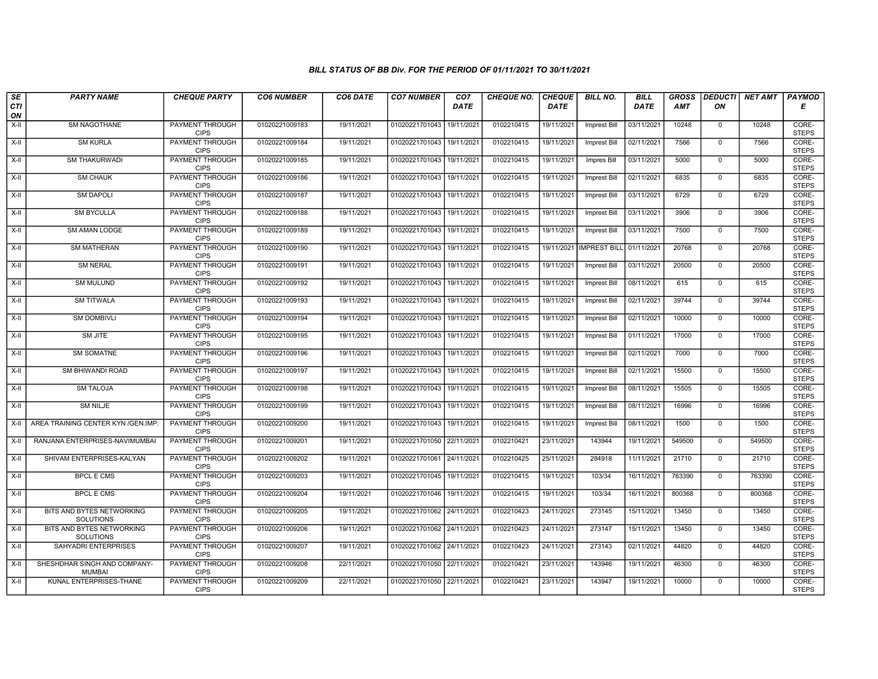### BILL STATUS OF BB Div. FOR THE PERIOD OF 01/11/2021 TO 30/11/2021

| SECTION | PARTY NAME | CHEQUE PARTY | CO6 NUMBER | CO6 DATE | CO7 NUMBER | CO7 DATE | CHEQUE NO. | CHEQUE DATE | BILL NO. | BILL DATE | GROSS AMT | DEDUCTION | NET AMT | PAYMODE |
|---|---|---|---|---|---|---|---|---|---|---|---|---|---|---|
| X-II | SM NAGOTHANE | PAYMENT THROUGH CIPS | 01020221009183 | 19/11/2021 | 01020221701043 | 19/11/2021 | 0102210415 | 19/11/2021 | Imprest Bill | 03/11/2021 | 10248 | 0 | 10248 | CORE-STEPS |
| X-II | SM KURLA | PAYMENT THROUGH CIPS | 01020221009184 | 19/11/2021 | 01020221701043 | 19/11/2021 | 0102210415 | 19/11/2021 | Imprest Bill | 02/11/2021 | 7566 | 0 | 7566 | CORE-STEPS |
| X-II | SM THAKURWADI | PAYMENT THROUGH CIPS | 01020221009185 | 19/11/2021 | 01020221701043 | 19/11/2021 | 0102210415 | 19/11/2021 | Impres Bill | 03/11/2021 | 5000 | 0 | 5000 | CORE-STEPS |
| X-II | SM CHAUK | PAYMENT THROUGH CIPS | 01020221009186 | 19/11/2021 | 01020221701043 | 19/11/2021 | 0102210415 | 19/11/2021 | Imprest Bill | 02/11/2021 | 6835 | 0 | 6835 | CORE-STEPS |
| X-II | SM DAPOLI | PAYMENT THROUGH CIPS | 01020221009187 | 19/11/2021 | 01020221701043 | 19/11/2021 | 0102210415 | 19/11/2021 | Imprest Bill | 03/11/2021 | 6729 | 0 | 6729 | CORE-STEPS |
| X-II | SM BYCULLA | PAYMENT THROUGH CIPS | 01020221009188 | 19/11/2021 | 01020221701043 | 19/11/2021 | 0102210415 | 19/11/2021 | Imprest Bill | 03/11/2021 | 3906 | 0 | 3906 | CORE-STEPS |
| X-II | SM AMAN LODGE | PAYMENT THROUGH CIPS | 01020221009189 | 19/11/2021 | 01020221701043 | 19/11/2021 | 0102210415 | 19/11/2021 | Imprest Bill | 03/11/2021 | 7500 | 0 | 7500 | CORE-STEPS |
| X-II | SM MATHERAN | PAYMENT THROUGH CIPS | 01020221009190 | 19/11/2021 | 01020221701043 | 19/11/2021 | 0102210415 | 19/11/2021 | IMPREST BILL | 01/11/2021 | 20768 | 0 | 20768 | CORE-STEPS |
| X-II | SM NERAL | PAYMENT THROUGH CIPS | 01020221009191 | 19/11/2021 | 01020221701043 | 19/11/2021 | 0102210415 | 19/11/2021 | Imprest Bill | 03/11/2021 | 20500 | 0 | 20500 | CORE-STEPS |
| X-II | SM MULUND | PAYMENT THROUGH CIPS | 01020221009192 | 19/11/2021 | 01020221701043 | 19/11/2021 | 0102210415 | 19/11/2021 | Imprest Bill | 08/11/2021 | 615 | 0 | 615 | CORE-STEPS |
| X-II | SM TITWALA | PAYMENT THROUGH CIPS | 01020221009193 | 19/11/2021 | 01020221701043 | 19/11/2021 | 0102210415 | 19/11/2021 | Imprest Bill | 02/11/2021 | 39744 | 0 | 39744 | CORE-STEPS |
| X-II | SM DOMBIVLI | PAYMENT THROUGH CIPS | 01020221009194 | 19/11/2021 | 01020221701043 | 19/11/2021 | 0102210415 | 19/11/2021 | Imprest Bill | 02/11/2021 | 10000 | 0 | 10000 | CORE-STEPS |
| X-II | SM JITE | PAYMENT THROUGH CIPS | 01020221009195 | 19/11/2021 | 01020221701043 | 19/11/2021 | 0102210415 | 19/11/2021 | Imprest Bill | 01/11/2021 | 17000 | 0 | 17000 | CORE-STEPS |
| X-II | SM SOMATNE | PAYMENT THROUGH CIPS | 01020221009196 | 19/11/2021 | 01020221701043 | 19/11/2021 | 0102210415 | 19/11/2021 | Imprest Bill | 02/11/2021 | 7000 | 0 | 7000 | CORE-STEPS |
| X-II | SM BHIWANDI ROAD | PAYMENT THROUGH CIPS | 01020221009197 | 19/11/2021 | 01020221701043 | 19/11/2021 | 0102210415 | 19/11/2021 | Imprest Bill | 02/11/2021 | 15500 | 0 | 15500 | CORE-STEPS |
| X-II | SM TALOJA | PAYMENT THROUGH CIPS | 01020221009198 | 19/11/2021 | 01020221701043 | 19/11/2021 | 0102210415 | 19/11/2021 | Imprest Bill | 08/11/2021 | 15505 | 0 | 15505 | CORE-STEPS |
| X-II | SM NILJE | PAYMENT THROUGH CIPS | 01020221009199 | 19/11/2021 | 01020221701043 | 19/11/2021 | 0102210415 | 19/11/2021 | Imprest Bill | 08/11/2021 | 16996 | 0 | 16996 | CORE-STEPS |
| X-II | AREA TRAINING CENTER KYN /GEN.IMP. | PAYMENT THROUGH CIPS | 01020221009200 | 19/11/2021 | 01020221701043 | 19/11/2021 | 0102210415 | 19/11/2021 | Imprest Bill | 08/11/2021 | 1500 | 0 | 1500 | CORE-STEPS |
| X-II | RANJANA ENTERPRISES-NAVIMUMBAI | PAYMENT THROUGH CIPS | 01020221009201 | 19/11/2021 | 01020221701050 | 22/11/2021 | 0102210421 | 23/11/2021 | 143944 | 19/11/2021 | 549500 | 0 | 549500 | CORE-STEPS |
| X-II | SHIVAM ENTERPRISES-KALYAN | PAYMENT THROUGH CIPS | 01020221009202 | 19/11/2021 | 01020221701061 | 24/11/2021 | 0102210425 | 25/11/2021 | 284918 | 11/11/2021 | 21710 | 0 | 21710 | CORE-STEPS |
| X-II | BPCL E CMS | PAYMENT THROUGH CIPS | 01020221009203 | 19/11/2021 | 01020221701045 | 19/11/2021 | 0102210415 | 19/11/2021 | 103/34 | 16/11/2021 | 763390 | 0 | 763390 | CORE-STEPS |
| X-II | BPCL E CMS | PAYMENT THROUGH CIPS | 01020221009204 | 19/11/2021 | 01020221701046 | 19/11/2021 | 0102210415 | 19/11/2021 | 103/34 | 16/11/2021 | 800368 | 0 | 800368 | CORE-STEPS |
| X-II | BITS AND BYTES NETWORKING SOLUTIONS | PAYMENT THROUGH CIPS | 01020221009205 | 19/11/2021 | 01020221701062 | 24/11/2021 | 0102210423 | 24/11/2021 | 273145 | 15/11/2021 | 13450 | 0 | 13450 | CORE-STEPS |
| X-II | BITS AND BYTES NETWORKING SOLUTIONS | PAYMENT THROUGH CIPS | 01020221009206 | 19/11/2021 | 01020221701062 | 24/11/2021 | 0102210423 | 24/11/2021 | 273147 | 15/11/2021 | 13450 | 0 | 13450 | CORE-STEPS |
| X-II | SAHYADRI ENTERPRISES | PAYMENT THROUGH CIPS | 01020221009207 | 19/11/2021 | 01020221701062 | 24/11/2021 | 0102210423 | 24/11/2021 | 273143 | 02/11/2021 | 44820 | 0 | 44820 | CORE-STEPS |
| X-II | SHESHDHAR SINGH AND COMPANY-MUMBAI | PAYMENT THROUGH CIPS | 01020221009208 | 22/11/2021 | 01020221701050 | 22/11/2021 | 0102210421 | 23/11/2021 | 143946 | 19/11/2021 | 46300 | 0 | 46300 | CORE-STEPS |
| X-II | KUNAL ENTERPRISES-THANE | PAYMENT THROUGH CIPS | 01020221009209 | 22/11/2021 | 01020221701050 | 22/11/2021 | 0102210421 | 23/11/2021 | 143947 | 19/11/2021 | 10000 | 0 | 10000 | CORE-STEPS |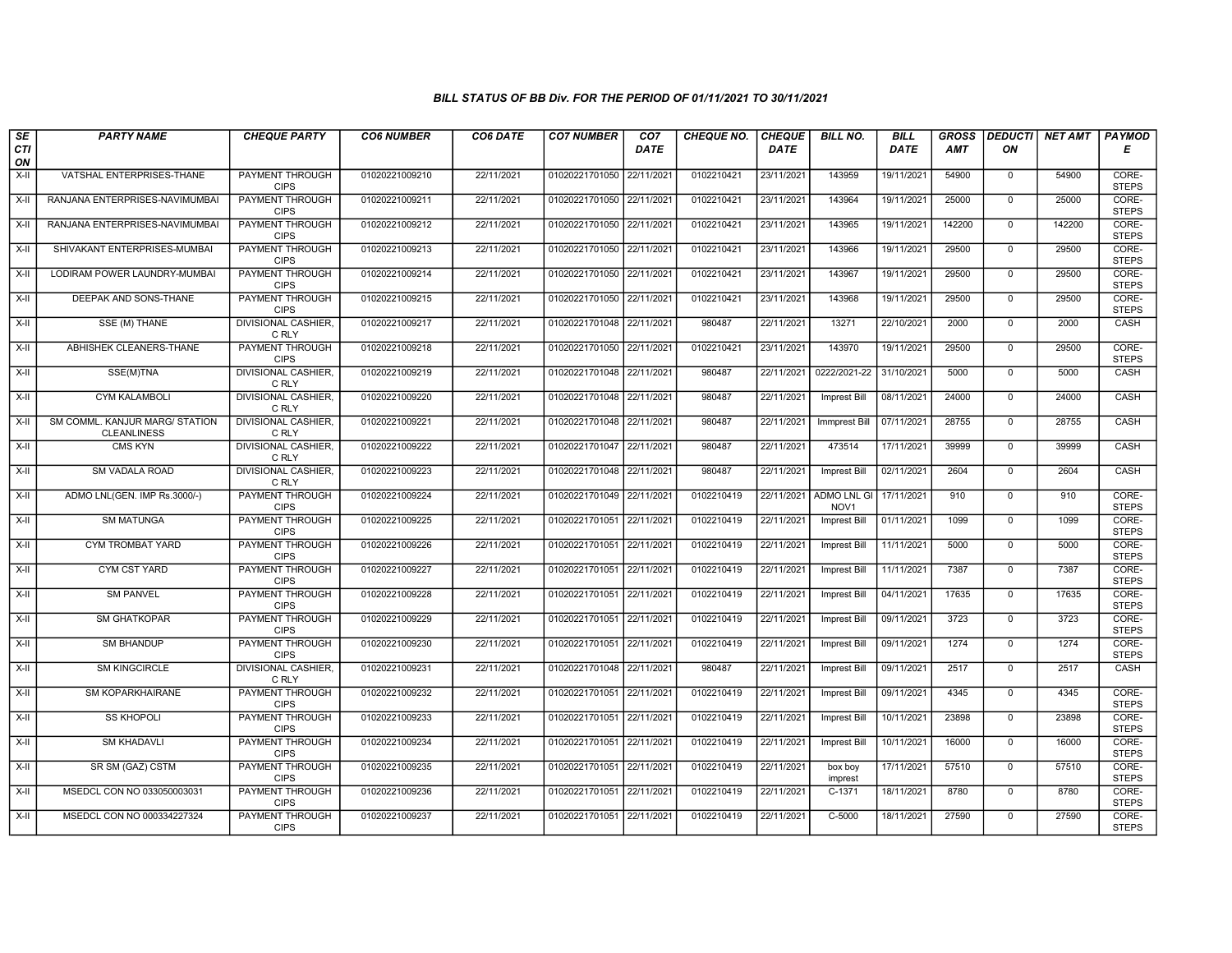### BILL STATUS OF BB Div. FOR THE PERIOD OF 01/11/2021 TO 30/11/2021

| SECTION | PARTY NAME | CHEQUE PARTY | CO6 NUMBER | CO6 DATE | CO7 NUMBER | CO7 DATE | CHEQUE NO. | CHEQUE DATE | BILL NO. | BILL DATE | GROSS AMT | DEDUCTION | NET AMT | PAYMODE |
|---|---|---|---|---|---|---|---|---|---|---|---|---|---|---|
| X-II | VATSHAL ENTERPRISES-THANE | PAYMENT THROUGH CIPS | 01020221009210 | 22/11/2021 | 01020221701050 | 22/11/2021 | 0102210421 | 23/11/2021 | 143959 | 19/11/2021 | 54900 | 0 | 54900 | CORE-STEPS |
| X-II | RANJANA ENTERPRISES-NAVIMUMBAI | PAYMENT THROUGH CIPS | 01020221009211 | 22/11/2021 | 01020221701050 | 22/11/2021 | 0102210421 | 23/11/2021 | 143964 | 19/11/2021 | 25000 | 0 | 25000 | CORE-STEPS |
| X-II | RANJANA ENTERPRISES-NAVIMUMBAI | PAYMENT THROUGH CIPS | 01020221009212 | 22/11/2021 | 01020221701050 | 22/11/2021 | 0102210421 | 23/11/2021 | 143965 | 19/11/2021 | 142200 | 0 | 142200 | CORE-STEPS |
| X-II | SHIVAKANT ENTERPRISES-MUMBAI | PAYMENT THROUGH CIPS | 01020221009213 | 22/11/2021 | 01020221701050 | 22/11/2021 | 0102210421 | 23/11/2021 | 143966 | 19/11/2021 | 29500 | 0 | 29500 | CORE-STEPS |
| X-II | LODIRAM POWER LAUNDRY-MUMBAI | PAYMENT THROUGH CIPS | 01020221009214 | 22/11/2021 | 01020221701050 | 22/11/2021 | 0102210421 | 23/11/2021 | 143967 | 19/11/2021 | 29500 | 0 | 29500 | CORE-STEPS |
| X-II | DEEPAK AND SONS-THANE | PAYMENT THROUGH CIPS | 01020221009215 | 22/11/2021 | 01020221701050 | 22/11/2021 | 0102210421 | 23/11/2021 | 143968 | 19/11/2021 | 29500 | 0 | 29500 | CORE-STEPS |
| X-II | SSE (M) THANE | DIVISIONAL CASHIER, C RLY | 01020221009217 | 22/11/2021 | 01020221701048 | 22/11/2021 | 980487 | 22/11/2021 | 13271 | 22/10/2021 | 2000 | 0 | 2000 | CASH |
| X-II | ABHISHEK CLEANERS-THANE | PAYMENT THROUGH CIPS | 01020221009218 | 22/11/2021 | 01020221701050 | 22/11/2021 | 0102210421 | 23/11/2021 | 143970 | 19/11/2021 | 29500 | 0 | 29500 | CORE-STEPS |
| X-II | SSE(M)TNA | DIVISIONAL CASHIER, C RLY | 01020221009219 | 22/11/2021 | 01020221701048 | 22/11/2021 | 980487 | 22/11/2021 | 0222/2021-22 | 31/10/2021 | 5000 | 0 | 5000 | CASH |
| X-II | CYM KALAMBOLI | DIVISIONAL CASHIER, C RLY | 01020221009220 | 22/11/2021 | 01020221701048 | 22/11/2021 | 980487 | 22/11/2021 | Imprest Bill | 08/11/2021 | 24000 | 0 | 24000 | CASH |
| X-II | SM COMML. KANJUR MARG/ STATION CLEANLINESS | DIVISIONAL CASHIER, C RLY | 01020221009221 | 22/11/2021 | 01020221701048 | 22/11/2021 | 980487 | 22/11/2021 | Immprest Bill | 07/11/2021 | 28755 | 0 | 28755 | CASH |
| X-II | CMS KYN | DIVISIONAL CASHIER, C RLY | 01020221009222 | 22/11/2021 | 01020221701047 | 22/11/2021 | 980487 | 22/11/2021 | 473514 | 17/11/2021 | 39999 | 0 | 39999 | CASH |
| X-II | SM VADALA ROAD | DIVISIONAL CASHIER, C RLY | 01020221009223 | 22/11/2021 | 01020221701048 | 22/11/2021 | 980487 | 22/11/2021 | Imprest Bill | 02/11/2021 | 2604 | 0 | 2604 | CASH |
| X-II | ADMO LNL(GEN. IMP Rs.3000/-) | PAYMENT THROUGH CIPS | 01020221009224 | 22/11/2021 | 01020221701049 | 22/11/2021 | 0102210419 | 22/11/2021 | ADMO LNL GI NOV1 | 17/11/2021 | 910 | 0 | 910 | CORE-STEPS |
| X-II | SM MATUNGA | PAYMENT THROUGH CIPS | 01020221009225 | 22/11/2021 | 01020221701051 | 22/11/2021 | 0102210419 | 22/11/2021 | Imprest Bill | 01/11/2021 | 1099 | 0 | 1099 | CORE-STEPS |
| X-II | CYM TROMBAT YARD | PAYMENT THROUGH CIPS | 01020221009226 | 22/11/2021 | 01020221701051 | 22/11/2021 | 0102210419 | 22/11/2021 | Imprest Bill | 11/11/2021 | 5000 | 0 | 5000 | CORE-STEPS |
| X-II | CYM CST YARD | PAYMENT THROUGH CIPS | 01020221009227 | 22/11/2021 | 01020221701051 | 22/11/2021 | 0102210419 | 22/11/2021 | Imprest Bill | 11/11/2021 | 7387 | 0 | 7387 | CORE-STEPS |
| X-II | SM PANVEL | PAYMENT THROUGH CIPS | 01020221009228 | 22/11/2021 | 01020221701051 | 22/11/2021 | 0102210419 | 22/11/2021 | Imprest Bill | 04/11/2021 | 17635 | 0 | 17635 | CORE-STEPS |
| X-II | SM GHATKOPAR | PAYMENT THROUGH CIPS | 01020221009229 | 22/11/2021 | 01020221701051 | 22/11/2021 | 0102210419 | 22/11/2021 | Imprest Bill | 09/11/2021 | 3723 | 0 | 3723 | CORE-STEPS |
| X-II | SM BHANDUP | PAYMENT THROUGH CIPS | 01020221009230 | 22/11/2021 | 01020221701051 | 22/11/2021 | 0102210419 | 22/11/2021 | Imprest Bill | 09/11/2021 | 1274 | 0 | 1274 | CORE-STEPS |
| X-II | SM KINGCIRCLE | DIVISIONAL CASHIER, C RLY | 01020221009231 | 22/11/2021 | 01020221701048 | 22/11/2021 | 980487 | 22/11/2021 | Imprest Bill | 09/11/2021 | 2517 | 0 | 2517 | CASH |
| X-II | SM KOPARKHAIRANE | PAYMENT THROUGH CIPS | 01020221009232 | 22/11/2021 | 01020221701051 | 22/11/2021 | 0102210419 | 22/11/2021 | Imprest Bill | 09/11/2021 | 4345 | 0 | 4345 | CORE-STEPS |
| X-II | SS KHOPOLI | PAYMENT THROUGH CIPS | 01020221009233 | 22/11/2021 | 01020221701051 | 22/11/2021 | 0102210419 | 22/11/2021 | Imprest Bill | 10/11/2021 | 23898 | 0 | 23898 | CORE-STEPS |
| X-II | SM KHADAVLI | PAYMENT THROUGH CIPS | 01020221009234 | 22/11/2021 | 01020221701051 | 22/11/2021 | 0102210419 | 22/11/2021 | Imprest Bill | 10/11/2021 | 16000 | 0 | 16000 | CORE-STEPS |
| X-II | SR SM (GAZ) CSTM | PAYMENT THROUGH CIPS | 01020221009235 | 22/11/2021 | 01020221701051 | 22/11/2021 | 0102210419 | 22/11/2021 | box boy imprest | 17/11/2021 | 57510 | 0 | 57510 | CORE-STEPS |
| X-II | MSEDCL CON NO 033050003031 | PAYMENT THROUGH CIPS | 01020221009236 | 22/11/2021 | 01020221701051 | 22/11/2021 | 0102210419 | 22/11/2021 | C-1371 | 18/11/2021 | 8780 | 0 | 8780 | CORE-STEPS |
| X-II | MSEDCL CON NO 000334227324 | PAYMENT THROUGH CIPS | 01020221009237 | 22/11/2021 | 01020221701051 | 22/11/2021 | 0102210419 | 22/11/2021 | C-5000 | 18/11/2021 | 27590 | 0 | 27590 | CORE-STEPS |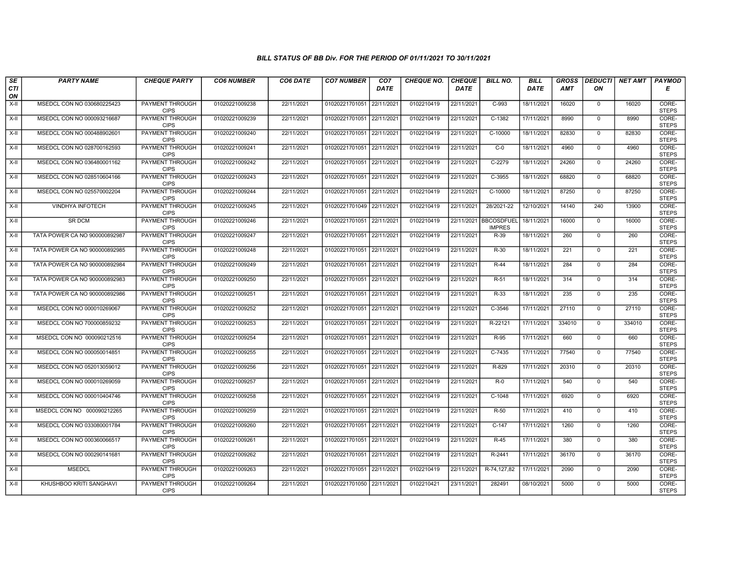### BILL STATUS OF BB Div. FOR THE PERIOD OF 01/11/2021 TO 30/11/2021

| SECTION | PARTY NAME | CHEQUE PARTY | CO6 NUMBER | CO6 DATE | CO7 NUMBER | CO7 DATE | CHEQUE NO. | CHEQUE DATE | BILL NO. | BILL DATE | GROSS AMT | DEDUCTION | NET AMT | PAYMODE |
|---|---|---|---|---|---|---|---|---|---|---|---|---|---|---|
| X-II | MSEDCL CON NO 030680225423 | PAYMENT THROUGH CIPS | 01020221009238 | 22/11/2021 | 01020221701051 | 22/11/2021 | 0102210419 | 22/11/2021 | C-993 | 18/11/2021 | 16020 | 0 | 16020 | CORE-STEPS |
| X-II | MSEDCL CON NO 000093216687 | PAYMENT THROUGH CIPS | 01020221009239 | 22/11/2021 | 01020221701051 | 22/11/2021 | 0102210419 | 22/11/2021 | C-1382 | 17/11/2021 | 8990 | 0 | 8990 | CORE-STEPS |
| X-II | MSEDCL CON NO 000488902601 | PAYMENT THROUGH CIPS | 01020221009240 | 22/11/2021 | 01020221701051 | 22/11/2021 | 0102210419 | 22/11/2021 | C-10000 | 18/11/2021 | 82830 | 0 | 82830 | CORE-STEPS |
| X-II | MSEDCL CON NO 028700162593 | PAYMENT THROUGH CIPS | 01020221009241 | 22/11/2021 | 01020221701051 | 22/11/2021 | 0102210419 | 22/11/2021 | C-0 | 18/11/2021 | 4960 | 0 | 4960 | CORE-STEPS |
| X-II | MSEDCL CON NO 036480001162 | PAYMENT THROUGH CIPS | 01020221009242 | 22/11/2021 | 01020221701051 | 22/11/2021 | 0102210419 | 22/11/2021 | C-2279 | 18/11/2021 | 24260 | 0 | 24260 | CORE-STEPS |
| X-II | MSEDCL CON NO 028510604166 | PAYMENT THROUGH CIPS | 01020221009243 | 22/11/2021 | 01020221701051 | 22/11/2021 | 0102210419 | 22/11/2021 | C-3955 | 18/11/2021 | 68820 | 0 | 68820 | CORE-STEPS |
| X-II | MSEDCL CON NO 025570002204 | PAYMENT THROUGH CIPS | 01020221009244 | 22/11/2021 | 01020221701051 | 22/11/2021 | 0102210419 | 22/11/2021 | C-10000 | 18/11/2021 | 87250 | 0 | 87250 | CORE-STEPS |
| X-II | VINDHYA INFOTECH | PAYMENT THROUGH CIPS | 01020221009245 | 22/11/2021 | 01020221701049 | 22/11/2021 | 0102210419 | 22/11/2021 | 28/2021-22 | 12/10/2021 | 14140 | 240 | 13900 | CORE-STEPS |
| X-II | SR DCM | PAYMENT THROUGH CIPS | 01020221009246 | 22/11/2021 | 01020221701051 | 22/11/2021 | 0102210419 | 22/11/2021 | BBCOSDFUEL IMPRES | 18/11/2021 | 16000 | 0 | 16000 | CORE-STEPS |
| X-II | TATA POWER CA NO 900000892987 | PAYMENT THROUGH CIPS | 01020221009247 | 22/11/2021 | 01020221701051 | 22/11/2021 | 0102210419 | 22/11/2021 | R-39 | 18/11/2021 | 260 | 0 | 260 | CORE-STEPS |
| X-II | TATA POWER CA NO 900000892985 | PAYMENT THROUGH CIPS | 01020221009248 | 22/11/2021 | 01020221701051 | 22/11/2021 | 0102210419 | 22/11/2021 | R-30 | 18/11/2021 | 221 | 0 | 221 | CORE-STEPS |
| X-II | TATA POWER CA NO 900000892984 | PAYMENT THROUGH CIPS | 01020221009249 | 22/11/2021 | 01020221701051 | 22/11/2021 | 0102210419 | 22/11/2021 | R-44 | 18/11/2021 | 284 | 0 | 284 | CORE-STEPS |
| X-II | TATA POWER CA NO 900000892983 | PAYMENT THROUGH CIPS | 01020221009250 | 22/11/2021 | 01020221701051 | 22/11/2021 | 0102210419 | 22/11/2021 | R-51 | 18/11/2021 | 314 | 0 | 314 | CORE-STEPS |
| X-II | TATA POWER CA NO 900000892986 | PAYMENT THROUGH CIPS | 01020221009251 | 22/11/2021 | 01020221701051 | 22/11/2021 | 0102210419 | 22/11/2021 | R-33 | 18/11/2021 | 235 | 0 | 235 | CORE-STEPS |
| X-II | MSEDCL CON NO 000010269067 | PAYMENT THROUGH CIPS | 01020221009252 | 22/11/2021 | 01020221701051 | 22/11/2021 | 0102210419 | 22/11/2021 | C-3546 | 17/11/2021 | 27110 | 0 | 27110 | CORE-STEPS |
| X-II | MSEDCL CON NO 700000859232 | PAYMENT THROUGH CIPS | 01020221009253 | 22/11/2021 | 01020221701051 | 22/11/2021 | 0102210419 | 22/11/2021 | R-22121 | 17/11/2021 | 334010 | 0 | 334010 | CORE-STEPS |
| X-II | MSEDCL CON NO 000090212516 | PAYMENT THROUGH CIPS | 01020221009254 | 22/11/2021 | 01020221701051 | 22/11/2021 | 0102210419 | 22/11/2021 | R-95 | 17/11/2021 | 660 | 0 | 660 | CORE-STEPS |
| X-II | MSEDCL CON NO 000050014851 | PAYMENT THROUGH CIPS | 01020221009255 | 22/11/2021 | 01020221701051 | 22/11/2021 | 0102210419 | 22/11/2021 | C-7435 | 17/11/2021 | 77540 | 0 | 77540 | CORE-STEPS |
| X-II | MSEDCL CON NO 052013059012 | PAYMENT THROUGH CIPS | 01020221009256 | 22/11/2021 | 01020221701051 | 22/11/2021 | 0102210419 | 22/11/2021 | R-829 | 17/11/2021 | 20310 | 0 | 20310 | CORE-STEPS |
| X-II | MSEDCL CON NO 000010269059 | PAYMENT THROUGH CIPS | 01020221009257 | 22/11/2021 | 01020221701051 | 22/11/2021 | 0102210419 | 22/11/2021 | R-0 | 17/11/2021 | 540 | 0 | 540 | CORE-STEPS |
| X-II | MSEDCL CON NO 000010404746 | PAYMENT THROUGH CIPS | 01020221009258 | 22/11/2021 | 01020221701051 | 22/11/2021 | 0102210419 | 22/11/2021 | C-1048 | 17/11/2021 | 6920 | 0 | 6920 | CORE-STEPS |
| X-II | MSEDCL CON NO 000090212265 | PAYMENT THROUGH CIPS | 01020221009259 | 22/11/2021 | 01020221701051 | 22/11/2021 | 0102210419 | 22/11/2021 | R-50 | 17/11/2021 | 410 | 0 | 410 | CORE-STEPS |
| X-II | MSEDCL CON NO 033080001784 | PAYMENT THROUGH CIPS | 01020221009260 | 22/11/2021 | 01020221701051 | 22/11/2021 | 0102210419 | 22/11/2021 | C-147 | 17/11/2021 | 1260 | 0 | 1260 | CORE-STEPS |
| X-II | MSEDCL CON NO 000360066517 | PAYMENT THROUGH CIPS | 01020221009261 | 22/11/2021 | 01020221701051 | 22/11/2021 | 0102210419 | 22/11/2021 | R-45 | 17/11/2021 | 380 | 0 | 380 | CORE-STEPS |
| X-II | MSEDCL CON NO 000290141681 | PAYMENT THROUGH CIPS | 01020221009262 | 22/11/2021 | 01020221701051 | 22/11/2021 | 0102210419 | 22/11/2021 | R-2441 | 17/11/2021 | 36170 | 0 | 36170 | CORE-STEPS |
| X-II | MSEDCL | PAYMENT THROUGH CIPS | 01020221009263 | 22/11/2021 | 01020221701051 | 22/11/2021 | 0102210419 | 22/11/2021 | R-74,127,82 | 17/11/2021 | 2090 | 0 | 2090 | CORE-STEPS |
| X-II | KHUSHBOO KRITI SANGHAVI | PAYMENT THROUGH CIPS | 01020221009264 | 22/11/2021 | 01020221701050 | 22/11/2021 | 0102210421 | 23/11/2021 | 282491 | 08/10/2021 | 5000 | 0 | 5000 | CORE-STEPS |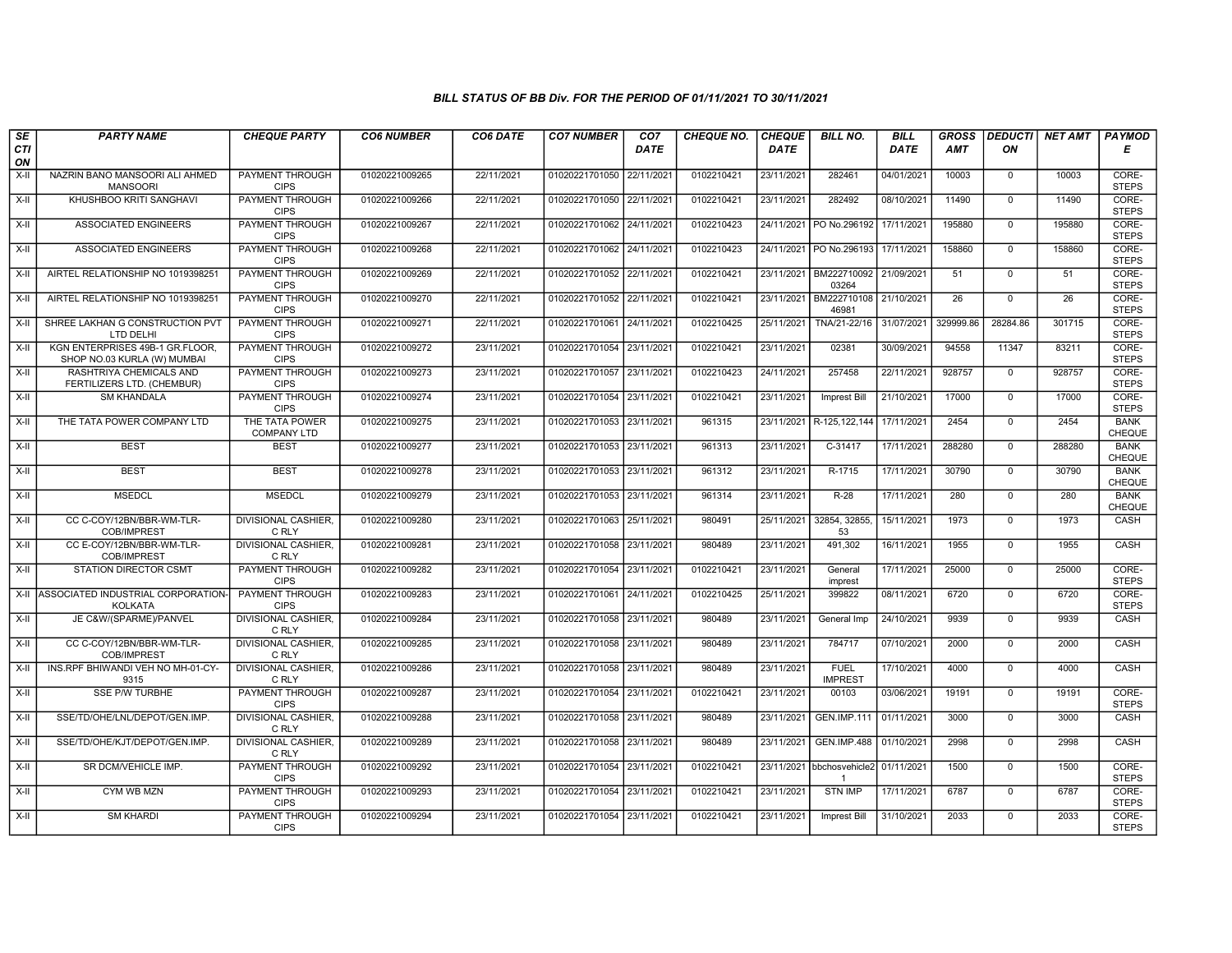### BILL STATUS OF BB Div. FOR THE PERIOD OF 01/11/2021 TO 30/11/2021

| SECTION | PARTY NAME | CHEQUE PARTY | CO6 NUMBER | CO6 DATE | CO7 NUMBER | CO7 DATE | CHEQUE NO. | CHEQUE DATE | BILL NO. | BILL DATE | GROSS AMT | DEDUCTION | NET AMT | PAYMODE |
|---|---|---|---|---|---|---|---|---|---|---|---|---|---|---|
| X-II | NAZRIN BANO MANSOORI ALI AHMED MANSOORI | PAYMENT THROUGH CIPS | 01020221009265 | 22/11/2021 | 01020221701050 | 22/11/2021 | 0102210421 | 23/11/2021 | 282461 | 04/01/2021 | 10003 | 0 | 10003 | CORE-STEPS |
| X-II | KHUSHBOO KRITI SANGHAVI | PAYMENT THROUGH CIPS | 01020221009266 | 22/11/2021 | 01020221701050 | 22/11/2021 | 0102210421 | 23/11/2021 | 282492 | 08/10/2021 | 11490 | 0 | 11490 | CORE-STEPS |
| X-II | ASSOCIATED ENGINEERS | PAYMENT THROUGH CIPS | 01020221009267 | 22/11/2021 | 01020221701062 | 24/11/2021 | 0102210423 | 24/11/2021 | PO No.296192 | 17/11/2021 | 195880 | 0 | 195880 | CORE-STEPS |
| X-II | ASSOCIATED ENGINEERS | PAYMENT THROUGH CIPS | 01020221009268 | 22/11/2021 | 01020221701062 | 24/11/2021 | 0102210423 | 24/11/2021 | PO No.296193 | 17/11/2021 | 158860 | 0 | 158860 | CORE-STEPS |
| X-II | AIRTEL RELATIONSHIP NO 1019398251 | PAYMENT THROUGH CIPS | 01020221009269 | 22/11/2021 | 01020221701052 | 22/11/2021 | 0102210421 | 23/11/2021 | BM22271009203264 | 21/09/2021 | 51 | 0 | 51 | CORE-STEPS |
| X-II | AIRTEL RELATIONSHIP NO 1019398251 | PAYMENT THROUGH CIPS | 01020221009270 | 22/11/2021 | 01020221701052 | 22/11/2021 | 0102210421 | 23/11/2021 | BM22271010846981 | 21/10/2021 | 26 | 0 | 26 | CORE-STEPS |
| X-II | SHREE LAKHAN G CONSTRUCTION PVT LTD DELHI | PAYMENT THROUGH CIPS | 01020221009271 | 22/11/2021 | 01020221701061 | 24/11/2021 | 0102210425 | 25/11/2021 | TNA/21-22/16 | 31/07/2021 | 329999.86 | 28284.86 | 301715 | CORE-STEPS |
| X-II | KGN ENTERPRISES 49B-1 GR.FLOOR, SHOP NO.03 KURLA (W) MUMBAI | PAYMENT THROUGH CIPS | 01020221009272 | 23/11/2021 | 01020221701054 | 23/11/2021 | 0102210421 | 23/11/2021 | 02381 | 30/09/2021 | 94558 | 11347 | 83211 | CORE-STEPS |
| X-II | RASHTRIYA CHEMICALS AND FERTILIZERS LTD. (CHEMBUR) | PAYMENT THROUGH CIPS | 01020221009273 | 23/11/2021 | 01020221701057 | 23/11/2021 | 0102210423 | 24/11/2021 | 257458 | 22/11/2021 | 928757 | 0 | 928757 | CORE-STEPS |
| X-II | SM KHANDALA | PAYMENT THROUGH CIPS | 01020221009274 | 23/11/2021 | 01020221701054 | 23/11/2021 | 0102210421 | 23/11/2021 | Imprest Bill | 21/10/2021 | 17000 | 0 | 17000 | CORE-STEPS |
| X-II | THE TATA POWER COMPANY LTD | THE TATA POWER COMPANY LTD | 01020221009275 | 23/11/2021 | 01020221701053 | 23/11/2021 | 961315 | 23/11/2021 | R-125,122,144 | 17/11/2021 | 2454 | 0 | 2454 | BANK CHEQUE |
| X-II | BEST | BEST | 01020221009277 | 23/11/2021 | 01020221701053 | 23/11/2021 | 961313 | 23/11/2021 | C-31417 | 17/11/2021 | 288280 | 0 | 288280 | BANK CHEQUE |
| X-II | BEST | BEST | 01020221009278 | 23/11/2021 | 01020221701053 | 23/11/2021 | 961312 | 23/11/2021 | R-1715 | 17/11/2021 | 30790 | 0 | 30790 | BANK CHEQUE |
| X-II | MSEDCL | MSEDCL | 01020221009279 | 23/11/2021 | 01020221701053 | 23/11/2021 | 961314 | 23/11/2021 | R-28 | 17/11/2021 | 280 | 0 | 280 | BANK CHEQUE |
| X-II | CC C-COY/12BN/BBR-WM-TLR-COB/IMPREST | DIVISIONAL CASHIER, C RLY | 01020221009280 | 23/11/2021 | 01020221701063 | 25/11/2021 | 980491 | 25/11/2021 | 32854, 32855, 53 | 15/11/2021 | 1973 | 0 | 1973 | CASH |
| X-II | CC E-COY/12BN/BBR-WM-TLR-COB/IMPREST | DIVISIONAL CASHIER, C RLY | 01020221009281 | 23/11/2021 | 01020221701058 | 23/11/2021 | 980489 | 23/11/2021 | 491,302 | 16/11/2021 | 1955 | 0 | 1955 | CASH |
| X-II | STATION DIRECTOR CSMT | PAYMENT THROUGH CIPS | 01020221009282 | 23/11/2021 | 01020221701054 | 23/11/2021 | 0102210421 | 23/11/2021 | General imprest | 17/11/2021 | 25000 | 0 | 25000 | CORE-STEPS |
| X-II | ASSOCIATED INDUSTRIAL CORPORATION-KOLKATA | PAYMENT THROUGH CIPS | 01020221009283 | 23/11/2021 | 01020221701061 | 24/11/2021 | 0102210425 | 25/11/2021 | 399822 | 08/11/2021 | 6720 | 0 | 6720 | CORE-STEPS |
| X-II | JE C&W/(SPARME)/PANVEL | DIVISIONAL CASHIER, C RLY | 01020221009284 | 23/11/2021 | 01020221701058 | 23/11/2021 | 980489 | 23/11/2021 | General Imp | 24/10/2021 | 9939 | 0 | 9939 | CASH |
| X-II | CC C-COY/12BN/BBR-WM-TLR-COB/IMPREST | DIVISIONAL CASHIER, C RLY | 01020221009285 | 23/11/2021 | 01020221701058 | 23/11/2021 | 980489 | 23/11/2021 | 784717 | 07/10/2021 | 2000 | 0 | 2000 | CASH |
| X-II | INS.RPF BHIWANDI VEH NO MH-01-CY-9315 | DIVISIONAL CASHIER, C RLY | 01020221009286 | 23/11/2021 | 01020221701058 | 23/11/2021 | 980489 | 23/11/2021 | FUEL IMPREST | 17/10/2021 | 4000 | 0 | 4000 | CASH |
| X-II | SSE P/W TURBHE | PAYMENT THROUGH CIPS | 01020221009287 | 23/11/2021 | 01020221701054 | 23/11/2021 | 0102210421 | 23/11/2021 | 00103 | 03/06/2021 | 19191 | 0 | 19191 | CORE-STEPS |
| X-II | SSE/TD/OHE/LNL/DEPOT/GEN.IMP. | DIVISIONAL CASHIER, C RLY | 01020221009288 | 23/11/2021 | 01020221701058 | 23/11/2021 | 980489 | 23/11/2021 | GEN.IMP.111 | 01/11/2021 | 3000 | 0 | 3000 | CASH |
| X-II | SSE/TD/OHE/KJT/DEPOT/GEN.IMP. | DIVISIONAL CASHIER, C RLY | 01020221009289 | 23/11/2021 | 01020221701058 | 23/11/2021 | 980489 | 23/11/2021 | GEN.IMP.488 | 01/10/2021 | 2998 | 0 | 2998 | CASH |
| X-II | SR DCM/VEHICLE IMP. | PAYMENT THROUGH CIPS | 01020221009292 | 23/11/2021 | 01020221701054 | 23/11/2021 | 0102210421 | 23/11/2021 | bbchosvehicle21 | 01/11/2021 | 1500 | 0 | 1500 | CORE-STEPS |
| X-II | CYM WB MZN | PAYMENT THROUGH CIPS | 01020221009293 | 23/11/2021 | 01020221701054 | 23/11/2021 | 0102210421 | 23/11/2021 | STN IMP | 17/11/2021 | 6787 | 0 | 6787 | CORE-STEPS |
| X-II | SM KHARDI | PAYMENT THROUGH CIPS | 01020221009294 | 23/11/2021 | 01020221701054 | 23/11/2021 | 0102210421 | 23/11/2021 | Imprest Bill | 31/10/2021 | 2033 | 0 | 2033 | CORE-STEPS |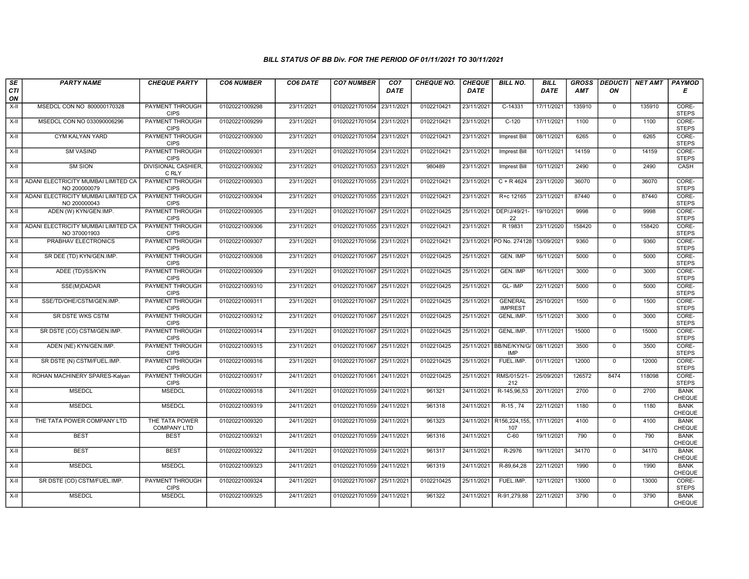*BILL STATUS OF BB Div. FOR THE PERIOD OF 01/11/2021 TO 30/11/2021*

| SECTION | PARTY NAME | CHEQUE PARTY | CO6 NUMBER | CO6 DATE | CO7 NUMBER | CO7 DATE | CHEQUE NO. | CHEQUE DATE | BILL NO. | BILL DATE | GROSS AMT | DEDUCTION | NET AMT | PAYMODE |
|---|---|---|---|---|---|---|---|---|---|---|---|---|---|---|
| X-II | MSEDCL CON NO 800000170328 | PAYMENT THROUGH CIPS | 01020221009298 | 23/11/2021 | 01020221701054 | 23/11/2021 | 0102210421 | 23/11/2021 | C-14331 | 17/11/2021 | 135910 | 0 | 135910 | CORE-STEPS |
| X-II | MSEDCL CON NO 033090006296 | PAYMENT THROUGH CIPS | 01020221009299 | 23/11/2021 | 01020221701054 | 23/11/2021 | 0102210421 | 23/11/2021 | C-120 | 17/11/2021 | 1100 | 0 | 1100 | CORE-STEPS |
| X-II | CYM KALYAN YARD | PAYMENT THROUGH CIPS | 01020221009300 | 23/11/2021 | 01020221701054 | 23/11/2021 | 0102210421 | 23/11/2021 | Imprest Bill | 08/11/2021 | 6265 | 0 | 6265 | CORE-STEPS |
| X-II | SM VASIND | PAYMENT THROUGH CIPS | 01020221009301 | 23/11/2021 | 01020221701054 | 23/11/2021 | 0102210421 | 23/11/2021 | Imprest Bill | 10/11/2021 | 14159 | 0 | 14159 | CORE-STEPS |
| X-II | SM SION | DIVISIONAL CASHIER, C RLY | 01020221009302 | 23/11/2021 | 01020221701053 | 23/11/2021 | 980489 | 23/11/2021 | Imprest Bill | 10/11/2021 | 2490 | 0 | 2490 | CASH |
| X-II | ADANI ELECTRICITY MUMBAI LIMITED CA NO 200000079 | PAYMENT THROUGH CIPS | 01020221009303 | 23/11/2021 | 01020221701055 | 23/11/2021 | 0102210421 | 23/11/2021 | C + R 4624 | 23/11/2020 | 36070 | 0 | 36070 | CORE-STEPS |
| X-II | ADANI ELECTRICITY MUMBAI LIMITED CA NO 200000043 | PAYMENT THROUGH CIPS | 01020221009304 | 23/11/2021 | 01020221701055 | 23/11/2021 | 0102210421 | 23/11/2021 | R+c 12165 | 23/11/2021 | 87440 | 0 | 87440 | CORE-STEPS |
| X-II | ADEN (W) KYN/GEN.IMP. | PAYMENT THROUGH CIPS | 01020221009305 | 23/11/2021 | 01020221701067 | 25/11/2021 | 0102210425 | 25/11/2021 | DEP/J/49/21-22 | 19/10/2021 | 9998 | 0 | 9998 | CORE-STEPS |
| X-II | ADANI ELECTRICITY MUMBAI LIMITED CA NO 370001903 | PAYMENT THROUGH CIPS | 01020221009306 | 23/11/2021 | 01020221701055 | 23/11/2021 | 0102210421 | 23/11/2021 | R 19831 | 23/11/2020 | 158420 | 0 | 158420 | CORE-STEPS |
| X-II | PRABHAV ELECTRONICS | PAYMENT THROUGH CIPS | 01020221009307 | 23/11/2021 | 01020221701056 | 23/11/2021 | 0102210421 | 23/11/2021 | PO No. 274128 | 13/09/2021 | 9360 | 0 | 9360 | CORE-STEPS |
| X-II | SR DEE (TD) KYN/GEN.IMP. | PAYMENT THROUGH CIPS | 01020221009308 | 23/11/2021 | 01020221701067 | 25/11/2021 | 0102210425 | 25/11/2021 | GEN. IMP | 16/11/2021 | 5000 | 0 | 5000 | CORE-STEPS |
| X-II | ADEE (TD)/SS/KYN | PAYMENT THROUGH CIPS | 01020221009309 | 23/11/2021 | 01020221701067 | 25/11/2021 | 0102210425 | 25/11/2021 | GEN. IMP | 16/11/2021 | 3000 | 0 | 3000 | CORE-STEPS |
| X-II | SSE(M)DADAR | PAYMENT THROUGH CIPS | 01020221009310 | 23/11/2021 | 01020221701067 | 25/11/2021 | 0102210425 | 25/11/2021 | GL- IMP | 22/11/2021 | 5000 | 0 | 5000 | CORE-STEPS |
| X-II | SSE/TD/OHE/CSTM/GEN.IMP. | PAYMENT THROUGH CIPS | 01020221009311 | 23/11/2021 | 01020221701067 | 25/11/2021 | 0102210425 | 25/11/2021 | GENERAL IMPREST | 25/10/2021 | 1500 | 0 | 1500 | CORE-STEPS |
| X-II | SR DSTE WKS CSTM | PAYMENT THROUGH CIPS | 01020221009312 | 23/11/2021 | 01020221701067 | 25/11/2021 | 0102210425 | 25/11/2021 | GENL.IMP. | 15/11/2021 | 3000 | 0 | 3000 | CORE-STEPS |
| X-II | SR DSTE (CO) CSTM/GEN.IMP. | PAYMENT THROUGH CIPS | 01020221009314 | 23/11/2021 | 01020221701067 | 25/11/2021 | 0102210425 | 25/11/2021 | GENL.IMP. | 17/11/2021 | 15000 | 0 | 15000 | CORE-STEPS |
| X-II | ADEN (NE) KYN/GEN.IMP. | PAYMENT THROUGH CIPS | 01020221009315 | 23/11/2021 | 01020221701067 | 25/11/2021 | 0102210425 | 25/11/2021 | BB/NE/KYN/G/IMP | 08/11/2021 | 3500 | 0 | 3500 | CORE-STEPS |
| X-II | SR DSTE (N) CSTM/FUEL.IMP. | PAYMENT THROUGH CIPS | 01020221009316 | 23/11/2021 | 01020221701067 | 25/11/2021 | 0102210425 | 25/11/2021 | FUEL.IMP. | 01/11/2021 | 12000 | 0 | 12000 | CORE-STEPS |
| X-II | ROHAN MACHINERY SPARES-Kalyan | PAYMENT THROUGH CIPS | 01020221009317 | 24/11/2021 | 01020221701061 | 24/11/2021 | 0102210425 | 25/11/2021 | RMS/015/21-212 | 25/09/2021 | 126572 | 8474 | 118098 | CORE-STEPS |
| X-II | MSEDCL | MSEDCL | 01020221009318 | 24/11/2021 | 01020221701059 | 24/11/2021 | 961321 | 24/11/2021 | R-145,96,53 | 20/11/2021 | 2700 | 0 | 2700 | BANK CHEQUE |
| X-II | MSEDCL | MSEDCL | 01020221009319 | 24/11/2021 | 01020221701059 | 24/11/2021 | 961318 | 24/11/2021 | R-15 , 74 | 22/11/2021 | 1180 | 0 | 1180 | BANK CHEQUE |
| X-II | THE TATA POWER COMPANY LTD | THE TATA POWER COMPANY LTD | 01020221009320 | 24/11/2021 | 01020221701059 | 24/11/2021 | 961323 | 24/11/2021 | R156,224,155,107 | 17/11/2021 | 4100 | 0 | 4100 | BANK CHEQUE |
| X-II | BEST | BEST | 01020221009321 | 24/11/2021 | 01020221701059 | 24/11/2021 | 961316 | 24/11/2021 | C-60 | 19/11/2021 | 790 | 0 | 790 | BANK CHEQUE |
| X-II | BEST | BEST | 01020221009322 | 24/11/2021 | 01020221701059 | 24/11/2021 | 961317 | 24/11/2021 | R-2976 | 19/11/2021 | 34170 | 0 | 34170 | BANK CHEQUE |
| X-II | MSEDCL | MSEDCL | 01020221009323 | 24/11/2021 | 01020221701059 | 24/11/2021 | 961319 | 24/11/2021 | R-89,64,28 | 22/11/2021 | 1990 | 0 | 1990 | BANK CHEQUE |
| X-II | SR DSTE (CO) CSTM/FUEL.IMP. | PAYMENT THROUGH CIPS | 01020221009324 | 24/11/2021 | 01020221701067 | 25/11/2021 | 0102210425 | 25/11/2021 | FUEL.IMP. | 12/11/2021 | 13000 | 0 | 13000 | CORE-STEPS |
| X-II | MSEDCL | MSEDCL | 01020221009325 | 24/11/2021 | 01020221701059 | 24/11/2021 | 961322 | 24/11/2021 | R-91,279,88 | 22/11/2021 | 3790 | 0 | 3790 | BANK CHEQUE |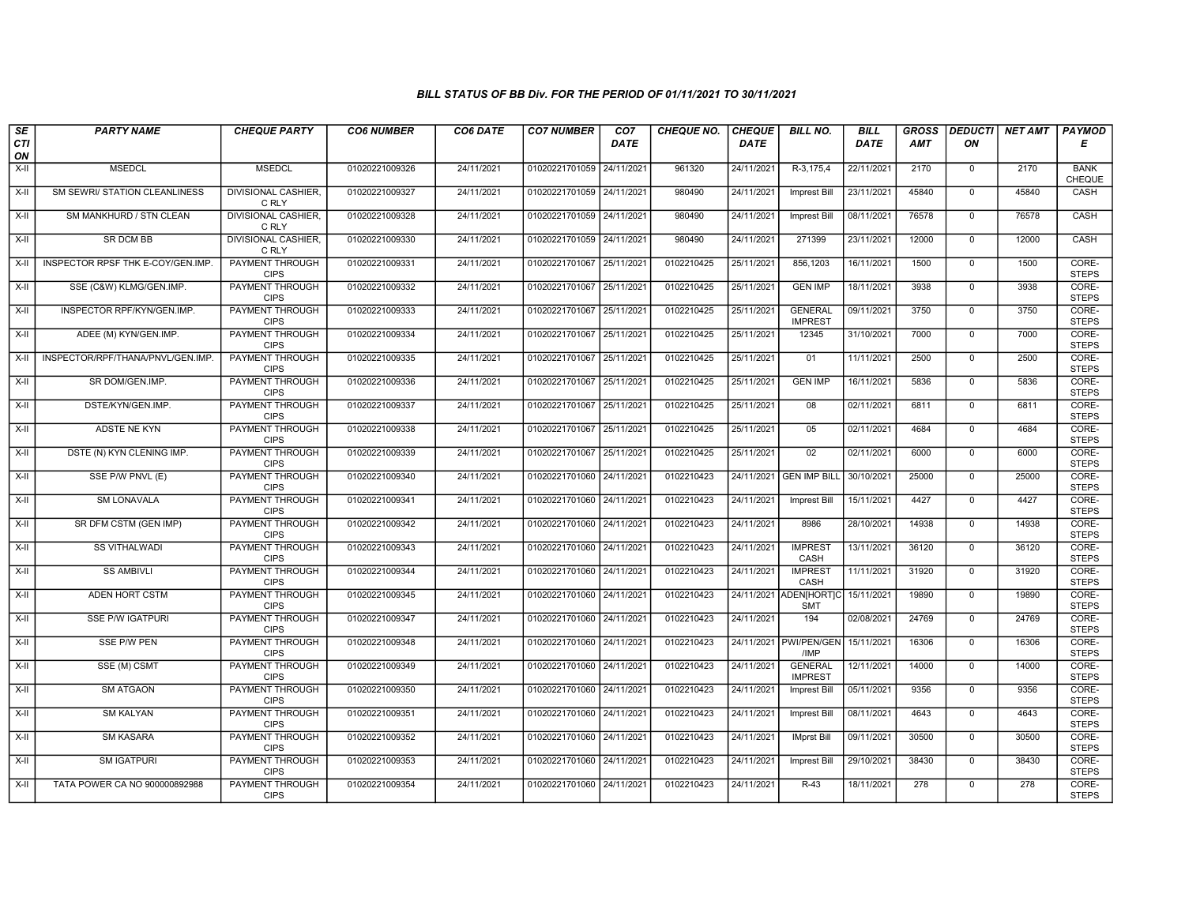### BILL STATUS OF BB Div. FOR THE PERIOD OF 01/11/2021 TO 30/11/2021

| SECTION | PARTY NAME | CHEQUE PARTY | CO6 NUMBER | CO6 DATE | CO7 NUMBER | CO7 DATE | CHEQUE NO. | CHEQUE DATE | BILL NO. | BILL DATE | GROSS AMT | DEDUCTION | NET AMT | PAYMODE |
|---|---|---|---|---|---|---|---|---|---|---|---|---|---|---|
| X-II | MSEDCL | MSEDCL | 01020221009326 | 24/11/2021 | 01020221701059 | 24/11/2021 | 961320 | 24/11/2021 | R-3,175,4 | 22/11/2021 | 2170 | 0 | 2170 | BANK CHEQUE |
| X-II | SM SEWRI/ STATION CLEANLINESS | DIVISIONAL CASHIER, C RLY | 01020221009327 | 24/11/2021 | 01020221701059 | 24/11/2021 | 980490 | 24/11/2021 | Imprest Bill | 23/11/2021 | 45840 | 0 | 45840 | CASH |
| X-II | SM MANKHURD / STN CLEAN | DIVISIONAL CASHIER, C RLY | 01020221009328 | 24/11/2021 | 01020221701059 | 24/11/2021 | 980490 | 24/11/2021 | Imprest Bill | 08/11/2021 | 76578 | 0 | 76578 | CASH |
| X-II | SR DCM BB | DIVISIONAL CASHIER, C RLY | 01020221009330 | 24/11/2021 | 01020221701059 | 24/11/2021 | 980490 | 24/11/2021 | 271399 | 23/11/2021 | 12000 | 0 | 12000 | CASH |
| X-II | INSPECTOR RPSF THK E-COY/GEN.IMP. | PAYMENT THROUGH CIPS | 01020221009331 | 24/11/2021 | 01020221701067 | 25/11/2021 | 0102210425 | 25/11/2021 | 856,1203 | 16/11/2021 | 1500 | 0 | 1500 | CORE-STEPS |
| X-II | SSE (C&W) KLMG/GEN.IMP. | PAYMENT THROUGH CIPS | 01020221009332 | 24/11/2021 | 01020221701067 | 25/11/2021 | 0102210425 | 25/11/2021 | GEN IMP | 18/11/2021 | 3938 | 0 | 3938 | CORE-STEPS |
| X-II | INSPECTOR RPF/KYN/GEN.IMP. | PAYMENT THROUGH CIPS | 01020221009333 | 24/11/2021 | 01020221701067 | 25/11/2021 | 0102210425 | 25/11/2021 | GENERAL IMPREST | 09/11/2021 | 3750 | 0 | 3750 | CORE-STEPS |
| X-II | ADEE (M) KYN/GEN.IMP. | PAYMENT THROUGH CIPS | 01020221009334 | 24/11/2021 | 01020221701067 | 25/11/2021 | 0102210425 | 25/11/2021 | 12345 | 31/10/2021 | 7000 | 0 | 7000 | CORE-STEPS |
| X-II | INSPECTOR/RPF/THANA/PNVL/GEN.IMP. | PAYMENT THROUGH CIPS | 01020221009335 | 24/11/2021 | 01020221701067 | 25/11/2021 | 0102210425 | 25/11/2021 | 01 | 11/11/2021 | 2500 | 0 | 2500 | CORE-STEPS |
| X-II | SR DOM/GEN.IMP. | PAYMENT THROUGH CIPS | 01020221009336 | 24/11/2021 | 01020221701067 | 25/11/2021 | 0102210425 | 25/11/2021 | GEN IMP | 16/11/2021 | 5836 | 0 | 5836 | CORE-STEPS |
| X-II | DSTE/KYN/GEN.IMP. | PAYMENT THROUGH CIPS | 01020221009337 | 24/11/2021 | 01020221701067 | 25/11/2021 | 0102210425 | 25/11/2021 | 08 | 02/11/2021 | 6811 | 0 | 6811 | CORE-STEPS |
| X-II | ADSTE NE KYN | PAYMENT THROUGH CIPS | 01020221009338 | 24/11/2021 | 01020221701067 | 25/11/2021 | 0102210425 | 25/11/2021 | 05 | 02/11/2021 | 4684 | 0 | 4684 | CORE-STEPS |
| X-II | DSTE (N) KYN CLENING IMP. | PAYMENT THROUGH CIPS | 01020221009339 | 24/11/2021 | 01020221701067 | 25/11/2021 | 0102210425 | 25/11/2021 | 02 | 02/11/2021 | 6000 | 0 | 6000 | CORE-STEPS |
| X-II | SSE P/W PNVL (E) | PAYMENT THROUGH CIPS | 01020221009340 | 24/11/2021 | 01020221701060 | 24/11/2021 | 0102210423 | 24/11/2021 | GEN IMP BILL | 30/10/2021 | 25000 | 0 | 25000 | CORE-STEPS |
| X-II | SM LONAVALA | PAYMENT THROUGH CIPS | 01020221009341 | 24/11/2021 | 01020221701060 | 24/11/2021 | 0102210423 | 24/11/2021 | Imprest Bill | 15/11/2021 | 4427 | 0 | 4427 | CORE-STEPS |
| X-II | SR DFM CSTM (GEN IMP) | PAYMENT THROUGH CIPS | 01020221009342 | 24/11/2021 | 01020221701060 | 24/11/2021 | 0102210423 | 24/11/2021 | 8986 | 28/10/2021 | 14938 | 0 | 14938 | CORE-STEPS |
| X-II | SS VITHALWADI | PAYMENT THROUGH CIPS | 01020221009343 | 24/11/2021 | 01020221701060 | 24/11/2021 | 0102210423 | 24/11/2021 | IMPREST CASH | 13/11/2021 | 36120 | 0 | 36120 | CORE-STEPS |
| X-II | SS AMBIVLI | PAYMENT THROUGH CIPS | 01020221009344 | 24/11/2021 | 01020221701060 | 24/11/2021 | 0102210423 | 24/11/2021 | IMPREST CASH | 11/11/2021 | 31920 | 0 | 31920 | CORE-STEPS |
| X-II | ADEN HORT CSTM | PAYMENT THROUGH CIPS | 01020221009345 | 24/11/2021 | 01020221701060 | 24/11/2021 | 0102210423 | 24/11/2021 | ADEN[HORT]CSMT | 15/11/2021 | 19890 | 0 | 19890 | CORE-STEPS |
| X-II | SSE P/W IGATPURI | PAYMENT THROUGH CIPS | 01020221009347 | 24/11/2021 | 01020221701060 | 24/11/2021 | 0102210423 | 24/11/2021 | 194 | 02/08/2021 | 24769 | 0 | 24769 | CORE-STEPS |
| X-II | SSE P/W PEN | PAYMENT THROUGH CIPS | 01020221009348 | 24/11/2021 | 01020221701060 | 24/11/2021 | 0102210423 | 24/11/2021 | PWI/PEN/GEN/IMP | 15/11/2021 | 16306 | 0 | 16306 | CORE-STEPS |
| X-II | SSE (M) CSMT | PAYMENT THROUGH CIPS | 01020221009349 | 24/11/2021 | 01020221701060 | 24/11/2021 | 0102210423 | 24/11/2021 | GENERAL IMPREST | 12/11/2021 | 14000 | 0 | 14000 | CORE-STEPS |
| X-II | SM ATGAON | PAYMENT THROUGH CIPS | 01020221009350 | 24/11/2021 | 01020221701060 | 24/11/2021 | 0102210423 | 24/11/2021 | Imprest Bill | 05/11/2021 | 9356 | 0 | 9356 | CORE-STEPS |
| X-II | SM KALYAN | PAYMENT THROUGH CIPS | 01020221009351 | 24/11/2021 | 01020221701060 | 24/11/2021 | 0102210423 | 24/11/2021 | Imprest Bill | 08/11/2021 | 4643 | 0 | 4643 | CORE-STEPS |
| X-II | SM KASARA | PAYMENT THROUGH CIPS | 01020221009352 | 24/11/2021 | 01020221701060 | 24/11/2021 | 0102210423 | 24/11/2021 | IMprst Bill | 09/11/2021 | 30500 | 0 | 30500 | CORE-STEPS |
| X-II | SM IGATPURI | PAYMENT THROUGH CIPS | 01020221009353 | 24/11/2021 | 01020221701060 | 24/11/2021 | 0102210423 | 24/11/2021 | Imprest Bill | 29/10/2021 | 38430 | 0 | 38430 | CORE-STEPS |
| X-II | TATA POWER CA NO 900000892988 | PAYMENT THROUGH CIPS | 01020221009354 | 24/11/2021 | 01020221701060 | 24/11/2021 | 0102210423 | 24/11/2021 | R-43 | 18/11/2021 | 278 | 0 | 278 | CORE-STEPS |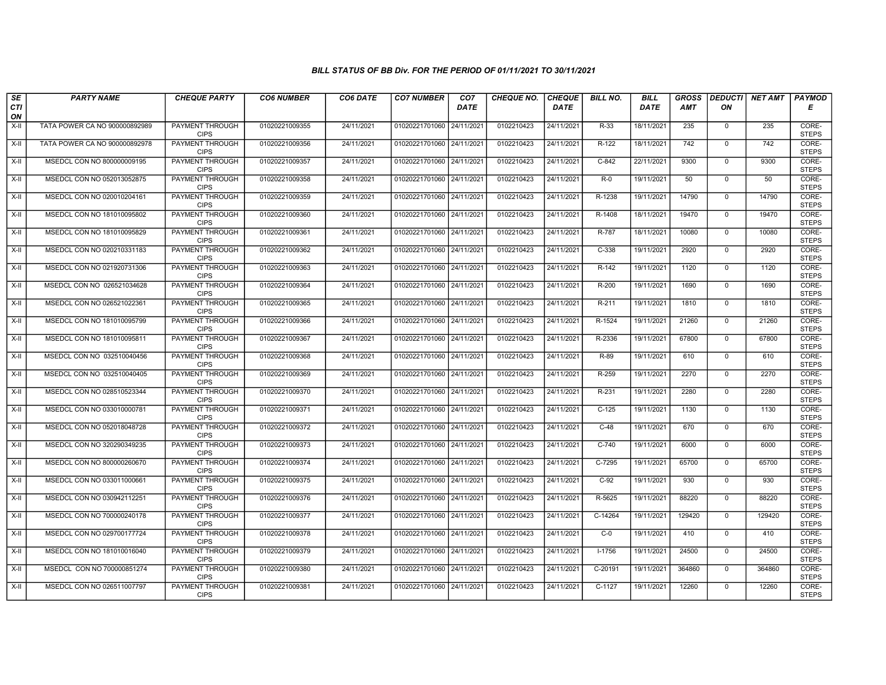# BILL STATUS OF BB Div. FOR THE PERIOD OF 01/11/2021 TO 30/11/2021

| SECTION | PARTY NAME | CHEQUE PARTY | CO6 NUMBER | CO6 DATE | CO7 NUMBER | CO7 DATE | CHEQUE NO. | CHEQUE DATE | BILL NO. | BILL DATE | GROSS AMT | DEDUCTION | NET AMT | PAYMODE |
|---|---|---|---|---|---|---|---|---|---|---|---|---|---|---|
| X-II | TATA POWER CA NO 900000892989 | PAYMENT THROUGH CIPS | 01020221009355 | 24/11/2021 | 01020221701060 | 24/11/2021 | 0102210423 | 24/11/2021 | R-33 | 18/11/2021 | 235 | 0 | 235 | CORE-STEPS |
| X-II | TATA POWER CA NO 900000892978 | PAYMENT THROUGH CIPS | 01020221009356 | 24/11/2021 | 01020221701060 | 24/11/2021 | 0102210423 | 24/11/2021 | R-122 | 18/11/2021 | 742 | 0 | 742 | CORE-STEPS |
| X-II | MSEDCL CON NO 800000009195 | PAYMENT THROUGH CIPS | 01020221009357 | 24/11/2021 | 01020221701060 | 24/11/2021 | 0102210423 | 24/11/2021 | C-842 | 22/11/2021 | 9300 | 0 | 9300 | CORE-STEPS |
| X-II | MSEDCL CON NO 052013052875 | PAYMENT THROUGH CIPS | 01020221009358 | 24/11/2021 | 01020221701060 | 24/11/2021 | 0102210423 | 24/11/2021 | R-0 | 19/11/2021 | 50 | 0 | 50 | CORE-STEPS |
| X-II | MSEDCL CON NO 020010204161 | PAYMENT THROUGH CIPS | 01020221009359 | 24/11/2021 | 01020221701060 | 24/11/2021 | 0102210423 | 24/11/2021 | R-1238 | 19/11/2021 | 14790 | 0 | 14790 | CORE-STEPS |
| X-II | MSEDCL CON NO 181010095802 | PAYMENT THROUGH CIPS | 01020221009360 | 24/11/2021 | 01020221701060 | 24/11/2021 | 0102210423 | 24/11/2021 | R-1408 | 18/11/2021 | 19470 | 0 | 19470 | CORE-STEPS |
| X-II | MSEDCL CON NO 181010095829 | PAYMENT THROUGH CIPS | 01020221009361 | 24/11/2021 | 01020221701060 | 24/11/2021 | 0102210423 | 24/11/2021 | R-787 | 18/11/2021 | 10080 | 0 | 10080 | CORE-STEPS |
| X-II | MSEDCL CON NO 020210331183 | PAYMENT THROUGH CIPS | 01020221009362 | 24/11/2021 | 01020221701060 | 24/11/2021 | 0102210423 | 24/11/2021 | C-338 | 19/11/2021 | 2920 | 0 | 2920 | CORE-STEPS |
| X-II | MSEDCL CON NO 021920731306 | PAYMENT THROUGH CIPS | 01020221009363 | 24/11/2021 | 01020221701060 | 24/11/2021 | 0102210423 | 24/11/2021 | R-142 | 19/11/2021 | 1120 | 0 | 1120 | CORE-STEPS |
| X-II | MSEDCL CON NO 026521034628 | PAYMENT THROUGH CIPS | 01020221009364 | 24/11/2021 | 01020221701060 | 24/11/2021 | 0102210423 | 24/11/2021 | R-200 | 19/11/2021 | 1690 | 0 | 1690 | CORE-STEPS |
| X-II | MSEDCL CON NO 026521022361 | PAYMENT THROUGH CIPS | 01020221009365 | 24/11/2021 | 01020221701060 | 24/11/2021 | 0102210423 | 24/11/2021 | R-211 | 19/11/2021 | 1810 | 0 | 1810 | CORE-STEPS |
| X-II | MSEDCL CON NO 181010095799 | PAYMENT THROUGH CIPS | 01020221009366 | 24/11/2021 | 01020221701060 | 24/11/2021 | 0102210423 | 24/11/2021 | R-1524 | 19/11/2021 | 21260 | 0 | 21260 | CORE-STEPS |
| X-II | MSEDCL CON NO 181010095811 | PAYMENT THROUGH CIPS | 01020221009367 | 24/11/2021 | 01020221701060 | 24/11/2021 | 0102210423 | 24/11/2021 | R-2336 | 19/11/2021 | 67800 | 0 | 67800 | CORE-STEPS |
| X-II | MSEDCL CON NO 032510040456 | PAYMENT THROUGH CIPS | 01020221009368 | 24/11/2021 | 01020221701060 | 24/11/2021 | 0102210423 | 24/11/2021 | R-89 | 19/11/2021 | 610 | 0 | 610 | CORE-STEPS |
| X-II | MSEDCL CON NO 032510040405 | PAYMENT THROUGH CIPS | 01020221009369 | 24/11/2021 | 01020221701060 | 24/11/2021 | 0102210423 | 24/11/2021 | R-259 | 19/11/2021 | 2270 | 0 | 2270 | CORE-STEPS |
| X-II | MSEDCL CON NO 028510523344 | PAYMENT THROUGH CIPS | 01020221009370 | 24/11/2021 | 01020221701060 | 24/11/2021 | 0102210423 | 24/11/2021 | R-231 | 19/11/2021 | 2280 | 0 | 2280 | CORE-STEPS |
| X-II | MSEDCL CON NO 033010000781 | PAYMENT THROUGH CIPS | 01020221009371 | 24/11/2021 | 01020221701060 | 24/11/2021 | 0102210423 | 24/11/2021 | C-125 | 19/11/2021 | 1130 | 0 | 1130 | CORE-STEPS |
| X-II | MSEDCL CON NO 052018048728 | PAYMENT THROUGH CIPS | 01020221009372 | 24/11/2021 | 01020221701060 | 24/11/2021 | 0102210423 | 24/11/2021 | C-48 | 19/11/2021 | 670 | 0 | 670 | CORE-STEPS |
| X-II | MSEDCL CON NO 320290349235 | PAYMENT THROUGH CIPS | 01020221009373 | 24/11/2021 | 01020221701060 | 24/11/2021 | 0102210423 | 24/11/2021 | C-740 | 19/11/2021 | 6000 | 0 | 6000 | CORE-STEPS |
| X-II | MSEDCL CON NO 800000260670 | PAYMENT THROUGH CIPS | 01020221009374 | 24/11/2021 | 01020221701060 | 24/11/2021 | 0102210423 | 24/11/2021 | C-7295 | 19/11/2021 | 65700 | 0 | 65700 | CORE-STEPS |
| X-II | MSEDCL CON NO 033011000661 | PAYMENT THROUGH CIPS | 01020221009375 | 24/11/2021 | 01020221701060 | 24/11/2021 | 0102210423 | 24/11/2021 | C-92 | 19/11/2021 | 930 | 0 | 930 | CORE-STEPS |
| X-II | MSEDCL CON NO 030942112251 | PAYMENT THROUGH CIPS | 01020221009376 | 24/11/2021 | 01020221701060 | 24/11/2021 | 0102210423 | 24/11/2021 | R-5625 | 19/11/2021 | 88220 | 0 | 88220 | CORE-STEPS |
| X-II | MSEDCL CON NO 700000240178 | PAYMENT THROUGH CIPS | 01020221009377 | 24/11/2021 | 01020221701060 | 24/11/2021 | 0102210423 | 24/11/2021 | C-14264 | 19/11/2021 | 129420 | 0 | 129420 | CORE-STEPS |
| X-II | MSEDCL CON NO 029700177724 | PAYMENT THROUGH CIPS | 01020221009378 | 24/11/2021 | 01020221701060 | 24/11/2021 | 0102210423 | 24/11/2021 | C-0 | 19/11/2021 | 410 | 0 | 410 | CORE-STEPS |
| X-II | MSEDCL CON NO 181010016040 | PAYMENT THROUGH CIPS | 01020221009379 | 24/11/2021 | 01020221701060 | 24/11/2021 | 0102210423 | 24/11/2021 | I-1756 | 19/11/2021 | 24500 | 0 | 24500 | CORE-STEPS |
| X-II | MSEDCL CON NO 700000851274 | PAYMENT THROUGH CIPS | 01020221009380 | 24/11/2021 | 01020221701060 | 24/11/2021 | 0102210423 | 24/11/2021 | C-20191 | 19/11/2021 | 364860 | 0 | 364860 | CORE-STEPS |
| X-II | MSEDCL CON NO 026511007797 | PAYMENT THROUGH CIPS | 01020221009381 | 24/11/2021 | 01020221701060 | 24/11/2021 | 0102210423 | 24/11/2021 | C-1127 | 19/11/2021 | 12260 | 0 | 12260 | CORE-STEPS |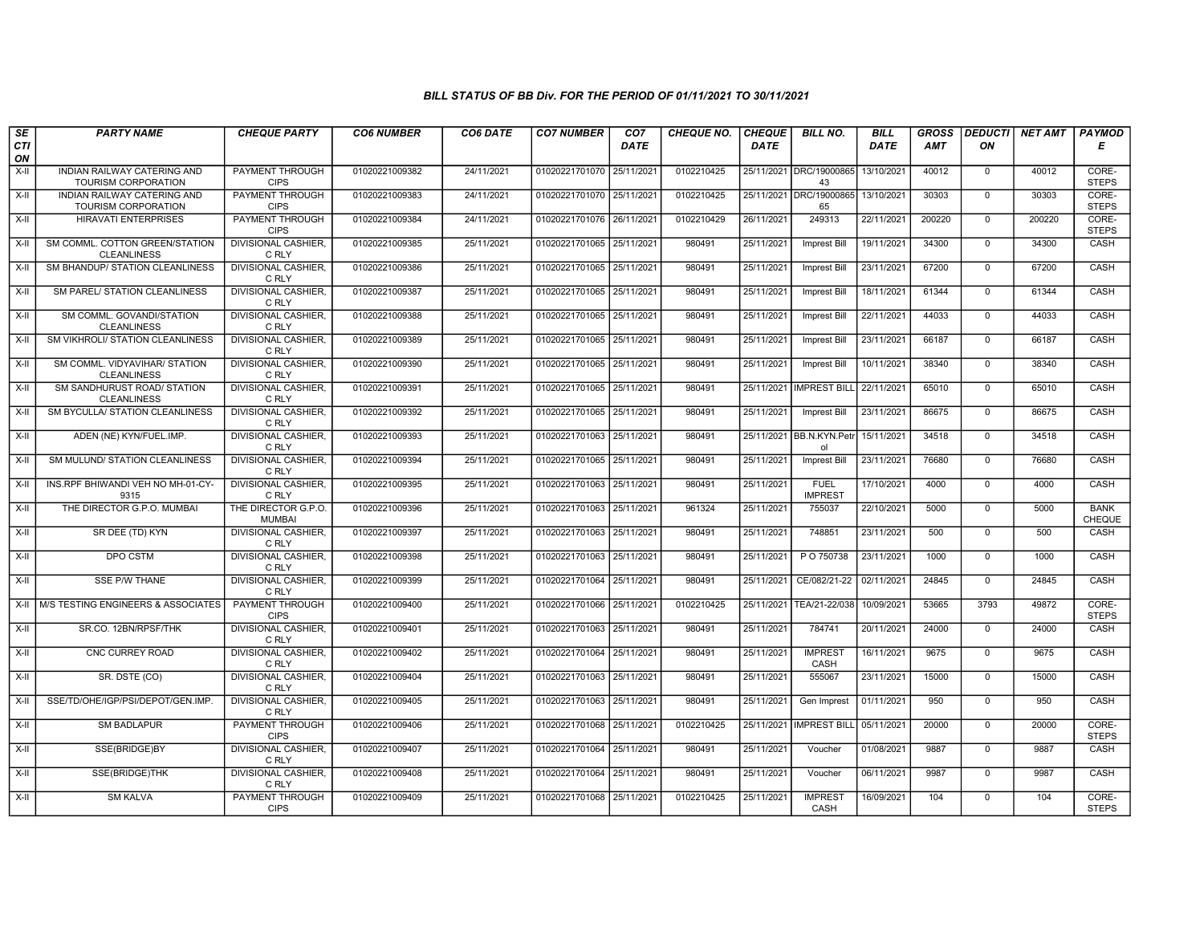### BILL STATUS OF BB Div. FOR THE PERIOD OF 01/11/2021 TO 30/11/2021

| SECTION | PARTY NAME | CHEQUE PARTY | CO6 NUMBER | CO6 DATE | CO7 NUMBER | CO7 DATE | CHEQUE NO. | CHEQUE DATE | BILL NO. | BILL DATE | GROSS AMT | DEDUCTION | NET AMT | PAYMODE |
|---|---|---|---|---|---|---|---|---|---|---|---|---|---|---|
| X-II | INDIAN RAILWAY CATERING AND TOURISM CORPORATION | PAYMENT THROUGH CIPS | 01020221009382 | 24/11/2021 | 01020221701070 | 25/11/2021 | 0102210425 | 25/11/2021 | DRC/1900086543 | 13/10/2021 | 40012 | 0 | 40012 | CORE-STEPS |
| X-II | INDIAN RAILWAY CATERING AND TOURISM CORPORATION | PAYMENT THROUGH CIPS | 01020221009383 | 24/11/2021 | 01020221701070 | 25/11/2021 | 0102210425 | 25/11/2021 | DRC/1900086565 | 13/10/2021 | 30303 | 0 | 30303 | CORE-STEPS |
| X-II | HIRAVATI ENTERPRISES | PAYMENT THROUGH CIPS | 01020221009384 | 24/11/2021 | 01020221701076 | 26/11/2021 | 0102210429 | 26/11/2021 | 249313 | 22/11/2021 | 200220 | 0 | 200220 | CORE-STEPS |
| X-II | SM COMML. COTTON GREEN/STATION CLEANLINESS | DIVISIONAL CASHIER, C RLY | 01020221009385 | 25/11/2021 | 01020221701065 | 25/11/2021 | 980491 | 25/11/2021 | Imprest Bill | 19/11/2021 | 34300 | 0 | 34300 | CASH |
| X-II | SM BHANDUP/ STATION CLEANLINESS | DIVISIONAL CASHIER, C RLY | 01020221009386 | 25/11/2021 | 01020221701065 | 25/11/2021 | 980491 | 25/11/2021 | Imprest Bill | 23/11/2021 | 67200 | 0 | 67200 | CASH |
| X-II | SM PAREL/ STATION CLEANLINESS | DIVISIONAL CASHIER, C RLY | 01020221009387 | 25/11/2021 | 01020221701065 | 25/11/2021 | 980491 | 25/11/2021 | Imprest Bill | 18/11/2021 | 61344 | 0 | 61344 | CASH |
| X-II | SM COMML. GOVANDI/STATION CLEANLINESS | DIVISIONAL CASHIER, C RLY | 01020221009388 | 25/11/2021 | 01020221701065 | 25/11/2021 | 980491 | 25/11/2021 | Imprest Bill | 22/11/2021 | 44033 | 0 | 44033 | CASH |
| X-II | SM VIKHROLI/ STATION CLEANLINESS | DIVISIONAL CASHIER, C RLY | 01020221009389 | 25/11/2021 | 01020221701065 | 25/11/2021 | 980491 | 25/11/2021 | Imprest Bill | 23/11/2021 | 66187 | 0 | 66187 | CASH |
| X-II | SM COMML. VIDYAVIHAR/ STATION CLEANLINESS | DIVISIONAL CASHIER, C RLY | 01020221009390 | 25/11/2021 | 01020221701065 | 25/11/2021 | 980491 | 25/11/2021 | Imprest Bill | 10/11/2021 | 38340 | 0 | 38340 | CASH |
| X-II | SM SANDHURUST ROAD/ STATION CLEANLINESS | DIVISIONAL CASHIER, C RLY | 01020221009391 | 25/11/2021 | 01020221701065 | 25/11/2021 | 980491 | 25/11/2021 | IMPREST BILL | 22/11/2021 | 65010 | 0 | 65010 | CASH |
| X-II | SM BYCULLA/ STATION CLEANLINESS | DIVISIONAL CASHIER, C RLY | 01020221009392 | 25/11/2021 | 01020221701065 | 25/11/2021 | 980491 | 25/11/2021 | Imprest Bill | 23/11/2021 | 86675 | 0 | 86675 | CASH |
| X-II | ADEN (NE) KYN/FUEL.IMP. | DIVISIONAL CASHIER, C RLY | 01020221009393 | 25/11/2021 | 01020221701063 | 25/11/2021 | 980491 | 25/11/2021 | BB.N.KYN.Petrol | 15/11/2021 | 34518 | 0 | 34518 | CASH |
| X-II | SM MULUND/ STATION CLEANLINESS | DIVISIONAL CASHIER, C RLY | 01020221009394 | 25/11/2021 | 01020221701065 | 25/11/2021 | 980491 | 25/11/2021 | Imprest Bill | 23/11/2021 | 76680 | 0 | 76680 | CASH |
| X-II | INS.RPF BHIWANDI VEH NO MH-01-CY-9315 | DIVISIONAL CASHIER, C RLY | 01020221009395 | 25/11/2021 | 01020221701063 | 25/11/2021 | 980491 | 25/11/2021 | FUEL IMPREST | 17/10/2021 | 4000 | 0 | 4000 | CASH |
| X-II | THE DIRECTOR G.P.O. MUMBAI | THE DIRECTOR G.P.O. MUMBAI | 01020221009396 | 25/11/2021 | 01020221701063 | 25/11/2021 | 961324 | 25/11/2021 | 755037 | 22/10/2021 | 5000 | 0 | 5000 | BANK CHEQUE |
| X-II | SR DEE (TD) KYN | DIVISIONAL CASHIER, C RLY | 01020221009397 | 25/11/2021 | 01020221701063 | 25/11/2021 | 980491 | 25/11/2021 | 748851 | 23/11/2021 | 500 | 0 | 500 | CASH |
| X-II | DPO CSTM | DIVISIONAL CASHIER, C RLY | 01020221009398 | 25/11/2021 | 01020221701063 | 25/11/2021 | 980491 | 25/11/2021 | P O 750738 | 23/11/2021 | 1000 | 0 | 1000 | CASH |
| X-II | SSE P/W THANE | DIVISIONAL CASHIER, C RLY | 01020221009399 | 25/11/2021 | 01020221701064 | 25/11/2021 | 980491 | 25/11/2021 | CE/082/21-22 | 02/11/2021 | 24845 | 0 | 24845 | CASH |
| X-II | M/S TESTING ENGINEERS & ASSOCIATES | PAYMENT THROUGH CIPS | 01020221009400 | 25/11/2021 | 01020221701066 | 25/11/2021 | 0102210425 | 25/11/2021 | TEA/21-22/038 | 10/09/2021 | 53665 | 3793 | 49872 | CORE-STEPS |
| X-II | SR.CO. 12BN/RPSF/THK | DIVISIONAL CASHIER, C RLY | 01020221009401 | 25/11/2021 | 01020221701063 | 25/11/2021 | 980491 | 25/11/2021 | 784741 | 20/11/2021 | 24000 | 0 | 24000 | CASH |
| X-II | CNC CURREY ROAD | DIVISIONAL CASHIER, C RLY | 01020221009402 | 25/11/2021 | 01020221701064 | 25/11/2021 | 980491 | 25/11/2021 | IMPREST CASH | 16/11/2021 | 9675 | 0 | 9675 | CASH |
| X-II | SR. DSTE (CO) | DIVISIONAL CASHIER, C RLY | 01020221009404 | 25/11/2021 | 01020221701063 | 25/11/2021 | 980491 | 25/11/2021 | 555067 | 23/11/2021 | 15000 | 0 | 15000 | CASH |
| X-II | SSE/TD/OHE/IGP/PSI/DEPOT/GEN.IMP. | DIVISIONAL CASHIER, C RLY | 01020221009405 | 25/11/2021 | 01020221701063 | 25/11/2021 | 980491 | 25/11/2021 | Gen Imprest | 01/11/2021 | 950 | 0 | 950 | CASH |
| X-II | SM BADLAPUR | PAYMENT THROUGH CIPS | 01020221009406 | 25/11/2021 | 01020221701068 | 25/11/2021 | 0102210425 | 25/11/2021 | IMPREST BILL | 05/11/2021 | 20000 | 0 | 20000 | CORE-STEPS |
| X-II | SSE(BRIDGE)BY | DIVISIONAL CASHIER, C RLY | 01020221009407 | 25/11/2021 | 01020221701064 | 25/11/2021 | 980491 | 25/11/2021 | Voucher | 01/08/2021 | 9887 | 0 | 9887 | CASH |
| X-II | SSE(BRIDGE)THK | DIVISIONAL CASHIER, C RLY | 01020221009408 | 25/11/2021 | 01020221701064 | 25/11/2021 | 980491 | 25/11/2021 | Voucher | 06/11/2021 | 9987 | 0 | 9987 | CASH |
| X-II | SM KALVA | PAYMENT THROUGH CIPS | 01020221009409 | 25/11/2021 | 01020221701068 | 25/11/2021 | 0102210425 | 25/11/2021 | IMPREST CASH | 16/09/2021 | 104 | 0 | 104 | CORE-STEPS |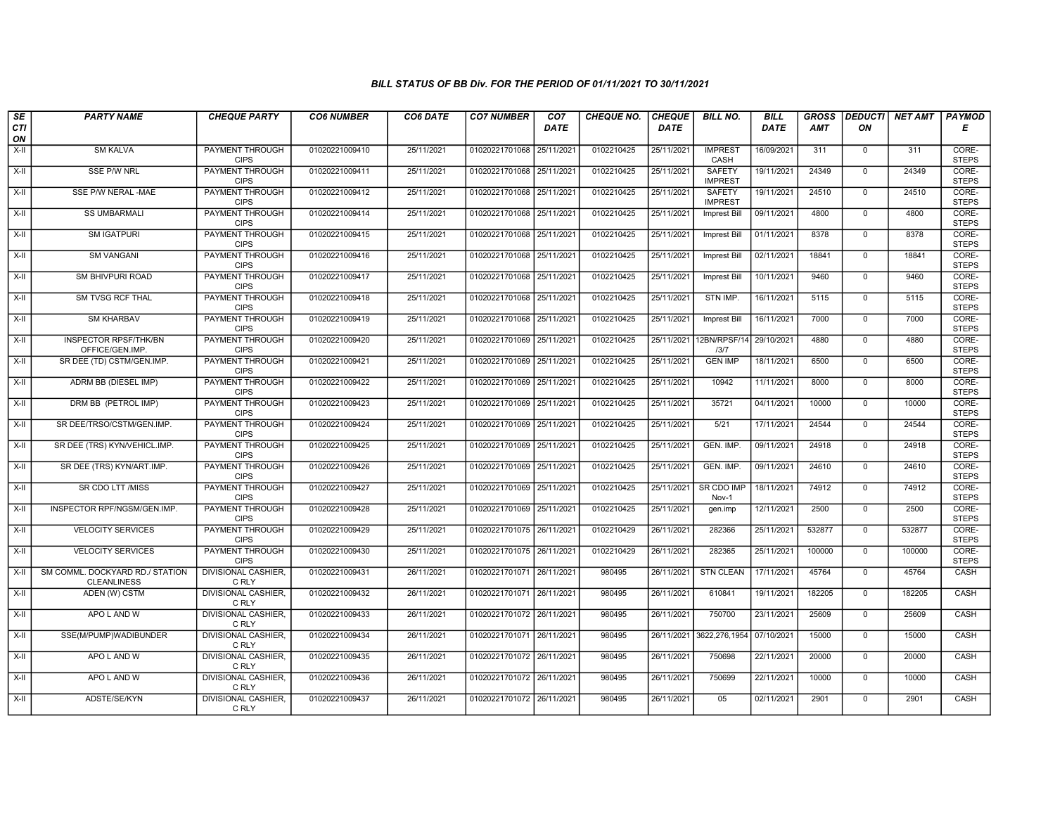## BILL STATUS OF BB Div. FOR THE PERIOD OF 01/11/2021 TO 30/11/2021

| SECTION | PARTY NAME | CHEQUE PARTY | CO6 NUMBER | CO6 DATE | CO7 NUMBER | CO7 DATE | CHEQUE NO. | CHEQUE DATE | BILL NO. | BILL DATE | GROSS AMT | DEDUCTION | NET AMT | PAYMODE |
|---|---|---|---|---|---|---|---|---|---|---|---|---|---|---|
| X-II | SM KALVA | PAYMENT THROUGH CIPS | 01020221009410 | 25/11/2021 | 01020221701068 | 25/11/2021 | 0102210425 | 25/11/2021 | IMPREST CASH | 16/09/2021 | 311 | 0 | 311 | CORE-STEPS |
| X-II | SSE P/W NRL | PAYMENT THROUGH CIPS | 01020221009411 | 25/11/2021 | 01020221701068 | 25/11/2021 | 0102210425 | 25/11/2021 | SAFETY IMPREST | 19/11/2021 | 24349 | 0 | 24349 | CORE-STEPS |
| X-II | SSE P/W NERAL -MAE | PAYMENT THROUGH CIPS | 01020221009412 | 25/11/2021 | 01020221701068 | 25/11/2021 | 0102210425 | 25/11/2021 | SAFETY IMPREST | 19/11/2021 | 24510 | 0 | 24510 | CORE-STEPS |
| X-II | SS UMBARMALI | PAYMENT THROUGH CIPS | 01020221009414 | 25/11/2021 | 01020221701068 | 25/11/2021 | 0102210425 | 25/11/2021 | Imprest Bill | 09/11/2021 | 4800 | 0 | 4800 | CORE-STEPS |
| X-II | SM IGATPURI | PAYMENT THROUGH CIPS | 01020221009415 | 25/11/2021 | 01020221701068 | 25/11/2021 | 0102210425 | 25/11/2021 | Imprest Bill | 01/11/2021 | 8378 | 0 | 8378 | CORE-STEPS |
| X-II | SM VANGANI | PAYMENT THROUGH CIPS | 01020221009416 | 25/11/2021 | 01020221701068 | 25/11/2021 | 0102210425 | 25/11/2021 | Imprest Bill | 02/11/2021 | 18841 | 0 | 18841 | CORE-STEPS |
| X-II | SM BHIVPURI ROAD | PAYMENT THROUGH CIPS | 01020221009417 | 25/11/2021 | 01020221701068 | 25/11/2021 | 0102210425 | 25/11/2021 | Imprest Bill | 10/11/2021 | 9460 | 0 | 9460 | CORE-STEPS |
| X-II | SM TVSG RCF THAL | PAYMENT THROUGH CIPS | 01020221009418 | 25/11/2021 | 01020221701068 | 25/11/2021 | 0102210425 | 25/11/2021 | STN IMP. | 16/11/2021 | 5115 | 0 | 5115 | CORE-STEPS |
| X-II | SM KHARBAV | PAYMENT THROUGH CIPS | 01020221009419 | 25/11/2021 | 01020221701068 | 25/11/2021 | 0102210425 | 25/11/2021 | Imprest Bill | 16/11/2021 | 7000 | 0 | 7000 | CORE-STEPS |
| X-II | INSPECTOR RPSF/THK/BN OFFICE/GEN.IMP. | PAYMENT THROUGH CIPS | 01020221009420 | 25/11/2021 | 01020221701069 | 25/11/2021 | 0102210425 | 25/11/2021 | 12BN/RPSF/14/3/7 | 29/10/2021 | 4880 | 0 | 4880 | CORE-STEPS |
| X-II | SR DEE (TD) CSTM/GEN.IMP. | PAYMENT THROUGH CIPS | 01020221009421 | 25/11/2021 | 01020221701069 | 25/11/2021 | 0102210425 | 25/11/2021 | GEN IMP | 18/11/2021 | 6500 | 0 | 6500 | CORE-STEPS |
| X-II | ADRM BB (DIESEL IMP) | PAYMENT THROUGH CIPS | 01020221009422 | 25/11/2021 | 01020221701069 | 25/11/2021 | 0102210425 | 25/11/2021 | 10942 | 11/11/2021 | 8000 | 0 | 8000 | CORE-STEPS |
| X-II | DRM BB (PETROL IMP) | PAYMENT THROUGH CIPS | 01020221009423 | 25/11/2021 | 01020221701069 | 25/11/2021 | 0102210425 | 25/11/2021 | 35721 | 04/11/2021 | 10000 | 0 | 10000 | CORE-STEPS |
| X-II | SR DEE/TRSO/CSTM/GEN.IMP. | PAYMENT THROUGH CIPS | 01020221009424 | 25/11/2021 | 01020221701069 | 25/11/2021 | 0102210425 | 25/11/2021 | 5/21 | 17/11/2021 | 24544 | 0 | 24544 | CORE-STEPS |
| X-II | SR DEE (TRS) KYN/VEHICL.IMP. | PAYMENT THROUGH CIPS | 01020221009425 | 25/11/2021 | 01020221701069 | 25/11/2021 | 0102210425 | 25/11/2021 | GEN. IMP. | 09/11/2021 | 24918 | 0 | 24918 | CORE-STEPS |
| X-II | SR DEE (TRS) KYN/ART.IMP. | PAYMENT THROUGH CIPS | 01020221009426 | 25/11/2021 | 01020221701069 | 25/11/2021 | 0102210425 | 25/11/2021 | GEN. IMP. | 09/11/2021 | 24610 | 0 | 24610 | CORE-STEPS |
| X-II | SR CDO LTT /MISS | PAYMENT THROUGH CIPS | 01020221009427 | 25/11/2021 | 01020221701069 | 25/11/2021 | 0102210425 | 25/11/2021 | SR CDO IMP Nov-1 | 18/11/2021 | 74912 | 0 | 74912 | CORE-STEPS |
| X-II | INSPECTOR RPF/NGSM/GEN.IMP. | PAYMENT THROUGH CIPS | 01020221009428 | 25/11/2021 | 01020221701069 | 25/11/2021 | 0102210425 | 25/11/2021 | gen.imp | 12/11/2021 | 2500 | 0 | 2500 | CORE-STEPS |
| X-II | VELOCITY SERVICES | PAYMENT THROUGH CIPS | 01020221009429 | 25/11/2021 | 01020221701075 | 26/11/2021 | 0102210429 | 26/11/2021 | 282366 | 25/11/2021 | 532877 | 0 | 532877 | CORE-STEPS |
| X-II | VELOCITY SERVICES | PAYMENT THROUGH CIPS | 01020221009430 | 25/11/2021 | 01020221701075 | 26/11/2021 | 0102210429 | 26/11/2021 | 282365 | 25/11/2021 | 100000 | 0 | 100000 | CORE-STEPS |
| X-II | SM COMML. DOCKYARD RD./ STATION CLEANLINESS | DIVISIONAL CASHIER, C RLY | 01020221009431 | 26/11/2021 | 01020221701071 | 26/11/2021 | 980495 | 26/11/2021 | STN CLEAN | 17/11/2021 | 45764 | 0 | 45764 | CASH |
| X-II | ADEN (W) CSTM | DIVISIONAL CASHIER, C RLY | 01020221009432 | 26/11/2021 | 01020221701071 | 26/11/2021 | 980495 | 26/11/2021 | 610841 | 19/11/2021 | 182205 | 0 | 182205 | CASH |
| X-II | APO L AND W | DIVISIONAL CASHIER, C RLY | 01020221009433 | 26/11/2021 | 01020221701072 | 26/11/2021 | 980495 | 26/11/2021 | 750700 | 23/11/2021 | 25609 | 0 | 25609 | CASH |
| X-II | SSE(M/PUMP)WADIBUNDER | DIVISIONAL CASHIER, C RLY | 01020221009434 | 26/11/2021 | 01020221701071 | 26/11/2021 | 980495 | 26/11/2021 | 3622,276,1954 | 07/10/2021 | 15000 | 0 | 15000 | CASH |
| X-II | APO L AND W | DIVISIONAL CASHIER, C RLY | 01020221009435 | 26/11/2021 | 01020221701072 | 26/11/2021 | 980495 | 26/11/2021 | 750698 | 22/11/2021 | 20000 | 0 | 20000 | CASH |
| X-II | APO L AND W | DIVISIONAL CASHIER, C RLY | 01020221009436 | 26/11/2021 | 01020221701072 | 26/11/2021 | 980495 | 26/11/2021 | 750699 | 22/11/2021 | 10000 | 0 | 10000 | CASH |
| X-II | ADSTE/SE/KYN | DIVISIONAL CASHIER, C RLY | 01020221009437 | 26/11/2021 | 01020221701072 | 26/11/2021 | 980495 | 26/11/2021 | 05 | 02/11/2021 | 2901 | 0 | 2901 | CASH |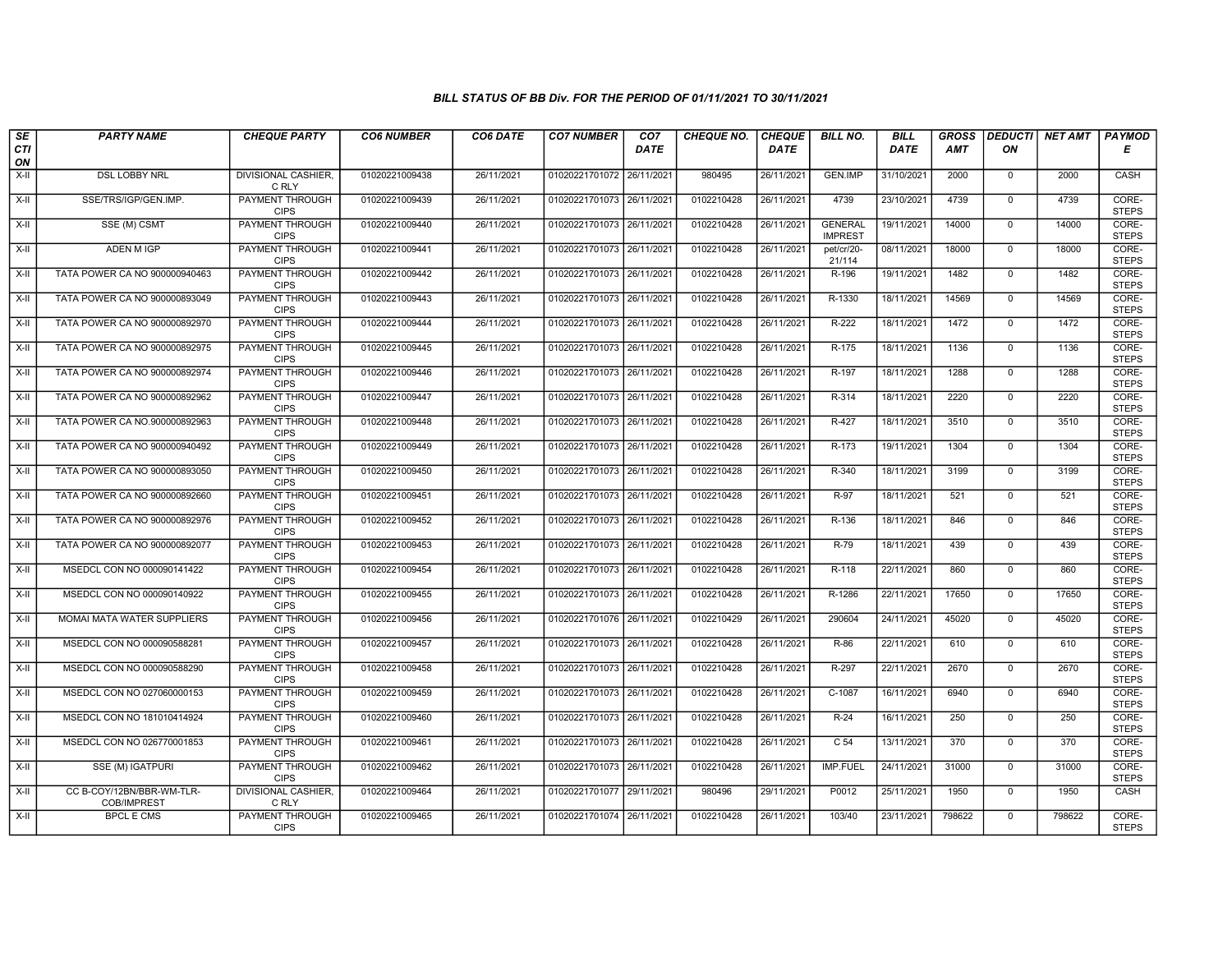### BILL STATUS OF BB Div. FOR THE PERIOD OF 01/11/2021 TO 30/11/2021

| SECTION | PARTY NAME | CHEQUE PARTY | CO6 NUMBER | CO6 DATE | CO7 NUMBER | CO7 DATE | CHEQUE NO. | CHEQUE DATE | BILL NO. | BILL DATE | GROSS AMT | DEDUCTION | NET AMT | PAYMODE |
|---|---|---|---|---|---|---|---|---|---|---|---|---|---|---|
| X-II | DSL LOBBY NRL | DIVISIONAL CASHIER, C RLY | 01020221009438 | 26/11/2021 | 01020221701072 | 26/11/2021 | 980495 | 26/11/2021 | GEN.IMP | 31/10/2021 | 2000 | 0 | 2000 | CASH |
| X-II | SSE/TRS/IGP/GEN.IMP. | PAYMENT THROUGH CIPS | 01020221009439 | 26/11/2021 | 01020221701073 | 26/11/2021 | 0102210428 | 26/11/2021 | 4739 | 23/10/2021 | 4739 | 0 | 4739 | CORE-STEPS |
| X-II | SSE (M) CSMT | PAYMENT THROUGH CIPS | 01020221009440 | 26/11/2021 | 01020221701073 | 26/11/2021 | 0102210428 | 26/11/2021 | GENERAL IMPREST | 19/11/2021 | 14000 | 0 | 14000 | CORE-STEPS |
| X-II | ADEN M IGP | PAYMENT THROUGH CIPS | 01020221009441 | 26/11/2021 | 01020221701073 | 26/11/2021 | 0102210428 | 26/11/2021 | pet/cr/20-21/114 | 08/11/2021 | 18000 | 0 | 18000 | CORE-STEPS |
| X-II | TATA POWER CA NO 900000940463 | PAYMENT THROUGH CIPS | 01020221009442 | 26/11/2021 | 01020221701073 | 26/11/2021 | 0102210428 | 26/11/2021 | R-196 | 19/11/2021 | 1482 | 0 | 1482 | CORE-STEPS |
| X-II | TATA POWER CA NO 900000893049 | PAYMENT THROUGH CIPS | 01020221009443 | 26/11/2021 | 01020221701073 | 26/11/2021 | 0102210428 | 26/11/2021 | R-1330 | 18/11/2021 | 14569 | 0 | 14569 | CORE-STEPS |
| X-II | TATA POWER CA NO 900000892970 | PAYMENT THROUGH CIPS | 01020221009444 | 26/11/2021 | 01020221701073 | 26/11/2021 | 0102210428 | 26/11/2021 | R-222 | 18/11/2021 | 1472 | 0 | 1472 | CORE-STEPS |
| X-II | TATA POWER CA NO 900000892975 | PAYMENT THROUGH CIPS | 01020221009445 | 26/11/2021 | 01020221701073 | 26/11/2021 | 0102210428 | 26/11/2021 | R-175 | 18/11/2021 | 1136 | 0 | 1136 | CORE-STEPS |
| X-II | TATA POWER CA NO 900000892974 | PAYMENT THROUGH CIPS | 01020221009446 | 26/11/2021 | 01020221701073 | 26/11/2021 | 0102210428 | 26/11/2021 | R-197 | 18/11/2021 | 1288 | 0 | 1288 | CORE-STEPS |
| X-II | TATA POWER CA NO 900000892962 | PAYMENT THROUGH CIPS | 01020221009447 | 26/11/2021 | 01020221701073 | 26/11/2021 | 0102210428 | 26/11/2021 | R-314 | 18/11/2021 | 2220 | 0 | 2220 | CORE-STEPS |
| X-II | TATA POWER CA NO.900000892963 | PAYMENT THROUGH CIPS | 01020221009448 | 26/11/2021 | 01020221701073 | 26/11/2021 | 0102210428 | 26/11/2021 | R-427 | 18/11/2021 | 3510 | 0 | 3510 | CORE-STEPS |
| X-II | TATA POWER CA NO 900000940492 | PAYMENT THROUGH CIPS | 01020221009449 | 26/11/2021 | 01020221701073 | 26/11/2021 | 0102210428 | 26/11/2021 | R-173 | 19/11/2021 | 1304 | 0 | 1304 | CORE-STEPS |
| X-II | TATA POWER CA NO 900000893050 | PAYMENT THROUGH CIPS | 01020221009450 | 26/11/2021 | 01020221701073 | 26/11/2021 | 0102210428 | 26/11/2021 | R-340 | 18/11/2021 | 3199 | 0 | 3199 | CORE-STEPS |
| X-II | TATA POWER CA NO 900000892660 | PAYMENT THROUGH CIPS | 01020221009451 | 26/11/2021 | 01020221701073 | 26/11/2021 | 0102210428 | 26/11/2021 | R-97 | 18/11/2021 | 521 | 0 | 521 | CORE-STEPS |
| X-II | TATA POWER CA NO 900000892976 | PAYMENT THROUGH CIPS | 01020221009452 | 26/11/2021 | 01020221701073 | 26/11/2021 | 0102210428 | 26/11/2021 | R-136 | 18/11/2021 | 846 | 0 | 846 | CORE-STEPS |
| X-II | TATA POWER CA NO 900000892077 | PAYMENT THROUGH CIPS | 01020221009453 | 26/11/2021 | 01020221701073 | 26/11/2021 | 0102210428 | 26/11/2021 | R-79 | 18/11/2021 | 439 | 0 | 439 | CORE-STEPS |
| X-II | MSEDCL CON NO 000090141422 | PAYMENT THROUGH CIPS | 01020221009454 | 26/11/2021 | 01020221701073 | 26/11/2021 | 0102210428 | 26/11/2021 | R-118 | 22/11/2021 | 860 | 0 | 860 | CORE-STEPS |
| X-II | MSEDCL CON NO 000090140922 | PAYMENT THROUGH CIPS | 01020221009455 | 26/11/2021 | 01020221701073 | 26/11/2021 | 0102210428 | 26/11/2021 | R-1286 | 22/11/2021 | 17650 | 0 | 17650 | CORE-STEPS |
| X-II | MOMAI MATA WATER SUPPLIERS | PAYMENT THROUGH CIPS | 01020221009456 | 26/11/2021 | 01020221701076 | 26/11/2021 | 0102210429 | 26/11/2021 | 290604 | 24/11/2021 | 45020 | 0 | 45020 | CORE-STEPS |
| X-II | MSEDCL CON NO 000090588281 | PAYMENT THROUGH CIPS | 01020221009457 | 26/11/2021 | 01020221701073 | 26/11/2021 | 0102210428 | 26/11/2021 | R-86 | 22/11/2021 | 610 | 0 | 610 | CORE-STEPS |
| X-II | MSEDCL CON NO 000090588290 | PAYMENT THROUGH CIPS | 01020221009458 | 26/11/2021 | 01020221701073 | 26/11/2021 | 0102210428 | 26/11/2021 | R-297 | 22/11/2021 | 2670 | 0 | 2670 | CORE-STEPS |
| X-II | MSEDCL CON NO 027060000153 | PAYMENT THROUGH CIPS | 01020221009459 | 26/11/2021 | 01020221701073 | 26/11/2021 | 0102210428 | 26/11/2021 | C-1087 | 16/11/2021 | 6940 | 0 | 6940 | CORE-STEPS |
| X-II | MSEDCL CON NO 181010414924 | PAYMENT THROUGH CIPS | 01020221009460 | 26/11/2021 | 01020221701073 | 26/11/2021 | 0102210428 | 26/11/2021 | R-24 | 16/11/2021 | 250 | 0 | 250 | CORE-STEPS |
| X-II | MSEDCL CON NO 026770001853 | PAYMENT THROUGH CIPS | 01020221009461 | 26/11/2021 | 01020221701073 | 26/11/2021 | 0102210428 | 26/11/2021 | C 54 | 13/11/2021 | 370 | 0 | 370 | CORE-STEPS |
| X-II | SSE (M) IGATPURI | PAYMENT THROUGH CIPS | 01020221009462 | 26/11/2021 | 01020221701073 | 26/11/2021 | 0102210428 | 26/11/2021 | IMP.FUEL | 24/11/2021 | 31000 | 0 | 31000 | CORE-STEPS |
| X-II | CC B-COY/12BN/BBR-WM-TLR-COB/IMPREST | DIVISIONAL CASHIER, C RLY | 01020221009464 | 26/11/2021 | 01020221701077 | 29/11/2021 | 980496 | 29/11/2021 | P0012 | 25/11/2021 | 1950 | 0 | 1950 | CASH |
| X-II | BPCL E CMS | PAYMENT THROUGH CIPS | 01020221009465 | 26/11/2021 | 01020221701074 | 26/11/2021 | 0102210428 | 26/11/2021 | 103/40 | 23/11/2021 | 798622 | 0 | 798622 | CORE-STEPS |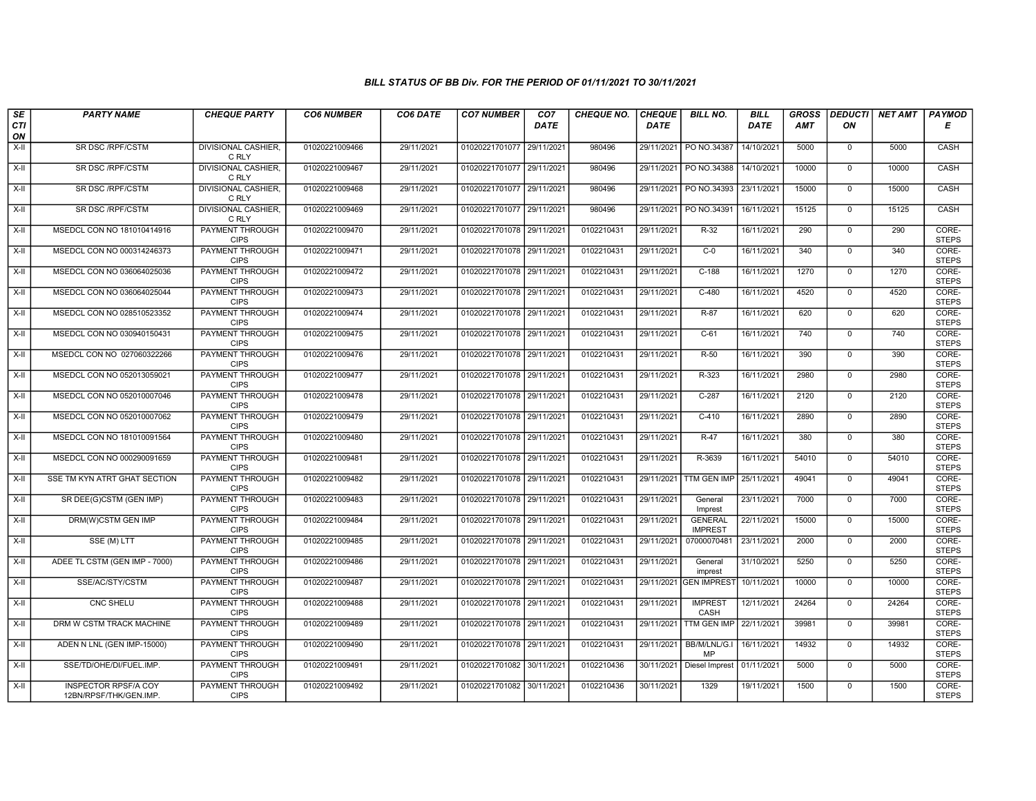### BILL STATUS OF BB Div. FOR THE PERIOD OF 01/11/2021 TO 30/11/2021

| SECTION | PARTY NAME | CHEQUE PARTY | CO6 NUMBER | CO6 DATE | CO7 NUMBER | CO7 DATE | CHEQUE NO. | CHEQUE DATE | BILL NO. | BILL DATE | GROSS AMT | DEDUCTION | NET AMT | PAYMODE |
|---|---|---|---|---|---|---|---|---|---|---|---|---|---|---|
| X-II | SR DSC /RPF/CSTM | DIVISIONAL CASHIER, C RLY | 01020221009466 | 29/11/2021 | 01020221701077 | 29/11/2021 | 980496 | 29/11/2021 | PO NO.34387 | 14/10/2021 | 5000 | 0 | 5000 | CASH |
| X-II | SR DSC /RPF/CSTM | DIVISIONAL CASHIER, C RLY | 01020221009467 | 29/11/2021 | 01020221701077 | 29/11/2021 | 980496 | 29/11/2021 | PO NO.34388 | 14/10/2021 | 10000 | 0 | 10000 | CASH |
| X-II | SR DSC /RPF/CSTM | DIVISIONAL CASHIER, C RLY | 01020221009468 | 29/11/2021 | 01020221701077 | 29/11/2021 | 980496 | 29/11/2021 | PO NO.34393 | 23/11/2021 | 15000 | 0 | 15000 | CASH |
| X-II | SR DSC /RPF/CSTM | DIVISIONAL CASHIER, C RLY | 01020221009469 | 29/11/2021 | 01020221701077 | 29/11/2021 | 980496 | 29/11/2021 | PO NO.34391 | 16/11/2021 | 15125 | 0 | 15125 | CASH |
| X-II | MSEDCL CON NO 181010414916 | PAYMENT THROUGH CIPS | 01020221009470 | 29/11/2021 | 01020221701078 | 29/11/2021 | 0102210431 | 29/11/2021 | R-32 | 16/11/2021 | 290 | 0 | 290 | CORE-STEPS |
| X-II | MSEDCL CON NO 000314246373 | PAYMENT THROUGH CIPS | 01020221009471 | 29/11/2021 | 01020221701078 | 29/11/2021 | 0102210431 | 29/11/2021 | C-0 | 16/11/2021 | 340 | 0 | 340 | CORE-STEPS |
| X-II | MSEDCL CON NO 036064025036 | PAYMENT THROUGH CIPS | 01020221009472 | 29/11/2021 | 01020221701078 | 29/11/2021 | 0102210431 | 29/11/2021 | C-188 | 16/11/2021 | 1270 | 0 | 1270 | CORE-STEPS |
| X-II | MSEDCL CON NO 036064025044 | PAYMENT THROUGH CIPS | 01020221009473 | 29/11/2021 | 01020221701078 | 29/11/2021 | 0102210431 | 29/11/2021 | C-480 | 16/11/2021 | 4520 | 0 | 4520 | CORE-STEPS |
| X-II | MSEDCL CON NO 028510523352 | PAYMENT THROUGH CIPS | 01020221009474 | 29/11/2021 | 01020221701078 | 29/11/2021 | 0102210431 | 29/11/2021 | R-87 | 16/11/2021 | 620 | 0 | 620 | CORE-STEPS |
| X-II | MSEDCL CON NO 030940150431 | PAYMENT THROUGH CIPS | 01020221009475 | 29/11/2021 | 01020221701078 | 29/11/2021 | 0102210431 | 29/11/2021 | C-61 | 16/11/2021 | 740 | 0 | 740 | CORE-STEPS |
| X-II | MSEDCL CON NO 027060322266 | PAYMENT THROUGH CIPS | 01020221009476 | 29/11/2021 | 01020221701078 | 29/11/2021 | 0102210431 | 29/11/2021 | R-50 | 16/11/2021 | 390 | 0 | 390 | CORE-STEPS |
| X-II | MSEDCL CON NO 052013059021 | PAYMENT THROUGH CIPS | 01020221009477 | 29/11/2021 | 01020221701078 | 29/11/2021 | 0102210431 | 29/11/2021 | R-323 | 16/11/2021 | 2980 | 0 | 2980 | CORE-STEPS |
| X-II | MSEDCL CON NO 052010007046 | PAYMENT THROUGH CIPS | 01020221009478 | 29/11/2021 | 01020221701078 | 29/11/2021 | 0102210431 | 29/11/2021 | C-287 | 16/11/2021 | 2120 | 0 | 2120 | CORE-STEPS |
| X-II | MSEDCL CON NO 052010007062 | PAYMENT THROUGH CIPS | 01020221009479 | 29/11/2021 | 01020221701078 | 29/11/2021 | 0102210431 | 29/11/2021 | C-410 | 16/11/2021 | 2890 | 0 | 2890 | CORE-STEPS |
| X-II | MSEDCL CON NO 181010091564 | PAYMENT THROUGH CIPS | 01020221009480 | 29/11/2021 | 01020221701078 | 29/11/2021 | 0102210431 | 29/11/2021 | R-47 | 16/11/2021 | 380 | 0 | 380 | CORE-STEPS |
| X-II | MSEDCL CON NO 000290091659 | PAYMENT THROUGH CIPS | 01020221009481 | 29/11/2021 | 01020221701078 | 29/11/2021 | 0102210431 | 29/11/2021 | R-3639 | 16/11/2021 | 54010 | 0 | 54010 | CORE-STEPS |
| X-II | SSE TM KYN ATRT GHAT SECTION | PAYMENT THROUGH CIPS | 01020221009482 | 29/11/2021 | 01020221701078 | 29/11/2021 | 0102210431 | 29/11/2021 | TTM GEN IMP | 25/11/2021 | 49041 | 0 | 49041 | CORE-STEPS |
| X-II | SR DEE(G)CSTM (GEN IMP) | PAYMENT THROUGH CIPS | 01020221009483 | 29/11/2021 | 01020221701078 | 29/11/2021 | 0102210431 | 29/11/2021 | General Imprest | 23/11/2021 | 7000 | 0 | 7000 | CORE-STEPS |
| X-II | DRM(W)CSTM GEN IMP | PAYMENT THROUGH CIPS | 01020221009484 | 29/11/2021 | 01020221701078 | 29/11/2021 | 0102210431 | 29/11/2021 | GENERAL IMPREST | 22/11/2021 | 15000 | 0 | 15000 | CORE-STEPS |
| X-II | SSE (M) LTT | PAYMENT THROUGH CIPS | 01020221009485 | 29/11/2021 | 01020221701078 | 29/11/2021 | 0102210431 | 29/11/2021 | 07000070481 | 23/11/2021 | 2000 | 0 | 2000 | CORE-STEPS |
| X-II | ADEE TL CSTM (GEN IMP - 7000) | PAYMENT THROUGH CIPS | 01020221009486 | 29/11/2021 | 01020221701078 | 29/11/2021 | 0102210431 | 29/11/2021 | General imprest | 31/10/2021 | 5250 | 0 | 5250 | CORE-STEPS |
| X-II | SSE/AC/STY/CSTM | PAYMENT THROUGH CIPS | 01020221009487 | 29/11/2021 | 01020221701078 | 29/11/2021 | 0102210431 | 29/11/2021 | GEN IMPREST | 10/11/2021 | 10000 | 0 | 10000 | CORE-STEPS |
| X-II | CNC SHELU | PAYMENT THROUGH CIPS | 01020221009488 | 29/11/2021 | 01020221701078 | 29/11/2021 | 0102210431 | 29/11/2021 | IMPREST CASH | 12/11/2021 | 24264 | 0 | 24264 | CORE-STEPS |
| X-II | DRM W CSTM TRACK MACHINE | PAYMENT THROUGH CIPS | 01020221009489 | 29/11/2021 | 01020221701078 | 29/11/2021 | 0102210431 | 29/11/2021 | TTM GEN IMP | 22/11/2021 | 39981 | 0 | 39981 | CORE-STEPS |
| X-II | ADEN N LNL (GEN IMP-15000) | PAYMENT THROUGH CIPS | 01020221009490 | 29/11/2021 | 01020221701078 | 29/11/2021 | 0102210431 | 29/11/2021 | BB/M/LNL/G.IMP | 16/11/2021 | 14932 | 0 | 14932 | CORE-STEPS |
| X-II | SSE/TD/OHE/DI/FUEL.IMP. | PAYMENT THROUGH CIPS | 01020221009491 | 29/11/2021 | 01020221701082 | 30/11/2021 | 0102210436 | 30/11/2021 | Diesel Imprest | 01/11/2021 | 5000 | 0 | 5000 | CORE-STEPS |
| X-II | INSPECTOR RPSF/A COY 12BN/RPSF/THK/GEN.IMP. | PAYMENT THROUGH CIPS | 01020221009492 | 29/11/2021 | 01020221701082 | 30/11/2021 | 0102210436 | 30/11/2021 | 1329 | 19/11/2021 | 1500 | 0 | 1500 | CORE-STEPS |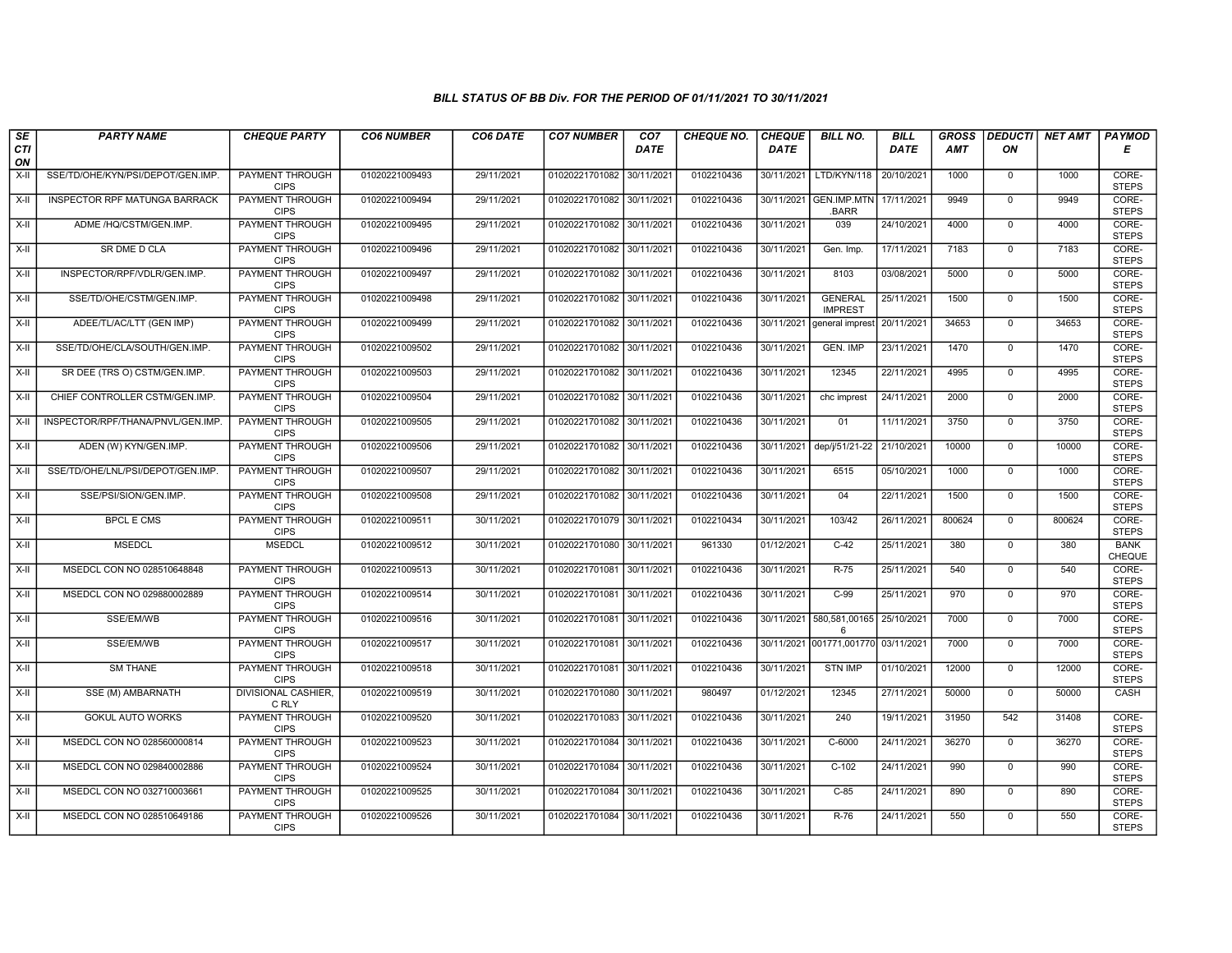### BILL STATUS OF BB Div. FOR THE PERIOD OF 01/11/2021 TO 30/11/2021

| SECTION | PARTY NAME | CHEQUE PARTY | CO6 NUMBER | CO6 DATE | CO7 NUMBER | CO7 DATE | CHEQUE NO. | CHEQUE DATE | BILL NO. | BILL DATE | GROSS AMT | DEDUCTION | NET AMT | PAYMODE |
|---|---|---|---|---|---|---|---|---|---|---|---|---|---|---|
| X-II | SSE/TD/OHE/KYN/PSI/DEPOT/GEN.IMP. | PAYMENT THROUGH CIPS | 01020221009493 | 29/11/2021 | 01020221701082 | 30/11/2021 | 0102210436 | 30/11/2021 | LTD/KYN/118 | 20/10/2021 | 1000 | 0 | 1000 | CORE-STEPS |
| X-II | INSPECTOR RPF MATUNGA BARRACK | PAYMENT THROUGH CIPS | 01020221009494 | 29/11/2021 | 01020221701082 | 30/11/2021 | 0102210436 | 30/11/2021 | GEN.IMP.MTN.BARR | 17/11/2021 | 9949 | 0 | 9949 | CORE-STEPS |
| X-II | ADME /HQ/CSTM/GEN.IMP. | PAYMENT THROUGH CIPS | 01020221009495 | 29/11/2021 | 01020221701082 | 30/11/2021 | 0102210436 | 30/11/2021 | 039 | 24/10/2021 | 4000 | 0 | 4000 | CORE-STEPS |
| X-II | SR DME D CLA | PAYMENT THROUGH CIPS | 01020221009496 | 29/11/2021 | 01020221701082 | 30/11/2021 | 0102210436 | 30/11/2021 | Gen. Imp. | 17/11/2021 | 7183 | 0 | 7183 | CORE-STEPS |
| X-II | INSPECTOR/RPF/VDLR/GEN.IMP. | PAYMENT THROUGH CIPS | 01020221009497 | 29/11/2021 | 01020221701082 | 30/11/2021 | 0102210436 | 30/11/2021 | 8103 | 03/08/2021 | 5000 | 0 | 5000 | CORE-STEPS |
| X-II | SSE/TD/OHE/CSTM/GEN.IMP. | PAYMENT THROUGH CIPS | 01020221009498 | 29/11/2021 | 01020221701082 | 30/11/2021 | 0102210436 | 30/11/2021 | GENERAL IMPREST | 25/11/2021 | 1500 | 0 | 1500 | CORE-STEPS |
| X-II | ADEE/TL/AC/LTT (GEN IMP) | PAYMENT THROUGH CIPS | 01020221009499 | 29/11/2021 | 01020221701082 | 30/11/2021 | 0102210436 | 30/11/2021 | general imprest | 20/11/2021 | 34653 | 0 | 34653 | CORE-STEPS |
| X-II | SSE/TD/OHE/CLA/SOUTH/GEN.IMP. | PAYMENT THROUGH CIPS | 01020221009502 | 29/11/2021 | 01020221701082 | 30/11/2021 | 0102210436 | 30/11/2021 | GEN. IMP | 23/11/2021 | 1470 | 0 | 1470 | CORE-STEPS |
| X-II | SR DEE (TRS O) CSTM/GEN.IMP. | PAYMENT THROUGH CIPS | 01020221009503 | 29/11/2021 | 01020221701082 | 30/11/2021 | 0102210436 | 30/11/2021 | 12345 | 22/11/2021 | 4995 | 0 | 4995 | CORE-STEPS |
| X-II | CHIEF CONTROLLER CSTM/GEN.IMP. | PAYMENT THROUGH CIPS | 01020221009504 | 29/11/2021 | 01020221701082 | 30/11/2021 | 0102210436 | 30/11/2021 | chc imprest | 24/11/2021 | 2000 | 0 | 2000 | CORE-STEPS |
| X-II | INSPECTOR/RPF/THANA/PNVL/GEN.IMP. | PAYMENT THROUGH CIPS | 01020221009505 | 29/11/2021 | 01020221701082 | 30/11/2021 | 0102210436 | 30/11/2021 | 01 | 11/11/2021 | 3750 | 0 | 3750 | CORE-STEPS |
| X-II | ADEN (W) KYN/GEN.IMP. | PAYMENT THROUGH CIPS | 01020221009506 | 29/11/2021 | 01020221701082 | 30/11/2021 | 0102210436 | 30/11/2021 | dep/j/51/21-22 | 21/10/2021 | 10000 | 0 | 10000 | CORE-STEPS |
| X-II | SSE/TD/OHE/LNL/PSI/DEPOT/GEN.IMP. | PAYMENT THROUGH CIPS | 01020221009507 | 29/11/2021 | 01020221701082 | 30/11/2021 | 0102210436 | 30/11/2021 | 6515 | 05/10/2021 | 1000 | 0 | 1000 | CORE-STEPS |
| X-II | SSE/PSI/SION/GEN.IMP. | PAYMENT THROUGH CIPS | 01020221009508 | 29/11/2021 | 01020221701082 | 30/11/2021 | 0102210436 | 30/11/2021 | 04 | 22/11/2021 | 1500 | 0 | 1500 | CORE-STEPS |
| X-II | BPCL E CMS | PAYMENT THROUGH CIPS | 01020221009511 | 30/11/2021 | 01020221701079 | 30/11/2021 | 0102210434 | 30/11/2021 | 103/42 | 26/11/2021 | 800624 | 0 | 800624 | CORE-STEPS |
| X-II | MSEDCL | MSEDCL | 01020221009512 | 30/11/2021 | 01020221701080 | 30/11/2021 | 961330 | 01/12/2021 | C-42 | 25/11/2021 | 380 | 0 | 380 | BANK CHEQUE |
| X-II | MSEDCL CON NO 028510648848 | PAYMENT THROUGH CIPS | 01020221009513 | 30/11/2021 | 01020221701081 | 30/11/2021 | 0102210436 | 30/11/2021 | R-75 | 25/11/2021 | 540 | 0 | 540 | CORE-STEPS |
| X-II | MSEDCL CON NO 029880002889 | PAYMENT THROUGH CIPS | 01020221009514 | 30/11/2021 | 01020221701081 | 30/11/2021 | 0102210436 | 30/11/2021 | C-99 | 25/11/2021 | 970 | 0 | 970 | CORE-STEPS |
| X-II | SSE/EM/WB | PAYMENT THROUGH CIPS | 01020221009516 | 30/11/2021 | 01020221701081 | 30/11/2021 | 0102210436 | 30/11/2021 | 580,581,001656 | 25/10/2021 | 7000 | 0 | 7000 | CORE-STEPS |
| X-II | SSE/EM/WB | PAYMENT THROUGH CIPS | 01020221009517 | 30/11/2021 | 01020221701081 | 30/11/2021 | 0102210436 | 30/11/2021 | 001771,001770 | 03/11/2021 | 7000 | 0 | 7000 | CORE-STEPS |
| X-II | SM THANE | PAYMENT THROUGH CIPS | 01020221009518 | 30/11/2021 | 01020221701081 | 30/11/2021 | 0102210436 | 30/11/2021 | STN IMP | 01/10/2021 | 12000 | 0 | 12000 | CORE-STEPS |
| X-II | SSE (M) AMBARNATH | DIVISIONAL CASHIER, C RLY | 01020221009519 | 30/11/2021 | 01020221701080 | 30/11/2021 | 980497 | 01/12/2021 | 12345 | 27/11/2021 | 50000 | 0 | 50000 | CASH |
| X-II | GOKUL AUTO WORKS | PAYMENT THROUGH CIPS | 01020221009520 | 30/11/2021 | 01020221701083 | 30/11/2021 | 0102210436 | 30/11/2021 | 240 | 19/11/2021 | 31950 | 542 | 31408 | CORE-STEPS |
| X-II | MSEDCL CON NO 028560000814 | PAYMENT THROUGH CIPS | 01020221009523 | 30/11/2021 | 01020221701084 | 30/11/2021 | 0102210436 | 30/11/2021 | C-6000 | 24/11/2021 | 36270 | 0 | 36270 | CORE-STEPS |
| X-II | MSEDCL CON NO 029840002886 | PAYMENT THROUGH CIPS | 01020221009524 | 30/11/2021 | 01020221701084 | 30/11/2021 | 0102210436 | 30/11/2021 | C-102 | 24/11/2021 | 990 | 0 | 990 | CORE-STEPS |
| X-II | MSEDCL CON NO 032710003661 | PAYMENT THROUGH CIPS | 01020221009525 | 30/11/2021 | 01020221701084 | 30/11/2021 | 0102210436 | 30/11/2021 | C-85 | 24/11/2021 | 890 | 0 | 890 | CORE-STEPS |
| X-II | MSEDCL CON NO 028510649186 | PAYMENT THROUGH CIPS | 01020221009526 | 30/11/2021 | 01020221701084 | 30/11/2021 | 0102210436 | 30/11/2021 | R-76 | 24/11/2021 | 550 | 0 | 550 | CORE-STEPS |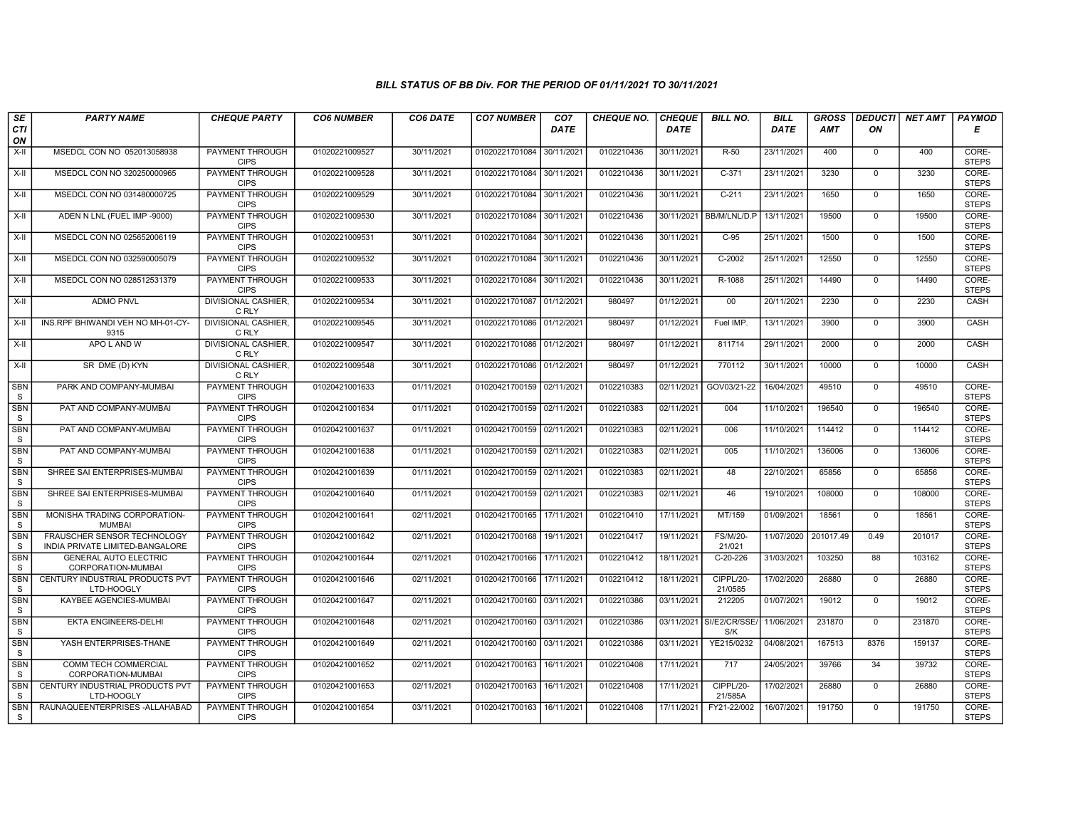### BILL STATUS OF BB Div. FOR THE PERIOD OF 01/11/2021 TO 30/11/2021

| SECTION | PARTY NAME | CHEQUE PARTY | CO6 NUMBER | CO6 DATE | CO7 NUMBER | CO7 DATE | CHEQUE NO. | CHEQUE DATE | BILL NO. | BILL DATE | GROSS AMT | DEDUCTION | NET AMT | PAYMODE |
|---|---|---|---|---|---|---|---|---|---|---|---|---|---|---|
| X-II | MSEDCL CON NO 052013058938 | PAYMENT THROUGH CIPS | 01020221009527 | 30/11/2021 | 01020221701084 | 30/11/2021 | 0102210436 | 30/11/2021 | R-50 | 23/11/2021 | 400 | 0 | 400 | CORE-STEPS |
| X-II | MSEDCL CON NO 320250000965 | PAYMENT THROUGH CIPS | 01020221009528 | 30/11/2021 | 01020221701084 | 30/11/2021 | 0102210436 | 30/11/2021 | C-371 | 23/11/2021 | 3230 | 0 | 3230 | CORE-STEPS |
| X-II | MSEDCL CON NO 031480000725 | PAYMENT THROUGH CIPS | 01020221009529 | 30/11/2021 | 01020221701084 | 30/11/2021 | 0102210436 | 30/11/2021 | C-211 | 23/11/2021 | 1650 | 0 | 1650 | CORE-STEPS |
| X-II | ADEN N LNL (FUEL IMP -9000) | PAYMENT THROUGH CIPS | 01020221009530 | 30/11/2021 | 01020221701084 | 30/11/2021 | 0102210436 | 30/11/2021 | BB/M/LNL/D.P | 13/11/2021 | 19500 | 0 | 19500 | CORE-STEPS |
| X-II | MSEDCL CON NO 025652006119 | PAYMENT THROUGH CIPS | 01020221009531 | 30/11/2021 | 01020221701084 | 30/11/2021 | 0102210436 | 30/11/2021 | C-95 | 25/11/2021 | 1500 | 0 | 1500 | CORE-STEPS |
| X-II | MSEDCL CON NO 032590005079 | PAYMENT THROUGH CIPS | 01020221009532 | 30/11/2021 | 01020221701084 | 30/11/2021 | 0102210436 | 30/11/2021 | C-2002 | 25/11/2021 | 12550 | 0 | 12550 | CORE-STEPS |
| X-II | MSEDCL CON NO 028512531379 | PAYMENT THROUGH CIPS | 01020221009533 | 30/11/2021 | 01020221701084 | 30/11/2021 | 0102210436 | 30/11/2021 | R-1088 | 25/11/2021 | 14490 | 0 | 14490 | CORE-STEPS |
| X-II | ADMO PNVL | DIVISIONAL CASHIER, C RLY | 01020221009534 | 30/11/2021 | 01020221701087 | 01/12/2021 | 980497 | 01/12/2021 | 00 | 20/11/2021 | 2230 | 0 | 2230 | CASH |
| X-II | INS.RPF BHIWANDI VEH NO MH-01-CY-9315 | DIVISIONAL CASHIER, C RLY | 01020221009545 | 30/11/2021 | 01020221701086 | 01/12/2021 | 980497 | 01/12/2021 | Fuel IMP. | 13/11/2021 | 3900 | 0 | 3900 | CASH |
| X-II | APO L AND W | DIVISIONAL CASHIER, C RLY | 01020221009547 | 30/11/2021 | 01020221701086 | 01/12/2021 | 980497 | 01/12/2021 | 811714 | 29/11/2021 | 2000 | 0 | 2000 | CASH |
| X-II | SR DME (D) KYN | DIVISIONAL CASHIER, C RLY | 01020221009548 | 30/11/2021 | 01020221701086 | 01/12/2021 | 980497 | 01/12/2021 | 770112 | 30/11/2021 | 10000 | 0 | 10000 | CASH |
| SBNS | PARK AND COMPANY-MUMBAI | PAYMENT THROUGH CIPS | 01020421001633 | 01/11/2021 | 01020421700159 | 02/11/2021 | 0102210383 | 02/11/2021 | GOV03/21-22 | 16/04/2021 | 49510 | 0 | 49510 | CORE-STEPS |
| SBNS | PAT AND COMPANY-MUMBAI | PAYMENT THROUGH CIPS | 01020421001634 | 01/11/2021 | 01020421700159 | 02/11/2021 | 0102210383 | 02/11/2021 | 004 | 11/10/2021 | 196540 | 0 | 196540 | CORE-STEPS |
| SBNS | PAT AND COMPANY-MUMBAI | PAYMENT THROUGH CIPS | 01020421001637 | 01/11/2021 | 01020421700159 | 02/11/2021 | 0102210383 | 02/11/2021 | 006 | 11/10/2021 | 114412 | 0 | 114412 | CORE-STEPS |
| SBNS | PAT AND COMPANY-MUMBAI | PAYMENT THROUGH CIPS | 01020421001638 | 01/11/2021 | 01020421700159 | 02/11/2021 | 0102210383 | 02/11/2021 | 005 | 11/10/2021 | 136006 | 0 | 136006 | CORE-STEPS |
| SBNS | SHREE SAI ENTERPRISES-MUMBAI | PAYMENT THROUGH CIPS | 01020421001639 | 01/11/2021 | 01020421700159 | 02/11/2021 | 0102210383 | 02/11/2021 | 48 | 22/10/2021 | 65856 | 0 | 65856 | CORE-STEPS |
| SBNS | SHREE SAI ENTERPRISES-MUMBAI | PAYMENT THROUGH CIPS | 01020421001640 | 01/11/2021 | 01020421700159 | 02/11/2021 | 0102210383 | 02/11/2021 | 46 | 19/10/2021 | 108000 | 0 | 108000 | CORE-STEPS |
| SBNS | MONISHA TRADING CORPORATION-MUMBAI | PAYMENT THROUGH CIPS | 01020421001641 | 02/11/2021 | 01020421700165 | 17/11/2021 | 0102210410 | 17/11/2021 | MT/159 | 01/09/2021 | 18561 | 0 | 18561 | CORE-STEPS |
| SBNS | FRAUSCHER SENSOR TECHNOLOGY INDIA PRIVATE LIMITED-BANGALORE | PAYMENT THROUGH CIPS | 01020421001642 | 02/11/2021 | 01020421700168 | 19/11/2021 | 0102210417 | 19/11/2021 | FS/M/20-21/021 | 11/07/2020 | 201017.49 | 0.49 | 201017 | CORE-STEPS |
| SBNS | GENERAL AUTO ELECTRIC CORPORATION-MUMBAI | PAYMENT THROUGH CIPS | 01020421001644 | 02/11/2021 | 01020421700166 | 17/11/2021 | 0102210412 | 18/11/2021 | C-20-226 | 31/03/2021 | 103250 | 88 | 103162 | CORE-STEPS |
| SBNS | CENTURY INDUSTRIAL PRODUCTS PVT LTD-HOOGLY | PAYMENT THROUGH CIPS | 01020421001646 | 02/11/2021 | 01020421700166 | 17/11/2021 | 0102210412 | 18/11/2021 | CIPPL/20-21/0585 | 17/02/2020 | 26880 | 0 | 26880 | CORE-STEPS |
| SBNS | KAYBEE AGENCIES-MUMBAI | PAYMENT THROUGH CIPS | 01020421001647 | 02/11/2021 | 01020421700160 | 03/11/2021 | 0102210386 | 03/11/2021 | 212205 | 01/07/2021 | 19012 | 0 | 19012 | CORE-STEPS |
| SBNS | EKTA ENGINEERS-DELHI | PAYMENT THROUGH CIPS | 01020421001648 | 02/11/2021 | 01020421700160 | 03/11/2021 | 0102210386 | 03/11/2021 | SI/E2/CR/SSE/S/K | 11/06/2021 | 231870 | 0 | 231870 | CORE-STEPS |
| SBNS | YASH ENTERPRISES-THANE | PAYMENT THROUGH CIPS | 01020421001649 | 02/11/2021 | 01020421700160 | 03/11/2021 | 0102210386 | 03/11/2021 | YE215/0232 | 04/08/2021 | 167513 | 8376 | 159137 | CORE-STEPS |
| SBNS | COMM TECH COMMERCIAL CORPORATION-MUMBAI | PAYMENT THROUGH CIPS | 01020421001652 | 02/11/2021 | 01020421700163 | 16/11/2021 | 0102210408 | 17/11/2021 | 717 | 24/05/2021 | 39766 | 34 | 39732 | CORE-STEPS |
| SBNS | CENTURY INDUSTRIAL PRODUCTS PVT LTD-HOOGLY | PAYMENT THROUGH CIPS | 01020421001653 | 02/11/2021 | 01020421700163 | 16/11/2021 | 0102210408 | 17/11/2021 | CIPPL/20-21/585A | 17/02/2021 | 26880 | 0 | 26880 | CORE-STEPS |
| SBNS | RAUNAQUEENTERPRISES -ALLAHABAD | PAYMENT THROUGH CIPS | 01020421001654 | 03/11/2021 | 01020421700163 | 16/11/2021 | 0102210408 | 17/11/2021 | FY21-22/002 | 16/07/2021 | 191750 | 0 | 191750 | CORE-STEPS |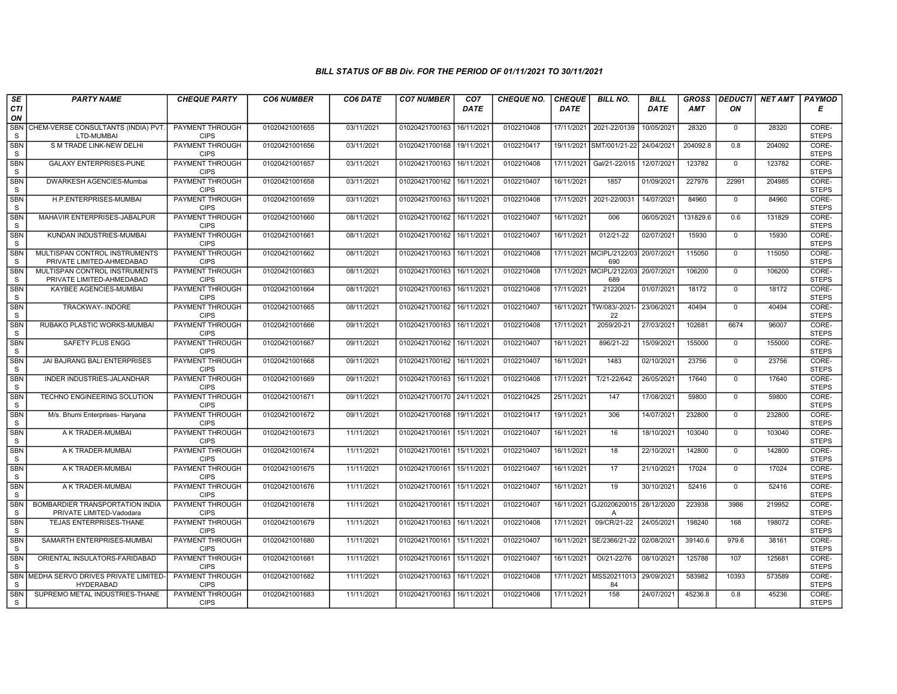### BILL STATUS OF BB Div. FOR THE PERIOD OF 01/11/2021 TO 30/11/2021

| SECTION | PARTY NAME | CHEQUE PARTY | CO6 NUMBER | CO6 DATE | CO7 NUMBER | CO7 DATE | CHEQUE NO. | CHEQUE DATE | BILL NO. | BILL DATE | GROSS AMT | DEDUCTION | NET AMT | PAYMODE |
|---|---|---|---|---|---|---|---|---|---|---|---|---|---|---|
| SBNS | CHEM-VERSE CONSULTANTS (INDIA) PVT. LTD-MUMBAI | PAYMENT THROUGH CIPS | 01020421001655 | 03/11/2021 | 01020421700163 | 16/11/2021 | 0102210408 | 17/11/2021 | 2021-22/0139 | 10/05/2021 | 28320 | 0 | 28320 | CORE-STEPS |
| SBNS | S M TRADE LINK-NEW DELHI | PAYMENT THROUGH CIPS | 01020421001656 | 03/11/2021 | 01020421700168 | 19/11/2021 | 0102210417 | 19/11/2021 | SMT/001/21-22 | 24/04/2021 | 204092.8 | 0.8 | 204092 | CORE-STEPS |
| SBNS | GALAXY ENTERPRISES-PUNE | PAYMENT THROUGH CIPS | 01020421001657 | 03/11/2021 | 01020421700163 | 16/11/2021 | 0102210408 | 17/11/2021 | Gal/21-22/015 | 12/07/2021 | 123782 | 0 | 123782 | CORE-STEPS |
| SBNS | DWARKESH AGENCIES-Mumbai | PAYMENT THROUGH CIPS | 01020421001658 | 03/11/2021 | 01020421700162 | 16/11/2021 | 0102210407 | 16/11/2021 | 1857 | 01/09/2021 | 227976 | 22991 | 204985 | CORE-STEPS |
| SBNS | H.P.ENTERPRISES-MUMBAI | PAYMENT THROUGH CIPS | 01020421001659 | 03/11/2021 | 01020421700163 | 16/11/2021 | 0102210408 | 17/11/2021 | 2021-22/0031 | 14/07/2021 | 84960 | 0 | 84960 | CORE-STEPS |
| SBNS | MAHAVIR ENTERPRISES-JABALPUR | PAYMENT THROUGH CIPS | 01020421001660 | 08/11/2021 | 01020421700162 | 16/11/2021 | 0102210407 | 16/11/2021 | 006 | 06/05/2021 | 131829.6 | 0.6 | 131829 | CORE-STEPS |
| SBNS | KUNDAN INDUSTRIES-MUMBAI | PAYMENT THROUGH CIPS | 01020421001661 | 08/11/2021 | 01020421700162 | 16/11/2021 | 0102210407 | 16/11/2021 | 012/21-22 | 02/07/2021 | 15930 | 0 | 15930 | CORE-STEPS |
| SBNS | MULTISPAN CONTROL INSTRUMENTS PRIVATE LIMITED-AHMEDABAD | PAYMENT THROUGH CIPS | 01020421001662 | 08/11/2021 | 01020421700163 | 16/11/2021 | 0102210408 | 17/11/2021 | MCIPL/2122/03690 | 20/07/2021 | 115050 | 0 | 115050 | CORE-STEPS |
| SBNS | MULTISPAN CONTROL INSTRUMENTS PRIVATE LIMITED-AHMEDABAD | PAYMENT THROUGH CIPS | 01020421001663 | 08/11/2021 | 01020421700163 | 16/11/2021 | 0102210408 | 17/11/2021 | MCIPL/2122/03689 | 20/07/2021 | 106200 | 0 | 106200 | CORE-STEPS |
| SBNS | KAYBEE AGENCIES-MUMBAI | PAYMENT THROUGH CIPS | 01020421001664 | 08/11/2021 | 01020421700163 | 16/11/2021 | 0102210408 | 17/11/2021 | 212204 | 01/07/2021 | 18172 | 0 | 18172 | CORE-STEPS |
| SBNS | TRACKWAY-.INDORE | PAYMENT THROUGH CIPS | 01020421001665 | 08/11/2021 | 01020421700162 | 16/11/2021 | 0102210407 | 16/11/2021 | TW/083/-2021-22 | 23/06/2021 | 40494 | 0 | 40494 | CORE-STEPS |
| SBNS | RUBAKO PLASTIC WORKS-MUMBAI | PAYMENT THROUGH CIPS | 01020421001666 | 09/11/2021 | 01020421700163 | 16/11/2021 | 0102210408 | 17/11/2021 | 2059/20-21 | 27/03/2021 | 102681 | 6674 | 96007 | CORE-STEPS |
| SBNS | SAFETY PLUS ENGG | PAYMENT THROUGH CIPS | 01020421001667 | 09/11/2021 | 01020421700162 | 16/11/2021 | 0102210407 | 16/11/2021 | 896/21-22 | 15/09/2021 | 155000 | 0 | 155000 | CORE-STEPS |
| SBNS | JAI BAJRANG BALI ENTERPRISES | PAYMENT THROUGH CIPS | 01020421001668 | 09/11/2021 | 01020421700162 | 16/11/2021 | 0102210407 | 16/11/2021 | 1483 | 02/10/2021 | 23756 | 0 | 23756 | CORE-STEPS |
| SBNS | INDER INDUSTRIES-JALANDHAR | PAYMENT THROUGH CIPS | 01020421001669 | 09/11/2021 | 01020421700163 | 16/11/2021 | 0102210408 | 17/11/2021 | T/21-22/642 | 26/05/2021 | 17640 | 0 | 17640 | CORE-STEPS |
| SBNS | TECHNO ENGINEERING SOLUTION | PAYMENT THROUGH CIPS | 01020421001671 | 09/11/2021 | 01020421700170 | 24/11/2021 | 0102210425 | 25/11/2021 | 147 | 17/08/2021 | 59800 | 0 | 59800 | CORE-STEPS |
| SBNS | M/s. Bhumi Enterprises- Haryana | PAYMENT THROUGH CIPS | 01020421001672 | 09/11/2021 | 01020421700168 | 19/11/2021 | 0102210417 | 19/11/2021 | 306 | 14/07/2021 | 232800 | 0 | 232800 | CORE-STEPS |
| SBNS | A K TRADER-MUMBAI | PAYMENT THROUGH CIPS | 01020421001673 | 11/11/2021 | 01020421700161 | 15/11/2021 | 0102210407 | 16/11/2021 | 16 | 18/10/2021 | 103040 | 0 | 103040 | CORE-STEPS |
| SBNS | A K TRADER-MUMBAI | PAYMENT THROUGH CIPS | 01020421001674 | 11/11/2021 | 01020421700161 | 15/11/2021 | 0102210407 | 16/11/2021 | 18 | 22/10/2021 | 142800 | 0 | 142800 | CORE-STEPS |
| SBNS | A K TRADER-MUMBAI | PAYMENT THROUGH CIPS | 01020421001675 | 11/11/2021 | 01020421700161 | 15/11/2021 | 0102210407 | 16/11/2021 | 17 | 21/10/2021 | 17024 | 0 | 17024 | CORE-STEPS |
| SBNS | A K TRADER-MUMBAI | PAYMENT THROUGH CIPS | 01020421001676 | 11/11/2021 | 01020421700161 | 15/11/2021 | 0102210407 | 16/11/2021 | 19 | 30/10/2021 | 52416 | 0 | 52416 | CORE-STEPS |
| SBNS | BOMBARDIER TRANSPORTATION INDIA PRIVATE LIMITED-Vadodara | PAYMENT THROUGH CIPS | 01020421001678 | 11/11/2021 | 01020421700161 | 15/11/2021 | 0102210407 | 16/11/2021 | GJ2020620015A | 28/12/2020 | 223938 | 3986 | 219952 | CORE-STEPS |
| SBNS | TEJAS ENTERPRISES-THANE | PAYMENT THROUGH CIPS | 01020421001679 | 11/11/2021 | 01020421700163 | 16/11/2021 | 0102210408 | 17/11/2021 | 09/CR/21-22 | 24/05/2021 | 198240 | 168 | 198072 | CORE-STEPS |
| SBNS | SAMARTH ENTERPRISES-MUMBAI | PAYMENT THROUGH CIPS | 01020421001680 | 11/11/2021 | 01020421700161 | 15/11/2021 | 0102210407 | 16/11/2021 | SE/2366/21-22 | 02/08/2021 | 39140.6 | 979.6 | 38161 | CORE-STEPS |
| SBNS | ORIENTAL INSULATORS-FARIDABAD | PAYMENT THROUGH CIPS | 01020421001681 | 11/11/2021 | 01020421700161 | 15/11/2021 | 0102210407 | 16/11/2021 | OI/21-22/76 | 08/10/2021 | 125788 | 107 | 125681 | CORE-STEPS |
| SBNS | MEDHA SERVO DRIVES PRIVATE LIMITED-HYDERABAD | PAYMENT THROUGH CIPS | 01020421001682 | 11/11/2021 | 01020421700163 | 16/11/2021 | 0102210408 | 17/11/2021 | MSS2021101384 | 29/09/2021 | 583982 | 10393 | 573589 | CORE-STEPS |
| SBNS | SUPREMO METAL INDUSTRIES-THANE | PAYMENT THROUGH CIPS | 01020421001683 | 11/11/2021 | 01020421700163 | 16/11/2021 | 0102210408 | 17/11/2021 | 158 | 24/07/2021 | 45236.8 | 0.8 | 45236 | CORE-STEPS |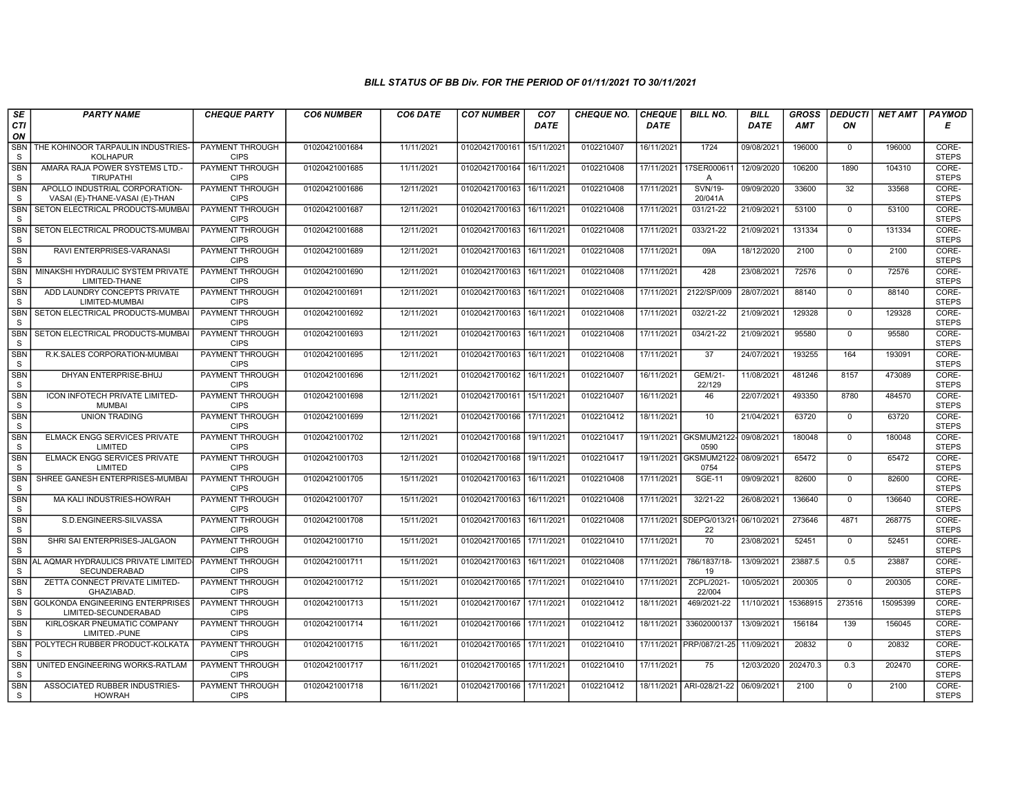# BILL STATUS OF BB Div. FOR THE PERIOD OF 01/11/2021 TO 30/11/2021

| SECTION | PARTY NAME | CHEQUE PARTY | CO6 NUMBER | CO6 DATE | CO7 NUMBER | CO7 DATE | CHEQUE NO. | CHEQUE DATE | BILL NO. | BILL DATE | GROSS AMT | DEDUCTION | NET AMT | PAYMODE |
|---|---|---|---|---|---|---|---|---|---|---|---|---|---|---|
| SBNS | THE KOHINOOR TARPAULIN INDUSTRIES-KOLHAPUR | PAYMENT THROUGH CIPS | 01020421001684 | 11/11/2021 | 01020421700161 | 15/11/2021 | 0102210407 | 16/11/2021 | 1724 | 09/08/2021 | 196000 | 0 | 196000 | CORE-STEPS |
| SBNS | AMARA RAJA POWER SYSTEMS LTD.-TIRUPATHI | PAYMENT THROUGH CIPS | 01020421001685 | 11/11/2021 | 01020421700164 | 16/11/2021 | 0102210408 | 17/11/2021 | 17SER000611A | 12/09/2020 | 106200 | 1890 | 104310 | CORE-STEPS |
| SBNS | APOLLO INDUSTRIAL CORPORATION-VASAI (E)-THANE-VASAI (E)-THAN | PAYMENT THROUGH CIPS | 01020421001686 | 12/11/2021 | 01020421700163 | 16/11/2021 | 0102210408 | 17/11/2021 | SVN/19-20/041A | 09/09/2020 | 33600 | 32 | 33568 | CORE-STEPS |
| SBNS | SETON ELECTRICAL PRODUCTS-MUMBAI | PAYMENT THROUGH CIPS | 01020421001687 | 12/11/2021 | 01020421700163 | 16/11/2021 | 0102210408 | 17/11/2021 | 031/21-22 | 21/09/2021 | 53100 | 0 | 53100 | CORE-STEPS |
| SBNS | SETON ELECTRICAL PRODUCTS-MUMBAI | PAYMENT THROUGH CIPS | 01020421001688 | 12/11/2021 | 01020421700163 | 16/11/2021 | 0102210408 | 17/11/2021 | 033/21-22 | 21/09/2021 | 131334 | 0 | 131334 | CORE-STEPS |
| SBNS | RAVI ENTERPRISES-VARANASI | PAYMENT THROUGH CIPS | 01020421001689 | 12/11/2021 | 01020421700163 | 16/11/2021 | 0102210408 | 17/11/2021 | 09A | 18/12/2020 | 2100 | 0 | 2100 | CORE-STEPS |
| SBNS | MINAKSHI HYDRAULIC SYSTEM PRIVATE LIMITED-THANE | PAYMENT THROUGH CIPS | 01020421001690 | 12/11/2021 | 01020421700163 | 16/11/2021 | 0102210408 | 17/11/2021 | 428 | 23/08/2021 | 72576 | 0 | 72576 | CORE-STEPS |
| SBNS | ADD LAUNDRY CONCEPTS PRIVATE LIMITED-MUMBAI | PAYMENT THROUGH CIPS | 01020421001691 | 12/11/2021 | 01020421700163 | 16/11/2021 | 0102210408 | 17/11/2021 | 2122/SP/009 | 28/07/2021 | 88140 | 0 | 88140 | CORE-STEPS |
| SBNS | SETON ELECTRICAL PRODUCTS-MUMBAI | PAYMENT THROUGH CIPS | 01020421001692 | 12/11/2021 | 01020421700163 | 16/11/2021 | 0102210408 | 17/11/2021 | 032/21-22 | 21/09/2021 | 129328 | 0 | 129328 | CORE-STEPS |
| SBNS | SETON ELECTRICAL PRODUCTS-MUMBAI | PAYMENT THROUGH CIPS | 01020421001693 | 12/11/2021 | 01020421700163 | 16/11/2021 | 0102210408 | 17/11/2021 | 034/21-22 | 21/09/2021 | 95580 | 0 | 95580 | CORE-STEPS |
| SBNS | R.K.SALES CORPORATION-MUMBAI | PAYMENT THROUGH CIPS | 01020421001695 | 12/11/2021 | 01020421700163 | 16/11/2021 | 0102210408 | 17/11/2021 | 37 | 24/07/2021 | 193255 | 164 | 193091 | CORE-STEPS |
| SBNS | DHYAN ENTERPRISE-BHUJ | PAYMENT THROUGH CIPS | 01020421001696 | 12/11/2021 | 01020421700162 | 16/11/2021 | 0102210407 | 16/11/2021 | GEM/21-22/129 | 11/08/2021 | 481246 | 8157 | 473089 | CORE-STEPS |
| SBNS | ICON INFOTECH PRIVATE LIMITED-MUMBAI | PAYMENT THROUGH CIPS | 01020421001698 | 12/11/2021 | 01020421700161 | 15/11/2021 | 0102210407 | 16/11/2021 | 46 | 22/07/2021 | 493350 | 8780 | 484570 | CORE-STEPS |
| SBNS | UNION TRADING | PAYMENT THROUGH CIPS | 01020421001699 | 12/11/2021 | 01020421700166 | 17/11/2021 | 0102210412 | 18/11/2021 | 10 | 21/04/2021 | 63720 | 0 | 63720 | CORE-STEPS |
| SBNS | ELMACK ENGG SERVICES PRIVATE LIMITED | PAYMENT THROUGH CIPS | 01020421001702 | 12/11/2021 | 01020421700168 | 19/11/2021 | 0102210417 | 19/11/2021 | GKSMUM2122-0590 | 09/08/2021 | 180048 | 0 | 180048 | CORE-STEPS |
| SBNS | ELMACK ENGG SERVICES PRIVATE LIMITED | PAYMENT THROUGH CIPS | 01020421001703 | 12/11/2021 | 01020421700168 | 19/11/2021 | 0102210417 | 19/11/2021 | GKSMUM2122-0754 | 08/09/2021 | 65472 | 0 | 65472 | CORE-STEPS |
| SBNS | SHREE GANESH ENTERPRISES-MUMBAI | PAYMENT THROUGH CIPS | 01020421001705 | 15/11/2021 | 01020421700163 | 16/11/2021 | 0102210408 | 17/11/2021 | SGE-11 | 09/09/2021 | 82600 | 0 | 82600 | CORE-STEPS |
| SBNS | MA KALI INDUSTRIES-HOWRAH | PAYMENT THROUGH CIPS | 01020421001707 | 15/11/2021 | 01020421700163 | 16/11/2021 | 0102210408 | 17/11/2021 | 32/21-22 | 26/08/2021 | 136640 | 0 | 136640 | CORE-STEPS |
| SBNS | S.D.ENGINEERS-SILVASSA | PAYMENT THROUGH CIPS | 01020421001708 | 15/11/2021 | 01020421700163 | 16/11/2021 | 0102210408 | 17/11/2021 | SDEPG/013/21-22 | 06/10/2021 | 273646 | 4871 | 268775 | CORE-STEPS |
| SBNS | SHRI SAI ENTERPRISES-JALGAON | PAYMENT THROUGH CIPS | 01020421001710 | 15/11/2021 | 01020421700165 | 17/11/2021 | 0102210410 | 17/11/2021 | 70 | 23/08/2021 | 52451 | 0 | 52451 | CORE-STEPS |
| SBNS | AL AQMAR HYDRAULICS PRIVATE LIMITED-SECUNDERABAD | PAYMENT THROUGH CIPS | 01020421001711 | 15/11/2021 | 01020421700163 | 16/11/2021 | 0102210408 | 17/11/2021 | 786/1837/18-19 | 13/09/2021 | 23887.5 | 0.5 | 23887 | CORE-STEPS |
| SBNS | ZETTA CONNECT PRIVATE LIMITED-GHAZIABAD. | PAYMENT THROUGH CIPS | 01020421001712 | 15/11/2021 | 01020421700165 | 17/11/2021 | 0102210410 | 17/11/2021 | ZCPL/2021-22/004 | 10/05/2021 | 200305 | 0 | 200305 | CORE-STEPS |
| SBNS | GOLKONDA ENGINEERING ENTERPRISES LIMITED-SECUNDERABAD | PAYMENT THROUGH CIPS | 01020421001713 | 15/11/2021 | 01020421700167 | 17/11/2021 | 0102210412 | 18/11/2021 | 469/2021-22 | 11/10/2021 | 15368915 | 273516 | 15095399 | CORE-STEPS |
| SBNS | KIRLOSKAR PNEUMATIC COMPANY LIMITED.-PUNE | PAYMENT THROUGH CIPS | 01020421001714 | 16/11/2021 | 01020421700166 | 17/11/2021 | 0102210412 | 18/11/2021 | 33602000137 | 13/09/2021 | 156184 | 139 | 156045 | CORE-STEPS |
| SBNS | POLYTECH RUBBER PRODUCT-KOLKATA | PAYMENT THROUGH CIPS | 01020421001715 | 16/11/2021 | 01020421700165 | 17/11/2021 | 0102210410 | 17/11/2021 | PRP/087/21-25 | 11/09/2021 | 20832 | 0 | 20832 | CORE-STEPS |
| SBNS | UNITED ENGINEERING WORKS-RATLAM | PAYMENT THROUGH CIPS | 01020421001717 | 16/11/2021 | 01020421700165 | 17/11/2021 | 0102210410 | 17/11/2021 | 75 | 12/03/2020 | 202470.3 | 0.3 | 202470 | CORE-STEPS |
| SBNS | ASSOCIATED RUBBER INDUSTRIES-HOWRAH | PAYMENT THROUGH CIPS | 01020421001718 | 16/11/2021 | 01020421700166 | 17/11/2021 | 0102210412 | 18/11/2021 | ARI-028/21-22 | 06/09/2021 | 2100 | 0 | 2100 | CORE-STEPS |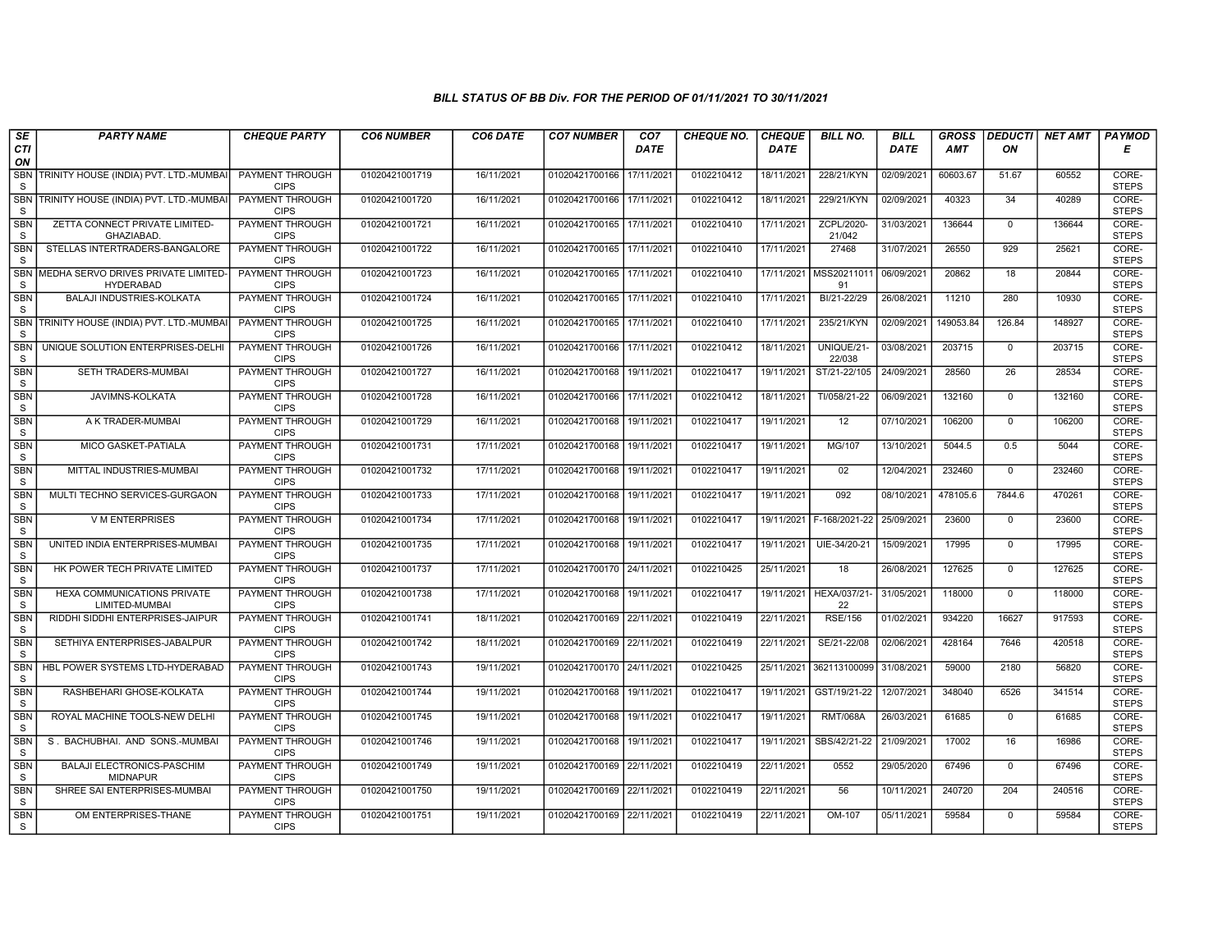### BILL STATUS OF BB Div. FOR THE PERIOD OF 01/11/2021 TO 30/11/2021

| SECTION | PARTY NAME | CHEQUE PARTY | CO6 NUMBER | CO6 DATE | CO7 NUMBER | CO7 DATE | CHEQUE NO. | CHEQUE DATE | BILL NO. | BILL DATE | GROSS AMT | DEDUCTION | NET AMT | PAYMODE |
|---|---|---|---|---|---|---|---|---|---|---|---|---|---|---|
| SBNS | TRINITY HOUSE (INDIA) PVT. LTD.-MUMBAI | PAYMENT THROUGH CIPS | 01020421001719 | 16/11/2021 | 01020421700166 | 17/11/2021 | 0102210412 | 18/11/2021 | 228/21/KYN | 02/09/2021 | 60603.67 | 51.67 | 60552 | CORE-STEPS |
| SBNS | TRINITY HOUSE (INDIA) PVT. LTD.-MUMBAI | PAYMENT THROUGH CIPS | 01020421001720 | 16/11/2021 | 01020421700166 | 17/11/2021 | 0102210412 | 18/11/2021 | 229/21/KYN | 02/09/2021 | 40323 | 34 | 40289 | CORE-STEPS |
| SBNS | ZETTA CONNECT PRIVATE LIMITED-GHAZIABAD. | PAYMENT THROUGH CIPS | 01020421001721 | 16/11/2021 | 01020421700165 | 17/11/2021 | 0102210410 | 17/11/2021 | ZCPL/2020-21/042 | 31/03/2021 | 136644 | 0 | 136644 | CORE-STEPS |
| SBNS | STELLAS INTERTRADERS-BANGALORE | PAYMENT THROUGH CIPS | 01020421001722 | 16/11/2021 | 01020421700165 | 17/11/2021 | 0102210410 | 17/11/2021 | 27468 | 31/07/2021 | 26550 | 929 | 25621 | CORE-STEPS |
| SBNS | MEDHA SERVO DRIVES PRIVATE LIMITED-HYDERABAD | PAYMENT THROUGH CIPS | 01020421001723 | 16/11/2021 | 01020421700165 | 17/11/2021 | 0102210410 | 17/11/2021 | MSS2021101191 | 06/09/2021 | 20862 | 18 | 20844 | CORE-STEPS |
| SBNS | BALAJI INDUSTRIES-KOLKATA | PAYMENT THROUGH CIPS | 01020421001724 | 16/11/2021 | 01020421700165 | 17/11/2021 | 0102210410 | 17/11/2021 | BI/21-22/29 | 26/08/2021 | 11210 | 280 | 10930 | CORE-STEPS |
| SBNS | TRINITY HOUSE (INDIA) PVT. LTD.-MUMBAI | PAYMENT THROUGH CIPS | 01020421001725 | 16/11/2021 | 01020421700165 | 17/11/2021 | 0102210410 | 17/11/2021 | 235/21/KYN | 02/09/2021 | 149053.84 | 126.84 | 148927 | CORE-STEPS |
| SBNS | UNIQUE SOLUTION ENTERPRISES-DELHI | PAYMENT THROUGH CIPS | 01020421001726 | 16/11/2021 | 01020421700166 | 17/11/2021 | 0102210412 | 18/11/2021 | UNIQUE/21-22/038 | 03/08/2021 | 203715 | 0 | 203715 | CORE-STEPS |
| SBNS | SETH TRADERS-MUMBAI | PAYMENT THROUGH CIPS | 01020421001727 | 16/11/2021 | 01020421700168 | 19/11/2021 | 0102210417 | 19/11/2021 | ST/21-22/105 | 24/09/2021 | 28560 | 26 | 28534 | CORE-STEPS |
| SBNS | JAVIMNS-KOLKATA | PAYMENT THROUGH CIPS | 01020421001728 | 16/11/2021 | 01020421700166 | 17/11/2021 | 0102210412 | 18/11/2021 | TI/058/21-22 | 06/09/2021 | 132160 | 0 | 132160 | CORE-STEPS |
| SBNS | A K TRADER-MUMBAI | PAYMENT THROUGH CIPS | 01020421001729 | 16/11/2021 | 01020421700168 | 19/11/2021 | 0102210417 | 19/11/2021 | 12 | 07/10/2021 | 106200 | 0 | 106200 | CORE-STEPS |
| SBNS | MICO GASKET-PATIALA | PAYMENT THROUGH CIPS | 01020421001731 | 17/11/2021 | 01020421700168 | 19/11/2021 | 0102210417 | 19/11/2021 | MG/107 | 13/10/2021 | 5044.5 | 0.5 | 5044 | CORE-STEPS |
| SBNS | MITTAL INDUSTRIES-MUMBAI | PAYMENT THROUGH CIPS | 01020421001732 | 17/11/2021 | 01020421700168 | 19/11/2021 | 0102210417 | 19/11/2021 | 02 | 12/04/2021 | 232460 | 0 | 232460 | CORE-STEPS |
| SBNS | MULTI TECHNO SERVICES-GURGAON | PAYMENT THROUGH CIPS | 01020421001733 | 17/11/2021 | 01020421700168 | 19/11/2021 | 0102210417 | 19/11/2021 | 092 | 08/10/2021 | 478105.6 | 7844.6 | 470261 | CORE-STEPS |
| SBNS | V M ENTERPRISES | PAYMENT THROUGH CIPS | 01020421001734 | 17/11/2021 | 01020421700168 | 19/11/2021 | 0102210417 | 19/11/2021 | F-168/2021-22 | 25/09/2021 | 23600 | 0 | 23600 | CORE-STEPS |
| SBNS | UNITED INDIA ENTERPRISES-MUMBAI | PAYMENT THROUGH CIPS | 01020421001735 | 17/11/2021 | 01020421700168 | 19/11/2021 | 0102210417 | 19/11/2021 | UIE-34/20-21 | 15/09/2021 | 17995 | 0 | 17995 | CORE-STEPS |
| SBNS | HK POWER TECH PRIVATE LIMITED | PAYMENT THROUGH CIPS | 01020421001737 | 17/11/2021 | 01020421700170 | 24/11/2021 | 0102210425 | 25/11/2021 | 18 | 26/08/2021 | 127625 | 0 | 127625 | CORE-STEPS |
| SBNS | HEXA COMMUNICATIONS PRIVATE LIMITED-MUMBAI | PAYMENT THROUGH CIPS | 01020421001738 | 17/11/2021 | 01020421700168 | 19/11/2021 | 0102210417 | 19/11/2021 | HEXA/037/21-22 | 31/05/2021 | 118000 | 0 | 118000 | CORE-STEPS |
| SBNS | RIDDHI SIDDHI ENTERPRISES-JAIPUR | PAYMENT THROUGH CIPS | 01020421001741 | 18/11/2021 | 01020421700169 | 22/11/2021 | 0102210419 | 22/11/2021 | RSE/156 | 01/02/2021 | 934220 | 16627 | 917593 | CORE-STEPS |
| SBNS | SETHIYA ENTERPRISES-JABALPUR | PAYMENT THROUGH CIPS | 01020421001742 | 18/11/2021 | 01020421700169 | 22/11/2021 | 0102210419 | 22/11/2021 | SE/21-22/08 | 02/06/2021 | 428164 | 7646 | 420518 | CORE-STEPS |
| SBNS | HBL POWER SYSTEMS LTD-HYDERABAD | PAYMENT THROUGH CIPS | 01020421001743 | 19/11/2021 | 01020421700170 | 24/11/2021 | 0102210425 | 25/11/2021 | 362113100099 | 31/08/2021 | 59000 | 2180 | 56820 | CORE-STEPS |
| SBNS | RASHBEHARI GHOSE-KOLKATA | PAYMENT THROUGH CIPS | 01020421001744 | 19/11/2021 | 01020421700168 | 19/11/2021 | 0102210417 | 19/11/2021 | GST/19/21-22 | 12/07/2021 | 348040 | 6526 | 341514 | CORE-STEPS |
| SBNS | ROYAL MACHINE TOOLS-NEW DELHI | PAYMENT THROUGH CIPS | 01020421001745 | 19/11/2021 | 01020421700168 | 19/11/2021 | 0102210417 | 19/11/2021 | RMT/068A | 26/03/2021 | 61685 | 0 | 61685 | CORE-STEPS |
| SBNS | S . BACHUBHAI. AND SONS.-MUMBAI | PAYMENT THROUGH CIPS | 01020421001746 | 19/11/2021 | 01020421700168 | 19/11/2021 | 0102210417 | 19/11/2021 | SBS/42/21-22 | 21/09/2021 | 17002 | 16 | 16986 | CORE-STEPS |
| SBNS | BALAJI ELECTRONICS-PASCHIM MIDNAPUR | PAYMENT THROUGH CIPS | 01020421001749 | 19/11/2021 | 01020421700169 | 22/11/2021 | 0102210419 | 22/11/2021 | 0552 | 29/05/2020 | 67496 | 0 | 67496 | CORE-STEPS |
| SBNS | SHREE SAI ENTERPRISES-MUMBAI | PAYMENT THROUGH CIPS | 01020421001750 | 19/11/2021 | 01020421700169 | 22/11/2021 | 0102210419 | 22/11/2021 | 56 | 10/11/2021 | 240720 | 204 | 240516 | CORE-STEPS |
| SBNS | OM ENTERPRISES-THANE | PAYMENT THROUGH CIPS | 01020421001751 | 19/11/2021 | 01020421700169 | 22/11/2021 | 0102210419 | 22/11/2021 | OM-107 | 05/11/2021 | 59584 | 0 | 59584 | CORE-STEPS |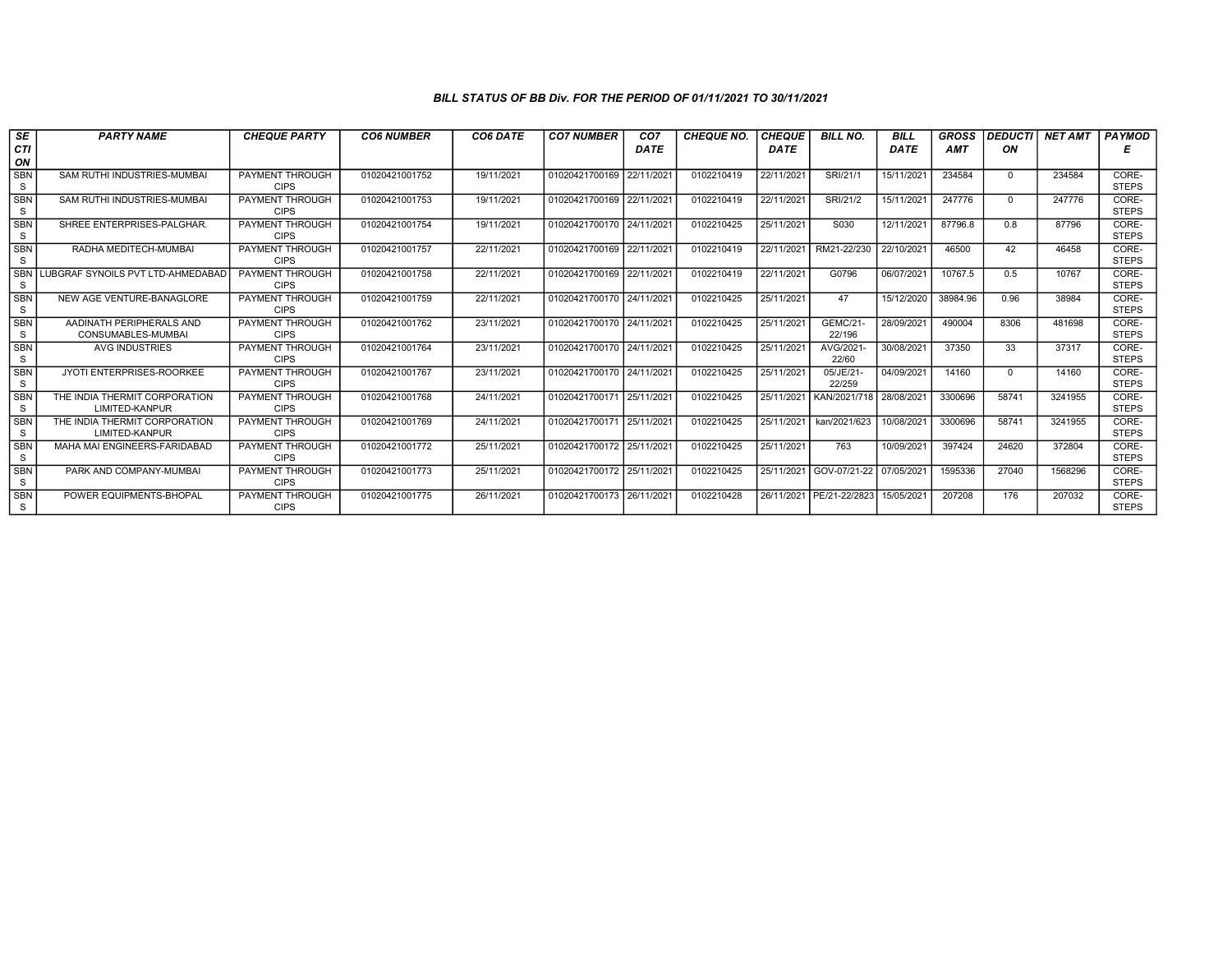*BILL STATUS OF BB Div. FOR THE PERIOD OF 01/11/2021 TO 30/11/2021*

| SECTION | PARTY NAME | CHEQUE PARTY | CO6 NUMBER | CO6 DATE | CO7 NUMBER | CO7 DATE | CHEQUE NO. | CHEQUE DATE | BILL NO. | BILL DATE | GROSS AMT | DEDUCTION | NET AMT | PAYMODE |
|---|---|---|---|---|---|---|---|---|---|---|---|---|---|---|
| SBNS | SAM RUTHI INDUSTRIES-MUMBAI | PAYMENT THROUGH CIPS | 01020421001752 | 19/11/2021 | 01020421700169 | 22/11/2021 | 0102210419 | 22/11/2021 | SRI/21/1 | 15/11/2021 | 234584 | 0 | 234584 | CORE-STEPS |
| SBNS | SAM RUTHI INDUSTRIES-MUMBAI | PAYMENT THROUGH CIPS | 01020421001753 | 19/11/2021 | 01020421700169 | 22/11/2021 | 0102210419 | 22/11/2021 | SRI/21/2 | 15/11/2021 | 247776 | 0 | 247776 | CORE-STEPS |
| SBNS | SHREE ENTERPRISES-PALGHAR. | PAYMENT THROUGH CIPS | 01020421001754 | 19/11/2021 | 01020421700170 | 24/11/2021 | 0102210425 | 25/11/2021 | S030 | 12/11/2021 | 87796.8 | 0.8 | 87796 | CORE-STEPS |
| SBNS | RADHA MEDITECH-MUMBAI | PAYMENT THROUGH CIPS | 01020421001757 | 22/11/2021 | 01020421700169 | 22/11/2021 | 0102210419 | 22/11/2021 | RM21-22/230 | 22/10/2021 | 46500 | 42 | 46458 | CORE-STEPS |
| SBNS | LUBGRAF SYNOILS PVT LTD-AHMEDABAD | PAYMENT THROUGH CIPS | 01020421001758 | 22/11/2021 | 01020421700169 | 22/11/2021 | 0102210419 | 22/11/2021 | G0796 | 06/07/2021 | 10767.5 | 0.5 | 10767 | CORE-STEPS |
| SBNS | NEW AGE VENTURE-BANAGLORE | PAYMENT THROUGH CIPS | 01020421001759 | 22/11/2021 | 01020421700170 | 24/11/2021 | 0102210425 | 25/11/2021 | 47 | 15/12/2020 | 38984.96 | 0.96 | 38984 | CORE-STEPS |
| SBNS | AADINATH PERIPHERALS AND CONSUMABLES-MUMBAI | PAYMENT THROUGH CIPS | 01020421001762 | 23/11/2021 | 01020421700170 | 24/11/2021 | 0102210425 | 25/11/2021 | GEMC/21-22/196 | 28/09/2021 | 490004 | 8306 | 481698 | CORE-STEPS |
| SBNS | AVG INDUSTRIES | PAYMENT THROUGH CIPS | 01020421001764 | 23/11/2021 | 01020421700170 | 24/11/2021 | 0102210425 | 25/11/2021 | AVG/2021-22/60 | 30/08/2021 | 37350 | 33 | 37317 | CORE-STEPS |
| SBNS | JYOTI ENTERPRISES-ROORKEE | PAYMENT THROUGH CIPS | 01020421001767 | 23/11/2021 | 01020421700170 | 24/11/2021 | 0102210425 | 25/11/2021 | 05/JE/21-22/259 | 04/09/2021 | 14160 | 0 | 14160 | CORE-STEPS |
| SBNS | THE INDIA THERMIT CORPORATION LIMITED-KANPUR | PAYMENT THROUGH CIPS | 01020421001768 | 24/11/2021 | 01020421700171 | 25/11/2021 | 0102210425 | 25/11/2021 | KAN/2021/718 | 28/08/2021 | 3300696 | 58741 | 3241955 | CORE-STEPS |
| SBNS | THE INDIA THERMIT CORPORATION LIMITED-KANPUR | PAYMENT THROUGH CIPS | 01020421001769 | 24/11/2021 | 01020421700171 | 25/11/2021 | 0102210425 | 25/11/2021 | kan/2021/623 | 10/08/2021 | 3300696 | 58741 | 3241955 | CORE-STEPS |
| SBNS | MAHA MAI ENGINEERS-FARIDABAD | PAYMENT THROUGH CIPS | 01020421001772 | 25/11/2021 | 01020421700172 | 25/11/2021 | 0102210425 | 25/11/2021 | 763 | 10/09/2021 | 397424 | 24620 | 372804 | CORE-STEPS |
| SBNS | PARK AND COMPANY-MUMBAI | PAYMENT THROUGH CIPS | 01020421001773 | 25/11/2021 | 01020421700172 | 25/11/2021 | 0102210425 | 25/11/2021 | GOV-07/21-22 | 07/05/2021 | 1595336 | 27040 | 1568296 | CORE-STEPS |
| SBNS | POWER EQUIPMENTS-BHOPAL | PAYMENT THROUGH CIPS | 01020421001775 | 26/11/2021 | 01020421700173 | 26/11/2021 | 0102210428 | 26/11/2021 | PE/21-22/2823 | 15/05/2021 | 207208 | 176 | 207032 | CORE-STEPS |